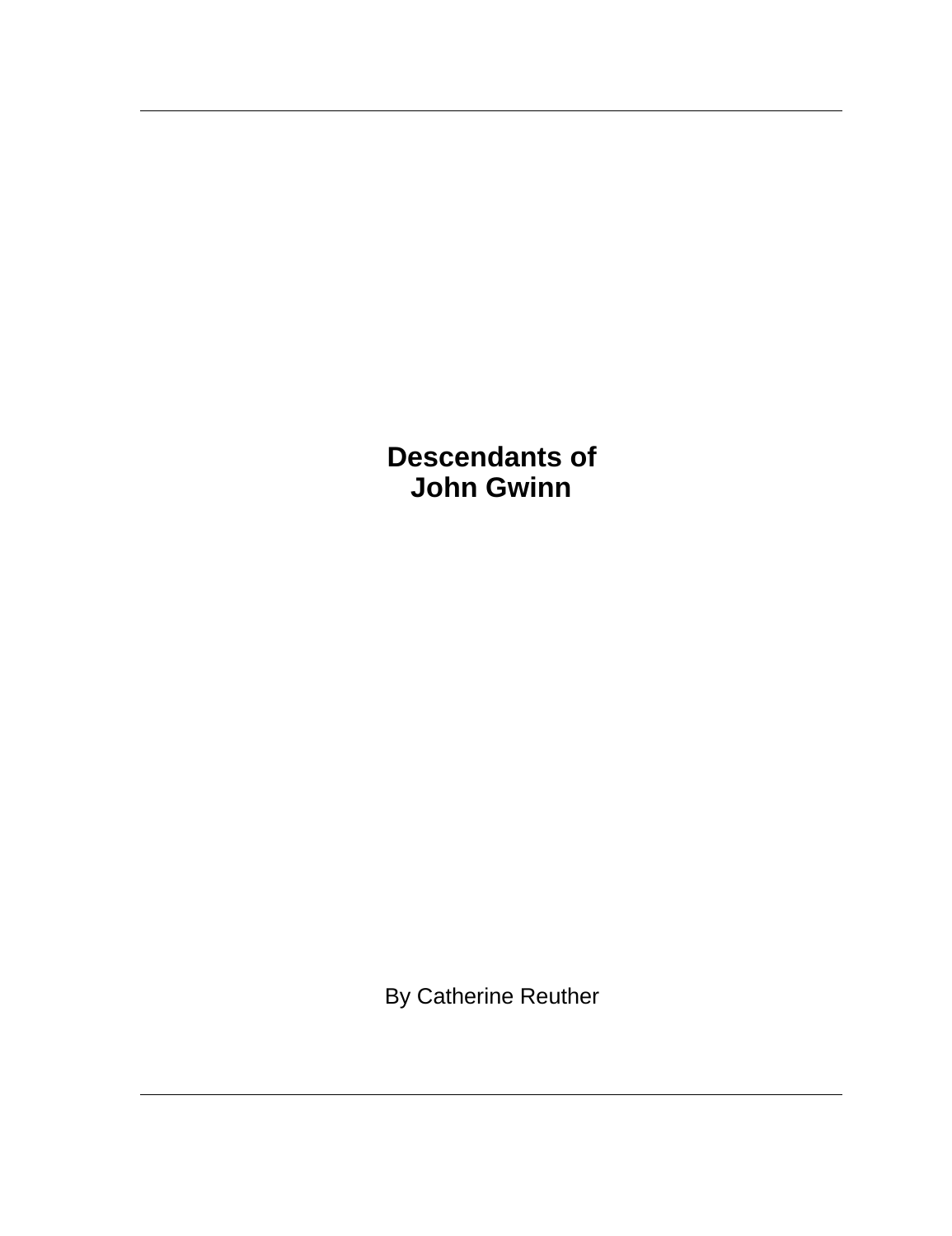# Descendants of John Gwinn

By Catherine Reuther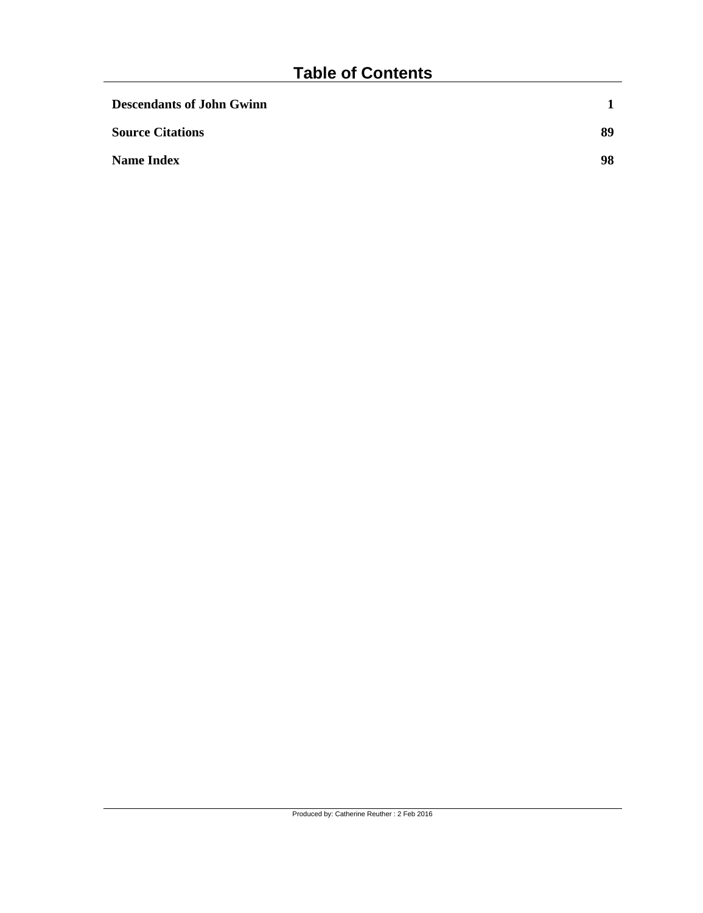# Table of Contents

| | |
|---|---|
| **Descendants of John Gwinn** | **1** |
| **Source Citations** | **89** |
| **Name Index** | **98** |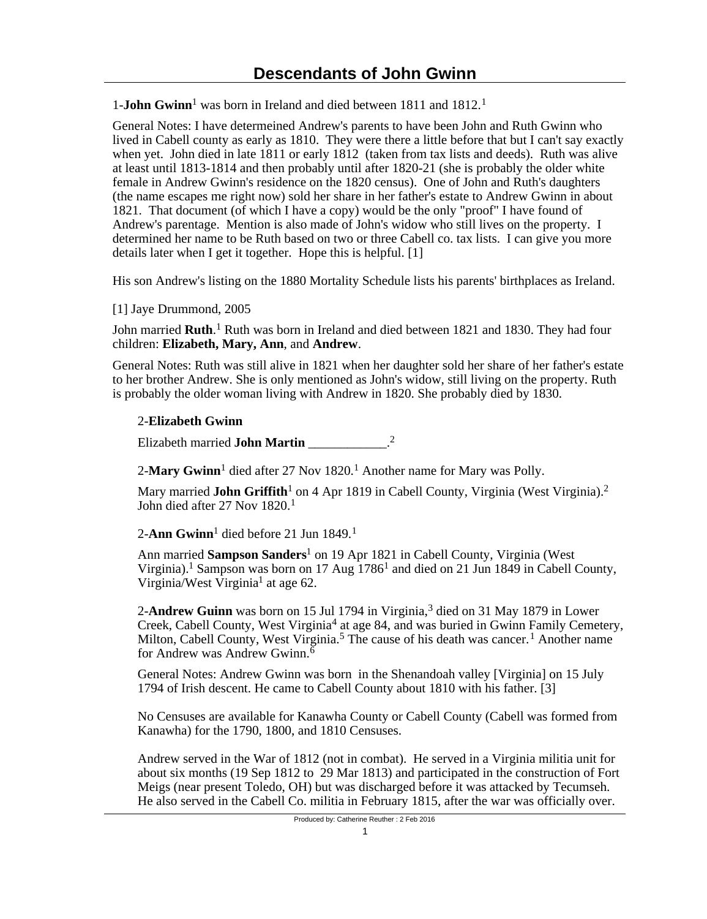# Descendants of John Gwinn

1-**John Gwinn**[1] was born in Ireland and died between 1811 and 1812.[1]

General Notes: I have determeined Andrew's parents to have been John and Ruth Gwinn who lived in Cabell county as early as 1810. They were there a little before that but I can't say exactly when yet. John died in late 1811 or early 1812 (taken from tax lists and deeds). Ruth was alive at least until 1813-1814 and then probably until after 1820-21 (she is probably the older white female in Andrew Gwinn's residence on the 1820 census). One of John and Ruth's daughters (the name escapes me right now) sold her share in her father's estate to Andrew Gwinn in about 1821. That document (of which I have a copy) would be the only "proof" I have found of Andrew's parentage. Mention is also made of John's widow who still lives on the property. I determined her name to be Ruth based on two or three Cabell co. tax lists. I can give you more details later when I get it together. Hope this is helpful. [1]

His son Andrew's listing on the 1880 Mortality Schedule lists his parents' birthplaces as Ireland.

[1] Jaye Drummond, 2005

John married **Ruth**.[1] Ruth was born in Ireland and died between 1821 and 1830. They had four children: **Elizabeth, Mary, Ann**, and **Andrew**.

General Notes: Ruth was still alive in 1821 when her daughter sold her share of her father's estate to her brother Andrew. She is only mentioned as John's widow, still living on the property. Ruth is probably the older woman living with Andrew in 1820. She probably died by 1830.

2-**Elizabeth Gwinn**

Elizabeth married **John Martin** ____________.[2]

2-**Mary Gwinn**[1] died after 27 Nov 1820.[1] Another name for Mary was Polly.

Mary married **John Griffith**[1] on 4 Apr 1819 in Cabell County, Virginia (West Virginia).[2] John died after 27 Nov 1820.[1]

2-**Ann Gwinn**[1] died before 21 Jun 1849.[1]

Ann married **Sampson Sanders**[1] on 19 Apr 1821 in Cabell County, Virginia (West Virginia).[1] Sampson was born on 17 Aug 1786[1] and died on 21 Jun 1849 in Cabell County, Virginia/West Virginia[1] at age 62.

2-**Andrew Guinn** was born on 15 Jul 1794 in Virginia,[3] died on 31 May 1879 in Lower Creek, Cabell County, West Virginia[4] at age 84, and was buried in Gwinn Family Cemetery, Milton, Cabell County, West Virginia.[5] The cause of his death was cancer.[1] Another name for Andrew was Andrew Gwinn.[6]

General Notes: Andrew Gwinn was born in the Shenandoah valley [Virginia] on 15 July 1794 of Irish descent. He came to Cabell County about 1810 with his father. [3]

No Censuses are available for Kanawha County or Cabell County (Cabell was formed from Kanawha) for the 1790, 1800, and 1810 Censuses.

Andrew served in the War of 1812 (not in combat). He served in a Virginia militia unit for about six months (19 Sep 1812 to 29 Mar 1813) and participated in the construction of Fort Meigs (near present Toledo, OH) but was discharged before it was attacked by Tecumseh. He also served in the Cabell Co. militia in February 1815, after the war was officially over.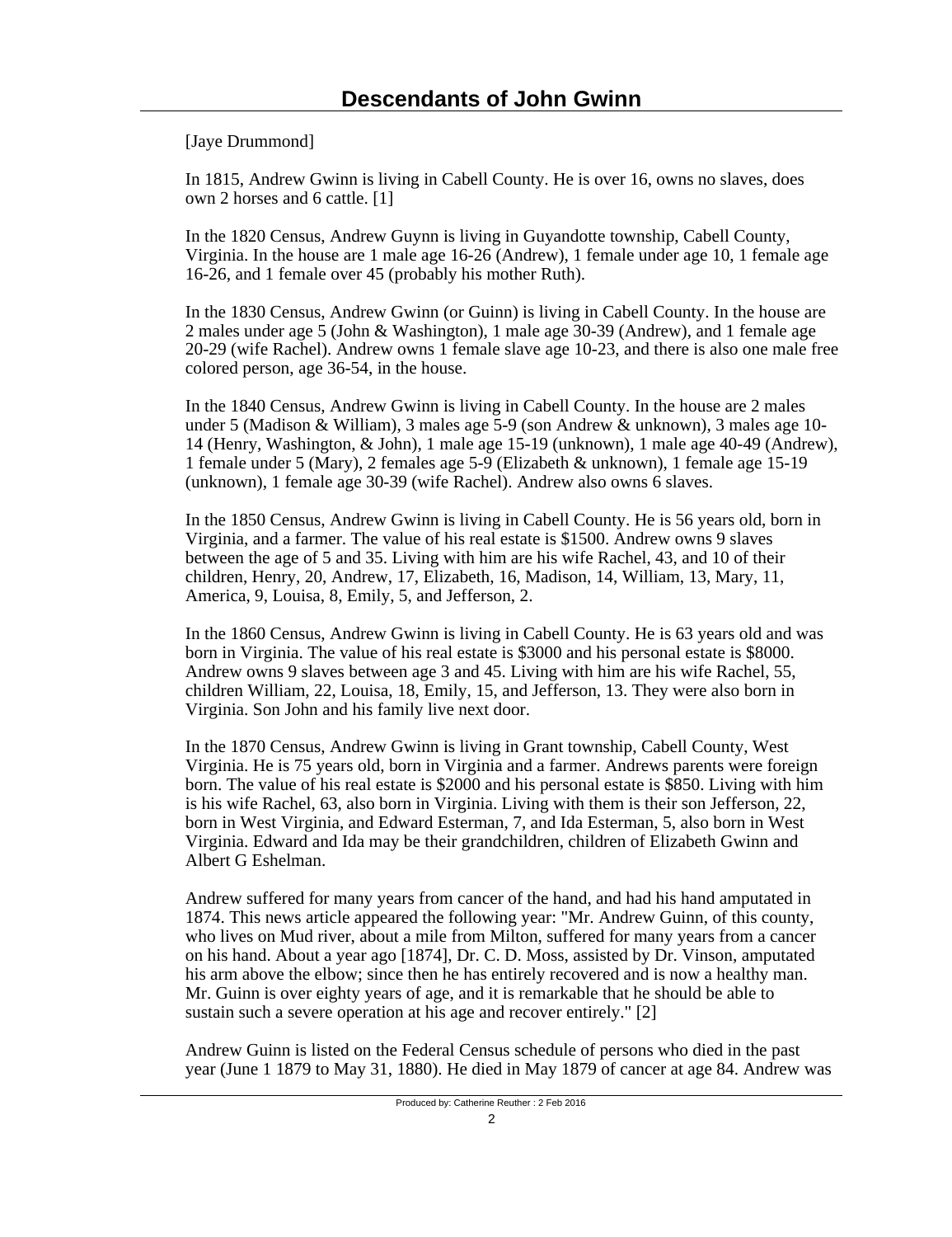[Jaye Drummond]

In 1815, Andrew Gwinn is living in Cabell County. He is over 16, owns no slaves, does own 2 horses and 6 cattle. [1]

In the 1820 Census, Andrew Guynn is living in Guyandotte township, Cabell County, Virginia. In the house are 1 male age 16-26 (Andrew), 1 female under age 10, 1 female age 16-26, and 1 female over 45 (probably his mother Ruth).

In the 1830 Census, Andrew Gwinn (or Guinn) is living in Cabell County. In the house are 2 males under age 5 (John & Washington), 1 male age 30-39 (Andrew), and 1 female age 20-29 (wife Rachel). Andrew owns 1 female slave age 10-23, and there is also one male free colored person, age 36-54, in the house.

In the 1840 Census, Andrew Gwinn is living in Cabell County. In the house are 2 males under 5 (Madison & William), 3 males age 5-9 (son Andrew & unknown), 3 males age 10-14 (Henry, Washington, & John), 1 male age 15-19 (unknown), 1 male age 40-49 (Andrew), 1 female under 5 (Mary), 2 females age 5-9 (Elizabeth & unknown), 1 female age 15-19 (unknown), 1 female age 30-39 (wife Rachel). Andrew also owns 6 slaves.

In the 1850 Census, Andrew Gwinn is living in Cabell County. He is 56 years old, born in Virginia, and a farmer. The value of his real estate is $1500. Andrew owns 9 slaves between the age of 5 and 35. Living with him are his wife Rachel, 43, and 10 of their children, Henry, 20, Andrew, 17, Elizabeth, 16, Madison, 14, William, 13, Mary, 11, America, 9, Louisa, 8, Emily, 5, and Jefferson, 2.

In the 1860 Census, Andrew Gwinn is living in Cabell County. He is 63 years old and was born in Virginia. The value of his real estate is $3000 and his personal estate is $8000. Andrew owns 9 slaves between age 3 and 45. Living with him are his wife Rachel, 55, children William, 22, Louisa, 18, Emily, 15, and Jefferson, 13. They were also born in Virginia. Son John and his family live next door.

In the 1870 Census, Andrew Gwinn is living in Grant township, Cabell County, West Virginia. He is 75 years old, born in Virginia and a farmer. Andrews parents were foreign born. The value of his real estate is $2000 and his personal estate is $850. Living with him is his wife Rachel, 63, also born in Virginia. Living with them is their son Jefferson, 22, born in West Virginia, and Edward Esterman, 7, and Ida Esterman, 5, also born in West Virginia. Edward and Ida may be their grandchildren, children of Elizabeth Gwinn and Albert G Eshelman.

Andrew suffered for many years from cancer of the hand, and had his hand amputated in 1874. This news article appeared the following year: "Mr. Andrew Guinn, of this county, who lives on Mud river, about a mile from Milton, suffered for many years from a cancer on his hand. About a year ago [1874], Dr. C. D. Moss, assisted by Dr. Vinson, amputated his arm above the elbow; since then he has entirely recovered and is now a healthy man. Mr. Guinn is over eighty years of age, and it is remarkable that he should be able to sustain such a severe operation at his age and recover entirely." [2]

Andrew Guinn is listed on the Federal Census schedule of persons who died in the past year (June 1 1879 to May 31, 1880). He died in May 1879 of cancer at age 84. Andrew was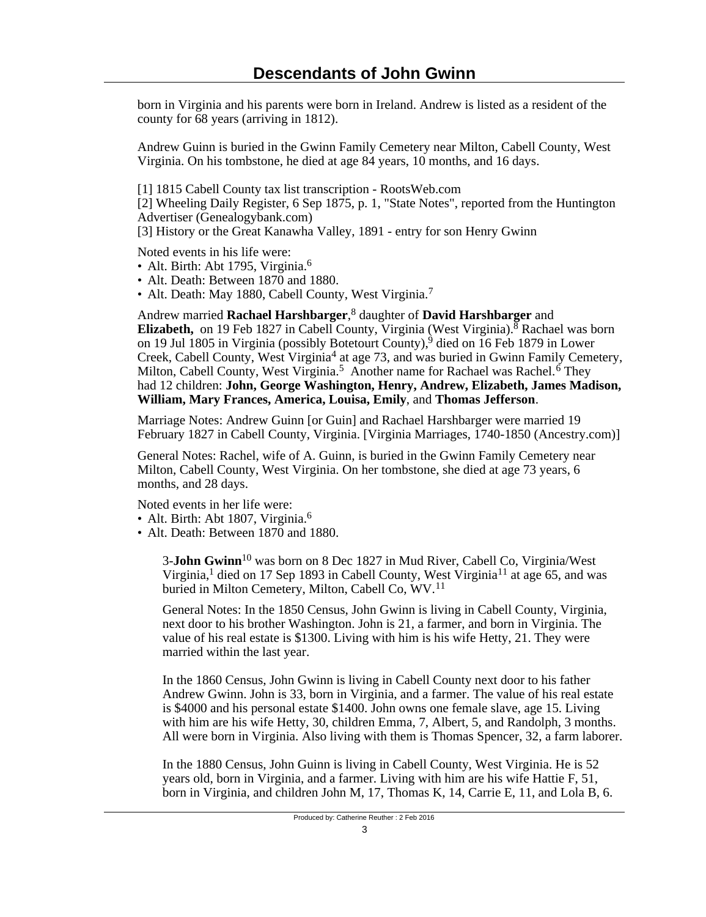born in Virginia and his parents were born in Ireland. Andrew is listed as a resident of the county for 68 years (arriving in 1812).

Andrew Guinn is buried in the Gwinn Family Cemetery near Milton, Cabell County, West Virginia. On his tombstone, he died at age 84 years, 10 months, and 16 days.

[1] 1815 Cabell County tax list transcription - RootsWeb.com
[2] Wheeling Daily Register, 6 Sep 1875, p. 1, "State Notes", reported from the Huntington Advertiser (Genealogybank.com)
[3] History or the Great Kanawha Valley, 1891 - entry for son Henry Gwinn

Noted events in his life were:

- Alt. Birth: Abt 1795, Virginia.[6]
- Alt. Death: Between 1870 and 1880.
- Alt. Death: May 1880, Cabell County, West Virginia.[7]

Andrew married **Rachael Harshbarger**,[8] daughter of **David Harshbarger** and **Elizabeth,** on 19 Feb 1827 in Cabell County, Virginia (West Virginia).[8] Rachael was born on 19 Jul 1805 in Virginia (possibly Botetourt County),[9] died on 16 Feb 1879 in Lower Creek, Cabell County, West Virginia[4] at age 73, and was buried in Gwinn Family Cemetery, Milton, Cabell County, West Virginia.[5] Another name for Rachael was Rachel.[6] They had 12 children: **John, George Washington, Henry, Andrew, Elizabeth, James Madison, William, Mary Frances, America, Louisa, Emily**, and **Thomas Jefferson**.

Marriage Notes: Andrew Guinn [or Guin] and Rachael Harshbarger were married 19 February 1827 in Cabell County, Virginia. [Virginia Marriages, 1740-1850 (Ancestry.com)]

General Notes: Rachel, wife of A. Guinn, is buried in the Gwinn Family Cemetery near Milton, Cabell County, West Virginia. On her tombstone, she died at age 73 years, 6 months, and 28 days.

Noted events in her life were:

- Alt. Birth: Abt 1807, Virginia.[6]
- Alt. Death: Between 1870 and 1880.

3-**John Gwinn**[10] was born on 8 Dec 1827 in Mud River, Cabell Co, Virginia/West Virginia,[1] died on 17 Sep 1893 in Cabell County, West Virginia[11] at age 65, and was buried in Milton Cemetery, Milton, Cabell Co, WV.[11]

General Notes: In the 1850 Census, John Gwinn is living in Cabell County, Virginia, next door to his brother Washington. John is 21, a farmer, and born in Virginia. The value of his real estate is $1300. Living with him is his wife Hetty, 21. They were married within the last year.

In the 1860 Census, John Gwinn is living in Cabell County next door to his father Andrew Gwinn. John is 33, born in Virginia, and a farmer. The value of his real estate is $4000 and his personal estate $1400. John owns one female slave, age 15. Living with him are his wife Hetty, 30, children Emma, 7, Albert, 5, and Randolph, 3 months. All were born in Virginia. Also living with them is Thomas Spencer, 32, a farm laborer.

In the 1880 Census, John Guinn is living in Cabell County, West Virginia. He is 52 years old, born in Virginia, and a farmer. Living with him are his wife Hattie F, 51, born in Virginia, and children John M, 17, Thomas K, 14, Carrie E, 11, and Lola B, 6.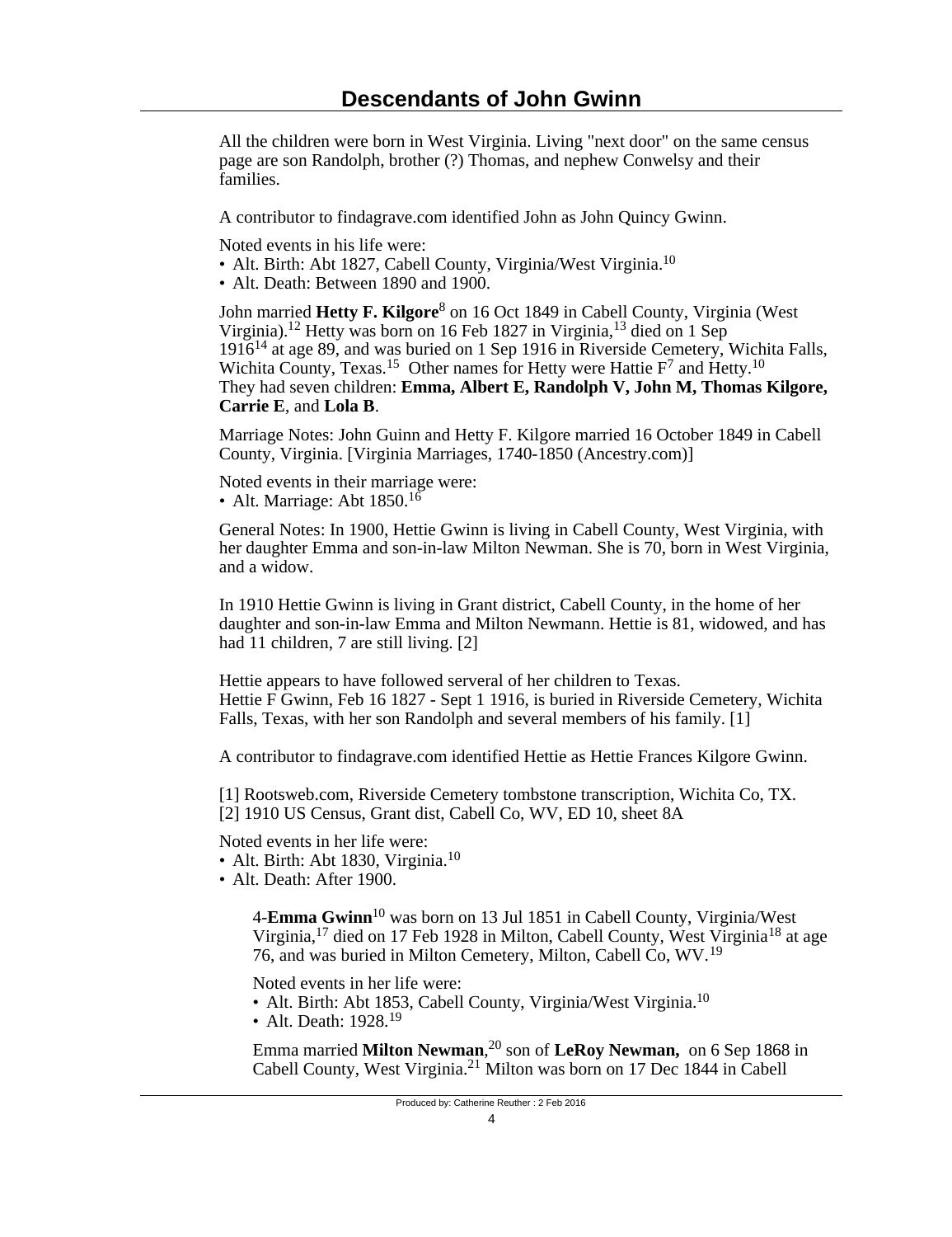All the children were born in West Virginia. Living "next door" on the same census page are son Randolph, brother (?) Thomas, and nephew Conwelsy and their families.

A contributor to findagrave.com identified John as John Quincy Gwinn.

Noted events in his life were:

- Alt. Birth: Abt 1827, Cabell County, Virginia/West Virginia.[10]
- Alt. Death: Between 1890 and 1900.

John married **Hetty F. Kilgore**[8] on 16 Oct 1849 in Cabell County, Virginia (West Virginia).[12] Hetty was born on 16 Feb 1827 in Virginia,[13] died on 1 Sep 1916[14] at age 89, and was buried on 1 Sep 1916 in Riverside Cemetery, Wichita Falls, Wichita County, Texas.[15] Other names for Hetty were Hattie F[7] and Hetty.[10] They had seven children: **Emma, Albert E, Randolph V, John M, Thomas Kilgore, Carrie E**, and **Lola B**.

Marriage Notes: John Guinn and Hetty F. Kilgore married 16 October 1849 in Cabell County, Virginia. [Virginia Marriages, 1740-1850 (Ancestry.com)]

Noted events in their marriage were:

- Alt. Marriage: Abt 1850.[16]

General Notes: In 1900, Hettie Gwinn is living in Cabell County, West Virginia, with her daughter Emma and son-in-law Milton Newman. She is 70, born in West Virginia, and a widow.

In 1910 Hettie Gwinn is living in Grant district, Cabell County, in the home of her daughter and son-in-law Emma and Milton Newmann. Hettie is 81, widowed, and has had 11 children, 7 are still living. [2]

Hettie appears to have followed serveral of her children to Texas.
Hettie F Gwinn, Feb 16 1827 - Sept 1 1916, is buried in Riverside Cemetery, Wichita Falls, Texas, with her son Randolph and several members of his family. [1]

A contributor to findagrave.com identified Hettie as Hettie Frances Kilgore Gwinn.

[1] Rootsweb.com, Riverside Cemetery tombstone transcription, Wichita Co, TX.
[2] 1910 US Census, Grant dist, Cabell Co, WV, ED 10, sheet 8A

Noted events in her life were:

- Alt. Birth: Abt 1830, Virginia.[10]
- Alt. Death: After 1900.

4-**Emma Gwinn**[10] was born on 13 Jul 1851 in Cabell County, Virginia/West Virginia,[17] died on 17 Feb 1928 in Milton, Cabell County, West Virginia[18] at age 76, and was buried in Milton Cemetery, Milton, Cabell Co, WV.[19]

Noted events in her life were:

- Alt. Birth: Abt 1853, Cabell County, Virginia/West Virginia.[10]
- Alt. Death: 1928.[19]

Emma married **Milton Newman**,[20] son of **LeRoy Newman,** on 6 Sep 1868 in Cabell County, West Virginia.[21] Milton was born on 17 Dec 1844 in Cabell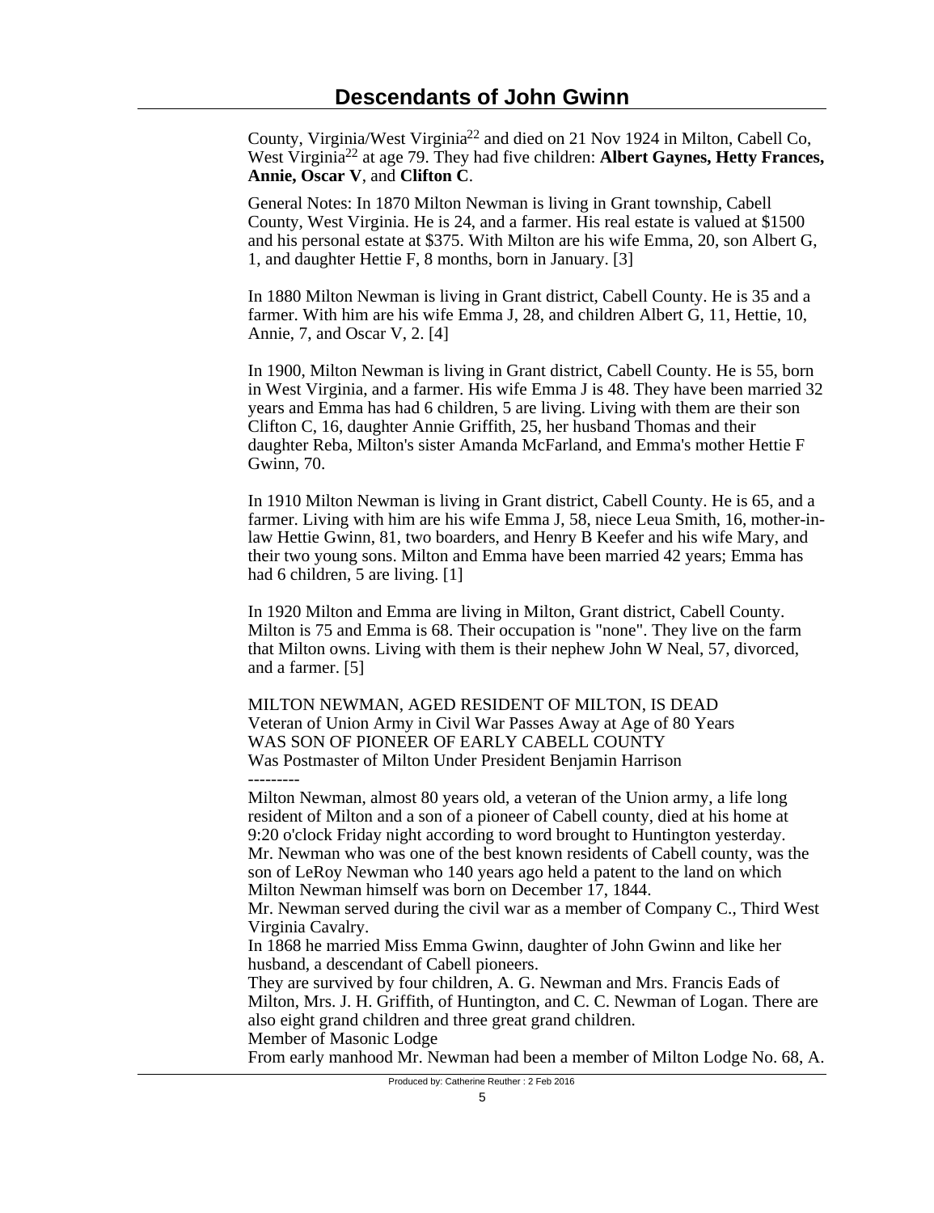County, Virginia/West Virginia[22] and died on 21 Nov 1924 in Milton, Cabell Co, West Virginia[22] at age 79. They had five children: **Albert Gaynes, Hetty Frances, Annie, Oscar V**, and **Clifton C**.

General Notes: In 1870 Milton Newman is living in Grant township, Cabell County, West Virginia. He is 24, and a farmer. His real estate is valued at $1500 and his personal estate at $375. With Milton are his wife Emma, 20, son Albert G, 1, and daughter Hettie F, 8 months, born in January. [3]

In 1880 Milton Newman is living in Grant district, Cabell County. He is 35 and a farmer. With him are his wife Emma J, 28, and children Albert G, 11, Hettie, 10, Annie, 7, and Oscar V, 2. [4]

In 1900, Milton Newman is living in Grant district, Cabell County. He is 55, born in West Virginia, and a farmer. His wife Emma J is 48. They have been married 32 years and Emma has had 6 children, 5 are living. Living with them are their son Clifton C, 16, daughter Annie Griffith, 25, her husband Thomas and their daughter Reba, Milton's sister Amanda McFarland, and Emma's mother Hettie F Gwinn, 70.

In 1910 Milton Newman is living in Grant district, Cabell County. He is 65, and a farmer. Living with him are his wife Emma J, 58, niece Leua Smith, 16, mother-in-law Hettie Gwinn, 81, two boarders, and Henry B Keefer and his wife Mary, and their two young sons. Milton and Emma have been married 42 years; Emma has had 6 children, 5 are living. [1]

In 1920 Milton and Emma are living in Milton, Grant district, Cabell County. Milton is 75 and Emma is 68. Their occupation is "none". They live on the farm that Milton owns. Living with them is their nephew John W Neal, 57, divorced, and a farmer. [5]

MILTON NEWMAN, AGED RESIDENT OF MILTON, IS DEAD
Veteran of Union Army in Civil War Passes Away at Age of 80 Years
WAS SON OF PIONEER OF EARLY CABELL COUNTY
Was Postmaster of Milton Under President Benjamin Harrison
---------
Milton Newman, almost 80 years old, a veteran of the Union army, a life long resident of Milton and a son of a pioneer of Cabell county, died at his home at 9:20 o'clock Friday night according to word brought to Huntington yesterday.
Mr. Newman who was one of the best known residents of Cabell county, was the son of LeRoy Newman who 140 years ago held a patent to the land on which Milton Newman himself was born on December 17, 1844.
Mr. Newman served during the civil war as a member of Company C., Third West Virginia Cavalry.
In 1868 he married Miss Emma Gwinn, daughter of John Gwinn and like her husband, a descendant of Cabell pioneers.
They are survived by four children, A. G. Newman and Mrs. Francis Eads of Milton, Mrs. J. H. Griffith, of Huntington, and C. C. Newman of Logan. There are also eight grand children and three great grand children.
Member of Masonic Lodge
From early manhood Mr. Newman had been a member of Milton Lodge No. 68, A.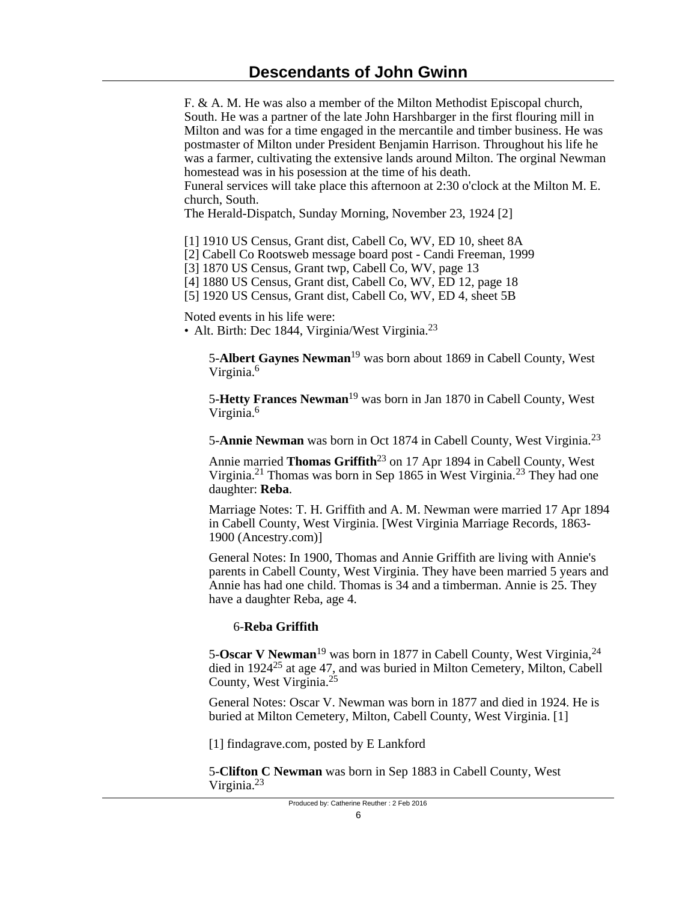F. & A. M. He was also a member of the Milton Methodist Episcopal church, South. He was a partner of the late John Harshbarger in the first flouring mill in Milton and was for a time engaged in the mercantile and timber business. He was postmaster of Milton under President Benjamin Harrison. Throughout his life he was a farmer, cultivating the extensive lands around Milton. The orginal Newman homestead was in his posession at the time of his death.
Funeral services will take place this afternoon at 2:30 o'clock at the Milton M. E. church, South.
The Herald-Dispatch, Sunday Morning, November 23, 1924 [2]

[1] 1910 US Census, Grant dist, Cabell Co, WV, ED 10, sheet 8A
[2] Cabell Co Rootsweb message board post - Candi Freeman, 1999
[3] 1870 US Census, Grant twp, Cabell Co, WV, page 13
[4] 1880 US Census, Grant dist, Cabell Co, WV, ED 12, page 18
[5] 1920 US Census, Grant dist, Cabell Co, WV, ED 4, sheet 5B

Noted events in his life were:
- Alt. Birth: Dec 1844, Virginia/West Virginia.[23]

5-**Albert Gaynes Newman**[19] was born about 1869 in Cabell County, West Virginia.[6]

5-**Hetty Frances Newman**[19] was born in Jan 1870 in Cabell County, West Virginia.[6]

5-**Annie Newman** was born in Oct 1874 in Cabell County, West Virginia.[23]

Annie married **Thomas Griffith**[23] on 17 Apr 1894 in Cabell County, West Virginia.[21] Thomas was born in Sep 1865 in West Virginia.[23] They had one daughter: **Reba**.

Marriage Notes: T. H. Griffith and A. M. Newman were married 17 Apr 1894 in Cabell County, West Virginia. [West Virginia Marriage Records, 1863-1900 (Ancestry.com)]

General Notes: In 1900, Thomas and Annie Griffith are living with Annie's parents in Cabell County, West Virginia. They have been married 5 years and Annie has had one child. Thomas is 34 and a timberman. Annie is 25. They have a daughter Reba, age 4.

6-**Reba Griffith**

5-**Oscar V Newman**[19] was born in 1877 in Cabell County, West Virginia,[24] died in 1924[25] at age 47, and was buried in Milton Cemetery, Milton, Cabell County, West Virginia.[25]

General Notes: Oscar V. Newman was born in 1877 and died in 1924. He is buried at Milton Cemetery, Milton, Cabell County, West Virginia. [1]

[1] findagrave.com, posted by E Lankford

5-**Clifton C Newman** was born in Sep 1883 in Cabell County, West Virginia.[23]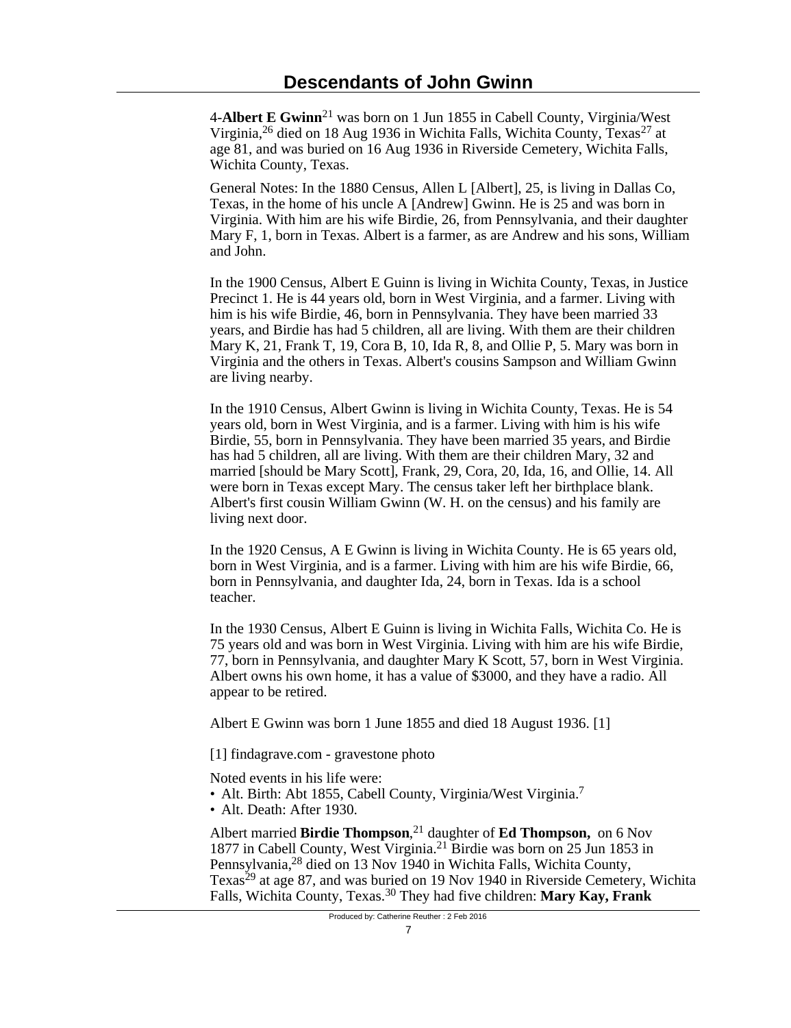4-**Albert E Gwinn**[21] was born on 1 Jun 1855 in Cabell County, Virginia/West Virginia,[26] died on 18 Aug 1936 in Wichita Falls, Wichita County, Texas[27] at age 81, and was buried on 16 Aug 1936 in Riverside Cemetery, Wichita Falls, Wichita County, Texas.

General Notes: In the 1880 Census, Allen L [Albert], 25, is living in Dallas Co, Texas, in the home of his uncle A [Andrew] Gwinn. He is 25 and was born in Virginia. With him are his wife Birdie, 26, from Pennsylvania, and their daughter Mary F, 1, born in Texas. Albert is a farmer, as are Andrew and his sons, William and John.

In the 1900 Census, Albert E Guinn is living in Wichita County, Texas, in Justice Precinct 1. He is 44 years old, born in West Virginia, and a farmer. Living with him is his wife Birdie, 46, born in Pennsylvania. They have been married 33 years, and Birdie has had 5 children, all are living. With them are their children Mary K, 21, Frank T, 19, Cora B, 10, Ida R, 8, and Ollie P, 5. Mary was born in Virginia and the others in Texas. Albert's cousins Sampson and William Gwinn are living nearby.

In the 1910 Census, Albert Gwinn is living in Wichita County, Texas. He is 54 years old, born in West Virginia, and is a farmer. Living with him is his wife Birdie, 55, born in Pennsylvania. They have been married 35 years, and Birdie has had 5 children, all are living. With them are their children Mary, 32 and married [should be Mary Scott], Frank, 29, Cora, 20, Ida, 16, and Ollie, 14. All were born in Texas except Mary. The census taker left her birthplace blank. Albert's first cousin William Gwinn (W. H. on the census) and his family are living next door.

In the 1920 Census, A E Gwinn is living in Wichita County. He is 65 years old, born in West Virginia, and is a farmer. Living with him are his wife Birdie, 66, born in Pennsylvania, and daughter Ida, 24, born in Texas. Ida is a school teacher.

In the 1930 Census, Albert E Guinn is living in Wichita Falls, Wichita Co. He is 75 years old and was born in West Virginia. Living with him are his wife Birdie, 77, born in Pennsylvania, and daughter Mary K Scott, 57, born in West Virginia. Albert owns his own home, it has a value of $3000, and they have a radio. All appear to be retired.

Albert E Gwinn was born 1 June 1855 and died 18 August 1936. [1]

[1] findagrave.com - gravestone photo

Noted events in his life were:
- Alt. Birth: Abt 1855, Cabell County, Virginia/West Virginia.[7]
- Alt. Death: After 1930.

Albert married **Birdie Thompson**,[21] daughter of **Ed Thompson,** on 6 Nov 1877 in Cabell County, West Virginia.[21] Birdie was born on 25 Jun 1853 in Pennsylvania,[28] died on 13 Nov 1940 in Wichita Falls, Wichita County, Texas[29] at age 87, and was buried on 19 Nov 1940 in Riverside Cemetery, Wichita Falls, Wichita County, Texas.[30] They had five children: **Mary Kay, Frank**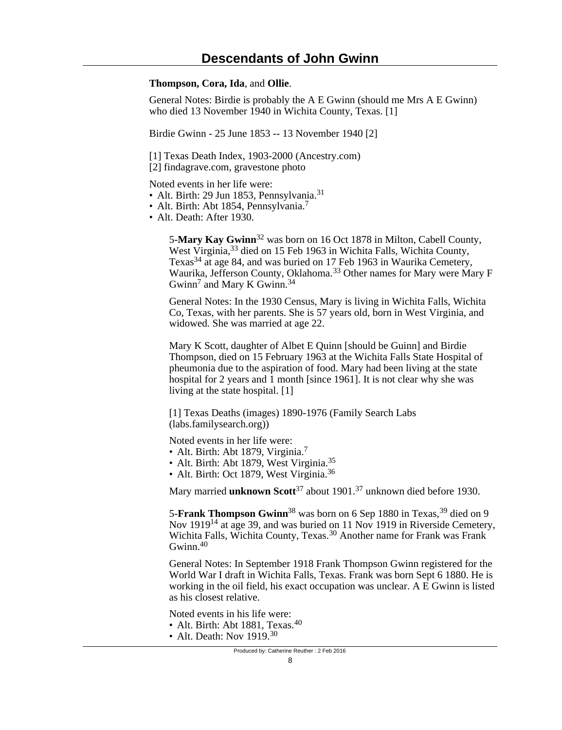**Thompson, Cora, Ida**, and **Ollie**.

General Notes: Birdie is probably the A E Gwinn (should me Mrs A E Gwinn) who died 13 November 1940 in Wichita County, Texas. [1]

Birdie Gwinn - 25 June 1853 -- 13 November 1940 [2]

[1] Texas Death Index, 1903-2000 (Ancestry.com)
[2] findagrave.com, gravestone photo

Noted events in her life were:

- Alt. Birth: 29 Jun 1853, Pennsylvania.[31]
- Alt. Birth: Abt 1854, Pennsylvania.[7]
- Alt. Death: After 1930.

5-**Mary Kay Gwinn**[32] was born on 16 Oct 1878 in Milton, Cabell County, West Virginia,[33] died on 15 Feb 1963 in Wichita Falls, Wichita County, Texas[34] at age 84, and was buried on 17 Feb 1963 in Waurika Cemetery, Waurika, Jefferson County, Oklahoma.[33] Other names for Mary were Mary F Gwinn[7] and Mary K Gwinn.[34]

General Notes: In the 1930 Census, Mary is living in Wichita Falls, Wichita Co, Texas, with her parents. She is 57 years old, born in West Virginia, and widowed. She was married at age 22.

Mary K Scott, daughter of Albet E Quinn [should be Guinn] and Birdie Thompson, died on 15 February 1963 at the Wichita Falls State Hospital of pheumonia due to the aspiration of food. Mary had been living at the state hospital for 2 years and 1 month [since 1961]. It is not clear why she was living at the state hospital. [1]

[1] Texas Deaths (images) 1890-1976 (Family Search Labs (labs.familysearch.org))

Noted events in her life were:

- Alt. Birth: Abt 1879, Virginia.[7]
- Alt. Birth: Abt 1879, West Virginia.[35]
- Alt. Birth: Oct 1879, West Virginia.[36]

Mary married **unknown Scott**[37] about 1901.[37] unknown died before 1930.

5-**Frank Thompson Gwinn**[38] was born on 6 Sep 1880 in Texas,[39] died on 9 Nov 1919[14] at age 39, and was buried on 11 Nov 1919 in Riverside Cemetery, Wichita Falls, Wichita County, Texas.[30] Another name for Frank was Frank Gwinn.[40]

General Notes: In September 1918 Frank Thompson Gwinn registered for the World War I draft in Wichita Falls, Texas. Frank was born Sept 6 1880. He is working in the oil field, his exact occupation was unclear. A E Gwinn is listed as his closest relative.

Noted events in his life were:

- Alt. Birth: Abt 1881, Texas.[40]
- Alt. Death: Nov 1919.[30]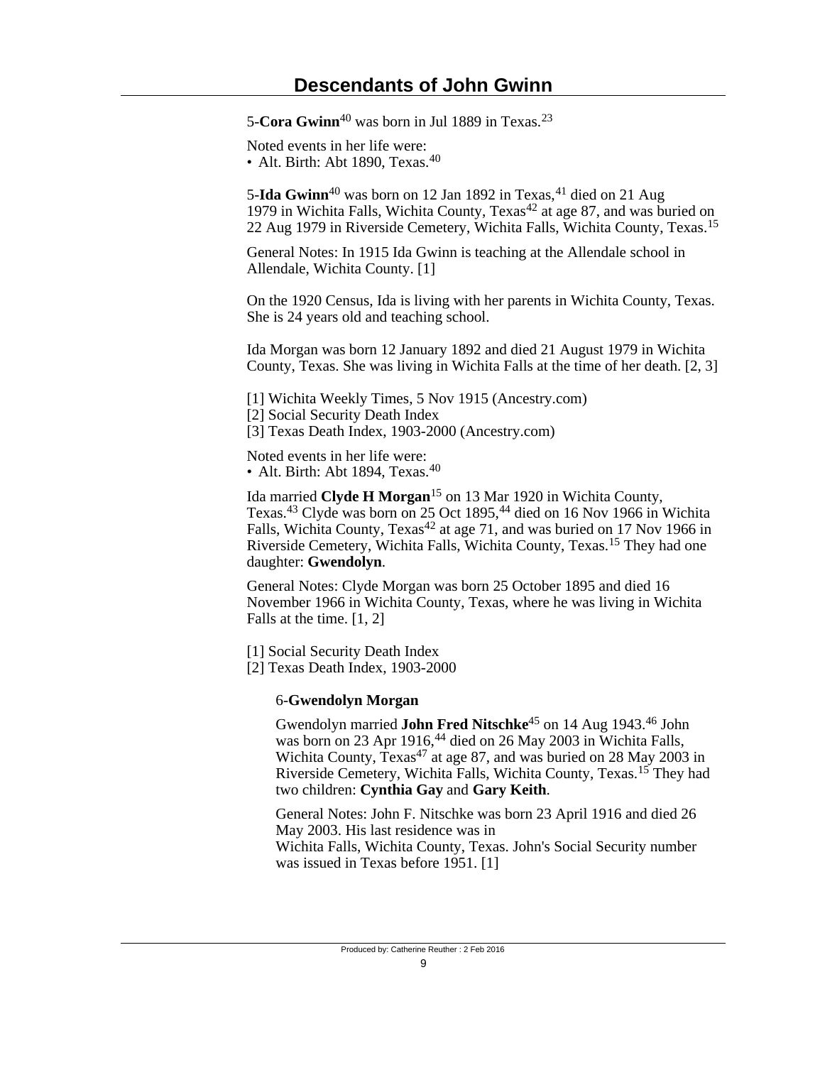5-**Cora Gwinn**[40] was born in Jul 1889 in Texas.[23]

Noted events in her life were:
• Alt. Birth: Abt 1890, Texas.[40]

5-**Ida Gwinn**[40] was born on 12 Jan 1892 in Texas,[41] died on 21 Aug 1979 in Wichita Falls, Wichita County, Texas[42] at age 87, and was buried on 22 Aug 1979 in Riverside Cemetery, Wichita Falls, Wichita County, Texas.[15]

General Notes: In 1915 Ida Gwinn is teaching at the Allendale school in Allendale, Wichita County. [1]

On the 1920 Census, Ida is living with her parents in Wichita County, Texas. She is 24 years old and teaching school.

Ida Morgan was born 12 January 1892 and died 21 August 1979 in Wichita County, Texas. She was living in Wichita Falls at the time of her death. [2, 3]

[1] Wichita Weekly Times, 5 Nov 1915 (Ancestry.com)
[2] Social Security Death Index
[3] Texas Death Index, 1903-2000 (Ancestry.com)

Noted events in her life were:
• Alt. Birth: Abt 1894, Texas.[40]

Ida married **Clyde H Morgan**[15] on 13 Mar 1920 in Wichita County, Texas.[43] Clyde was born on 25 Oct 1895,[44] died on 16 Nov 1966 in Wichita Falls, Wichita County, Texas[42] at age 71, and was buried on 17 Nov 1966 in Riverside Cemetery, Wichita Falls, Wichita County, Texas.[15] They had one daughter: **Gwendolyn**.

General Notes: Clyde Morgan was born 25 October 1895 and died 16 November 1966 in Wichita County, Texas, where he was living in Wichita Falls at the time. [1, 2]

[1] Social Security Death Index
[2] Texas Death Index, 1903-2000

6-**Gwendolyn Morgan**

Gwendolyn married **John Fred Nitschke**[45] on 14 Aug 1943.[46] John was born on 23 Apr 1916,[44] died on 26 May 2003 in Wichita Falls, Wichita County, Texas[47] at age 87, and was buried on 28 May 2003 in Riverside Cemetery, Wichita Falls, Wichita County, Texas.[15] They had two children: **Cynthia Gay** and **Gary Keith**.

General Notes: John F. Nitschke was born 23 April 1916 and died 26 May 2003. His last residence was in
Wichita Falls, Wichita County, Texas. John's Social Security number was issued in Texas before 1951. [1]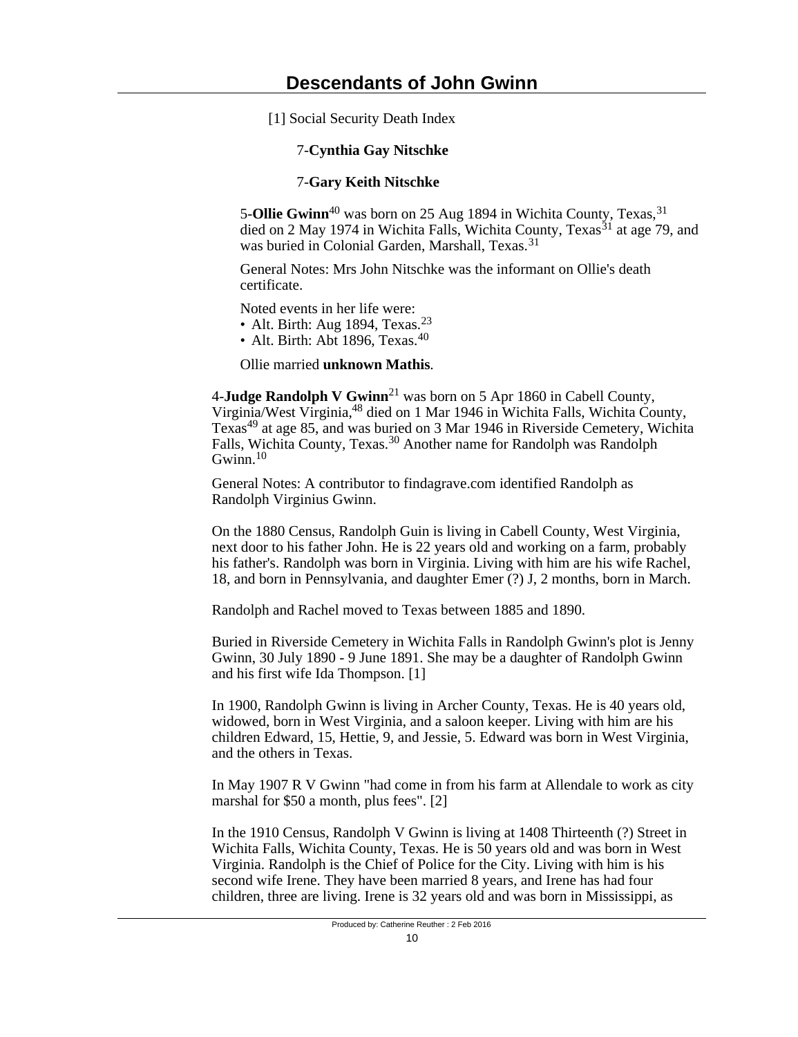[1] Social Security Death Index

7-**Cynthia Gay Nitschke**

7-**Gary Keith Nitschke**

5-**Ollie Gwinn**[40] was born on 25 Aug 1894 in Wichita County, Texas,[31] died on 2 May 1974 in Wichita Falls, Wichita County, Texas[31] at age 79, and was buried in Colonial Garden, Marshall, Texas.[31]

General Notes: Mrs John Nitschke was the informant on Ollie's death certificate.

Noted events in her life were:
- Alt. Birth: Aug 1894, Texas.[23]
- Alt. Birth: Abt 1896, Texas.[40]

Ollie married **unknown Mathis**.

4-**Judge Randolph V Gwinn**[21] was born on 5 Apr 1860 in Cabell County, Virginia/West Virginia,[48] died on 1 Mar 1946 in Wichita Falls, Wichita County, Texas[49] at age 85, and was buried on 3 Mar 1946 in Riverside Cemetery, Wichita Falls, Wichita County, Texas.[30] Another name for Randolph was Randolph Gwinn.[10]

General Notes: A contributor to findagrave.com identified Randolph as Randolph Virginius Gwinn.

On the 1880 Census, Randolph Guin is living in Cabell County, West Virginia, next door to his father John. He is 22 years old and working on a farm, probably his father's. Randolph was born in Virginia. Living with him are his wife Rachel, 18, and born in Pennsylvania, and daughter Emer (?) J, 2 months, born in March.

Randolph and Rachel moved to Texas between 1885 and 1890.

Buried in Riverside Cemetery in Wichita Falls in Randolph Gwinn's plot is Jenny Gwinn, 30 July 1890 - 9 June 1891. She may be a daughter of Randolph Gwinn and his first wife Ida Thompson. [1]

In 1900, Randolph Gwinn is living in Archer County, Texas. He is 40 years old, widowed, born in West Virginia, and a saloon keeper. Living with him are his children Edward, 15, Hettie, 9, and Jessie, 5. Edward was born in West Virginia, and the others in Texas.

In May 1907 R V Gwinn "had come in from his farm at Allendale to work as city marshal for $50 a month, plus fees". [2]

In the 1910 Census, Randolph V Gwinn is living at 1408 Thirteenth (?) Street in Wichita Falls, Wichita County, Texas. He is 50 years old and was born in West Virginia. Randolph is the Chief of Police for the City. Living with him is his second wife Irene. They have been married 8 years, and Irene has had four children, three are living. Irene is 32 years old and was born in Mississippi, as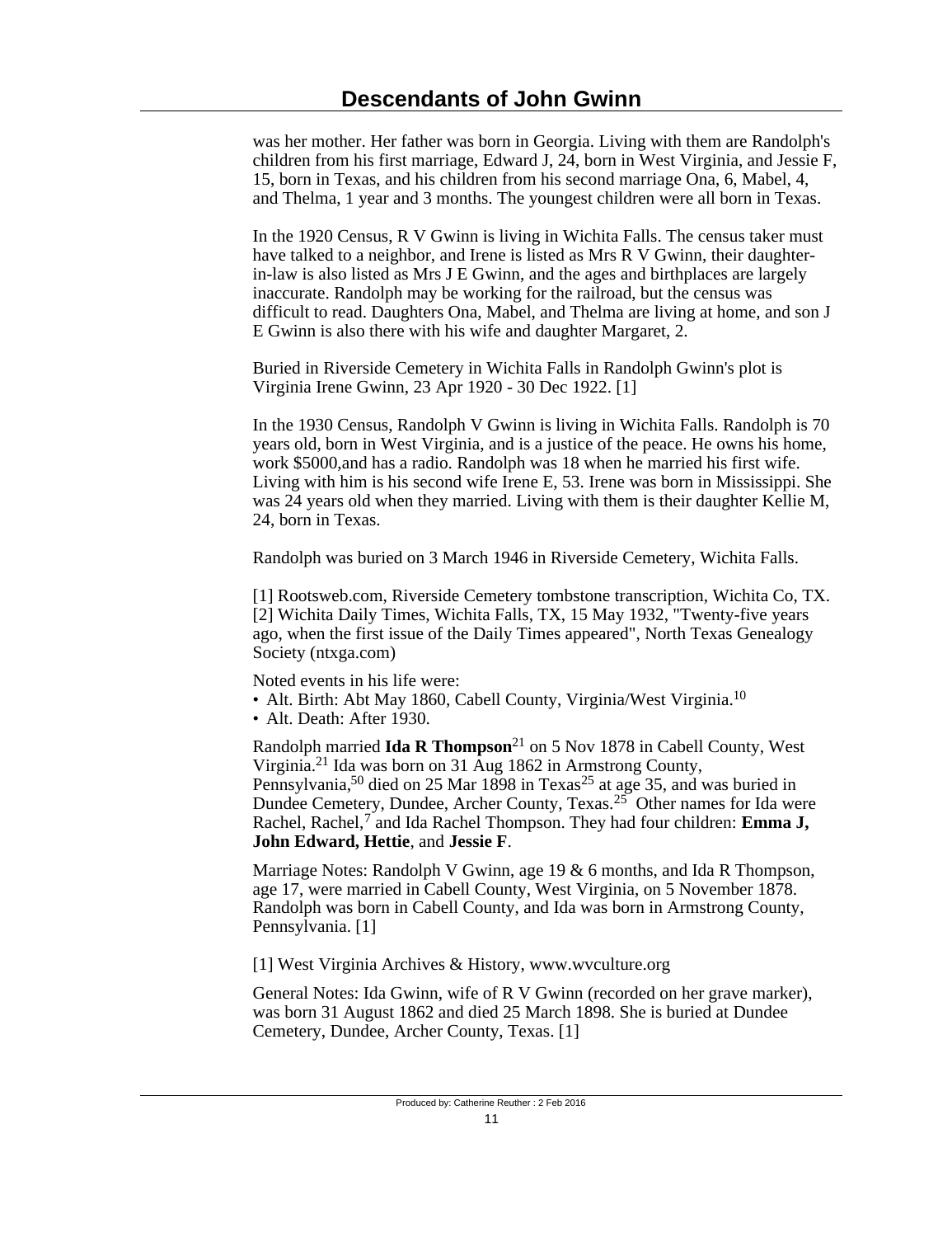was her mother. Her father was born in Georgia. Living with them are Randolph's children from his first marriage, Edward J, 24, born in West Virginia, and Jessie F, 15, born in Texas, and his children from his second marriage Ona, 6, Mabel, 4, and Thelma, 1 year and 3 months. The youngest children were all born in Texas.

In the 1920 Census, R V Gwinn is living in Wichita Falls. The census taker must have talked to a neighbor, and Irene is listed as Mrs R V Gwinn, their daughter-in-law is also listed as Mrs J E Gwinn, and the ages and birthplaces are largely inaccurate. Randolph may be working for the railroad, but the census was difficult to read. Daughters Ona, Mabel, and Thelma are living at home, and son J E Gwinn is also there with his wife and daughter Margaret, 2.

Buried in Riverside Cemetery in Wichita Falls in Randolph Gwinn's plot is Virginia Irene Gwinn, 23 Apr 1920 - 30 Dec 1922. [1]

In the 1930 Census, Randolph V Gwinn is living in Wichita Falls. Randolph is 70 years old, born in West Virginia, and is a justice of the peace. He owns his home, work $5000,and has a radio. Randolph was 18 when he married his first wife. Living with him is his second wife Irene E, 53. Irene was born in Mississippi. She was 24 years old when they married. Living with them is their daughter Kellie M, 24, born in Texas.

Randolph was buried on 3 March 1946 in Riverside Cemetery, Wichita Falls.

[1] Rootsweb.com, Riverside Cemetery tombstone transcription, Wichita Co, TX.
[2] Wichita Daily Times, Wichita Falls, TX, 15 May 1932, "Twenty-five years ago, when the first issue of the Daily Times appeared", North Texas Genealogy Society (ntxga.com)

Noted events in his life were:

- Alt. Birth: Abt May 1860, Cabell County, Virginia/West Virginia.[10]
- Alt. Death: After 1930.

Randolph married **Ida R Thompson**[21] on 5 Nov 1878 in Cabell County, West Virginia.[21] Ida was born on 31 Aug 1862 in Armstrong County, Pennsylvania,[50] died on 25 Mar 1898 in Texas[25] at age 35, and was buried in Dundee Cemetery, Dundee, Archer County, Texas.[25] Other names for Ida were Rachel, Rachel,[7] and Ida Rachel Thompson. They had four children: **Emma J, John Edward, Hettie**, and **Jessie F**.

Marriage Notes: Randolph V Gwinn, age 19 & 6 months, and Ida R Thompson, age 17, were married in Cabell County, West Virginia, on 5 November 1878. Randolph was born in Cabell County, and Ida was born in Armstrong County, Pennsylvania. [1]

[1] West Virginia Archives & History, www.wvculture.org

General Notes: Ida Gwinn, wife of R V Gwinn (recorded on her grave marker), was born 31 August 1862 and died 25 March 1898. She is buried at Dundee Cemetery, Dundee, Archer County, Texas. [1]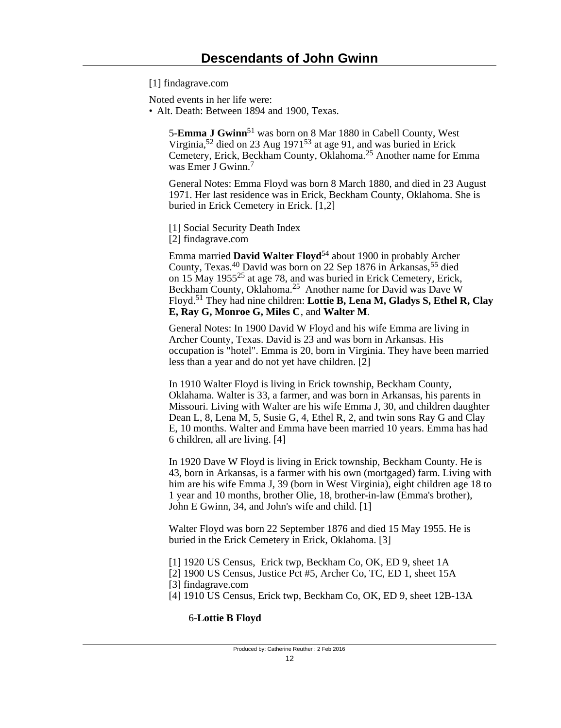[1] findagrave.com

Noted events in her life were:

- Alt. Death: Between 1894 and 1900, Texas.

5-**Emma J Gwinn**[51] was born on 8 Mar 1880 in Cabell County, West Virginia,[52] died on 23 Aug 1971[53] at age 91, and was buried in Erick Cemetery, Erick, Beckham County, Oklahoma.[25] Another name for Emma was Emer J Gwinn.[7]

General Notes: Emma Floyd was born 8 March 1880, and died in 23 August 1971. Her last residence was in Erick, Beckham County, Oklahoma. She is buried in Erick Cemetery in Erick. [1,2]

[1] Social Security Death Index
[2] findagrave.com

Emma married **David Walter Floyd**[54] about 1900 in probably Archer County, Texas.[40] David was born on 22 Sep 1876 in Arkansas,[55] died on 15 May 1955[25] at age 78, and was buried in Erick Cemetery, Erick, Beckham County, Oklahoma.[25] Another name for David was Dave W Floyd.[51] They had nine children: **Lottie B, Lena M, Gladys S, Ethel R, Clay E, Ray G, Monroe G, Miles C**, and **Walter M**.

General Notes: In 1900 David W Floyd and his wife Emma are living in Archer County, Texas. David is 23 and was born in Arkansas. His occupation is "hotel". Emma is 20, born in Virginia. They have been married less than a year and do not yet have children. [2]

In 1910 Walter Floyd is living in Erick township, Beckham County, Oklahama. Walter is 33, a farmer, and was born in Arkansas, his parents in Missouri. Living with Walter are his wife Emma J, 30, and children daughter Dean L, 8, Lena M, 5, Susie G, 4, Ethel R, 2, and twin sons Ray G and Clay E, 10 months. Walter and Emma have been married 10 years. Emma has had 6 children, all are living. [4]

In 1920 Dave W Floyd is living in Erick township, Beckham County. He is 43, born in Arkansas, is a farmer with his own (mortgaged) farm. Living with him are his wife Emma J, 39 (born in West Virginia), eight children age 18 to 1 year and 10 months, brother Olie, 18, brother-in-law (Emma's brother), John E Gwinn, 34, and John's wife and child. [1]

Walter Floyd was born 22 September 1876 and died 15 May 1955. He is buried in the Erick Cemetery in Erick, Oklahoma. [3]

[1] 1920 US Census, Erick twp, Beckham Co, OK, ED 9, sheet 1A
[2] 1900 US Census, Justice Pct #5, Archer Co, TC, ED 1, sheet 15A
[3] findagrave.com
[4] 1910 US Census, Erick twp, Beckham Co, OK, ED 9, sheet 12B-13A

6-**Lottie B Floyd**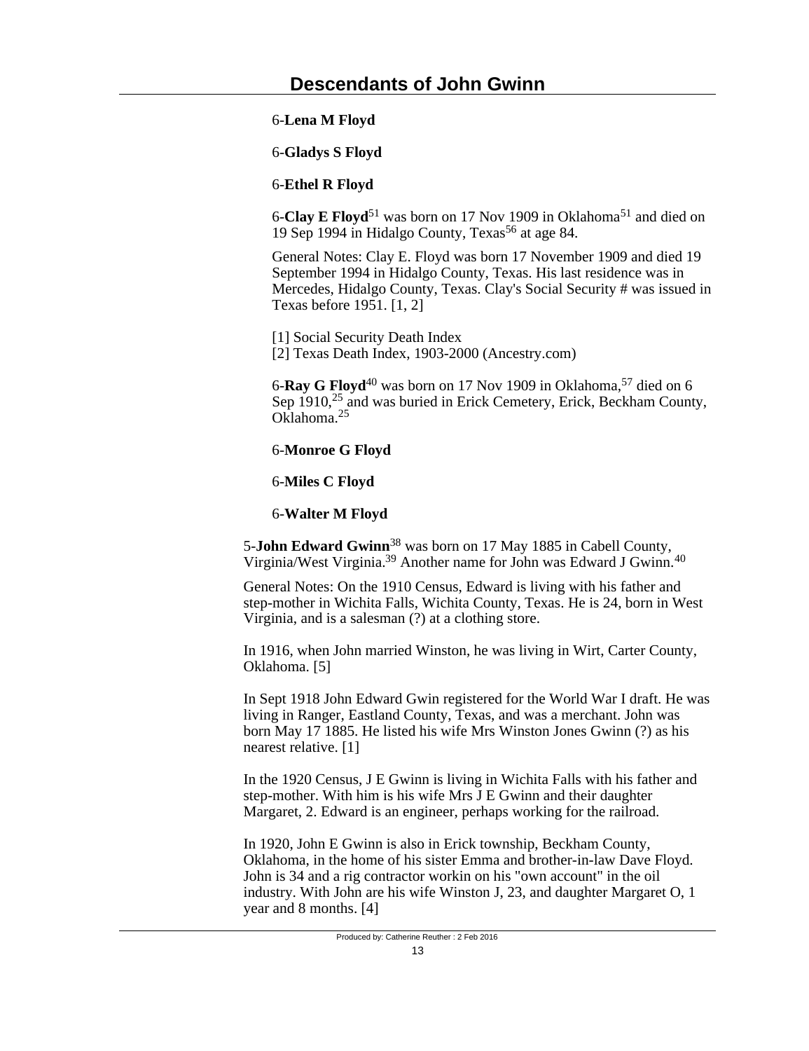6-**Lena M Floyd**

6-**Gladys S Floyd**

6-**Ethel R Floyd**

6-**Clay E Floyd**[51] was born on 17 Nov 1909 in Oklahoma[51] and died on 19 Sep 1994 in Hidalgo County, Texas[56] at age 84.

General Notes: Clay E. Floyd was born 17 November 1909 and died 19 September 1994 in Hidalgo County, Texas. His last residence was in Mercedes, Hidalgo County, Texas. Clay's Social Security # was issued in Texas before 1951. [1, 2]

[1] Social Security Death Index
[2] Texas Death Index, 1903-2000 (Ancestry.com)

6-**Ray G Floyd**[40] was born on 17 Nov 1909 in Oklahoma,[57] died on 6 Sep 1910,[25] and was buried in Erick Cemetery, Erick, Beckham County, Oklahoma.[25]

6-**Monroe G Floyd**

6-**Miles C Floyd**

6-**Walter M Floyd**

5-**John Edward Gwinn**[38] was born on 17 May 1885 in Cabell County, Virginia/West Virginia.[39] Another name for John was Edward J Gwinn.[40]

General Notes: On the 1910 Census, Edward is living with his father and step-mother in Wichita Falls, Wichita County, Texas. He is 24, born in West Virginia, and is a salesman (?) at a clothing store.

In 1916, when John married Winston, he was living in Wirt, Carter County, Oklahoma. [5]

In Sept 1918 John Edward Gwin registered for the World War I draft. He was living in Ranger, Eastland County, Texas, and was a merchant. John was born May 17 1885. He listed his wife Mrs Winston Jones Gwinn (?) as his nearest relative. [1]

In the 1920 Census, J E Gwinn is living in Wichita Falls with his father and step-mother. With him is his wife Mrs J E Gwinn and their daughter Margaret, 2. Edward is an engineer, perhaps working for the railroad.

In 1920, John E Gwinn is also in Erick township, Beckham County, Oklahoma, in the home of his sister Emma and brother-in-law Dave Floyd. John is 34 and a rig contractor workin on his "own account" in the oil industry. With John are his wife Winston J, 23, and daughter Margaret O, 1 year and 8 months. [4]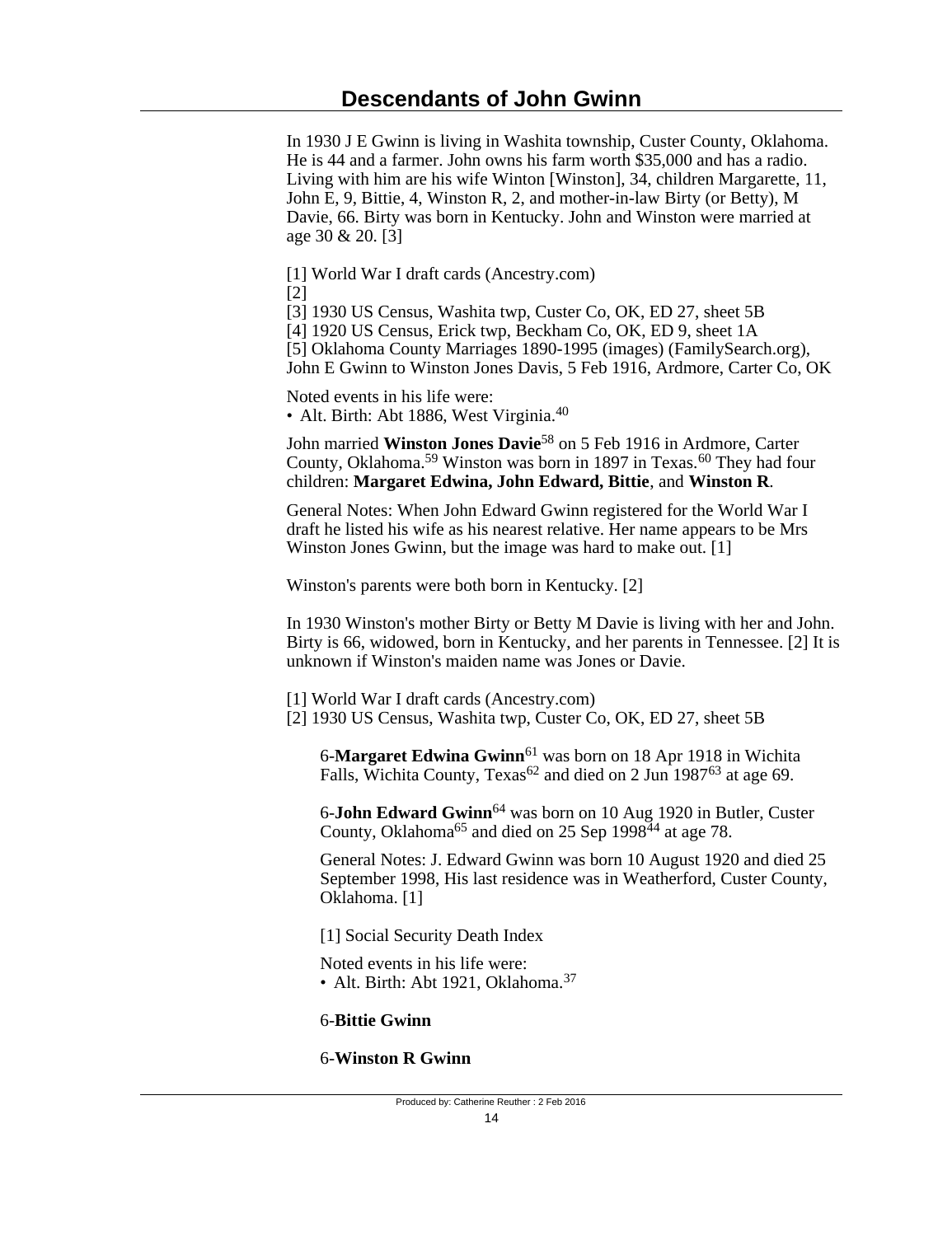In 1930 J E Gwinn is living in Washita township, Custer County, Oklahoma. He is 44 and a farmer. John owns his farm worth $35,000 and has a radio. Living with him are his wife Winton [Winston], 34, children Margarette, 11, John E, 9, Bittie, 4, Winston R, 2, and mother-in-law Birty (or Betty), M Davie, 66. Birty was born in Kentucky. John and Winston were married at age 30 & 20. [3]

[1] World War I draft cards (Ancestry.com)
[2]
[3] 1930 US Census, Washita twp, Custer Co, OK, ED 27, sheet 5B
[4] 1920 US Census, Erick twp, Beckham Co, OK, ED 9, sheet 1A
[5] Oklahoma County Marriages 1890-1995 (images) (FamilySearch.org), John E Gwinn to Winston Jones Davis, 5 Feb 1916, Ardmore, Carter Co, OK

Noted events in his life were:
• Alt. Birth: Abt 1886, West Virginia.[40]

John married **Winston Jones Davie**[58] on 5 Feb 1916 in Ardmore, Carter County, Oklahoma.[59] Winston was born in 1897 in Texas.[60] They had four children: **Margaret Edwina, John Edward, Bittie**, and **Winston R**.

General Notes: When John Edward Gwinn registered for the World War I draft he listed his wife as his nearest relative. Her name appears to be Mrs Winston Jones Gwinn, but the image was hard to make out. [1]

Winston's parents were both born in Kentucky. [2]

In 1930 Winston's mother Birty or Betty M Davie is living with her and John. Birty is 66, widowed, born in Kentucky, and her parents in Tennessee. [2] It is unknown if Winston's maiden name was Jones or Davie.

[1] World War I draft cards (Ancestry.com)
[2] 1930 US Census, Washita twp, Custer Co, OK, ED 27, sheet 5B

6-**Margaret Edwina Gwinn**[61] was born on 18 Apr 1918 in Wichita Falls, Wichita County, Texas[62] and died on 2 Jun 1987[63] at age 69.

6-**John Edward Gwinn**[64] was born on 10 Aug 1920 in Butler, Custer County, Oklahoma[65] and died on 25 Sep 1998[44] at age 78.

General Notes: J. Edward Gwinn was born 10 August 1920 and died 25 September 1998, His last residence was in Weatherford, Custer County, Oklahoma. [1]

[1] Social Security Death Index

Noted events in his life were:
• Alt. Birth: Abt 1921, Oklahoma.[37]

6-**Bittie Gwinn**

6-**Winston R Gwinn**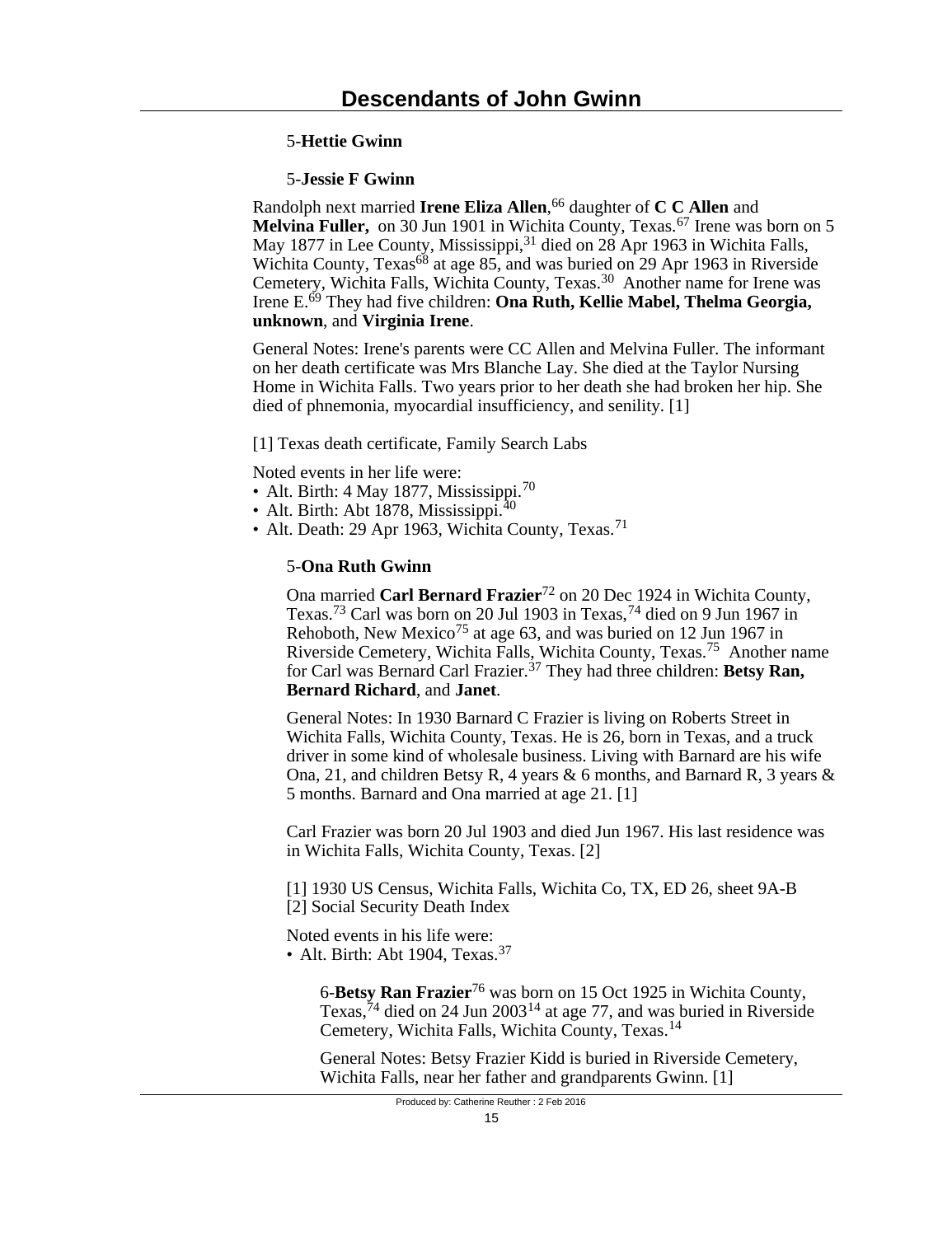5-**Hettie Gwinn**

5-**Jessie F Gwinn**

Randolph next married **Irene Eliza Allen**,[66] daughter of **C C Allen** and **Melvina Fuller,** on 30 Jun 1901 in Wichita County, Texas.[67] Irene was born on 5 May 1877 in Lee County, Mississippi,[31] died on 28 Apr 1963 in Wichita Falls, Wichita County, Texas[68] at age 85, and was buried on 29 Apr 1963 in Riverside Cemetery, Wichita Falls, Wichita County, Texas.[30] Another name for Irene was Irene E.[69] They had five children: **Ona Ruth, Kellie Mabel, Thelma Georgia, unknown**, and **Virginia Irene**.

General Notes: Irene's parents were CC Allen and Melvina Fuller. The informant on her death certificate was Mrs Blanche Lay. She died at the Taylor Nursing Home in Wichita Falls. Two years prior to her death she had broken her hip. She died of phnemonia, myocardial insufficiency, and senility. [1]

[1] Texas death certificate, Family Search Labs

Noted events in her life were:
- Alt. Birth: 4 May 1877, Mississippi.[70]
- Alt. Birth: Abt 1878, Mississippi.[40]
- Alt. Death: 29 Apr 1963, Wichita County, Texas.[71]

5-**Ona Ruth Gwinn**

Ona married **Carl Bernard Frazier**[72] on 20 Dec 1924 in Wichita County, Texas.[73] Carl was born on 20 Jul 1903 in Texas,[74] died on 9 Jun 1967 in Rehoboth, New Mexico[75] at age 63, and was buried on 12 Jun 1967 in Riverside Cemetery, Wichita Falls, Wichita County, Texas.[75] Another name for Carl was Bernard Carl Frazier.[37] They had three children: **Betsy Ran, Bernard Richard**, and **Janet**.

General Notes: In 1930 Barnard C Frazier is living on Roberts Street in Wichita Falls, Wichita County, Texas. He is 26, born in Texas, and a truck driver in some kind of wholesale business. Living with Barnard are his wife Ona, 21, and children Betsy R, 4 years & 6 months, and Barnard R, 3 years & 5 months. Barnard and Ona married at age 21. [1]

Carl Frazier was born 20 Jul 1903 and died Jun 1967. His last residence was in Wichita Falls, Wichita County, Texas. [2]

[1] 1930 US Census, Wichita Falls, Wichita Co, TX, ED 26, sheet 9A-B
[2] Social Security Death Index

Noted events in his life were:
- Alt. Birth: Abt 1904, Texas.[37]

6-**Betsy Ran Frazier**[76] was born on 15 Oct 1925 in Wichita County, Texas,[74] died on 24 Jun 2003[14] at age 77, and was buried in Riverside Cemetery, Wichita Falls, Wichita County, Texas.[14]

General Notes: Betsy Frazier Kidd is buried in Riverside Cemetery, Wichita Falls, near her father and grandparents Gwinn. [1]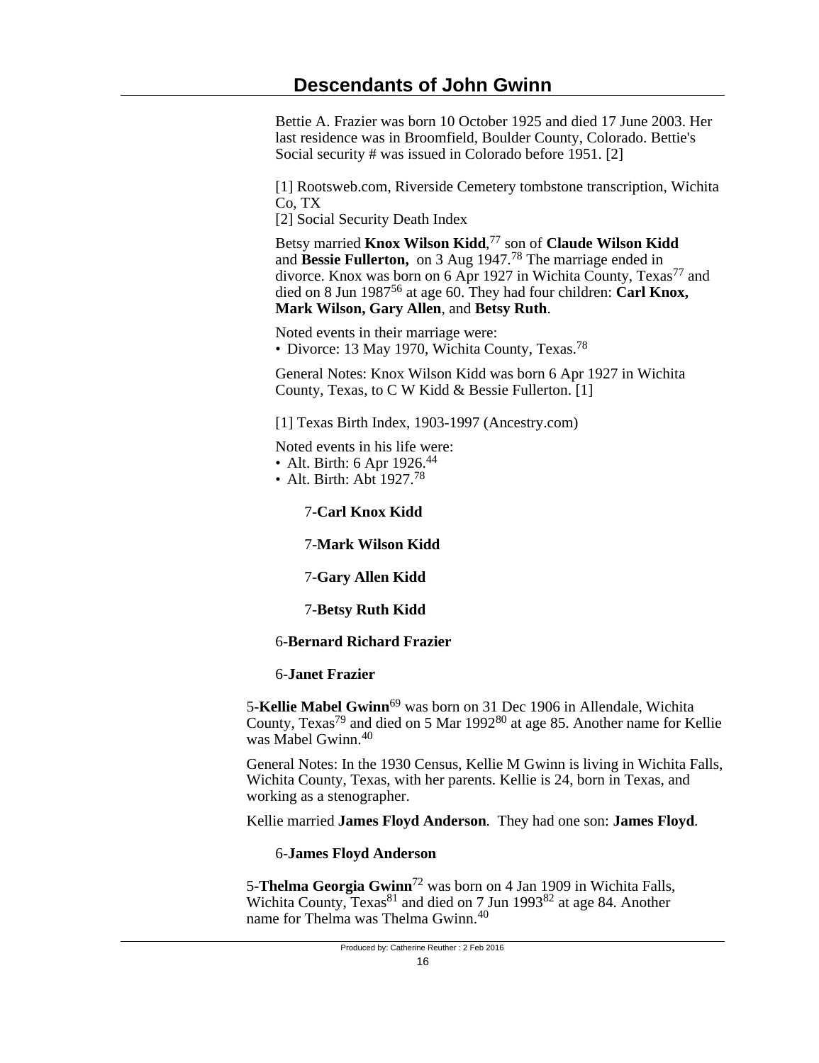Bettie A. Frazier was born 10 October 1925 and died 17 June 2003. Her last residence was in Broomfield, Boulder County, Colorado. Bettie's Social security # was issued in Colorado before 1951. [2]

[1] Rootsweb.com, Riverside Cemetery tombstone transcription, Wichita Co, TX
[2] Social Security Death Index

Betsy married **Knox Wilson Kidd**,[77] son of **Claude Wilson Kidd** and **Bessie Fullerton,** on 3 Aug 1947.[78] The marriage ended in divorce. Knox was born on 6 Apr 1927 in Wichita County, Texas[77] and died on 8 Jun 1987[56] at age 60. They had four children: **Carl Knox, Mark Wilson, Gary Allen**, and **Betsy Ruth**.

Noted events in their marriage were:
- Divorce: 13 May 1970, Wichita County, Texas.[78]

General Notes: Knox Wilson Kidd was born 6 Apr 1927 in Wichita County, Texas, to C W Kidd & Bessie Fullerton. [1]

[1] Texas Birth Index, 1903-1997 (Ancestry.com)

Noted events in his life were:
- Alt. Birth: 6 Apr 1926.[44]
- Alt. Birth: Abt 1927.[78]

7-**Carl Knox Kidd**

7-**Mark Wilson Kidd**

7-**Gary Allen Kidd**

7-**Betsy Ruth Kidd**

6-**Bernard Richard Frazier**

6-**Janet Frazier**

5-**Kellie Mabel Gwinn**[69] was born on 31 Dec 1906 in Allendale, Wichita County, Texas[79] and died on 5 Mar 1992[80] at age 85. Another name for Kellie was Mabel Gwinn.[40]

General Notes: In the 1930 Census, Kellie M Gwinn is living in Wichita Falls, Wichita County, Texas, with her parents. Kellie is 24, born in Texas, and working as a stenographer.

Kellie married **James Floyd Anderson**. They had one son: **James Floyd**.

6-**James Floyd Anderson**

5-**Thelma Georgia Gwinn**[72] was born on 4 Jan 1909 in Wichita Falls, Wichita County, Texas[81] and died on 7 Jun 1993[82] at age 84. Another name for Thelma was Thelma Gwinn.[40]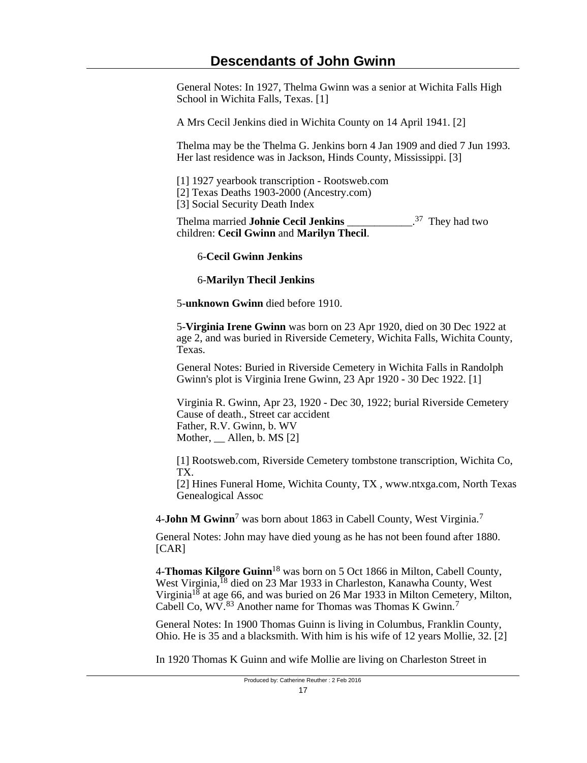General Notes: In 1927, Thelma Gwinn was a senior at Wichita Falls High School in Wichita Falls, Texas. [1]

A Mrs Cecil Jenkins died in Wichita County on 14 April 1941. [2]

Thelma may be the Thelma G. Jenkins born 4 Jan 1909 and died 7 Jun 1993. Her last residence was in Jackson, Hinds County, Mississippi. [3]

[1] 1927 yearbook transcription - Rootsweb.com
[2] Texas Deaths 1903-2000 (Ancestry.com)
[3] Social Security Death Index

Thelma married **Johnie Cecil Jenkins** ____________.[37] They had two children: **Cecil Gwinn** and **Marilyn Thecil**.

6-**Cecil Gwinn Jenkins**

6-**Marilyn Thecil Jenkins**

5-**unknown Gwinn** died before 1910.

5-**Virginia Irene Gwinn** was born on 23 Apr 1920, died on 30 Dec 1922 at age 2, and was buried in Riverside Cemetery, Wichita Falls, Wichita County, Texas.

General Notes: Buried in Riverside Cemetery in Wichita Falls in Randolph Gwinn's plot is Virginia Irene Gwinn, 23 Apr 1920 - 30 Dec 1922. [1]

Virginia R. Gwinn, Apr 23, 1920 - Dec 30, 1922; burial Riverside Cemetery
Cause of death., Street car accident
Father, R.V. Gwinn, b. WV
Mother, __ Allen, b. MS [2]

[1] Rootsweb.com, Riverside Cemetery tombstone transcription, Wichita Co, TX.
[2] Hines Funeral Home, Wichita County, TX , www.ntxga.com, North Texas Genealogical Assoc

4-**John M Gwinn**[7] was born about 1863 in Cabell County, West Virginia.[7]

General Notes: John may have died young as he has not been found after 1880. [CAR]

4-**Thomas Kilgore Guinn**[18] was born on 5 Oct 1866 in Milton, Cabell County, West Virginia,[18] died on 23 Mar 1933 in Charleston, Kanawha County, West Virginia[18] at age 66, and was buried on 26 Mar 1933 in Milton Cemetery, Milton, Cabell Co, WV.[83] Another name for Thomas was Thomas K Gwinn.[7]

General Notes: In 1900 Thomas Guinn is living in Columbus, Franklin County, Ohio. He is 35 and a blacksmith. With him is his wife of 12 years Mollie, 32. [2]

In 1920 Thomas K Guinn and wife Mollie are living on Charleston Street in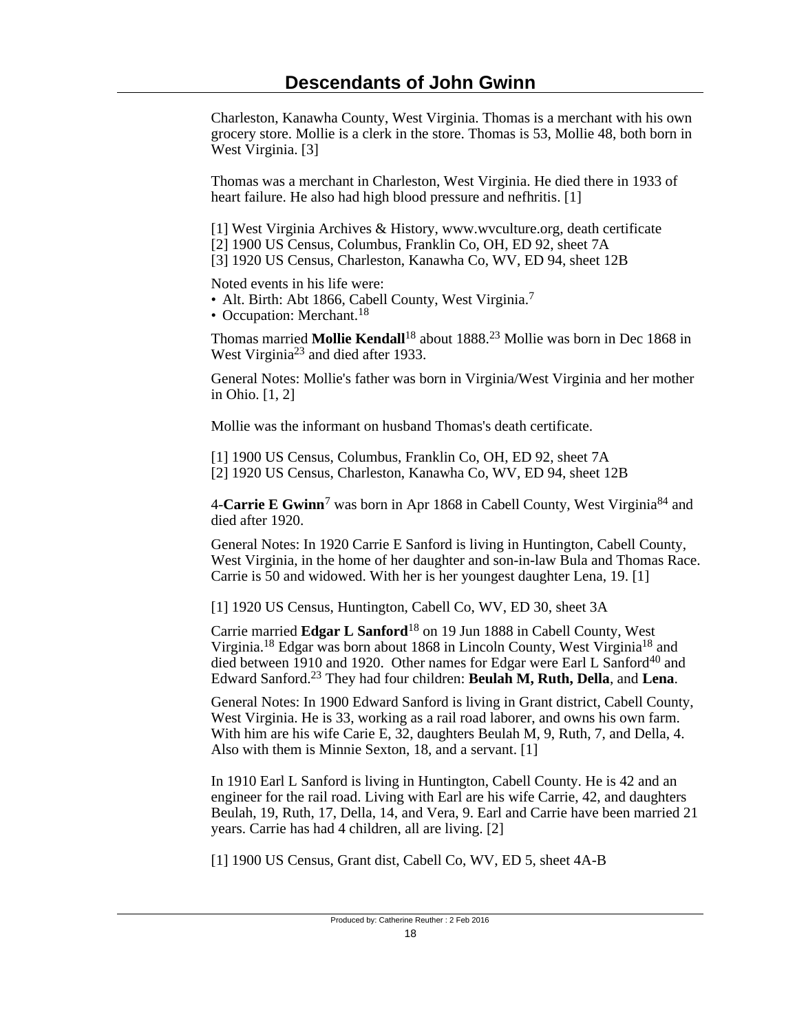Charleston, Kanawha County, West Virginia. Thomas is a merchant with his own grocery store. Mollie is a clerk in the store. Thomas is 53, Mollie 48, both born in West Virginia. [3]

Thomas was a merchant in Charleston, West Virginia. He died there in 1933 of heart failure. He also had high blood pressure and nefhritis. [1]

[1] West Virginia Archives & History, www.wvculture.org, death certificate
[2] 1900 US Census, Columbus, Franklin Co, OH, ED 92, sheet 7A
[3] 1920 US Census, Charleston, Kanawha Co, WV, ED 94, sheet 12B

Noted events in his life were:
- Alt. Birth: Abt 1866, Cabell County, West Virginia.[7]
- Occupation: Merchant.[18]

Thomas married **Mollie Kendall**[18] about 1888.[23] Mollie was born in Dec 1868 in West Virginia[23] and died after 1933.

General Notes: Mollie's father was born in Virginia/West Virginia and her mother in Ohio. [1, 2]

Mollie was the informant on husband Thomas's death certificate.

[1] 1900 US Census, Columbus, Franklin Co, OH, ED 92, sheet 7A
[2] 1920 US Census, Charleston, Kanawha Co, WV, ED 94, sheet 12B

4-**Carrie E Gwinn**[7] was born in Apr 1868 in Cabell County, West Virginia[84] and died after 1920.

General Notes: In 1920 Carrie E Sanford is living in Huntington, Cabell County, West Virginia, in the home of her daughter and son-in-law Bula and Thomas Race. Carrie is 50 and widowed. With her is her youngest daughter Lena, 19. [1]

[1] 1920 US Census, Huntington, Cabell Co, WV, ED 30, sheet 3A

Carrie married **Edgar L Sanford**[18] on 19 Jun 1888 in Cabell County, West Virginia.[18] Edgar was born about 1868 in Lincoln County, West Virginia[18] and died between 1910 and 1920. Other names for Edgar were Earl L Sanford[40] and Edward Sanford.[23] They had four children: **Beulah M, Ruth, Della**, and **Lena**.

General Notes: In 1900 Edward Sanford is living in Grant district, Cabell County, West Virginia. He is 33, working as a rail road laborer, and owns his own farm. With him are his wife Carie E, 32, daughters Beulah M, 9, Ruth, 7, and Della, 4. Also with them is Minnie Sexton, 18, and a servant. [1]

In 1910 Earl L Sanford is living in Huntington, Cabell County. He is 42 and an engineer for the rail road. Living with Earl are his wife Carrie, 42, and daughters Beulah, 19, Ruth, 17, Della, 14, and Vera, 9. Earl and Carrie have been married 21 years. Carrie has had 4 children, all are living. [2]

[1] 1900 US Census, Grant dist, Cabell Co, WV, ED 5, sheet 4A-B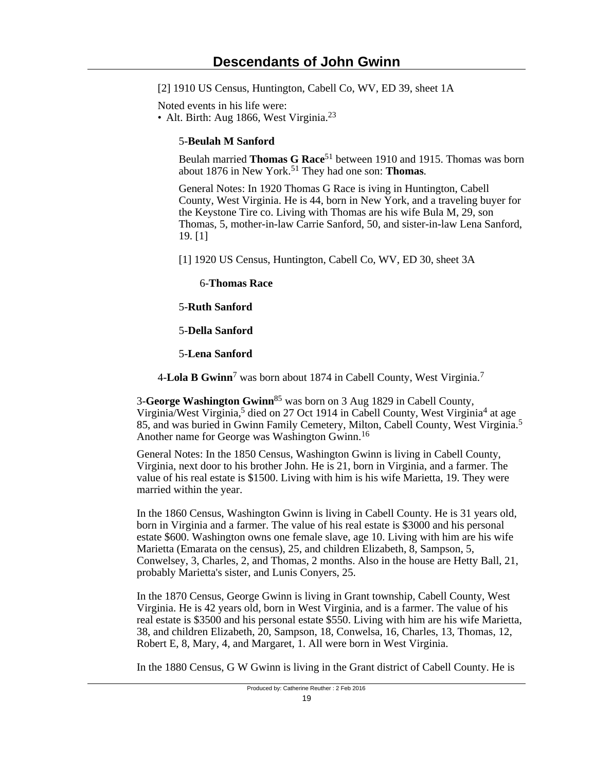[2] 1910 US Census, Huntington, Cabell Co, WV, ED 39, sheet 1A

Noted events in his life were:
- Alt. Birth: Aug 1866, West Virginia.[23]

5-**Beulah M Sanford**

Beulah married **Thomas G Race**[51] between 1910 and 1915. Thomas was born about 1876 in New York.[51] They had one son: **Thomas**.

General Notes: In 1920 Thomas G Race is iving in Huntington, Cabell County, West Virginia. He is 44, born in New York, and a traveling buyer for the Keystone Tire co. Living with Thomas are his wife Bula M, 29, son Thomas, 5, mother-in-law Carrie Sanford, 50, and sister-in-law Lena Sanford, 19. [1]

[1] 1920 US Census, Huntington, Cabell Co, WV, ED 30, sheet 3A

6-**Thomas Race**

5-**Ruth Sanford**

5-**Della Sanford**

5-**Lena Sanford**

4-**Lola B Gwinn**[7] was born about 1874 in Cabell County, West Virginia.[7]

3-**George Washington Gwinn**[85] was born on 3 Aug 1829 in Cabell County, Virginia/West Virginia,[5] died on 27 Oct 1914 in Cabell County, West Virginia[4] at age 85, and was buried in Gwinn Family Cemetery, Milton, Cabell County, West Virginia.[5] Another name for George was Washington Gwinn.[16]

General Notes: In the 1850 Census, Washington Gwinn is living in Cabell County, Virginia, next door to his brother John. He is 21, born in Virginia, and a farmer. The value of his real estate is $1500. Living with him is his wife Marietta, 19. They were married within the year.

In the 1860 Census, Washington Gwinn is living in Cabell County. He is 31 years old, born in Virginia and a farmer. The value of his real estate is $3000 and his personal estate $600. Washington owns one female slave, age 10. Living with him are his wife Marietta (Emarata on the census), 25, and children Elizabeth, 8, Sampson, 5, Conwelsey, 3, Charles, 2, and Thomas, 2 months. Also in the house are Hetty Ball, 21, probably Marietta's sister, and Lunis Conyers, 25.

In the 1870 Census, George Gwinn is living in Grant township, Cabell County, West Virginia. He is 42 years old, born in West Virginia, and is a farmer. The value of his real estate is $3500 and his personal estate $550. Living with him are his wife Marietta, 38, and children Elizabeth, 20, Sampson, 18, Conwelsa, 16, Charles, 13, Thomas, 12, Robert E, 8, Mary, 4, and Margaret, 1. All were born in West Virginia.

In the 1880 Census, G W Gwinn is living in the Grant district of Cabell County. He is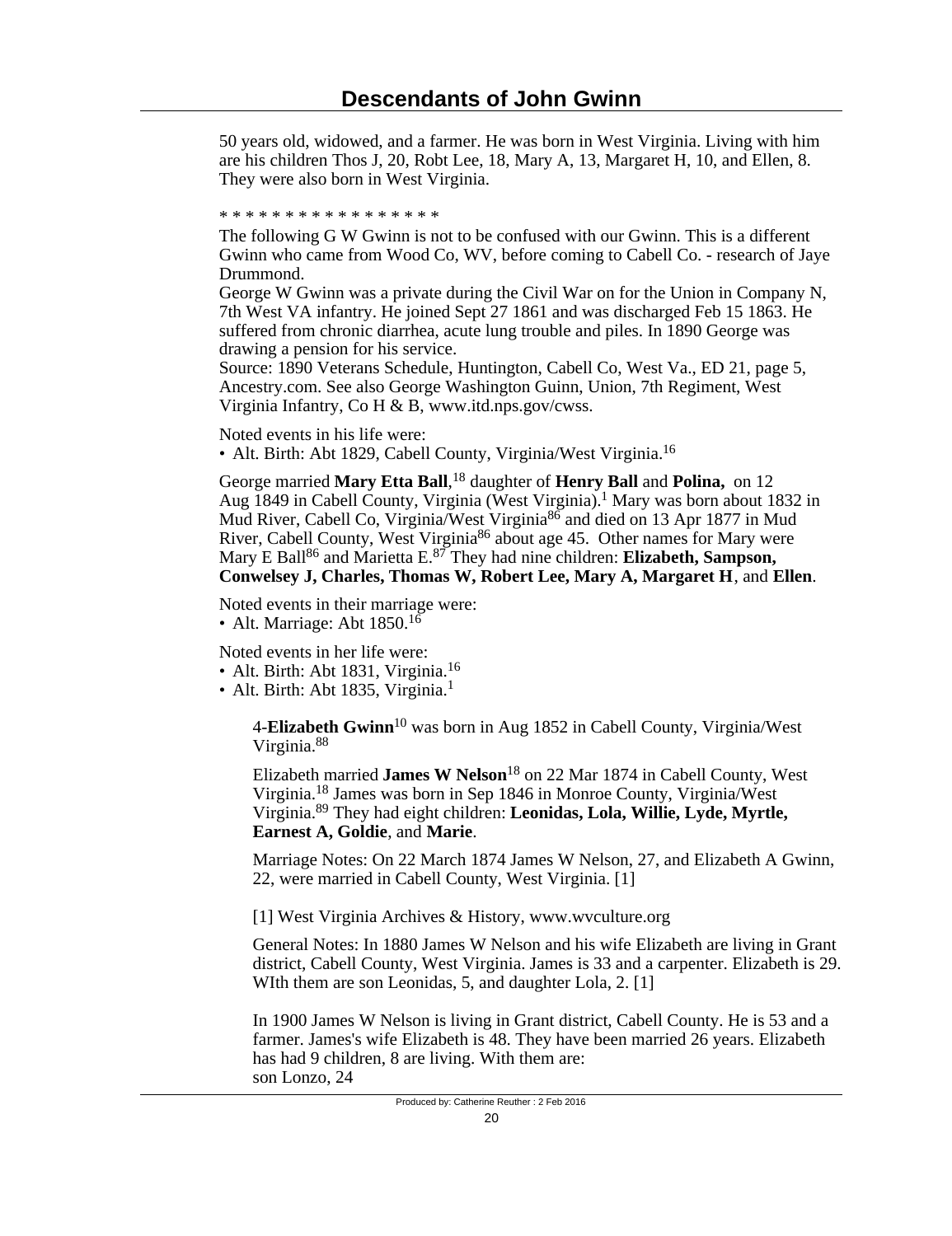50 years old, widowed, and a farmer. He was born in West Virginia. Living with him are his children Thos J, 20, Robt Lee, 18, Mary A, 13, Margaret H, 10, and Ellen, 8. They were also born in West Virginia.

* * * * * * * * * * * * * * * * *

The following G W Gwinn is not to be confused with our Gwinn. This is a different Gwinn who came from Wood Co, WV, before coming to Cabell Co. - research of Jaye Drummond.

George W Gwinn was a private during the Civil War on for the Union in Company N, 7th West VA infantry. He joined Sept 27 1861 and was discharged Feb 15 1863. He suffered from chronic diarrhea, acute lung trouble and piles. In 1890 George was drawing a pension for his service.

Source: 1890 Veterans Schedule, Huntington, Cabell Co, West Va., ED 21, page 5, Ancestry.com. See also George Washington Guinn, Union, 7th Regiment, West Virginia Infantry, Co H & B, www.itd.nps.gov/cwss.

Noted events in his life were:

• Alt. Birth: Abt 1829, Cabell County, Virginia/West Virginia.[16]

George married **Mary Etta Ball**,[18] daughter of **Henry Ball** and **Polina,** on 12 Aug 1849 in Cabell County, Virginia (West Virginia).[1] Mary was born about 1832 in Mud River, Cabell Co, Virginia/West Virginia[86] and died on 13 Apr 1877 in Mud River, Cabell County, West Virginia[86] about age 45. Other names for Mary were Mary E Ball[86] and Marietta E.[87] They had nine children: **Elizabeth, Sampson, Conwelsey J, Charles, Thomas W, Robert Lee, Mary A, Margaret H**, and **Ellen**.

Noted events in their marriage were:

• Alt. Marriage: Abt 1850.[16]

Noted events in her life were:

• Alt. Birth: Abt 1831, Virginia.[16]
• Alt. Birth: Abt 1835, Virginia.[1]

4-**Elizabeth Gwinn**[10] was born in Aug 1852 in Cabell County, Virginia/West Virginia.[88]

Elizabeth married **James W Nelson**[18] on 22 Mar 1874 in Cabell County, West Virginia.[18] James was born in Sep 1846 in Monroe County, Virginia/West Virginia.[89] They had eight children: **Leonidas, Lola, Willie, Lyde, Myrtle, Earnest A, Goldie**, and **Marie**.

Marriage Notes: On 22 March 1874 James W Nelson, 27, and Elizabeth A Gwinn, 22, were married in Cabell County, West Virginia. [1]

[1] West Virginia Archives & History, www.wvculture.org

General Notes: In 1880 James W Nelson and his wife Elizabeth are living in Grant district, Cabell County, West Virginia. James is 33 and a carpenter. Elizabeth is 29. WIth them are son Leonidas, 5, and daughter Lola, 2. [1]

In 1900 James W Nelson is living in Grant district, Cabell County. He is 53 and a farmer. James's wife Elizabeth is 48. They have been married 26 years. Elizabeth has had 9 children, 8 are living. With them are:
son Lonzo, 24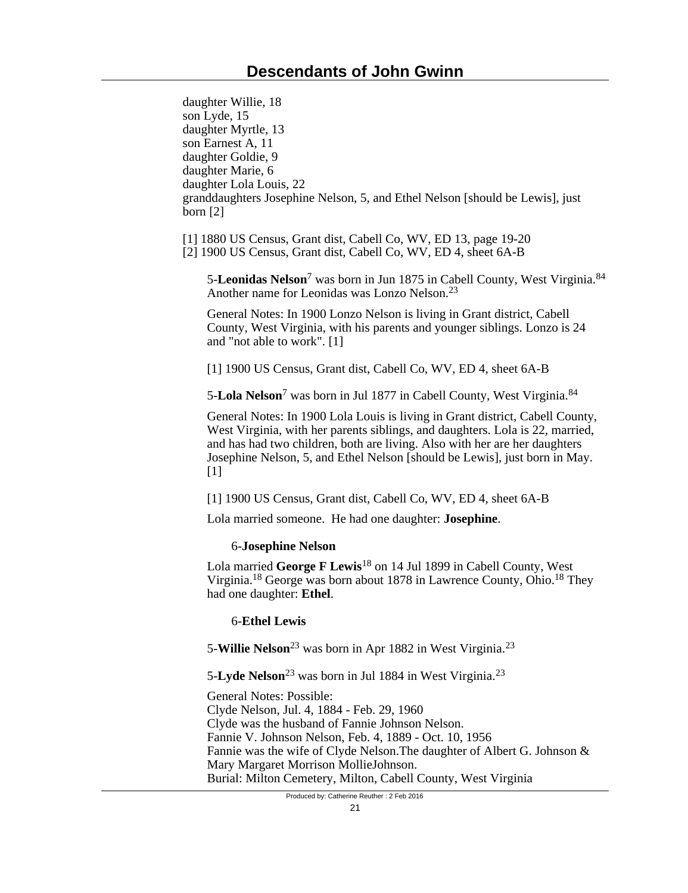daughter Willie, 18
son Lyde, 15
daughter Myrtle, 13
son Earnest A, 11
daughter Goldie, 9
daughter Marie, 6
daughter Lola Louis, 22
granddaughters Josephine Nelson, 5, and Ethel Nelson [should be Lewis], just born [2]

[1] 1880 US Census, Grant dist, Cabell Co, WV, ED 13, page 19-20
[2] 1900 US Census, Grant dist, Cabell Co, WV, ED 4, sheet 6A-B

5-**Leonidas Nelson**[7] was born in Jun 1875 in Cabell County, West Virginia.[84] Another name for Leonidas was Lonzo Nelson.[23]

General Notes: In 1900 Lonzo Nelson is living in Grant district, Cabell County, West Virginia, with his parents and younger siblings. Lonzo is 24 and "not able to work". [1]

[1] 1900 US Census, Grant dist, Cabell Co, WV, ED 4, sheet 6A-B

5-**Lola Nelson**[7] was born in Jul 1877 in Cabell County, West Virginia.[84]

General Notes: In 1900 Lola Louis is living in Grant district, Cabell County, West Virginia, with her parents siblings, and daughters. Lola is 22, married, and has had two children, both are living. Also with her are her daughters Josephine Nelson, 5, and Ethel Nelson [should be Lewis], just born in May. [1]

[1] 1900 US Census, Grant dist, Cabell Co, WV, ED 4, sheet 6A-B

Lola married someone. He had one daughter: **Josephine**.

6-**Josephine Nelson**

Lola married **George F Lewis**[18] on 14 Jul 1899 in Cabell County, West Virginia.[18] George was born about 1878 in Lawrence County, Ohio.[18] They had one daughter: **Ethel**.

6-**Ethel Lewis**

5-**Willie Nelson**[23] was born in Apr 1882 in West Virginia.[23]

5-**Lyde Nelson**[23] was born in Jul 1884 in West Virginia.[23]

General Notes: Possible:
Clyde Nelson, Jul. 4, 1884 - Feb. 29, 1960
Clyde was the husband of Fannie Johnson Nelson.
Fannie V. Johnson Nelson, Feb. 4, 1889 - Oct. 10, 1956
Fannie was the wife of Clyde Nelson.The daughter of Albert G. Johnson & Mary Margaret Morrison MollieJohnson.
Burial: Milton Cemetery, Milton, Cabell County, West Virginia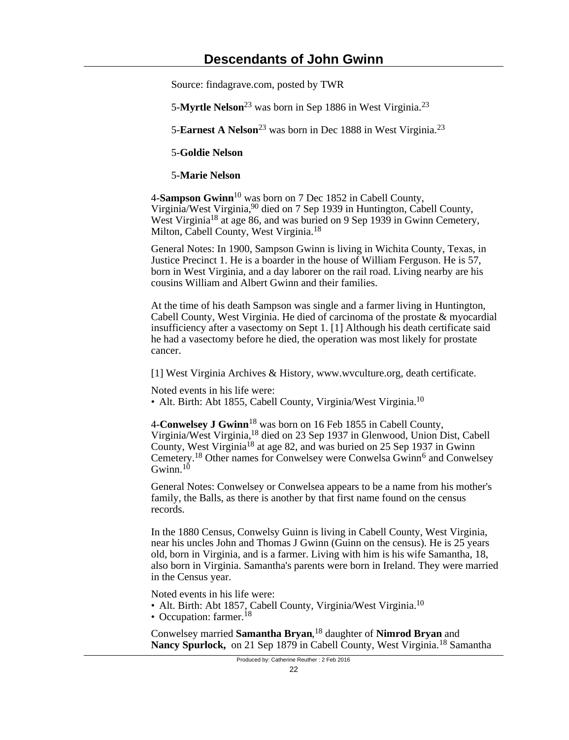Source: findagrave.com, posted by TWR

5-**Myrtle Nelson**[23] was born in Sep 1886 in West Virginia.[23]

5-**Earnest A Nelson**[23] was born in Dec 1888 in West Virginia.[23]

5-**Goldie Nelson**

5-**Marie Nelson**

4-**Sampson Gwinn**[10] was born on 7 Dec 1852 in Cabell County, Virginia/West Virginia,[90] died on 7 Sep 1939 in Huntington, Cabell County, West Virginia[18] at age 86, and was buried on 9 Sep 1939 in Gwinn Cemetery, Milton, Cabell County, West Virginia.[18]

General Notes: In 1900, Sampson Gwinn is living in Wichita County, Texas, in Justice Precinct 1. He is a boarder in the house of William Ferguson. He is 57, born in West Virginia, and a day laborer on the rail road. Living nearby are his cousins William and Albert Gwinn and their families.

At the time of his death Sampson was single and a farmer living in Huntington, Cabell County, West Virginia. He died of carcinoma of the prostate & myocardial insufficiency after a vasectomy on Sept 1. [1] Although his death certificate said he had a vasectomy before he died, the operation was most likely for prostate cancer.

[1] West Virginia Archives & History, www.wvculture.org, death certificate.

Noted events in his life were:
- Alt. Birth: Abt 1855, Cabell County, Virginia/West Virginia.[10]

4-**Conwelsey J Gwinn**[18] was born on 16 Feb 1855 in Cabell County, Virginia/West Virginia,[18] died on 23 Sep 1937 in Glenwood, Union Dist, Cabell County, West Virginia[18] at age 82, and was buried on 25 Sep 1937 in Gwinn Cemetery.[18] Other names for Conwelsey were Conwelsa Gwinn[6] and Conwelsey Gwinn.[10]

General Notes: Conwelsey or Conwelsea appears to be a name from his mother's family, the Balls, as there is another by that first name found on the census records.

In the 1880 Census, Conwelsy Guinn is living in Cabell County, West Virginia, near his uncles John and Thomas J Gwinn (Guinn on the census). He is 25 years old, born in Virginia, and is a farmer. Living with him is his wife Samantha, 18, also born in Virginia. Samantha's parents were born in Ireland. They were married in the Census year.

Noted events in his life were:
- Alt. Birth: Abt 1857, Cabell County, Virginia/West Virginia.[10]
- Occupation: farmer.[18]

Conwelsey married **Samantha Bryan**,[18] daughter of **Nimrod Bryan** and **Nancy Spurlock,** on 21 Sep 1879 in Cabell County, West Virginia.[18] Samantha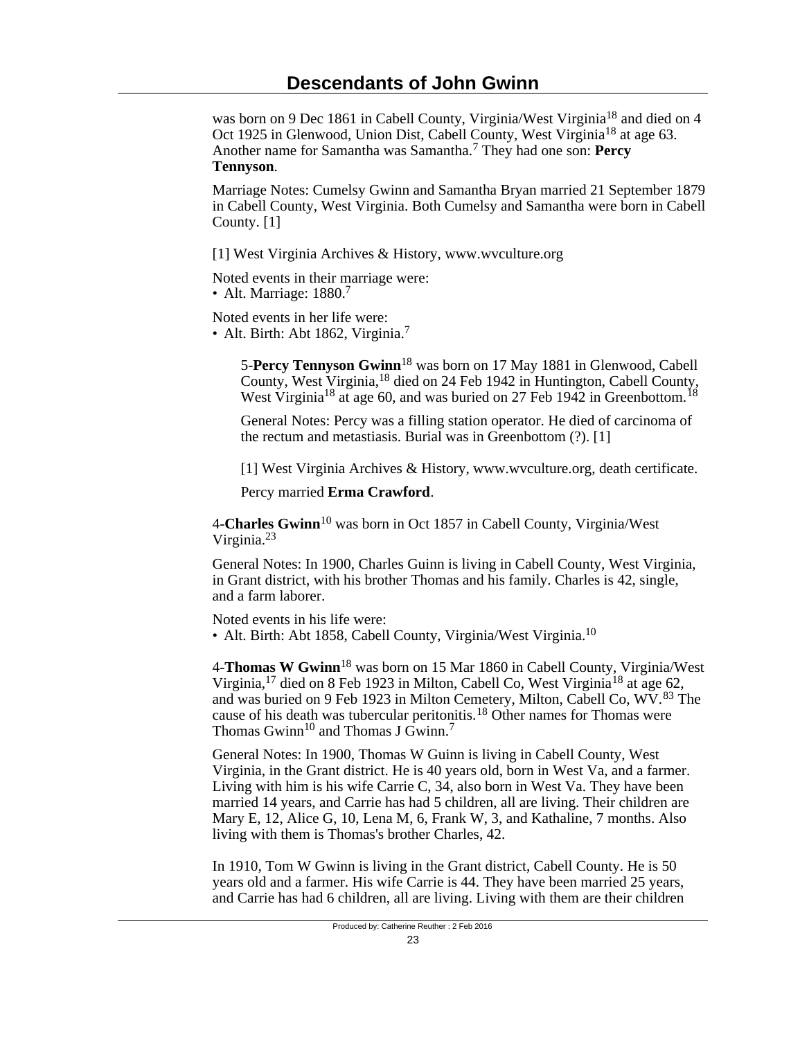was born on 9 Dec 1861 in Cabell County, Virginia/West Virginia[18] and died on 4 Oct 1925 in Glenwood, Union Dist, Cabell County, West Virginia[18] at age 63. Another name for Samantha was Samantha.[7] They had one son: **Percy Tennyson**.

Marriage Notes: Cumelsy Gwinn and Samantha Bryan married 21 September 1879 in Cabell County, West Virginia. Both Cumelsy and Samantha were born in Cabell County. [1]

[1] West Virginia Archives & History, www.wvculture.org

Noted events in their marriage were:
- Alt. Marriage: 1880.[7]

Noted events in her life were:
- Alt. Birth: Abt 1862, Virginia.[7]

5-**Percy Tennyson Gwinn**[18] was born on 17 May 1881 in Glenwood, Cabell County, West Virginia,[18] died on 24 Feb 1942 in Huntington, Cabell County, West Virginia[18] at age 60, and was buried on 27 Feb 1942 in Greenbottom.[18]

General Notes: Percy was a filling station operator. He died of carcinoma of the rectum and metastiasis. Burial was in Greenbottom (?). [1]

[1] West Virginia Archives & History, www.wvculture.org, death certificate.

Percy married **Erma Crawford**.

4-**Charles Gwinn**[10] was born in Oct 1857 in Cabell County, Virginia/West Virginia.[23]

General Notes: In 1900, Charles Guinn is living in Cabell County, West Virginia, in Grant district, with his brother Thomas and his family. Charles is 42, single, and a farm laborer.

Noted events in his life were:
- Alt. Birth: Abt 1858, Cabell County, Virginia/West Virginia.[10]

4-**Thomas W Gwinn**[18] was born on 15 Mar 1860 in Cabell County, Virginia/West Virginia,[17] died on 8 Feb 1923 in Milton, Cabell Co, West Virginia[18] at age 62, and was buried on 9 Feb 1923 in Milton Cemetery, Milton, Cabell Co, WV.[83] The cause of his death was tubercular peritonitis.[18] Other names for Thomas were Thomas Gwinn[10] and Thomas J Gwinn.[7]

General Notes: In 1900, Thomas W Guinn is living in Cabell County, West Virginia, in the Grant district. He is 40 years old, born in West Va, and a farmer. Living with him is his wife Carrie C, 34, also born in West Va. They have been married 14 years, and Carrie has had 5 children, all are living. Their children are Mary E, 12, Alice G, 10, Lena M, 6, Frank W, 3, and Kathaline, 7 months. Also living with them is Thomas's brother Charles, 42.

In 1910, Tom W Gwinn is living in the Grant district, Cabell County. He is 50 years old and a farmer. His wife Carrie is 44. They have been married 25 years, and Carrie has had 6 children, all are living. Living with them are their children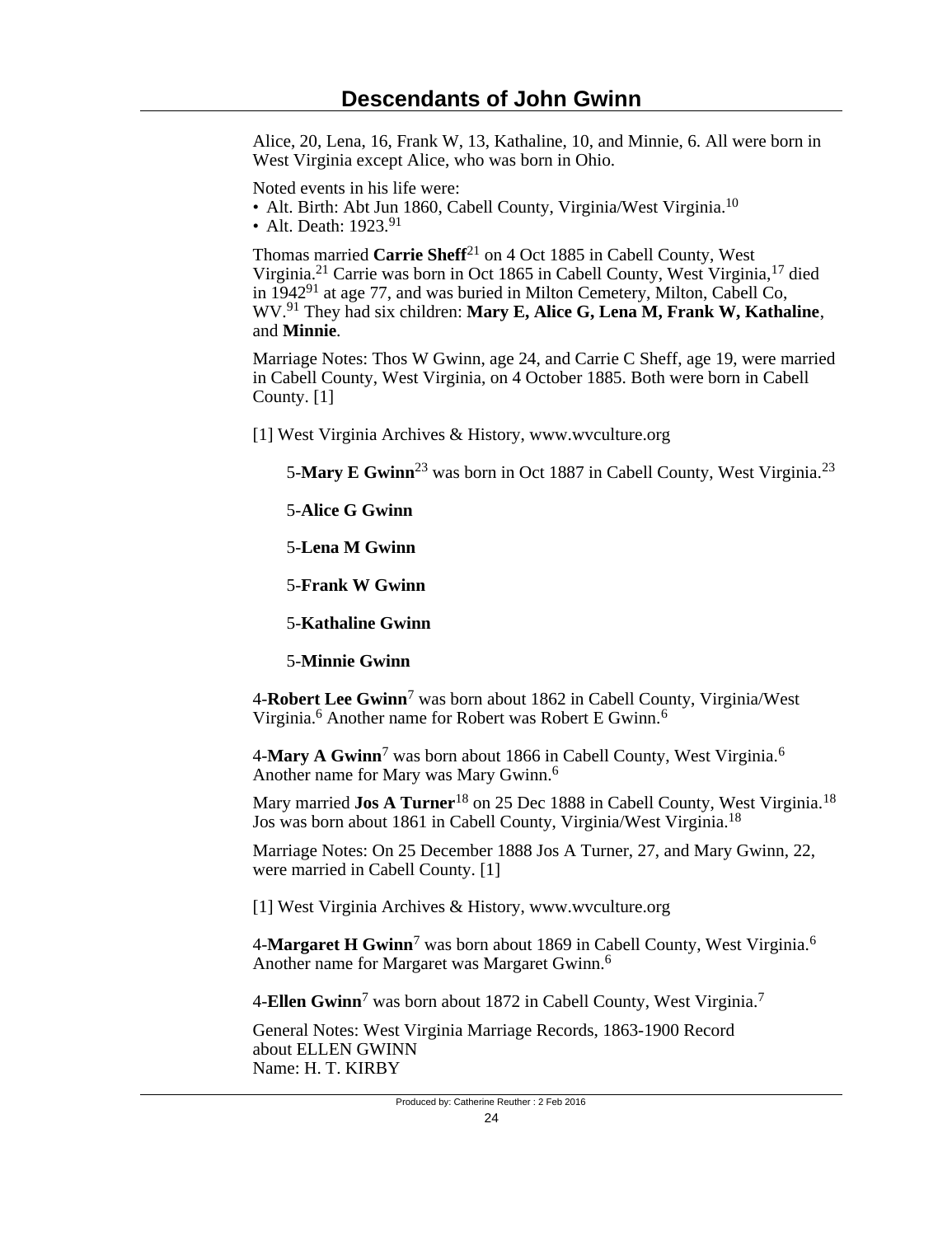Alice, 20, Lena, 16, Frank W, 13, Kathaline, 10, and Minnie, 6. All were born in West Virginia except Alice, who was born in Ohio.

Noted events in his life were:

- Alt. Birth: Abt Jun 1860, Cabell County, Virginia/West Virginia.[10]
- Alt. Death: 1923.[91]

Thomas married **Carrie Sheff**[21] on 4 Oct 1885 in Cabell County, West Virginia.[21] Carrie was born in Oct 1865 in Cabell County, West Virginia,[17] died in 1942[91] at age 77, and was buried in Milton Cemetery, Milton, Cabell Co, WV.[91] They had six children: **Mary E, Alice G, Lena M, Frank W, Kathaline**, and **Minnie**.

Marriage Notes: Thos W Gwinn, age 24, and Carrie C Sheff, age 19, were married in Cabell County, West Virginia, on 4 October 1885. Both were born in Cabell County. [1]

[1] West Virginia Archives & History, www.wvculture.org

5-**Mary E Gwinn**[23] was born in Oct 1887 in Cabell County, West Virginia.[23]

5-**Alice G Gwinn**

5-**Lena M Gwinn**

5-**Frank W Gwinn**

5-**Kathaline Gwinn**

5-**Minnie Gwinn**

4-**Robert Lee Gwinn**[7] was born about 1862 in Cabell County, Virginia/West Virginia.[6] Another name for Robert was Robert E Gwinn.[6]

4-**Mary A Gwinn**[7] was born about 1866 in Cabell County, West Virginia.[6] Another name for Mary was Mary Gwinn.[6]

Mary married **Jos A Turner**[18] on 25 Dec 1888 in Cabell County, West Virginia.[18] Jos was born about 1861 in Cabell County, Virginia/West Virginia.[18]

Marriage Notes: On 25 December 1888 Jos A Turner, 27, and Mary Gwinn, 22, were married in Cabell County. [1]

[1] West Virginia Archives & History, www.wvculture.org

4-**Margaret H Gwinn**[7] was born about 1869 in Cabell County, West Virginia.[6] Another name for Margaret was Margaret Gwinn.[6]

4-**Ellen Gwinn**[7] was born about 1872 in Cabell County, West Virginia.[7]

General Notes: West Virginia Marriage Records, 1863-1900 Record about ELLEN GWINN
Name: H. T. KIRBY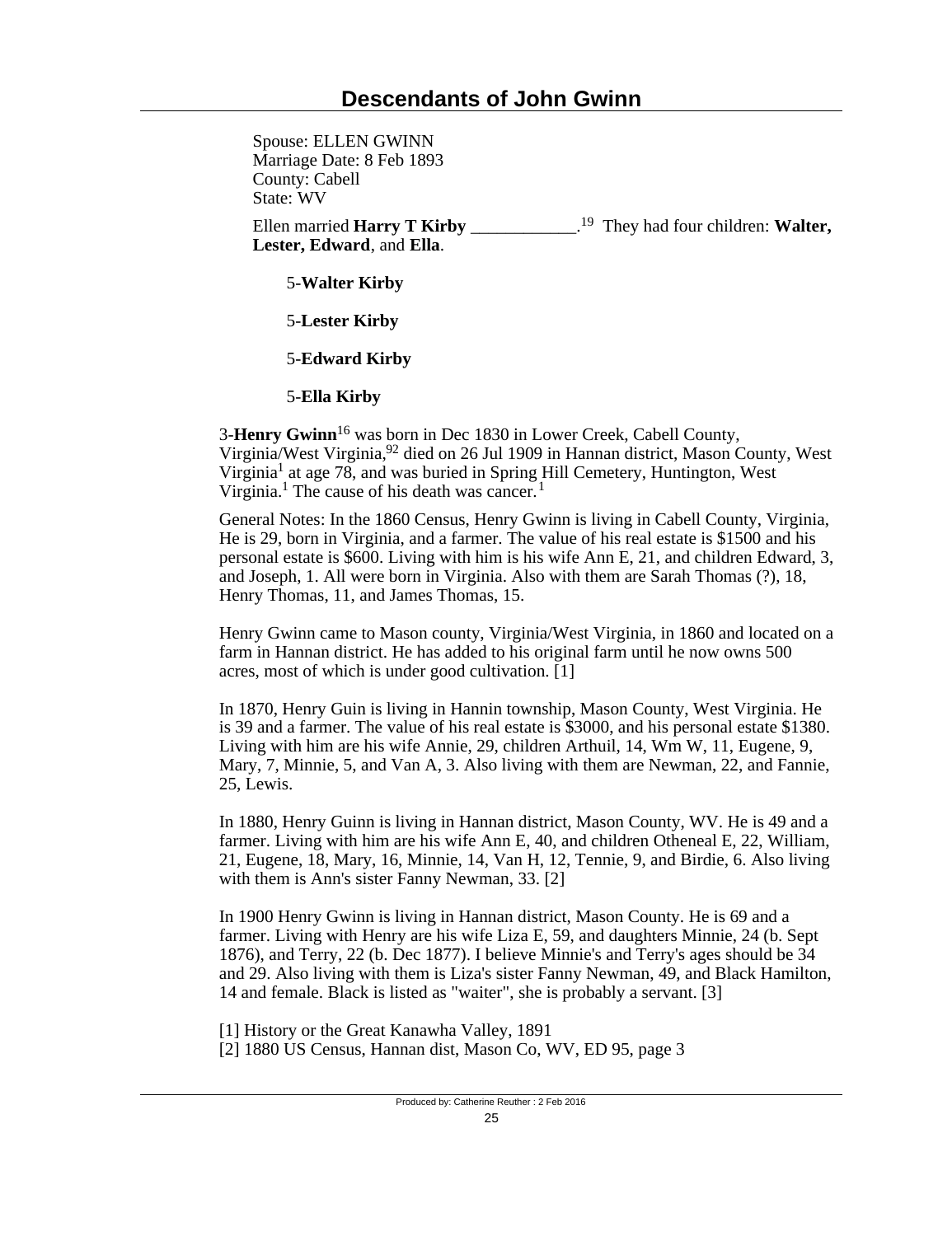Spouse: ELLEN GWINN
Marriage Date: 8 Feb 1893
County: Cabell
State: WV

Ellen married **Harry T Kirby** ____________.[19] They had four children: **Walter, Lester, Edward**, and **Ella**.

5-**Walter Kirby**

5-**Lester Kirby**

5-**Edward Kirby**

5-**Ella Kirby**

3-**Henry Gwinn**[16] was born in Dec 1830 in Lower Creek, Cabell County, Virginia/West Virginia,[92] died on 26 Jul 1909 in Hannan district, Mason County, West Virginia[1] at age 78, and was buried in Spring Hill Cemetery, Huntington, West Virginia.[1] The cause of his death was cancer.[1]

General Notes: In the 1860 Census, Henry Gwinn is living in Cabell County, Virginia, He is 29, born in Virginia, and a farmer. The value of his real estate is $1500 and his personal estate is $600. Living with him is his wife Ann E, 21, and children Edward, 3, and Joseph, 1. All were born in Virginia. Also with them are Sarah Thomas (?), 18, Henry Thomas, 11, and James Thomas, 15.

Henry Gwinn came to Mason county, Virginia/West Virginia, in 1860 and located on a farm in Hannan district. He has added to his original farm until he now owns 500 acres, most of which is under good cultivation. [1]

In 1870, Henry Guin is living in Hannin township, Mason County, West Virginia. He is 39 and a farmer. The value of his real estate is $3000, and his personal estate $1380. Living with him are his wife Annie, 29, children Arthuil, 14, Wm W, 11, Eugene, 9, Mary, 7, Minnie, 5, and Van A, 3. Also living with them are Newman, 22, and Fannie, 25, Lewis.

In 1880, Henry Guinn is living in Hannan district, Mason County, WV. He is 49 and a farmer. Living with him are his wife Ann E, 40, and children Otheneal E, 22, William, 21, Eugene, 18, Mary, 16, Minnie, 14, Van H, 12, Tennie, 9, and Birdie, 6. Also living with them is Ann's sister Fanny Newman, 33. [2]

In 1900 Henry Gwinn is living in Hannan district, Mason County. He is 69 and a farmer. Living with Henry are his wife Liza E, 59, and daughters Minnie, 24 (b. Sept 1876), and Terry, 22 (b. Dec 1877). I believe Minnie's and Terry's ages should be 34 and 29. Also living with them is Liza's sister Fanny Newman, 49, and Black Hamilton, 14 and female. Black is listed as "waiter", she is probably a servant. [3]

[1] History or the Great Kanawha Valley, 1891
[2] 1880 US Census, Hannan dist, Mason Co, WV, ED 95, page 3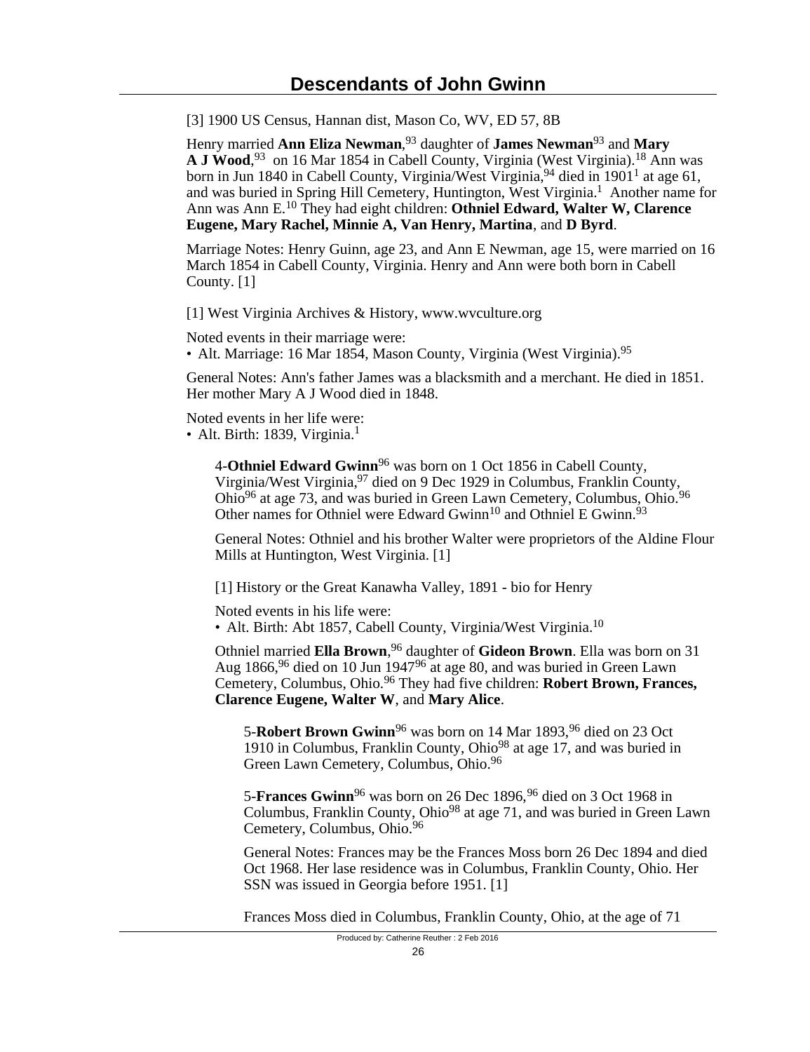[3] 1900 US Census, Hannan dist, Mason Co, WV, ED 57, 8B

Henry married **Ann Eliza Newman**,[93] daughter of **James Newman**[93] and **Mary A J Wood**,[93] on 16 Mar 1854 in Cabell County, Virginia (West Virginia).[18] Ann was born in Jun 1840 in Cabell County, Virginia/West Virginia,[94] died in 1901[1] at age 61, and was buried in Spring Hill Cemetery, Huntington, West Virginia.[1] Another name for Ann was Ann E.[10] They had eight children: **Othniel Edward, Walter W, Clarence Eugene, Mary Rachel, Minnie A, Van Henry, Martina**, and **D Byrd**.

Marriage Notes: Henry Guinn, age 23, and Ann E Newman, age 15, were married on 16 March 1854 in Cabell County, Virginia. Henry and Ann were both born in Cabell County. [1]

[1] West Virginia Archives & History, www.wvculture.org

Noted events in their marriage were:
• Alt. Marriage: 16 Mar 1854, Mason County, Virginia (West Virginia).[95]

General Notes: Ann's father James was a blacksmith and a merchant. He died in 1851. Her mother Mary A J Wood died in 1848.

Noted events in her life were:
• Alt. Birth: 1839, Virginia.[1]

4-**Othniel Edward Gwinn**[96] was born on 1 Oct 1856 in Cabell County, Virginia/West Virginia,[97] died on 9 Dec 1929 in Columbus, Franklin County, Ohio[96] at age 73, and was buried in Green Lawn Cemetery, Columbus, Ohio.[96] Other names for Othniel were Edward Gwinn[10] and Othniel E Gwinn.[93]

General Notes: Othniel and his brother Walter were proprietors of the Aldine Flour Mills at Huntington, West Virginia. [1]

[1] History or the Great Kanawha Valley, 1891 - bio for Henry

Noted events in his life were:
• Alt. Birth: Abt 1857, Cabell County, Virginia/West Virginia.[10]

Othniel married **Ella Brown**,[96] daughter of **Gideon Brown**. Ella was born on 31 Aug 1866,[96] died on 10 Jun 1947[96] at age 80, and was buried in Green Lawn Cemetery, Columbus, Ohio.[96] They had five children: **Robert Brown, Frances, Clarence Eugene, Walter W**, and **Mary Alice**.

5-**Robert Brown Gwinn**[96] was born on 14 Mar 1893,[96] died on 23 Oct 1910 in Columbus, Franklin County, Ohio[98] at age 17, and was buried in Green Lawn Cemetery, Columbus, Ohio.[96]

5-**Frances Gwinn**[96] was born on 26 Dec 1896,[96] died on 3 Oct 1968 in Columbus, Franklin County, Ohio[98] at age 71, and was buried in Green Lawn Cemetery, Columbus, Ohio.[96]

General Notes: Frances may be the Frances Moss born 26 Dec 1894 and died Oct 1968. Her lase residence was in Columbus, Franklin County, Ohio. Her SSN was issued in Georgia before 1951. [1]

Frances Moss died in Columbus, Franklin County, Ohio, at the age of 71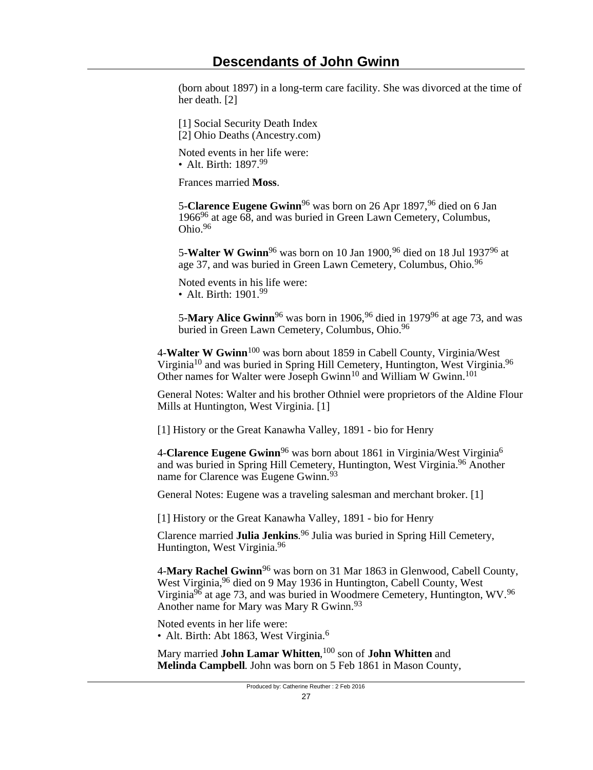(born about 1897) in a long-term care facility. She was divorced at the time of her death. [2]

[1] Social Security Death Index
[2] Ohio Deaths (Ancestry.com)

Noted events in her life were:
• Alt. Birth: 1897.[99]

Frances married **Moss**.

5-**Clarence Eugene Gwinn**[96] was born on 26 Apr 1897,[96] died on 6 Jan 1966[96] at age 68, and was buried in Green Lawn Cemetery, Columbus, Ohio.[96]

5-**Walter W Gwinn**[96] was born on 10 Jan 1900,[96] died on 18 Jul 1937[96] at age 37, and was buried in Green Lawn Cemetery, Columbus, Ohio.[96]

Noted events in his life were:
• Alt. Birth: 1901.[99]

5-**Mary Alice Gwinn**[96] was born in 1906,[96] died in 1979[96] at age 73, and was buried in Green Lawn Cemetery, Columbus, Ohio.[96]

4-**Walter W Gwinn**[100] was born about 1859 in Cabell County, Virginia/West Virginia[10] and was buried in Spring Hill Cemetery, Huntington, West Virginia.[96] Other names for Walter were Joseph Gwinn[10] and William W Gwinn.[101]

General Notes: Walter and his brother Othniel were proprietors of the Aldine Flour Mills at Huntington, West Virginia. [1]

[1] History or the Great Kanawha Valley, 1891 - bio for Henry

4-**Clarence Eugene Gwinn**[96] was born about 1861 in Virginia/West Virginia[6] and was buried in Spring Hill Cemetery, Huntington, West Virginia.[96] Another name for Clarence was Eugene Gwinn.[93]

General Notes: Eugene was a traveling salesman and merchant broker. [1]

[1] History or the Great Kanawha Valley, 1891 - bio for Henry

Clarence married **Julia Jenkins**.[96] Julia was buried in Spring Hill Cemetery, Huntington, West Virginia.[96]

4-**Mary Rachel Gwinn**[96] was born on 31 Mar 1863 in Glenwood, Cabell County, West Virginia,[96] died on 9 May 1936 in Huntington, Cabell County, West Virginia[96] at age 73, and was buried in Woodmere Cemetery, Huntington, WV.[96] Another name for Mary was Mary R Gwinn.[93]

Noted events in her life were:
• Alt. Birth: Abt 1863, West Virginia.[6]

Mary married **John Lamar Whitten**,[100] son of **John Whitten** and **Melinda Campbell**. John was born on 5 Feb 1861 in Mason County,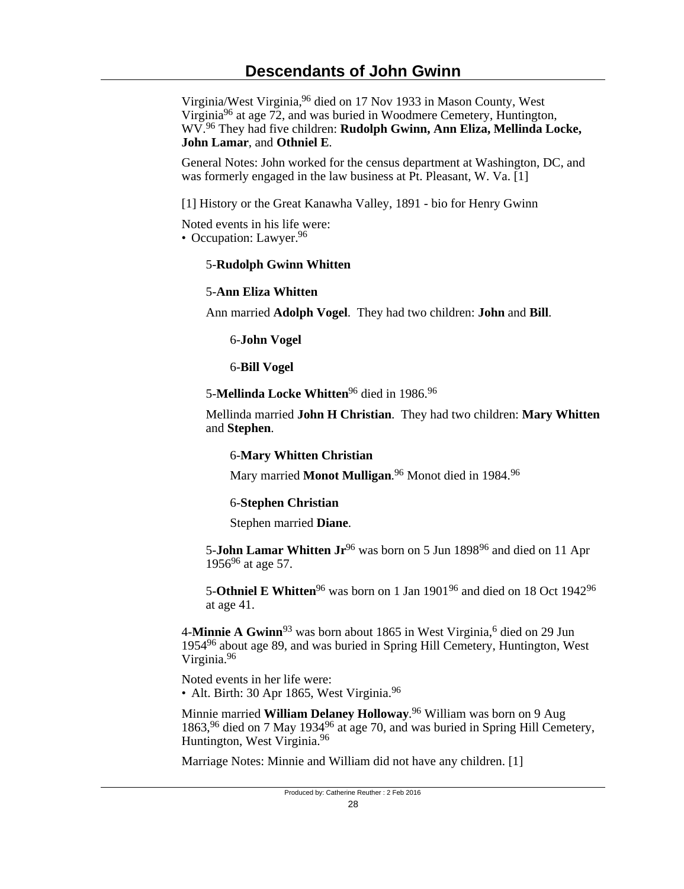Virginia/West Virginia,[96] died on 17 Nov 1933 in Mason County, West Virginia[96] at age 72, and was buried in Woodmere Cemetery, Huntington, WV.[96] They had five children: **Rudolph Gwinn, Ann Eliza, Mellinda Locke, John Lamar**, and **Othniel E**.

General Notes: John worked for the census department at Washington, DC, and was formerly engaged in the law business at Pt. Pleasant, W. Va. [1]

[1] History or the Great Kanawha Valley, 1891 - bio for Henry Gwinn

Noted events in his life were:
• Occupation: Lawyer.[96]

5-**Rudolph Gwinn Whitten**

5-**Ann Eliza Whitten**

Ann married **Adolph Vogel**. They had two children: **John** and **Bill**.

6-**John Vogel**

6-**Bill Vogel**

5-**Mellinda Locke Whitten**[96] died in 1986.[96]

Mellinda married **John H Christian**. They had two children: **Mary Whitten** and **Stephen**.

6-**Mary Whitten Christian**

Mary married **Monot Mulligan**.[96] Monot died in 1984.[96]

6-**Stephen Christian**

Stephen married **Diane**.

5-**John Lamar Whitten Jr**[96] was born on 5 Jun 1898[96] and died on 11 Apr 1956[96] at age 57.

5-**Othniel E Whitten**[96] was born on 1 Jan 1901[96] and died on 18 Oct 1942[96] at age 41.

4-**Minnie A Gwinn**[93] was born about 1865 in West Virginia,[6] died on 29 Jun 1954[96] about age 89, and was buried in Spring Hill Cemetery, Huntington, West Virginia.[96]

Noted events in her life were:
• Alt. Birth: 30 Apr 1865, West Virginia.[96]

Minnie married **William Delaney Holloway**.[96] William was born on 9 Aug 1863,[96] died on 7 May 1934[96] at age 70, and was buried in Spring Hill Cemetery, Huntington, West Virginia.[96]

Marriage Notes: Minnie and William did not have any children. [1]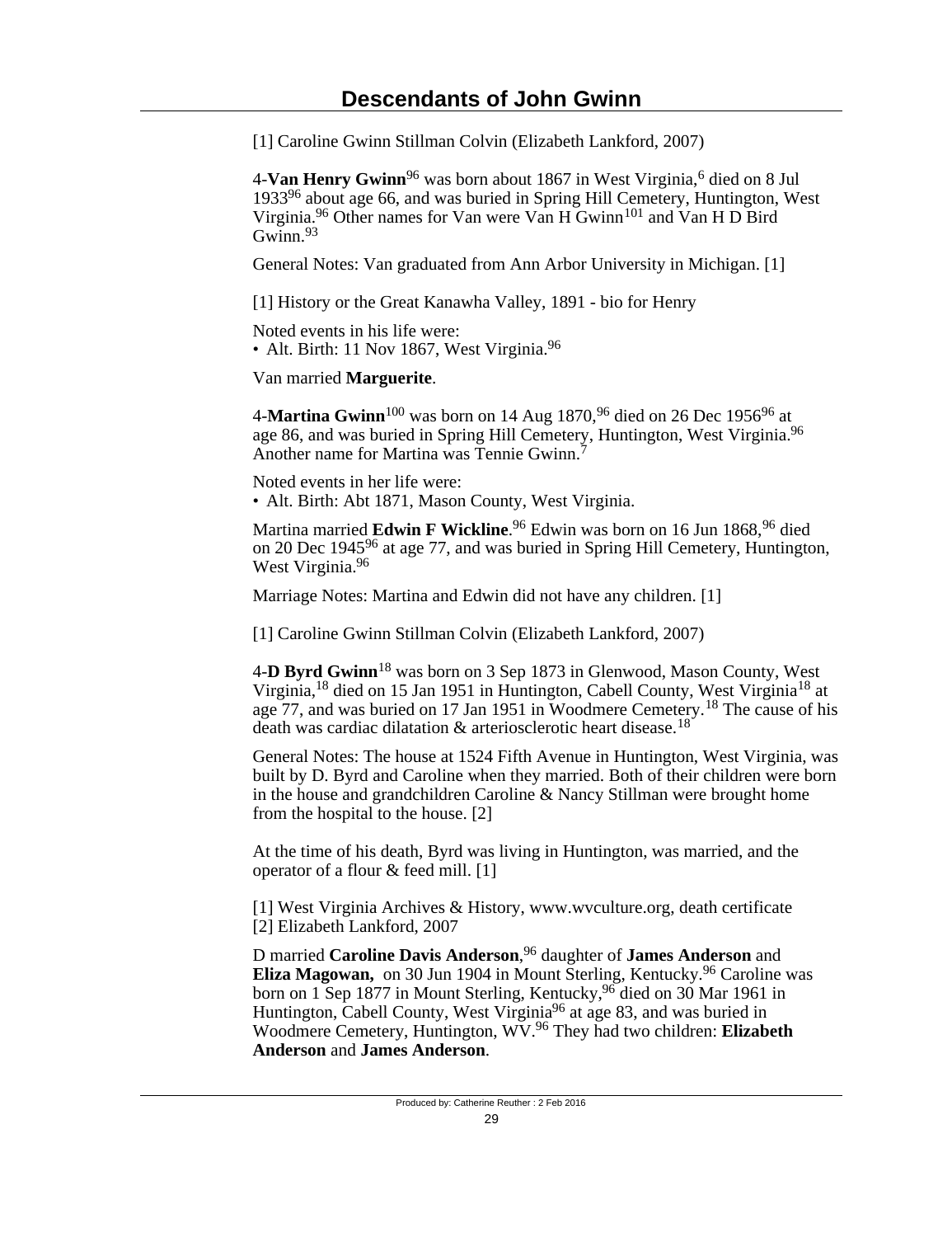[1] Caroline Gwinn Stillman Colvin (Elizabeth Lankford, 2007)

4-**Van Henry Gwinn**[96] was born about 1867 in West Virginia,[6] died on 8 Jul 1933[96] about age 66, and was buried in Spring Hill Cemetery, Huntington, West Virginia.[96] Other names for Van were Van H Gwinn[101] and Van H D Bird Gwinn.[93]

General Notes: Van graduated from Ann Arbor University in Michigan. [1]

[1] History or the Great Kanawha Valley, 1891 - bio for Henry

Noted events in his life were:
• Alt. Birth: 11 Nov 1867, West Virginia.[96]

Van married **Marguerite**.

4-**Martina Gwinn**[100] was born on 14 Aug 1870,[96] died on 26 Dec 1956[96] at age 86, and was buried in Spring Hill Cemetery, Huntington, West Virginia.[96] Another name for Martina was Tennie Gwinn.[7]

Noted events in her life were:
• Alt. Birth: Abt 1871, Mason County, West Virginia.

Martina married **Edwin F Wickline**.[96] Edwin was born on 16 Jun 1868,[96] died on 20 Dec 1945[96] at age 77, and was buried in Spring Hill Cemetery, Huntington, West Virginia.[96]

Marriage Notes: Martina and Edwin did not have any children. [1]

[1] Caroline Gwinn Stillman Colvin (Elizabeth Lankford, 2007)

4-**D Byrd Gwinn**[18] was born on 3 Sep 1873 in Glenwood, Mason County, West Virginia,[18] died on 15 Jan 1951 in Huntington, Cabell County, West Virginia[18] at age 77, and was buried on 17 Jan 1951 in Woodmere Cemetery.[18] The cause of his death was cardiac dilatation & arteriosclerotic heart disease.[18]

General Notes: The house at 1524 Fifth Avenue in Huntington, West Virginia, was built by D. Byrd and Caroline when they married. Both of their children were born in the house and grandchildren Caroline & Nancy Stillman were brought home from the hospital to the house. [2]

At the time of his death, Byrd was living in Huntington, was married, and the operator of a flour & feed mill. [1]

[1] West Virginia Archives & History, www.wvculture.org, death certificate
[2] Elizabeth Lankford, 2007

D married **Caroline Davis Anderson**,[96] daughter of **James Anderson** and **Eliza Magowan,** on 30 Jun 1904 in Mount Sterling, Kentucky.[96] Caroline was born on 1 Sep 1877 in Mount Sterling, Kentucky,[96] died on 30 Mar 1961 in Huntington, Cabell County, West Virginia[96] at age 83, and was buried in Woodmere Cemetery, Huntington, WV.[96] They had two children: **Elizabeth Anderson** and **James Anderson**.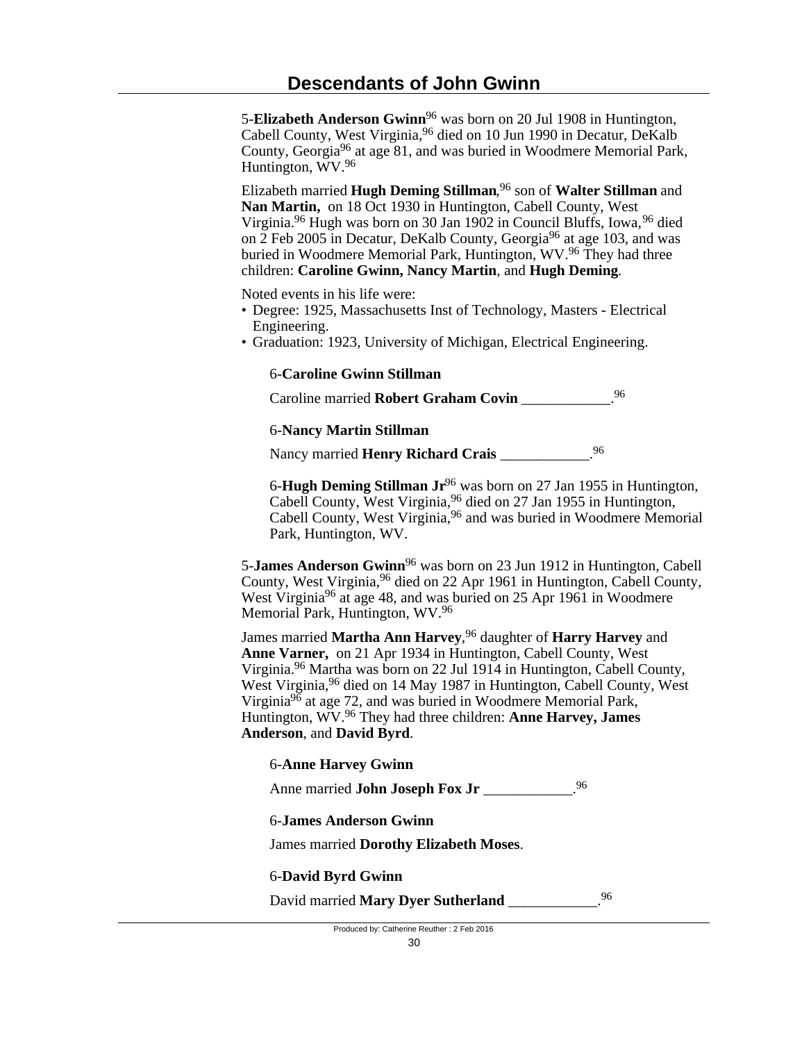5-**Elizabeth Anderson Gwinn**[96] was born on 20 Jul 1908 in Huntington, Cabell County, West Virginia,[96] died on 10 Jun 1990 in Decatur, DeKalb County, Georgia[96] at age 81, and was buried in Woodmere Memorial Park, Huntington, WV.[96]

Elizabeth married **Hugh Deming Stillman**,[96] son of **Walter Stillman** and **Nan Martin**, on 18 Oct 1930 in Huntington, Cabell County, West Virginia.[96] Hugh was born on 30 Jan 1902 in Council Bluffs, Iowa,[96] died on 2 Feb 2005 in Decatur, DeKalb County, Georgia[96] at age 103, and was buried in Woodmere Memorial Park, Huntington, WV.[96] They had three children: **Caroline Gwinn, Nancy Martin**, and **Hugh Deming**.

Noted events in his life were:

- Degree: 1925, Massachusetts Inst of Technology, Masters - Electrical Engineering.
- Graduation: 1923, University of Michigan, Electrical Engineering.

6-**Caroline Gwinn Stillman**

Caroline married **Robert Graham Covin** ____________.[96]

6-**Nancy Martin Stillman**

Nancy married **Henry Richard Crais** ____________.[96]

6-**Hugh Deming Stillman Jr**[96] was born on 27 Jan 1955 in Huntington, Cabell County, West Virginia,[96] died on 27 Jan 1955 in Huntington, Cabell County, West Virginia,[96] and was buried in Woodmere Memorial Park, Huntington, WV.

5-**James Anderson Gwinn**[96] was born on 23 Jun 1912 in Huntington, Cabell County, West Virginia,[96] died on 22 Apr 1961 in Huntington, Cabell County, West Virginia[96] at age 48, and was buried on 25 Apr 1961 in Woodmere Memorial Park, Huntington, WV.[96]

James married **Martha Ann Harvey**,[96] daughter of **Harry Harvey** and **Anne Varner**, on 21 Apr 1934 in Huntington, Cabell County, West Virginia.[96] Martha was born on 22 Jul 1914 in Huntington, Cabell County, West Virginia,[96] died on 14 May 1987 in Huntington, Cabell County, West Virginia[96] at age 72, and was buried in Woodmere Memorial Park, Huntington, WV.[96] They had three children: **Anne Harvey, James Anderson**, and **David Byrd**.

6-**Anne Harvey Gwinn**

Anne married **John Joseph Fox Jr** ____________.[96]

6-**James Anderson Gwinn**

James married **Dorothy Elizabeth Moses**.

6-**David Byrd Gwinn**

David married **Mary Dyer Sutherland** ____________.[96]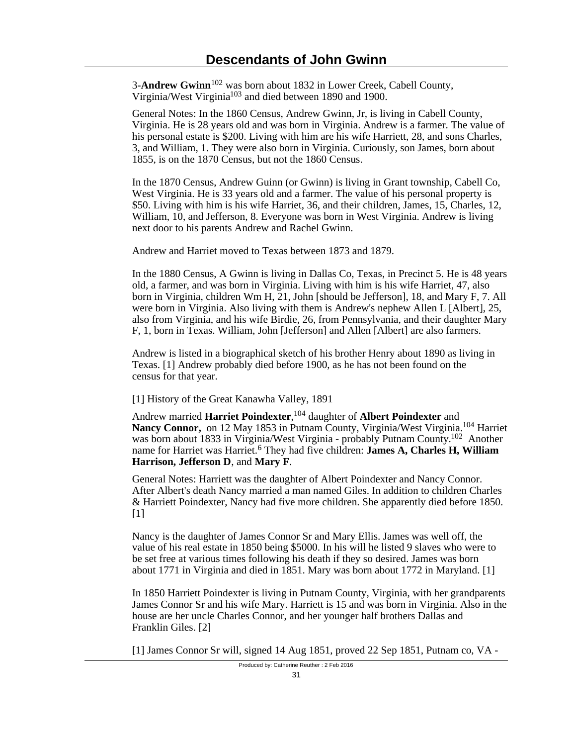3-**Andrew Gwinn**[102] was born about 1832 in Lower Creek, Cabell County, Virginia/West Virginia[103] and died between 1890 and 1900.

General Notes: In the 1860 Census, Andrew Gwinn, Jr, is living in Cabell County, Virginia. He is 28 years old and was born in Virginia. Andrew is a farmer. The value of his personal estate is $200. Living with him are his wife Harriett, 28, and sons Charles, 3, and William, 1. They were also born in Virginia. Curiously, son James, born about 1855, is on the 1870 Census, but not the 1860 Census.

In the 1870 Census, Andrew Guinn (or Gwinn) is living in Grant township, Cabell Co, West Virginia. He is 33 years old and a farmer. The value of his personal property is $50. Living with him is his wife Harriet, 36, and their children, James, 15, Charles, 12, William, 10, and Jefferson, 8. Everyone was born in West Virginia. Andrew is living next door to his parents Andrew and Rachel Gwinn.

Andrew and Harriet moved to Texas between 1873 and 1879.

In the 1880 Census, A Gwinn is living in Dallas Co, Texas, in Precinct 5. He is 48 years old, a farmer, and was born in Virginia. Living with him is his wife Harriet, 47, also born in Virginia, children Wm H, 21, John [should be Jefferson], 18, and Mary F, 7. All were born in Virginia. Also living with them is Andrew's nephew Allen L [Albert], 25, also from Virginia, and his wife Birdie, 26, from Pennsylvania, and their daughter Mary F, 1, born in Texas. William, John [Jefferson] and Allen [Albert] are also farmers.

Andrew is listed in a biographical sketch of his brother Henry about 1890 as living in Texas. [1] Andrew probably died before 1900, as he has not been found on the census for that year.

[1] History of the Great Kanawha Valley, 1891

Andrew married **Harriet Poindexter**,[104] daughter of **Albert Poindexter** and **Nancy Connor,** on 12 May 1853 in Putnam County, Virginia/West Virginia.[104] Harriet was born about 1833 in Virginia/West Virginia - probably Putnam County.[102] Another name for Harriet was Harriet.[6] They had five children: **James A, Charles H, William Harrison, Jefferson D**, and **Mary F**.

General Notes: Harriett was the daughter of Albert Poindexter and Nancy Connor. After Albert's death Nancy married a man named Giles. In addition to children Charles & Harriett Poindexter, Nancy had five more children. She apparently died before 1850. [1]

Nancy is the daughter of James Connor Sr and Mary Ellis. James was well off, the value of his real estate in 1850 being $5000. In his will he listed 9 slaves who were to be set free at various times following his death if they so desired. James was born about 1771 in Virginia and died in 1851. Mary was born about 1772 in Maryland. [1]

In 1850 Harriett Poindexter is living in Putnam County, Virginia, with her grandparents James Connor Sr and his wife Mary. Harriett is 15 and was born in Virginia. Also in the house are her uncle Charles Connor, and her younger half brothers Dallas and Franklin Giles. [2]

[1] James Connor Sr will, signed 14 Aug 1851, proved 22 Sep 1851, Putnam co, VA -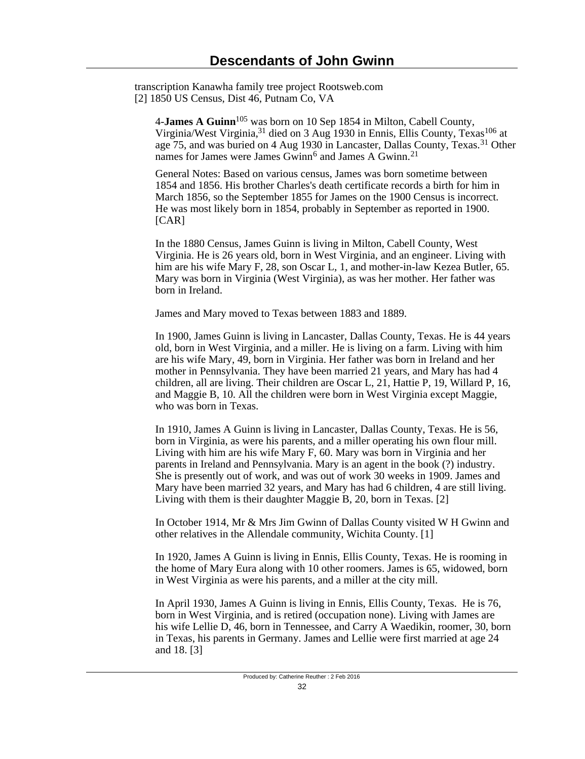transcription Kanawha family tree project Rootsweb.com
[2] 1850 US Census, Dist 46, Putnam Co, VA

4-**James A Guinn**[105] was born on 10 Sep 1854 in Milton, Cabell County, Virginia/West Virginia,[31] died on 3 Aug 1930 in Ennis, Ellis County, Texas[106] at age 75, and was buried on 4 Aug 1930 in Lancaster, Dallas County, Texas.[31] Other names for James were James Gwinn[6] and James A Gwinn.[21]

General Notes: Based on various census, James was born sometime between 1854 and 1856. His brother Charles's death certificate records a birth for him in March 1856, so the September 1855 for James on the 1900 Census is incorrect. He was most likely born in 1854, probably in September as reported in 1900. [CAR]

In the 1880 Census, James Guinn is living in Milton, Cabell County, West Virginia. He is 26 years old, born in West Virginia, and an engineer. Living with him are his wife Mary F, 28, son Oscar L, 1, and mother-in-law Kezea Butler, 65. Mary was born in Virginia (West Virginia), as was her mother. Her father was born in Ireland.

James and Mary moved to Texas between 1883 and 1889.

In 1900, James Guinn is living in Lancaster, Dallas County, Texas. He is 44 years old, born in West Virginia, and a miller. He is living on a farm. Living with him are his wife Mary, 49, born in Virginia. Her father was born in Ireland and her mother in Pennsylvania. They have been married 21 years, and Mary has had 4 children, all are living. Their children are Oscar L, 21, Hattie P, 19, Willard P, 16, and Maggie B, 10. All the children were born in West Virginia except Maggie, who was born in Texas.

In 1910, James A Guinn is living in Lancaster, Dallas County, Texas. He is 56, born in Virginia, as were his parents, and a miller operating his own flour mill. Living with him are his wife Mary F, 60. Mary was born in Virginia and her parents in Ireland and Pennsylvania. Mary is an agent in the book (?) industry. She is presently out of work, and was out of work 30 weeks in 1909. James and Mary have been married 32 years, and Mary has had 6 children, 4 are still living. Living with them is their daughter Maggie B, 20, born in Texas. [2]

In October 1914, Mr & Mrs Jim Gwinn of Dallas County visited W H Gwinn and other relatives in the Allendale community, Wichita County. [1]

In 1920, James A Guinn is living in Ennis, Ellis County, Texas. He is rooming in the home of Mary Eura along with 10 other roomers. James is 65, widowed, born in West Virginia as were his parents, and a miller at the city mill.

In April 1930, James A Guinn is living in Ennis, Ellis County, Texas. He is 76, born in West Virginia, and is retired (occupation none). Living with James are his wife Lellie D, 46, born in Tennessee, and Carry A Waedikin, roomer, 30, born in Texas, his parents in Germany. James and Lellie were first married at age 24 and 18. [3]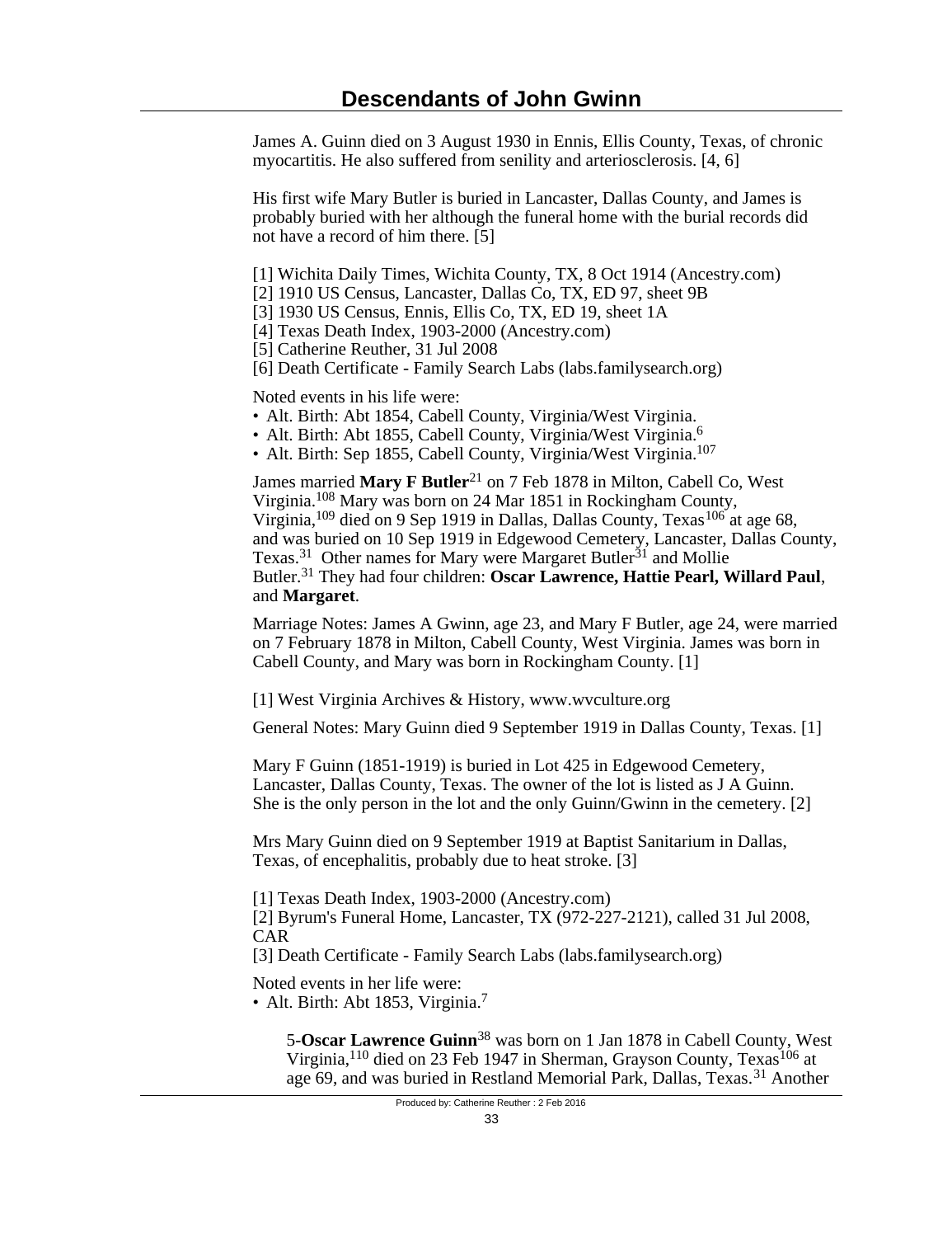James A. Guinn died on 3 August 1930 in Ennis, Ellis County, Texas, of chronic myocartitis. He also suffered from senility and arteriosclerosis. [4, 6]

His first wife Mary Butler is buried in Lancaster, Dallas County, and James is probably buried with her although the funeral home with the burial records did not have a record of him there. [5]

[1] Wichita Daily Times, Wichita County, TX, 8 Oct 1914 (Ancestry.com)
[2] 1910 US Census, Lancaster, Dallas Co, TX, ED 97, sheet 9B
[3] 1930 US Census, Ennis, Ellis Co, TX, ED 19, sheet 1A
[4] Texas Death Index, 1903-2000 (Ancestry.com)
[5] Catherine Reuther, 31 Jul 2008
[6] Death Certificate - Family Search Labs (labs.familysearch.org)

Noted events in his life were:
- Alt. Birth: Abt 1854, Cabell County, Virginia/West Virginia.
- Alt. Birth: Abt 1855, Cabell County, Virginia/West Virginia.[6]
- Alt. Birth: Sep 1855, Cabell County, Virginia/West Virginia.[107]

James married **Mary F Butler**[21] on 7 Feb 1878 in Milton, Cabell Co, West Virginia.[108] Mary was born on 24 Mar 1851 in Rockingham County, Virginia,[109] died on 9 Sep 1919 in Dallas, Dallas County, Texas[106] at age 68, and was buried on 10 Sep 1919 in Edgewood Cemetery, Lancaster, Dallas County, Texas.[31] Other names for Mary were Margaret Butler[31] and Mollie Butler.[31] They had four children: **Oscar Lawrence, Hattie Pearl, Willard Paul**, and **Margaret**.

Marriage Notes: James A Gwinn, age 23, and Mary F Butler, age 24, were married on 7 February 1878 in Milton, Cabell County, West Virginia. James was born in Cabell County, and Mary was born in Rockingham County. [1]

[1] West Virginia Archives & History, www.wvculture.org

General Notes: Mary Guinn died 9 September 1919 in Dallas County, Texas. [1]

Mary F Guinn (1851-1919) is buried in Lot 425 in Edgewood Cemetery, Lancaster, Dallas County, Texas. The owner of the lot is listed as J A Guinn. She is the only person in the lot and the only Guinn/Gwinn in the cemetery. [2]

Mrs Mary Guinn died on 9 September 1919 at Baptist Sanitarium in Dallas, Texas, of encephalitis, probably due to heat stroke. [3]

[1] Texas Death Index, 1903-2000 (Ancestry.com)
[2] Byrum's Funeral Home, Lancaster, TX (972-227-2121), called 31 Jul 2008, CAR
[3] Death Certificate - Family Search Labs (labs.familysearch.org)

Noted events in her life were:
- Alt. Birth: Abt 1853, Virginia.[7]

5-**Oscar Lawrence Guinn**[38] was born on 1 Jan 1878 in Cabell County, West Virginia,[110] died on 23 Feb 1947 in Sherman, Grayson County, Texas[106] at age 69, and was buried in Restland Memorial Park, Dallas, Texas.[31] Another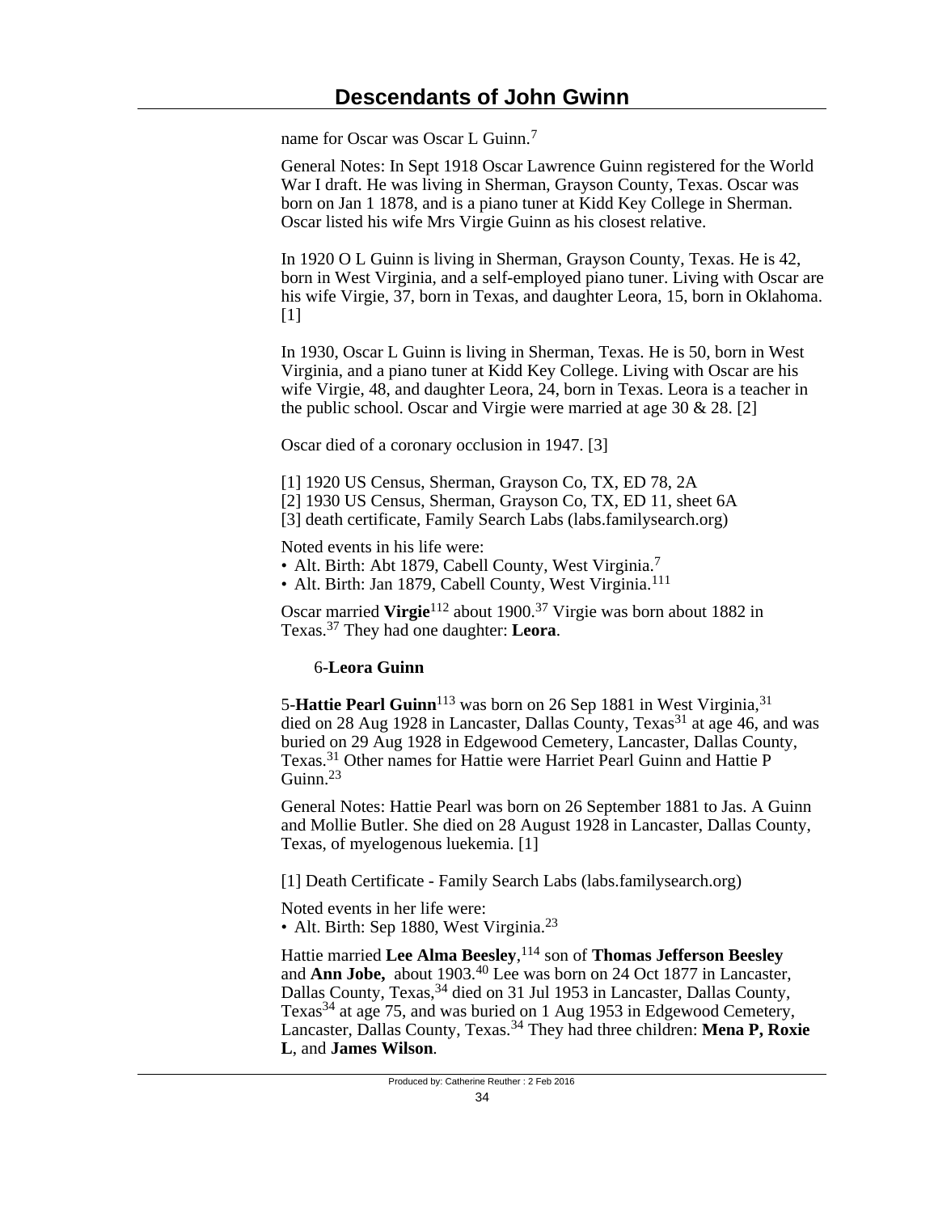name for Oscar was Oscar L Guinn.[7]

General Notes: In Sept 1918 Oscar Lawrence Guinn registered for the World War I draft. He was living in Sherman, Grayson County, Texas. Oscar was born on Jan 1 1878, and is a piano tuner at Kidd Key College in Sherman. Oscar listed his wife Mrs Virgie Guinn as his closest relative.

In 1920 O L Guinn is living in Sherman, Grayson County, Texas. He is 42, born in West Virginia, and a self-employed piano tuner. Living with Oscar are his wife Virgie, 37, born in Texas, and daughter Leora, 15, born in Oklahoma. [1]

In 1930, Oscar L Guinn is living in Sherman, Texas. He is 50, born in West Virginia, and a piano tuner at Kidd Key College. Living with Oscar are his wife Virgie, 48, and daughter Leora, 24, born in Texas. Leora is a teacher in the public school. Oscar and Virgie were married at age 30 & 28. [2]

Oscar died of a coronary occlusion in 1947. [3]

[1] 1920 US Census, Sherman, Grayson Co, TX, ED 78, 2A
[2] 1930 US Census, Sherman, Grayson Co, TX, ED 11, sheet 6A
[3] death certificate, Family Search Labs (labs.familysearch.org)

Noted events in his life were:
- Alt. Birth: Abt 1879, Cabell County, West Virginia.[7]
- Alt. Birth: Jan 1879, Cabell County, West Virginia.[111]

Oscar married **Virgie**[112] about 1900.[37] Virgie was born about 1882 in Texas.[37] They had one daughter: **Leora**.

6-**Leora Guinn**

5-**Hattie Pearl Guinn**[113] was born on 26 Sep 1881 in West Virginia,[31] died on 28 Aug 1928 in Lancaster, Dallas County, Texas[31] at age 46, and was buried on 29 Aug 1928 in Edgewood Cemetery, Lancaster, Dallas County, Texas.[31] Other names for Hattie were Harriet Pearl Guinn and Hattie P Guinn.[23]

General Notes: Hattie Pearl was born on 26 September 1881 to Jas. A Guinn and Mollie Butler. She died on 28 August 1928 in Lancaster, Dallas County, Texas, of myelogenous luekemia. [1]

[1] Death Certificate - Family Search Labs (labs.familysearch.org)

Noted events in her life were:
- Alt. Birth: Sep 1880, West Virginia.[23]

Hattie married **Lee Alma Beesley**,[114] son of **Thomas Jefferson Beesley** and **Ann Jobe,** about 1903.[40] Lee was born on 24 Oct 1877 in Lancaster, Dallas County, Texas,[34] died on 31 Jul 1953 in Lancaster, Dallas County, Texas[34] at age 75, and was buried on 1 Aug 1953 in Edgewood Cemetery, Lancaster, Dallas County, Texas.[34] They had three children: **Mena P, Roxie L**, and **James Wilson**.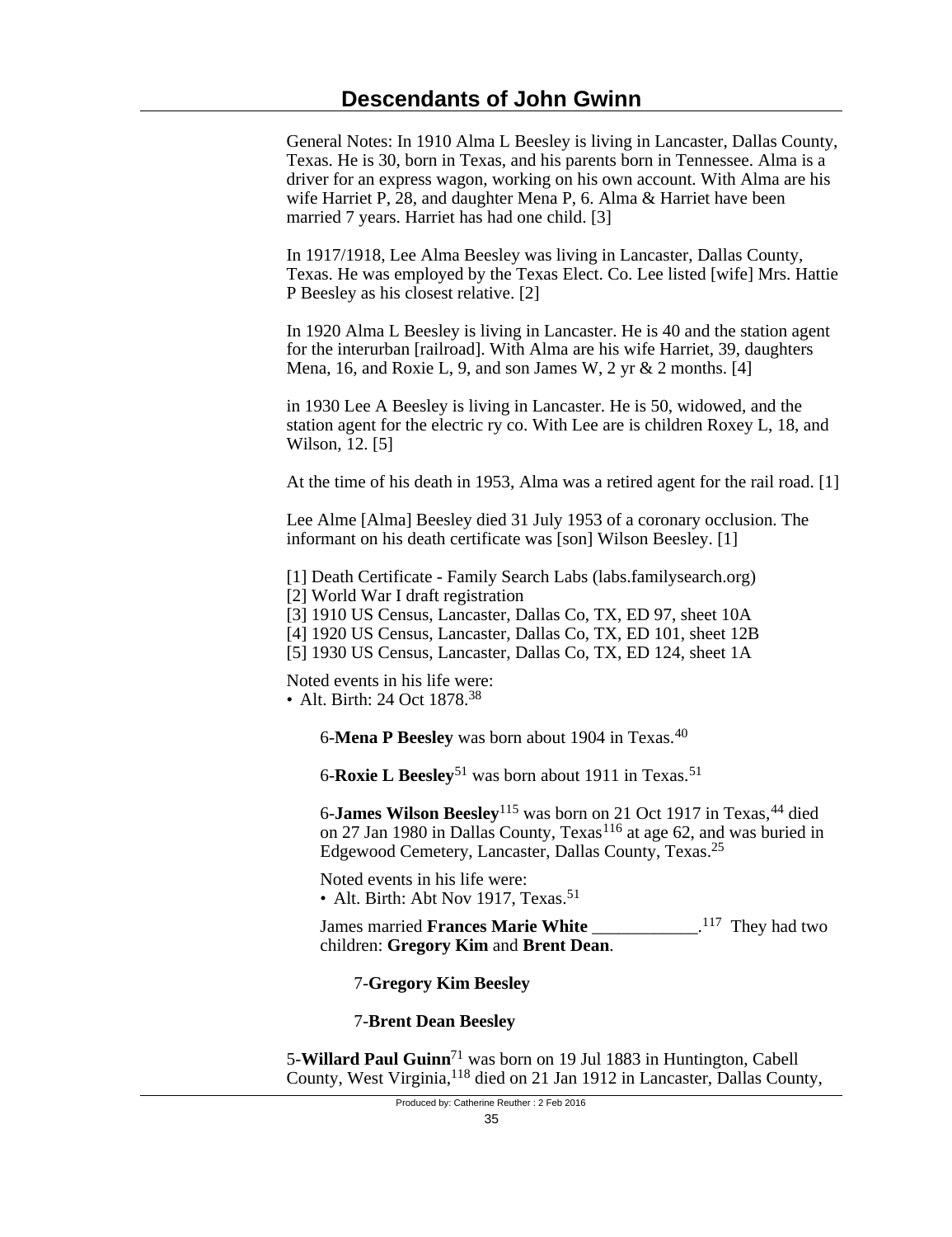General Notes: In 1910 Alma L Beesley is living in Lancaster, Dallas County, Texas. He is 30, born in Texas, and his parents born in Tennessee. Alma is a driver for an express wagon, working on his own account. With Alma are his wife Harriet P, 28, and daughter Mena P, 6. Alma & Harriet have been married 7 years. Harriet has had one child. [3]

In 1917/1918, Lee Alma Beesley was living in Lancaster, Dallas County, Texas. He was employed by the Texas Elect. Co. Lee listed [wife] Mrs. Hattie P Beesley as his closest relative. [2]

In 1920 Alma L Beesley is living in Lancaster. He is 40 and the station agent for the interurban [railroad]. With Alma are his wife Harriet, 39, daughters Mena, 16, and Roxie L, 9, and son James W, 2 yr & 2 months. [4]

in 1930 Lee A Beesley is living in Lancaster. He is 50, widowed, and the station agent for the electric ry co. With Lee are is children Roxey L, 18, and Wilson, 12. [5]

At the time of his death in 1953, Alma was a retired agent for the rail road. [1]

Lee Alme [Alma] Beesley died 31 July 1953 of a coronary occlusion. The informant on his death certificate was [son] Wilson Beesley. [1]

[1] Death Certificate - Family Search Labs (labs.familysearch.org)
[2] World War I draft registration
[3] 1910 US Census, Lancaster, Dallas Co, TX, ED 97, sheet 10A
[4] 1920 US Census, Lancaster, Dallas Co, TX, ED 101, sheet 12B
[5] 1930 US Census, Lancaster, Dallas Co, TX, ED 124, sheet 1A

Noted events in his life were:
- Alt. Birth: 24 Oct 1878.[38]

6-**Mena P Beesley** was born about 1904 in Texas.[40]

6-**Roxie L Beesley**[51] was born about 1911 in Texas.[51]

6-**James Wilson Beesley**[115] was born on 21 Oct 1917 in Texas,[44] died on 27 Jan 1980 in Dallas County, Texas[116] at age 62, and was buried in Edgewood Cemetery, Lancaster, Dallas County, Texas.[25]

Noted events in his life were:
- Alt. Birth: Abt Nov 1917, Texas.[51]

James married **Frances Marie White** ____________.[117] They had two children: **Gregory Kim** and **Brent Dean**.

7-**Gregory Kim Beesley**

7-**Brent Dean Beesley**

5-**Willard Paul Guinn**[71] was born on 19 Jul 1883 in Huntington, Cabell County, West Virginia,[118] died on 21 Jan 1912 in Lancaster, Dallas County,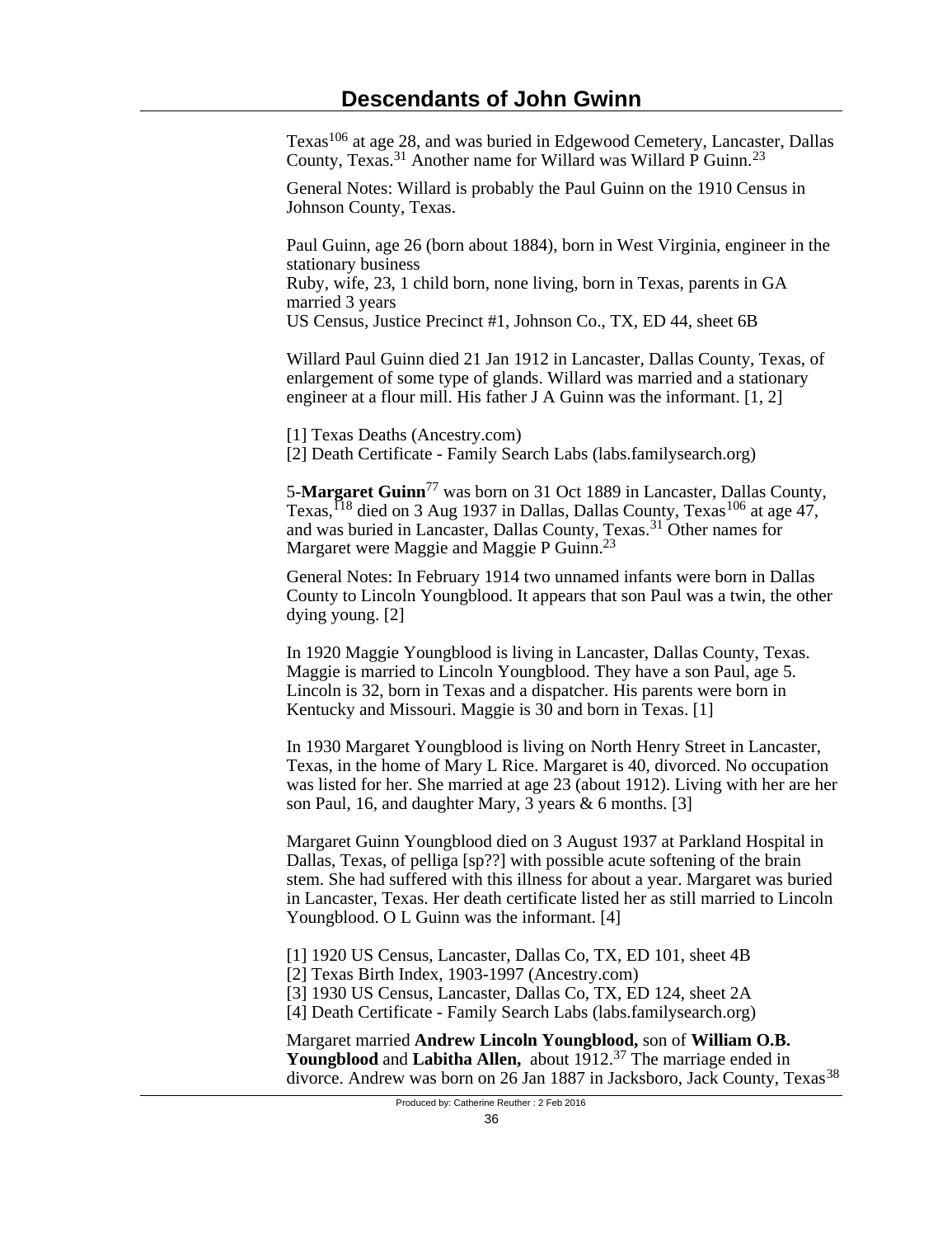Texas[106] at age 28, and was buried in Edgewood Cemetery, Lancaster, Dallas County, Texas.[31] Another name for Willard was Willard P Guinn.[23]

General Notes: Willard is probably the Paul Guinn on the 1910 Census in Johnson County, Texas.

Paul Guinn, age 26 (born about 1884), born in West Virginia, engineer in the stationary business
Ruby, wife, 23, 1 child born, none living, born in Texas, parents in GA
married 3 years
US Census, Justice Precinct #1, Johnson Co., TX, ED 44, sheet 6B

Willard Paul Guinn died 21 Jan 1912 in Lancaster, Dallas County, Texas, of enlargement of some type of glands. Willard was married and a stationary engineer at a flour mill. His father J A Guinn was the informant. [1, 2]

[1] Texas Deaths (Ancestry.com)
[2] Death Certificate - Family Search Labs (labs.familysearch.org)

5-**Margaret Guinn**[77] was born on 31 Oct 1889 in Lancaster, Dallas County, Texas,[118] died on 3 Aug 1937 in Dallas, Dallas County, Texas[106] at age 47, and was buried in Lancaster, Dallas County, Texas.[31] Other names for Margaret were Maggie and Maggie P Guinn.[23]

General Notes: In February 1914 two unnamed infants were born in Dallas County to Lincoln Youngblood. It appears that son Paul was a twin, the other dying young. [2]

In 1920 Maggie Youngblood is living in Lancaster, Dallas County, Texas. Maggie is married to Lincoln Youngblood. They have a son Paul, age 5. Lincoln is 32, born in Texas and a dispatcher. His parents were born in Kentucky and Missouri. Maggie is 30 and born in Texas. [1]

In 1930 Margaret Youngblood is living on North Henry Street in Lancaster, Texas, in the home of Mary L Rice. Margaret is 40, divorced. No occupation was listed for her. She married at age 23 (about 1912). Living with her are her son Paul, 16, and daughter Mary, 3 years & 6 months. [3]

Margaret Guinn Youngblood died on 3 August 1937 at Parkland Hospital in Dallas, Texas, of pelliga [sp??] with possible acute softening of the brain stem. She had suffered with this illness for about a year. Margaret was buried in Lancaster, Texas. Her death certificate listed her as still married to Lincoln Youngblood. O L Guinn was the informant. [4]

[1] 1920 US Census, Lancaster, Dallas Co, TX, ED 101, sheet 4B
[2] Texas Birth Index, 1903-1997 (Ancestry.com)
[3] 1930 US Census, Lancaster, Dallas Co, TX, ED 124, sheet 2A
[4] Death Certificate - Family Search Labs (labs.familysearch.org)

Margaret married **Andrew Lincoln Youngblood,** son of **William O.B. Youngblood** and **Labitha Allen,** about 1912.[37] The marriage ended in divorce. Andrew was born on 26 Jan 1887 in Jacksboro, Jack County, Texas[38]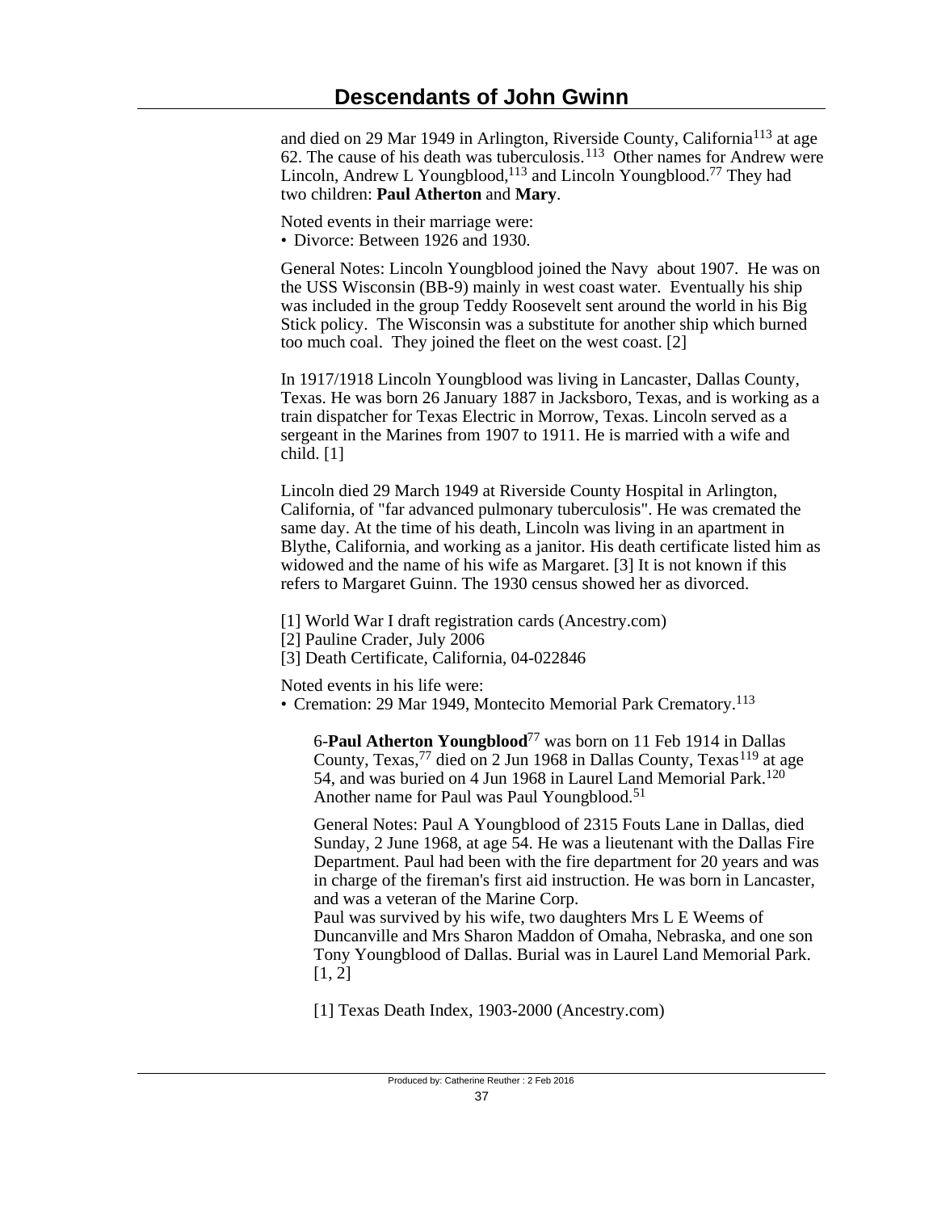and died on 29 Mar 1949 in Arlington, Riverside County, California[113] at age 62. The cause of his death was tuberculosis.[113] Other names for Andrew were Lincoln, Andrew L Youngblood,[113] and Lincoln Youngblood.[77] They had two children: **Paul Atherton** and **Mary**.

Noted events in their marriage were:
• Divorce: Between 1926 and 1930.

General Notes: Lincoln Youngblood joined the Navy about 1907. He was on the USS Wisconsin (BB-9) mainly in west coast water. Eventually his ship was included in the group Teddy Roosevelt sent around the world in his Big Stick policy. The Wisconsin was a substitute for another ship which burned too much coal. They joined the fleet on the west coast. [2]

In 1917/1918 Lincoln Youngblood was living in Lancaster, Dallas County, Texas. He was born 26 January 1887 in Jacksboro, Texas, and is working as a train dispatcher for Texas Electric in Morrow, Texas. Lincoln served as a sergeant in the Marines from 1907 to 1911. He is married with a wife and child. [1]

Lincoln died 29 March 1949 at Riverside County Hospital in Arlington, California, of "far advanced pulmonary tuberculosis". He was cremated the same day. At the time of his death, Lincoln was living in an apartment in Blythe, California, and working as a janitor. His death certificate listed him as widowed and the name of his wife as Margaret. [3] It is not known if this refers to Margaret Guinn. The 1930 census showed her as divorced.

[1] World War I draft registration cards (Ancestry.com)
[2] Pauline Crader, July 2006
[3] Death Certificate, California, 04-022846

Noted events in his life were:
• Cremation: 29 Mar 1949, Montecito Memorial Park Crematory.[113]

6-**Paul Atherton Youngblood**[77] was born on 11 Feb 1914 in Dallas County, Texas,[77] died on 2 Jun 1968 in Dallas County, Texas[119] at age 54, and was buried on 4 Jun 1968 in Laurel Land Memorial Park.[120] Another name for Paul was Paul Youngblood.[51]

General Notes: Paul A Youngblood of 2315 Fouts Lane in Dallas, died Sunday, 2 June 1968, at age 54. He was a lieutenant with the Dallas Fire Department. Paul had been with the fire department for 20 years and was in charge of the fireman's first aid instruction. He was born in Lancaster, and was a veteran of the Marine Corp.
Paul was survived by his wife, two daughters Mrs L E Weems of Duncanville and Mrs Sharon Maddon of Omaha, Nebraska, and one son Tony Youngblood of Dallas. Burial was in Laurel Land Memorial Park. [1, 2]

[1] Texas Death Index, 1903-2000 (Ancestry.com)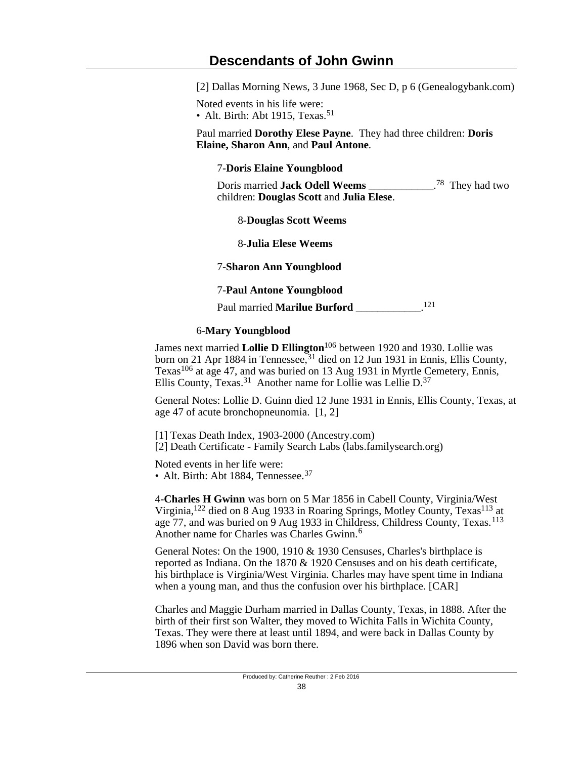[2] Dallas Morning News, 3 June 1968, Sec D, p 6 (Genealogybank.com)

Noted events in his life were:
• Alt. Birth: Abt 1915, Texas.[51]

Paul married **Dorothy Elese Payne**. They had three children: **Doris Elaine, Sharon Ann**, and **Paul Antone**.

7-**Doris Elaine Youngblood**

Doris married **Jack Odell Weems** ____________.[78] They had two children: **Douglas Scott** and **Julia Elese**.

8-**Douglas Scott Weems**

8-**Julia Elese Weems**

7-**Sharon Ann Youngblood**

7-**Paul Antone Youngblood**

Paul married **Marilue Burford** ____________.[121]

6-**Mary Youngblood**

James next married **Lollie D Ellington**[106] between 1920 and 1930. Lollie was born on 21 Apr 1884 in Tennessee,[31] died on 12 Jun 1931 in Ennis, Ellis County, Texas[106] at age 47, and was buried on 13 Aug 1931 in Myrtle Cemetery, Ennis, Ellis County, Texas.[31] Another name for Lollie was Lellie D.[37]

General Notes: Lollie D. Guinn died 12 June 1931 in Ennis, Ellis County, Texas, at age 47 of acute bronchopneunomia. [1, 2]

[1] Texas Death Index, 1903-2000 (Ancestry.com)
[2] Death Certificate - Family Search Labs (labs.familysearch.org)

Noted events in her life were:
• Alt. Birth: Abt 1884, Tennessee.[37]

4-**Charles H Gwinn** was born on 5 Mar 1856 in Cabell County, Virginia/West Virginia,[122] died on 8 Aug 1933 in Roaring Springs, Motley County, Texas[113] at age 77, and was buried on 9 Aug 1933 in Childress, Childress County, Texas.[113] Another name for Charles was Charles Gwinn.[6]

General Notes: On the 1900, 1910 & 1930 Censuses, Charles's birthplace is reported as Indiana. On the 1870 & 1920 Censuses and on his death certificate, his birthplace is Virginia/West Virginia. Charles may have spent time in Indiana when a young man, and thus the confusion over his birthplace. [CAR]

Charles and Maggie Durham married in Dallas County, Texas, in 1888. After the birth of their first son Walter, they moved to Wichita Falls in Wichita County, Texas. They were there at least until 1894, and were back in Dallas County by 1896 when son David was born there.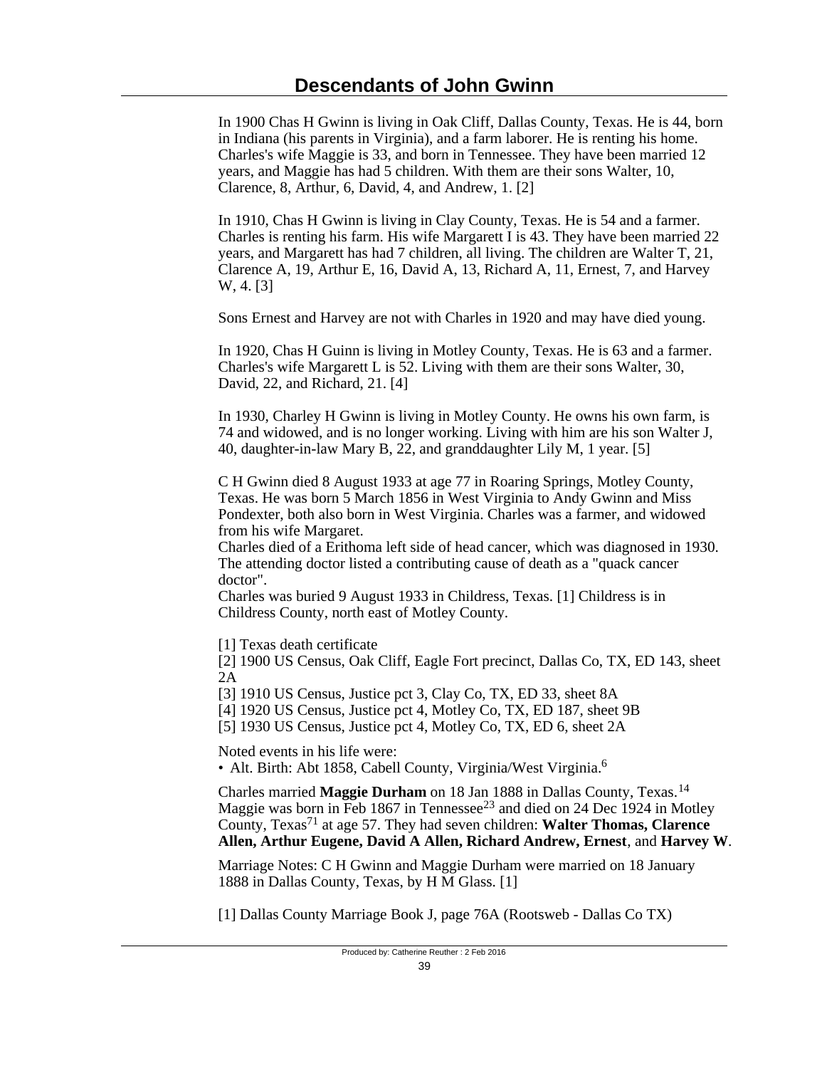In 1900 Chas H Gwinn is living in Oak Cliff, Dallas County, Texas. He is 44, born in Indiana (his parents in Virginia), and a farm laborer. He is renting his home. Charles's wife Maggie is 33, and born in Tennessee. They have been married 12 years, and Maggie has had 5 children. With them are their sons Walter, 10, Clarence, 8, Arthur, 6, David, 4, and Andrew, 1. [2]

In 1910, Chas H Gwinn is living in Clay County, Texas. He is 54 and a farmer. Charles is renting his farm. His wife Margarett I is 43. They have been married 22 years, and Margarett has had 7 children, all living. The children are Walter T, 21, Clarence A, 19, Arthur E, 16, David A, 13, Richard A, 11, Ernest, 7, and Harvey W, 4. [3]

Sons Ernest and Harvey are not with Charles in 1920 and may have died young.

In 1920, Chas H Guinn is living in Motley County, Texas. He is 63 and a farmer. Charles's wife Margarett L is 52. Living with them are their sons Walter, 30, David, 22, and Richard, 21. [4]

In 1930, Charley H Gwinn is living in Motley County. He owns his own farm, is 74 and widowed, and is no longer working. Living with him are his son Walter J, 40, daughter-in-law Mary B, 22, and granddaughter Lily M, 1 year. [5]

C H Gwinn died 8 August 1933 at age 77 in Roaring Springs, Motley County, Texas. He was born 5 March 1856 in West Virginia to Andy Gwinn and Miss Pondexter, both also born in West Virginia. Charles was a farmer, and widowed from his wife Margaret.
Charles died of a Erithoma left side of head cancer, which was diagnosed in 1930. The attending doctor listed a contributing cause of death as a "quack cancer doctor".
Charles was buried 9 August 1933 in Childress, Texas. [1] Childress is in Childress County, north east of Motley County.

[1] Texas death certificate
[2] 1900 US Census, Oak Cliff, Eagle Fort precinct, Dallas Co, TX, ED 143, sheet 2A
[3] 1910 US Census, Justice pct 3, Clay Co, TX, ED 33, sheet 8A
[4] 1920 US Census, Justice pct 4, Motley Co, TX, ED 187, sheet 9B
[5] 1930 US Census, Justice pct 4, Motley Co, TX, ED 6, sheet 2A

Noted events in his life were:
- Alt. Birth: Abt 1858, Cabell County, Virginia/West Virginia.[6]

Charles married **Maggie Durham** on 18 Jan 1888 in Dallas County, Texas.[14] Maggie was born in Feb 1867 in Tennessee[23] and died on 24 Dec 1924 in Motley County, Texas[71] at age 57. They had seven children: **Walter Thomas, Clarence Allen, Arthur Eugene, David A Allen, Richard Andrew, Ernest**, and **Harvey W**.

Marriage Notes: C H Gwinn and Maggie Durham were married on 18 January 1888 in Dallas County, Texas, by H M Glass. [1]

[1] Dallas County Marriage Book J, page 76A (Rootsweb - Dallas Co TX)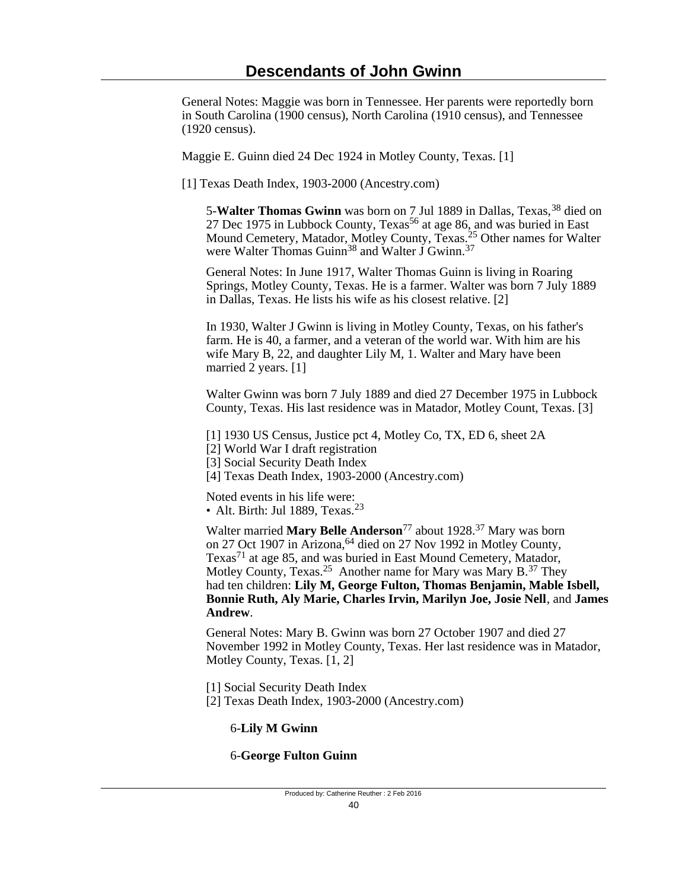General Notes: Maggie was born in Tennessee. Her parents were reportedly born in South Carolina (1900 census), North Carolina (1910 census), and Tennessee (1920 census).

Maggie E. Guinn died 24 Dec 1924 in Motley County, Texas. [1]

[1] Texas Death Index, 1903-2000 (Ancestry.com)

5-**Walter Thomas Gwinn** was born on 7 Jul 1889 in Dallas, Texas,[38] died on 27 Dec 1975 in Lubbock County, Texas[56] at age 86, and was buried in East Mound Cemetery, Matador, Motley County, Texas.[25] Other names for Walter were Walter Thomas Guinn[38] and Walter J Gwinn.[37]

General Notes: In June 1917, Walter Thomas Guinn is living in Roaring Springs, Motley County, Texas. He is a farmer. Walter was born 7 July 1889 in Dallas, Texas. He lists his wife as his closest relative. [2]

In 1930, Walter J Gwinn is living in Motley County, Texas, on his father's farm. He is 40, a farmer, and a veteran of the world war. With him are his wife Mary B, 22, and daughter Lily M, 1. Walter and Mary have been married 2 years. [1]

Walter Gwinn was born 7 July 1889 and died 27 December 1975 in Lubbock County, Texas. His last residence was in Matador, Motley Count, Texas. [3]

[1] 1930 US Census, Justice pct 4, Motley Co, TX, ED 6, sheet 2A
[2] World War I draft registration
[3] Social Security Death Index
[4] Texas Death Index, 1903-2000 (Ancestry.com)

Noted events in his life were:
- Alt. Birth: Jul 1889, Texas.[23]

Walter married **Mary Belle Anderson**[77] about 1928.[37] Mary was born on 27 Oct 1907 in Arizona,[64] died on 27 Nov 1992 in Motley County, Texas[71] at age 85, and was buried in East Mound Cemetery, Matador, Motley County, Texas.[25] Another name for Mary was Mary B.[37] They had ten children: **Lily M, George Fulton, Thomas Benjamin, Mable Isbell, Bonnie Ruth, Aly Marie, Charles Irvin, Marilyn Joe, Josie Nell**, and **James Andrew**.

General Notes: Mary B. Gwinn was born 27 October 1907 and died 27 November 1992 in Motley County, Texas. Her last residence was in Matador, Motley County, Texas. [1, 2]

[1] Social Security Death Index
[2] Texas Death Index, 1903-2000 (Ancestry.com)

6-**Lily M Gwinn**

6-**George Fulton Guinn**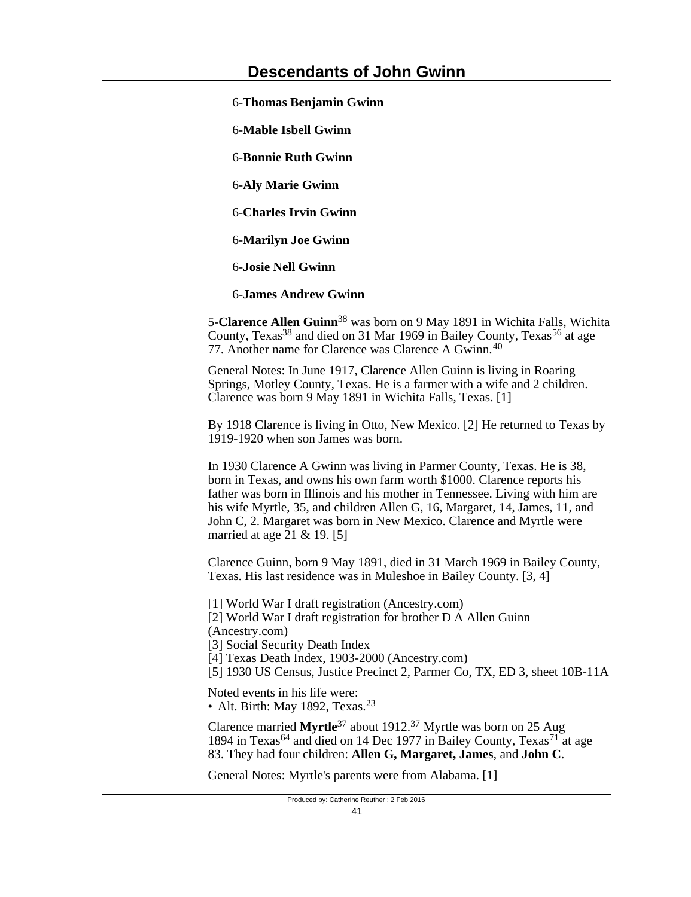6-**Thomas Benjamin Gwinn**

6-**Mable Isbell Gwinn**

6-**Bonnie Ruth Gwinn**

6-**Aly Marie Gwinn**

6-**Charles Irvin Gwinn**

6-**Marilyn Joe Gwinn**

6-**Josie Nell Gwinn**

6-**James Andrew Gwinn**

5-**Clarence Allen Guinn**[38] was born on 9 May 1891 in Wichita Falls, Wichita County, Texas[38] and died on 31 Mar 1969 in Bailey County, Texas[56] at age 77. Another name for Clarence was Clarence A Gwinn.[40]

General Notes: In June 1917, Clarence Allen Guinn is living in Roaring Springs, Motley County, Texas. He is a farmer with a wife and 2 children. Clarence was born 9 May 1891 in Wichita Falls, Texas. [1]

By 1918 Clarence is living in Otto, New Mexico. [2] He returned to Texas by 1919-1920 when son James was born.

In 1930 Clarence A Gwinn was living in Parmer County, Texas. He is 38, born in Texas, and owns his own farm worth $1000. Clarence reports his father was born in Illinois and his mother in Tennessee. Living with him are his wife Myrtle, 35, and children Allen G, 16, Margaret, 14, James, 11, and John C, 2. Margaret was born in New Mexico. Clarence and Myrtle were married at age 21 & 19. [5]

Clarence Guinn, born 9 May 1891, died in 31 March 1969 in Bailey County, Texas. His last residence was in Muleshoe in Bailey County. [3, 4]

[1] World War I draft registration (Ancestry.com)
[2] World War I draft registration for brother D A Allen Guinn (Ancestry.com)
[3] Social Security Death Index
[4] Texas Death Index, 1903-2000 (Ancestry.com)
[5] 1930 US Census, Justice Precinct 2, Parmer Co, TX, ED 3, sheet 10B-11A

Noted events in his life were:
- Alt. Birth: May 1892, Texas.[23]

Clarence married **Myrtle**[37] about 1912.[37] Myrtle was born on 25 Aug 1894 in Texas[64] and died on 14 Dec 1977 in Bailey County, Texas[71] at age 83. They had four children: **Allen G, Margaret, James**, and **John C**.

General Notes: Myrtle's parents were from Alabama. [1]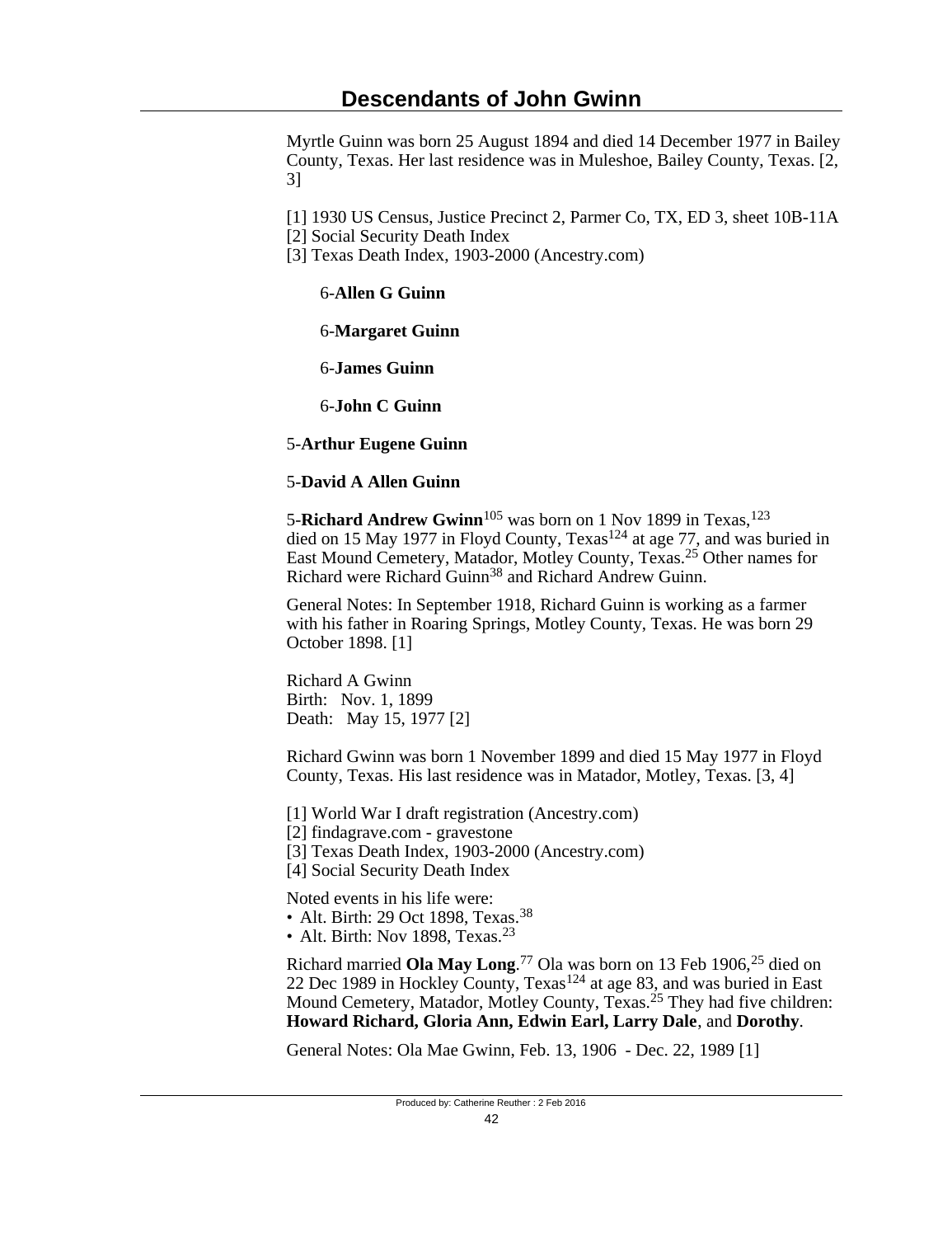Myrtle Guinn was born 25 August 1894 and died 14 December 1977 in Bailey County, Texas. Her last residence was in Muleshoe, Bailey County, Texas. [2, 3]

[1] 1930 US Census, Justice Precinct 2, Parmer Co, TX, ED 3, sheet 10B-11A
[2] Social Security Death Index
[3] Texas Death Index, 1903-2000 (Ancestry.com)

6-**Allen G Guinn**

6-**Margaret Guinn**

6-**James Guinn**

6-**John C Guinn**

5-**Arthur Eugene Guinn**

5-**David A Allen Guinn**

5-**Richard Andrew Gwinn**[105] was born on 1 Nov 1899 in Texas,[123] died on 15 May 1977 in Floyd County, Texas[124] at age 77, and was buried in East Mound Cemetery, Matador, Motley County, Texas.[25] Other names for Richard were Richard Guinn[38] and Richard Andrew Guinn.

General Notes: In September 1918, Richard Guinn is working as a farmer with his father in Roaring Springs, Motley County, Texas. He was born 29 October 1898. [1]

Richard A Gwinn
Birth: Nov. 1, 1899
Death: May 15, 1977 [2]

Richard Gwinn was born 1 November 1899 and died 15 May 1977 in Floyd County, Texas. His last residence was in Matador, Motley, Texas. [3, 4]

[1] World War I draft registration (Ancestry.com)
[2] findagrave.com - gravestone
[3] Texas Death Index, 1903-2000 (Ancestry.com)
[4] Social Security Death Index

Noted events in his life were:
- Alt. Birth: 29 Oct 1898, Texas.[38]
- Alt. Birth: Nov 1898, Texas.[23]

Richard married **Ola May Long**.[77] Ola was born on 13 Feb 1906,[25] died on 22 Dec 1989 in Hockley County, Texas[124] at age 83, and was buried in East Mound Cemetery, Matador, Motley County, Texas.[25] They had five children: **Howard Richard, Gloria Ann, Edwin Earl, Larry Dale**, and **Dorothy**.

General Notes: Ola Mae Gwinn, Feb. 13, 1906 - Dec. 22, 1989 [1]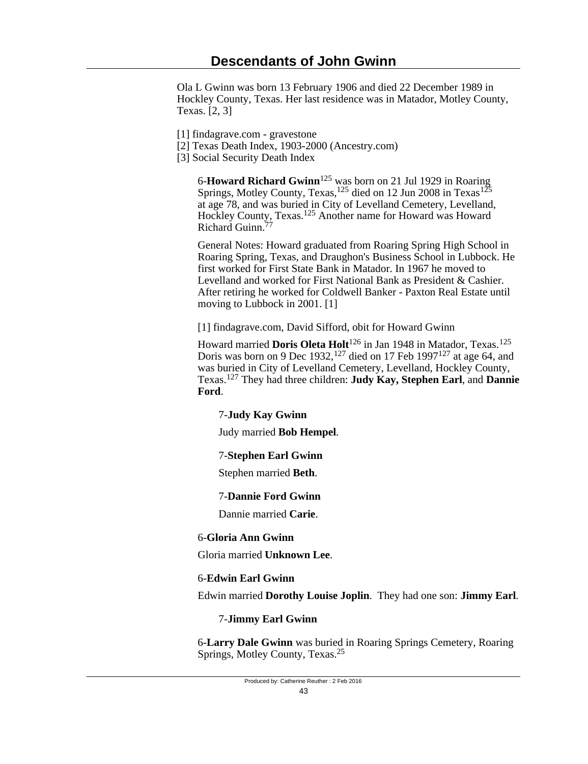Ola L Gwinn was born 13 February 1906 and died 22 December 1989 in Hockley County, Texas. Her last residence was in Matador, Motley County, Texas. [2, 3]

[1] findagrave.com - gravestone
[2] Texas Death Index, 1903-2000 (Ancestry.com)
[3] Social Security Death Index

6-**Howard Richard Gwinn**[125] was born on 21 Jul 1929 in Roaring Springs, Motley County, Texas,[125] died on 12 Jun 2008 in Texas[125] at age 78, and was buried in City of Levelland Cemetery, Levelland, Hockley County, Texas.[125] Another name for Howard was Howard Richard Guinn.[77]

General Notes: Howard graduated from Roaring Spring High School in Roaring Spring, Texas, and Draughon's Business School in Lubbock. He first worked for First State Bank in Matador. In 1967 he moved to Levelland and worked for First National Bank as President & Cashier. After retiring he worked for Coldwell Banker - Paxton Real Estate until moving to Lubbock in 2001. [1]

[1] findagrave.com, David Sifford, obit for Howard Gwinn

Howard married **Doris Oleta Holt**[126] in Jan 1948 in Matador, Texas.[125] Doris was born on 9 Dec 1932,[127] died on 17 Feb 1997[127] at age 64, and was buried in City of Levelland Cemetery, Levelland, Hockley County, Texas.[127] They had three children: **Judy Kay, Stephen Earl**, and **Dannie Ford**.

7-**Judy Kay Gwinn**

Judy married **Bob Hempel**.

7-**Stephen Earl Gwinn**

Stephen married **Beth**.

7-**Dannie Ford Gwinn**

Dannie married **Carie**.

6-**Gloria Ann Gwinn**

Gloria married **Unknown Lee**.

6-**Edwin Earl Gwinn**

Edwin married **Dorothy Louise Joplin**. They had one son: **Jimmy Earl**.

7-**Jimmy Earl Gwinn**

6-**Larry Dale Gwinn** was buried in Roaring Springs Cemetery, Roaring Springs, Motley County, Texas.[25]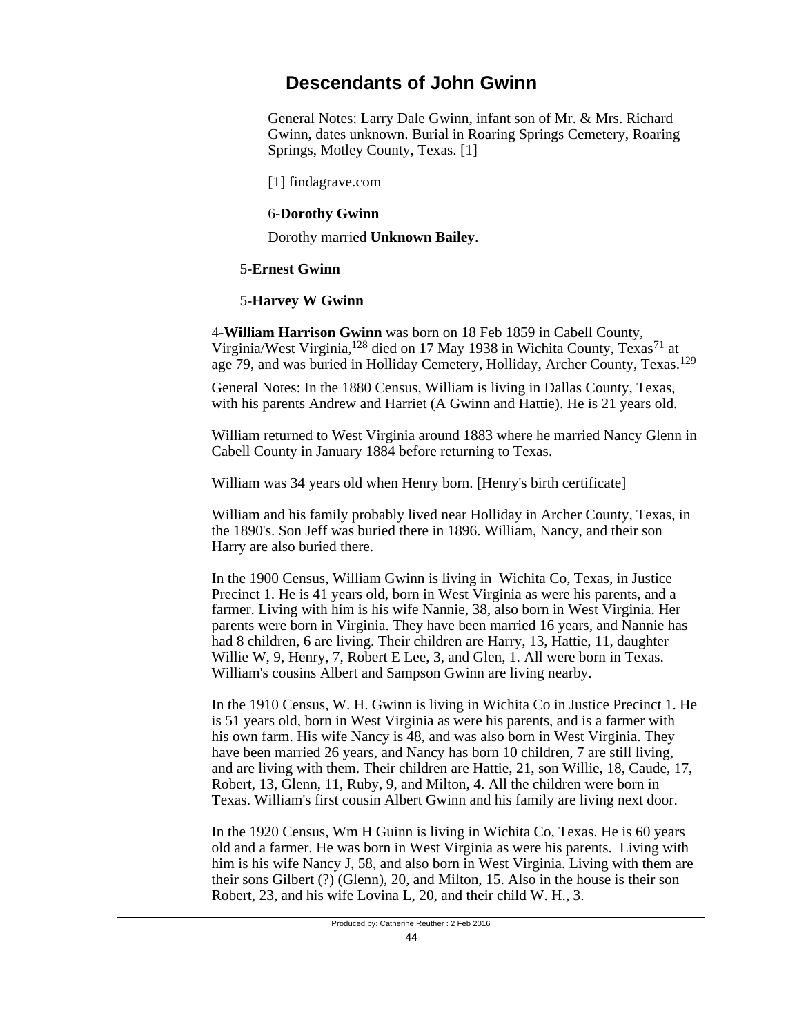General Notes: Larry Dale Gwinn, infant son of Mr. & Mrs. Richard Gwinn, dates unknown. Burial in Roaring Springs Cemetery, Roaring Springs, Motley County, Texas. [1]

[1] findagrave.com

6-**Dorothy Gwinn**

Dorothy married **Unknown Bailey**.

5-**Ernest Gwinn**

5-**Harvey W Gwinn**

4-**William Harrison Gwinn** was born on 18 Feb 1859 in Cabell County, Virginia/West Virginia,[128] died on 17 May 1938 in Wichita County, Texas[71] at age 79, and was buried in Holliday Cemetery, Holliday, Archer County, Texas.[129]

General Notes: In the 1880 Census, William is living in Dallas County, Texas, with his parents Andrew and Harriet (A Gwinn and Hattie). He is 21 years old.

William returned to West Virginia around 1883 where he married Nancy Glenn in Cabell County in January 1884 before returning to Texas.

William was 34 years old when Henry born. [Henry's birth certificate]

William and his family probably lived near Holliday in Archer County, Texas, in the 1890's. Son Jeff was buried there in 1896. William, Nancy, and their son Harry are also buried there.

In the 1900 Census, William Gwinn is living in Wichita Co, Texas, in Justice Precinct 1. He is 41 years old, born in West Virginia as were his parents, and a farmer. Living with him is his wife Nannie, 38, also born in West Virginia. Her parents were born in Virginia. They have been married 16 years, and Nannie has had 8 children, 6 are living. Their children are Harry, 13, Hattie, 11, daughter Willie W, 9, Henry, 7, Robert E Lee, 3, and Glen, 1. All were born in Texas. William's cousins Albert and Sampson Gwinn are living nearby.

In the 1910 Census, W. H. Gwinn is living in Wichita Co in Justice Precinct 1. He is 51 years old, born in West Virginia as were his parents, and is a farmer with his own farm. His wife Nancy is 48, and was also born in West Virginia. They have been married 26 years, and Nancy has born 10 children, 7 are still living, and are living with them. Their children are Hattie, 21, son Willie, 18, Caude, 17, Robert, 13, Glenn, 11, Ruby, 9, and Milton, 4. All the children were born in Texas. William's first cousin Albert Gwinn and his family are living next door.

In the 1920 Census, Wm H Guinn is living in Wichita Co, Texas. He is 60 years old and a farmer. He was born in West Virginia as were his parents. Living with him is his wife Nancy J, 58, and also born in West Virginia. Living with them are their sons Gilbert (?) (Glenn), 20, and Milton, 15. Also in the house is their son Robert, 23, and his wife Lovina L, 20, and their child W. H., 3.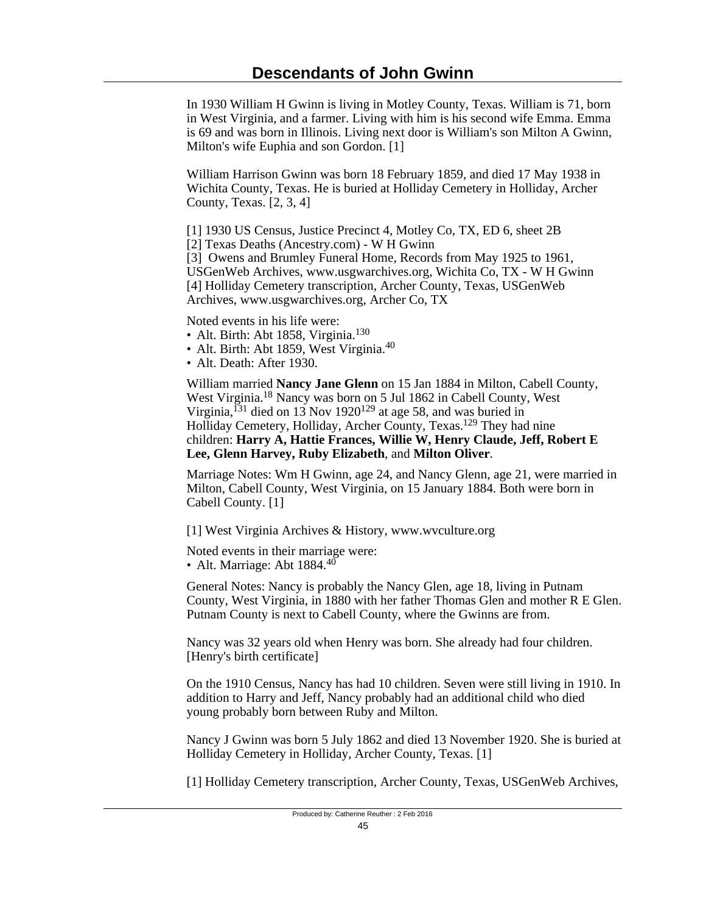# Descendants of John Gwinn

In 1930 William H Gwinn is living in Motley County, Texas. William is 71, born in West Virginia, and a farmer. Living with him is his second wife Emma. Emma is 69 and was born in Illinois. Living next door is William's son Milton A Gwinn, Milton's wife Euphia and son Gordon. [1]

William Harrison Gwinn was born 18 February 1859, and died 17 May 1938 in Wichita County, Texas. He is buried at Holliday Cemetery in Holliday, Archer County, Texas. [2, 3, 4]

[1] 1930 US Census, Justice Precinct 4, Motley Co, TX, ED 6, sheet 2B
[2] Texas Deaths (Ancestry.com) - W H Gwinn
[3] Owens and Brumley Funeral Home, Records from May 1925 to 1961, USGenWeb Archives, www.usgwarchives.org, Wichita Co, TX - W H Gwinn
[4] Holliday Cemetery transcription, Archer County, Texas, USGenWeb Archives, www.usgwarchives.org, Archer Co, TX

Noted events in his life were:
- Alt. Birth: Abt 1858, Virginia.[130]
- Alt. Birth: Abt 1859, West Virginia.[40]
- Alt. Death: After 1930.

William married **Nancy Jane Glenn** on 15 Jan 1884 in Milton, Cabell County, West Virginia.[18] Nancy was born on 5 Jul 1862 in Cabell County, West Virginia,[131] died on 13 Nov 1920[129] at age 58, and was buried in Holliday Cemetery, Holliday, Archer County, Texas.[129] They had nine children: **Harry A, Hattie Frances, Willie W, Henry Claude, Jeff, Robert E Lee, Glenn Harvey, Ruby Elizabeth**, and **Milton Oliver**.

Marriage Notes: Wm H Gwinn, age 24, and Nancy Glenn, age 21, were married in Milton, Cabell County, West Virginia, on 15 January 1884. Both were born in Cabell County. [1]

[1] West Virginia Archives & History, www.wvculture.org

Noted events in their marriage were:
- Alt. Marriage: Abt 1884.[40]

General Notes: Nancy is probably the Nancy Glen, age 18, living in Putnam County, West Virginia, in 1880 with her father Thomas Glen and mother R E Glen. Putnam County is next to Cabell County, where the Gwinns are from.

Nancy was 32 years old when Henry was born. She already had four children. [Henry's birth certificate]

On the 1910 Census, Nancy has had 10 children. Seven were still living in 1910. In addition to Harry and Jeff, Nancy probably had an additional child who died young probably born between Ruby and Milton.

Nancy J Gwinn was born 5 July 1862 and died 13 November 1920. She is buried at Holliday Cemetery in Holliday, Archer County, Texas. [1]

[1] Holliday Cemetery transcription, Archer County, Texas, USGenWeb Archives,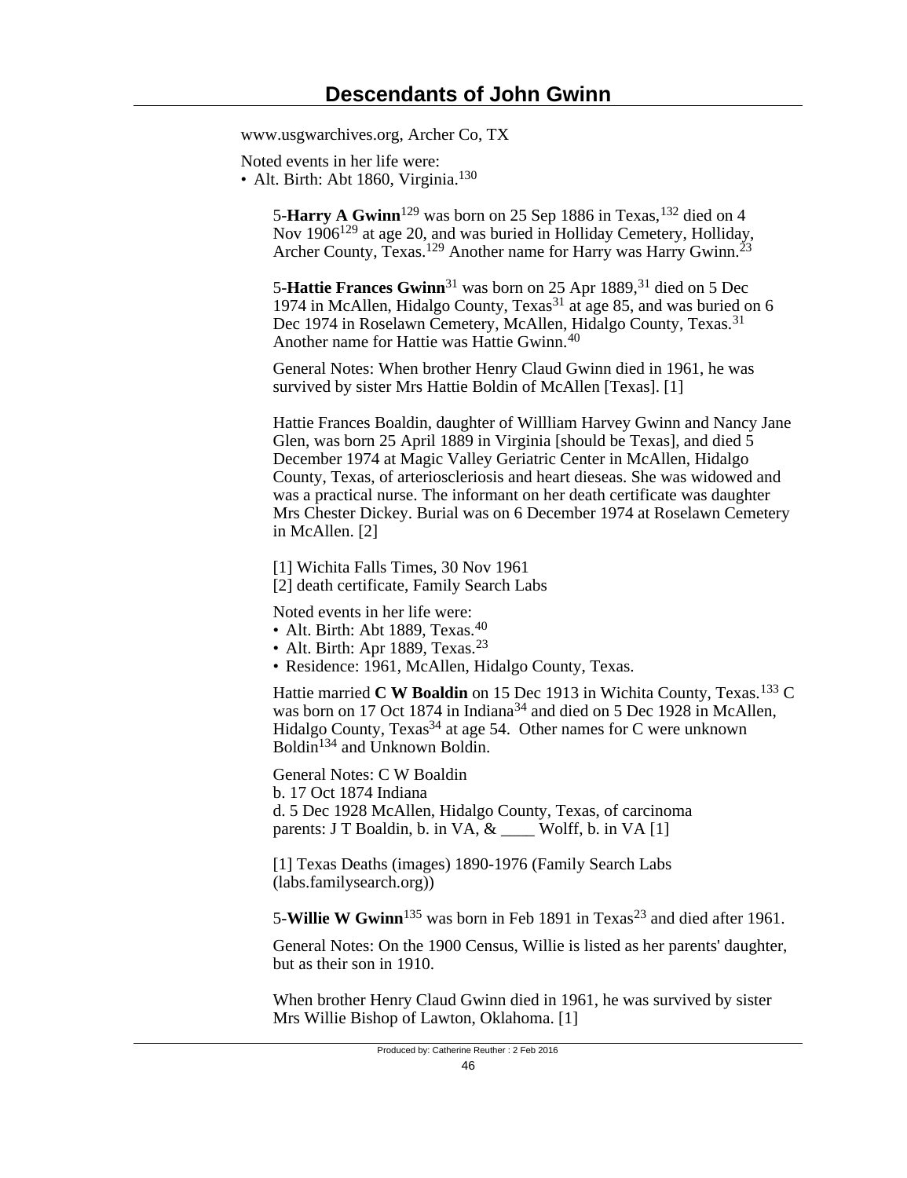www.usgwarchives.org, Archer Co, TX

Noted events in her life were:
- Alt. Birth: Abt 1860, Virginia.[130]

5-**Harry A Gwinn**[129] was born on 25 Sep 1886 in Texas,[132] died on 4 Nov 1906[129] at age 20, and was buried in Holliday Cemetery, Holliday, Archer County, Texas.[129] Another name for Harry was Harry Gwinn.[23]

5-**Hattie Frances Gwinn**[31] was born on 25 Apr 1889,[31] died on 5 Dec 1974 in McAllen, Hidalgo County, Texas[31] at age 85, and was buried on 6 Dec 1974 in Roselawn Cemetery, McAllen, Hidalgo County, Texas.[31] Another name for Hattie was Hattie Gwinn.[40]

General Notes: When brother Henry Claud Gwinn died in 1961, he was survived by sister Mrs Hattie Boldin of McAllen [Texas]. [1]

Hattie Frances Boaldin, daughter of Willliam Harvey Gwinn and Nancy Jane Glen, was born 25 April 1889 in Virginia [should be Texas], and died 5 December 1974 at Magic Valley Geriatric Center in McAllen, Hidalgo County, Texas, of arterioscleriosis and heart dieseas. She was widowed and was a practical nurse. The informant on her death certificate was daughter Mrs Chester Dickey. Burial was on 6 December 1974 at Roselawn Cemetery in McAllen. [2]

[1] Wichita Falls Times, 30 Nov 1961
[2] death certificate, Family Search Labs

Noted events in her life were:
- Alt. Birth: Abt 1889, Texas.[40]
- Alt. Birth: Apr 1889, Texas.[23]
- Residence: 1961, McAllen, Hidalgo County, Texas.

Hattie married **C W Boaldin** on 15 Dec 1913 in Wichita County, Texas.[133] C was born on 17 Oct 1874 in Indiana[34] and died on 5 Dec 1928 in McAllen, Hidalgo County, Texas[34] at age 54. Other names for C were unknown Boldin[134] and Unknown Boldin.

General Notes: C W Boaldin
b. 17 Oct 1874 Indiana
d. 5 Dec 1928 McAllen, Hidalgo County, Texas, of carcinoma
parents: J T Boaldin, b. in VA, & ____ Wolff, b. in VA [1]

[1] Texas Deaths (images) 1890-1976 (Family Search Labs (labs.familysearch.org))

5-**Willie W Gwinn**[135] was born in Feb 1891 in Texas[23] and died after 1961.

General Notes: On the 1900 Census, Willie is listed as her parents' daughter, but as their son in 1910.

When brother Henry Claud Gwinn died in 1961, he was survived by sister Mrs Willie Bishop of Lawton, Oklahoma. [1]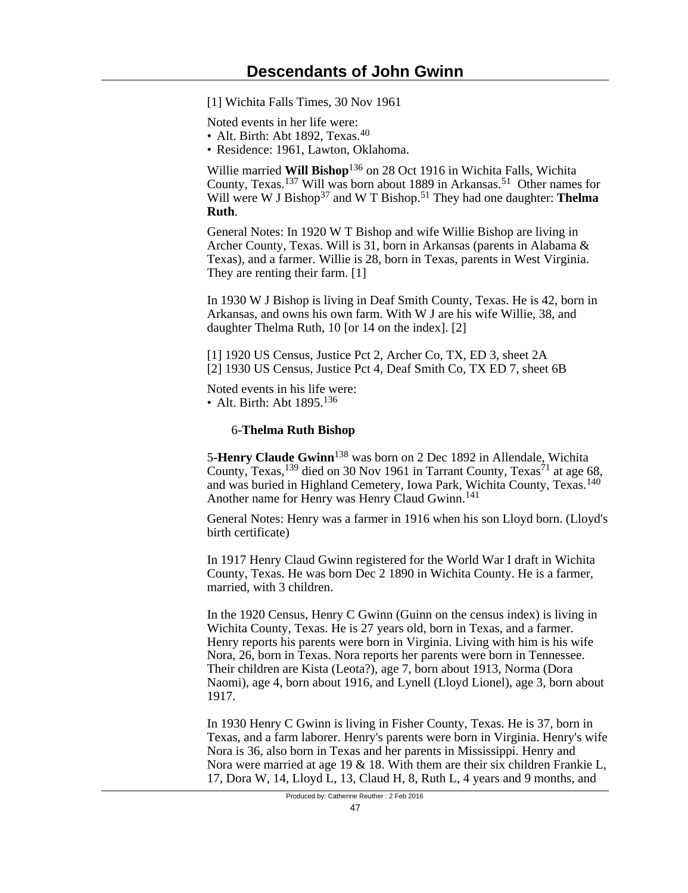[1] Wichita Falls Times, 30 Nov 1961

Noted events in her life were:
- Alt. Birth: Abt 1892, Texas.[40]
- Residence: 1961, Lawton, Oklahoma.

Willie married **Will Bishop**[136] on 28 Oct 1916 in Wichita Falls, Wichita County, Texas.[137] Will was born about 1889 in Arkansas.[51] Other names for Will were W J Bishop[37] and W T Bishop.[51] They had one daughter: **Thelma Ruth**.

General Notes: In 1920 W T Bishop and wife Willie Bishop are living in Archer County, Texas. Will is 31, born in Arkansas (parents in Alabama & Texas), and a farmer. Willie is 28, born in Texas, parents in West Virginia. They are renting their farm. [1]

In 1930 W J Bishop is living in Deaf Smith County, Texas. He is 42, born in Arkansas, and owns his own farm. With W J are his wife Willie, 38, and daughter Thelma Ruth, 10 [or 14 on the index]. [2]

[1] 1920 US Census, Justice Pct 2, Archer Co, TX, ED 3, sheet 2A
[2] 1930 US Census, Justice Pct 4, Deaf Smith Co, TX ED 7, sheet 6B

Noted events in his life were:
- Alt. Birth: Abt 1895.[136]

6-**Thelma Ruth Bishop**

5-**Henry Claude Gwinn**[138] was born on 2 Dec 1892 in Allendale, Wichita County, Texas,[139] died on 30 Nov 1961 in Tarrant County, Texas[71] at age 68, and was buried in Highland Cemetery, Iowa Park, Wichita County, Texas.[140] Another name for Henry was Henry Claud Gwinn.[141]

General Notes: Henry was a farmer in 1916 when his son Lloyd born. (Lloyd's birth certificate)

In 1917 Henry Claud Gwinn registered for the World War I draft in Wichita County, Texas. He was born Dec 2 1890 in Wichita County. He is a farmer, married, with 3 children.

In the 1920 Census, Henry C Gwinn (Guinn on the census index) is living in Wichita County, Texas. He is 27 years old, born in Texas, and a farmer. Henry reports his parents were born in Virginia. Living with him is his wife Nora, 26, born in Texas. Nora reports her parents were born in Tennessee. Their children are Kista (Leota?), age 7, born about 1913, Norma (Dora Naomi), age 4, born about 1916, and Lynell (Lloyd Lionel), age 3, born about 1917.

In 1930 Henry C Gwinn is living in Fisher County, Texas. He is 37, born in Texas, and a farm laborer. Henry's parents were born in Virginia. Henry's wife Nora is 36, also born in Texas and her parents in Mississippi. Henry and Nora were married at age 19 & 18. With them are their six children Frankie L, 17, Dora W, 14, Lloyd L, 13, Claud H, 8, Ruth L, 4 years and 9 months, and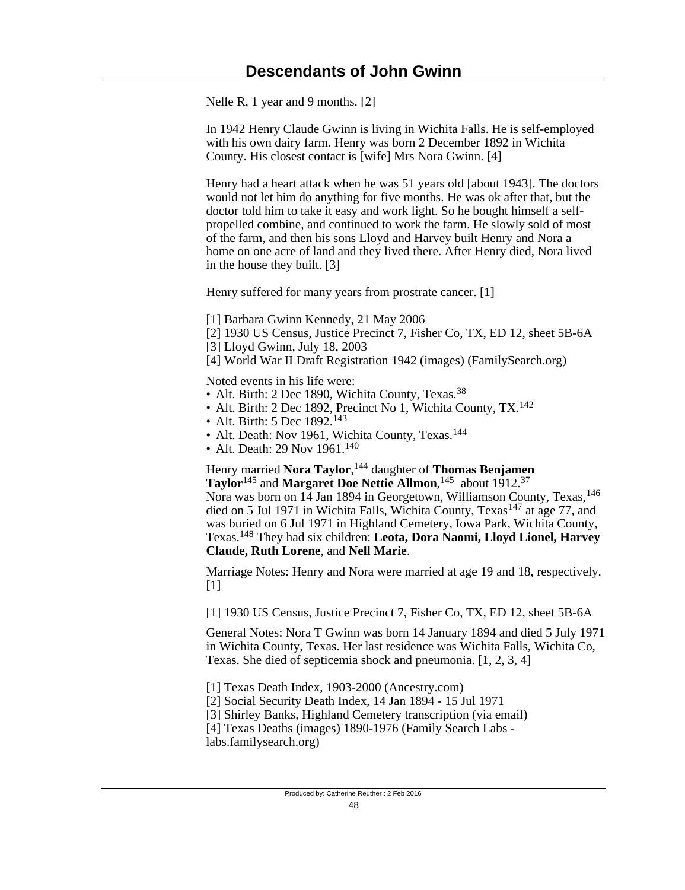Nelle R, 1 year and 9 months. [2]

In 1942 Henry Claude Gwinn is living in Wichita Falls. He is self-employed with his own dairy farm. Henry was born 2 December 1892 in Wichita County. His closest contact is [wife] Mrs Nora Gwinn. [4]

Henry had a heart attack when he was 51 years old [about 1943]. The doctors would not let him do anything for five months. He was ok after that, but the doctor told him to take it easy and work light. So he bought himself a self-propelled combine, and continued to work the farm. He slowly sold of most of the farm, and then his sons Lloyd and Harvey built Henry and Nora a home on one acre of land and they lived there. After Henry died, Nora lived in the house they built. [3]

Henry suffered for many years from prostrate cancer. [1]

[1] Barbara Gwinn Kennedy, 21 May 2006
[2] 1930 US Census, Justice Precinct 7, Fisher Co, TX, ED 12, sheet 5B-6A
[3] Lloyd Gwinn, July 18, 2003
[4] World War II Draft Registration 1942 (images) (FamilySearch.org)

Noted events in his life were:

- Alt. Birth: 2 Dec 1890, Wichita County, Texas.[38]
- Alt. Birth: 2 Dec 1892, Precinct No 1, Wichita County, TX.[142]
- Alt. Birth: 5 Dec 1892.[143]
- Alt. Death: Nov 1961, Wichita County, Texas.[144]
- Alt. Death: 29 Nov 1961.[140]

Henry married **Nora Taylor**,[144] daughter of **Thomas Benjamen Taylor**[145] and **Margaret Doe Nettie Allmon**,[145] about 1912.[37]
Nora was born on 14 Jan 1894 in Georgetown, Williamson County, Texas,[146] died on 5 Jul 1971 in Wichita Falls, Wichita County, Texas[147] at age 77, and was buried on 6 Jul 1971 in Highland Cemetery, Iowa Park, Wichita County, Texas.[148] They had six children: **Leota, Dora Naomi, Lloyd Lionel, Harvey Claude, Ruth Lorene**, and **Nell Marie**.

Marriage Notes: Henry and Nora were married at age 19 and 18, respectively. [1]

[1] 1930 US Census, Justice Precinct 7, Fisher Co, TX, ED 12, sheet 5B-6A

General Notes: Nora T Gwinn was born 14 January 1894 and died 5 July 1971 in Wichita County, Texas. Her last residence was Wichita Falls, Wichita Co, Texas. She died of septicemia shock and pneumonia. [1, 2, 3, 4]

[1] Texas Death Index, 1903-2000 (Ancestry.com)
[2] Social Security Death Index, 14 Jan 1894 - 15 Jul 1971
[3] Shirley Banks, Highland Cemetery transcription (via email)
[4] Texas Deaths (images) 1890-1976 (Family Search Labs - labs.familysearch.org)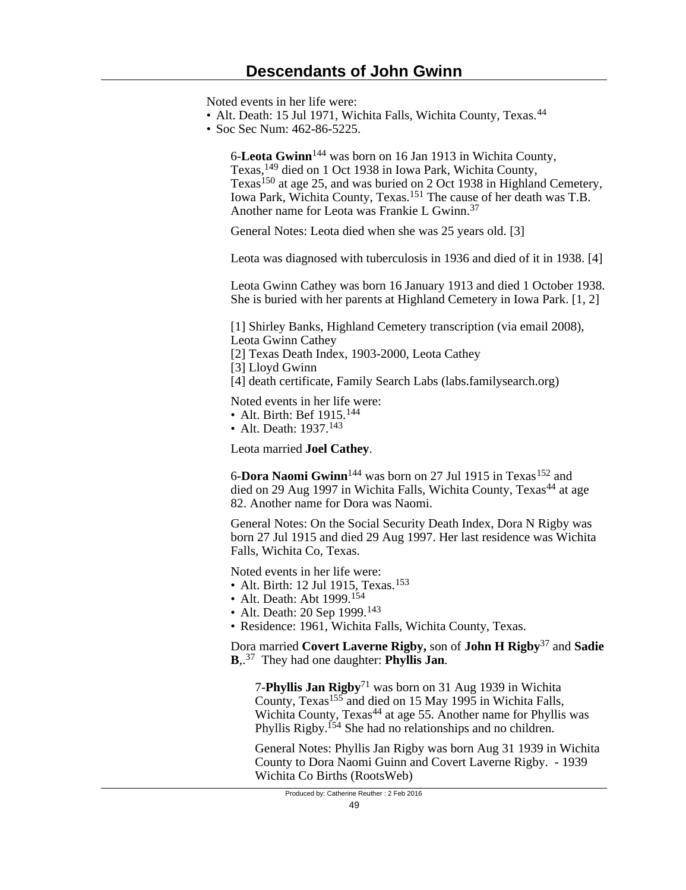Noted events in her life were:

- Alt. Death: 15 Jul 1971, Wichita Falls, Wichita County, Texas.[44]
- Soc Sec Num: 462-86-5225.

6-**Leota Gwinn**[144] was born on 16 Jan 1913 in Wichita County, Texas,[149] died on 1 Oct 1938 in Iowa Park, Wichita County, Texas[150] at age 25, and was buried on 2 Oct 1938 in Highland Cemetery, Iowa Park, Wichita County, Texas.[151] The cause of her death was T.B. Another name for Leota was Frankie L Gwinn.[37]

General Notes: Leota died when she was 25 years old. [3]

Leota was diagnosed with tuberculosis in 1936 and died of it in 1938. [4]

Leota Gwinn Cathey was born 16 January 1913 and died 1 October 1938. She is buried with her parents at Highland Cemetery in Iowa Park. [1, 2]

[1] Shirley Banks, Highland Cemetery transcription (via email 2008), Leota Gwinn Cathey
[2] Texas Death Index, 1903-2000, Leota Cathey
[3] Lloyd Gwinn
[4] death certificate, Family Search Labs (labs.familysearch.org)

Noted events in her life were:

- Alt. Birth: Bef 1915.[144]
- Alt. Death: 1937.[143]

Leota married **Joel Cathey**.

6-**Dora Naomi Gwinn**[144] was born on 27 Jul 1915 in Texas[152] and died on 29 Aug 1997 in Wichita Falls, Wichita County, Texas[44] at age 82. Another name for Dora was Naomi.

General Notes: On the Social Security Death Index, Dora N Rigby was born 27 Jul 1915 and died 29 Aug 1997. Her last residence was Wichita Falls, Wichita Co, Texas.

Noted events in her life were:

- Alt. Birth: 12 Jul 1915, Texas.[153]
- Alt. Death: Abt 1999.[154]
- Alt. Death: 20 Sep 1999.[143]
- Residence: 1961, Wichita Falls, Wichita County, Texas.

Dora married **Covert Laverne Rigby,** son of **John H Rigby**[37] and **Sadie B**,.[37] They had one daughter: **Phyllis Jan**.

7-**Phyllis Jan Rigby**[71] was born on 31 Aug 1939 in Wichita County, Texas[155] and died on 15 May 1995 in Wichita Falls, Wichita County, Texas[44] at age 55. Another name for Phyllis was Phyllis Rigby.[154] She had no relationships and no children.

General Notes: Phyllis Jan Rigby was born Aug 31 1939 in Wichita County to Dora Naomi Guinn and Covert Laverne Rigby. - 1939 Wichita Co Births (RootsWeb)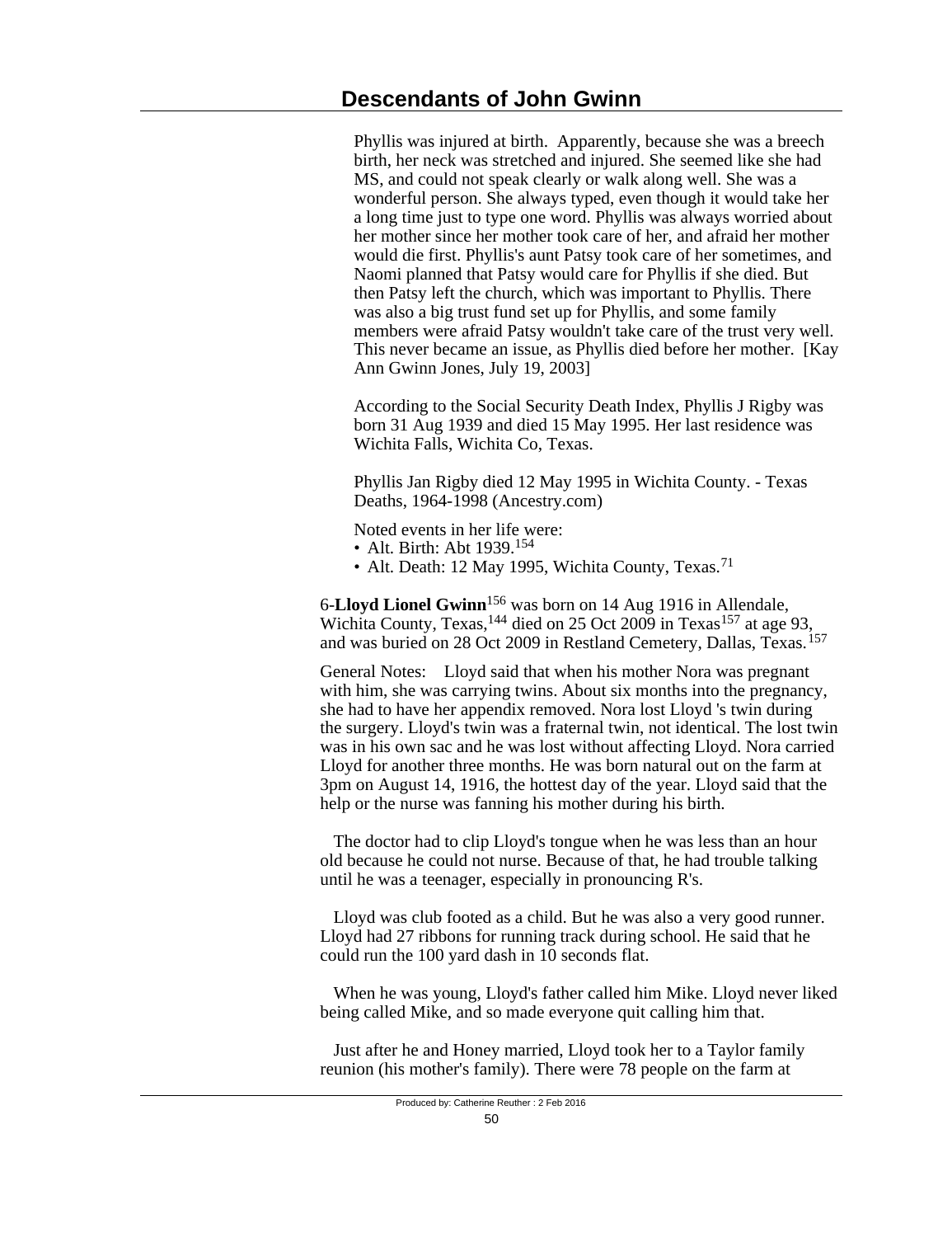Phyllis was injured at birth. Apparently, because she was a breech birth, her neck was stretched and injured. She seemed like she had MS, and could not speak clearly or walk along well. She was a wonderful person. She always typed, even though it would take her a long time just to type one word. Phyllis was always worried about her mother since her mother took care of her, and afraid her mother would die first. Phyllis's aunt Patsy took care of her sometimes, and Naomi planned that Patsy would care for Phyllis if she died. But then Patsy left the church, which was important to Phyllis. There was also a big trust fund set up for Phyllis, and some family members were afraid Patsy wouldn't take care of the trust very well. This never became an issue, as Phyllis died before her mother. [Kay Ann Gwinn Jones, July 19, 2003]

According to the Social Security Death Index, Phyllis J Rigby was born 31 Aug 1939 and died 15 May 1995. Her last residence was Wichita Falls, Wichita Co, Texas.

Phyllis Jan Rigby died 12 May 1995 in Wichita County. - Texas Deaths, 1964-1998 (Ancestry.com)

Noted events in her life were:

- Alt. Birth: Abt 1939.[154]
- Alt. Death: 12 May 1995, Wichita County, Texas.[71]

6-**Lloyd Lionel Gwinn**[156] was born on 14 Aug 1916 in Allendale, Wichita County, Texas,[144] died on 25 Oct 2009 in Texas[157] at age 93, and was buried on 28 Oct 2009 in Restland Cemetery, Dallas, Texas.[157]

General Notes: Lloyd said that when his mother Nora was pregnant with him, she was carrying twins. About six months into the pregnancy, she had to have her appendix removed. Nora lost Lloyd 's twin during the surgery. Lloyd's twin was a fraternal twin, not identical. The lost twin was in his own sac and he was lost without affecting Lloyd. Nora carried Lloyd for another three months. He was born natural out on the farm at 3pm on August 14, 1916, the hottest day of the year. Lloyd said that the help or the nurse was fanning his mother during his birth.

The doctor had to clip Lloyd's tongue when he was less than an hour old because he could not nurse. Because of that, he had trouble talking until he was a teenager, especially in pronouncing R's.

Lloyd was club footed as a child. But he was also a very good runner. Lloyd had 27 ribbons for running track during school. He said that he could run the 100 yard dash in 10 seconds flat.

When he was young, Lloyd's father called him Mike. Lloyd never liked being called Mike, and so made everyone quit calling him that.

Just after he and Honey married, Lloyd took her to a Taylor family reunion (his mother's family). There were 78 people on the farm at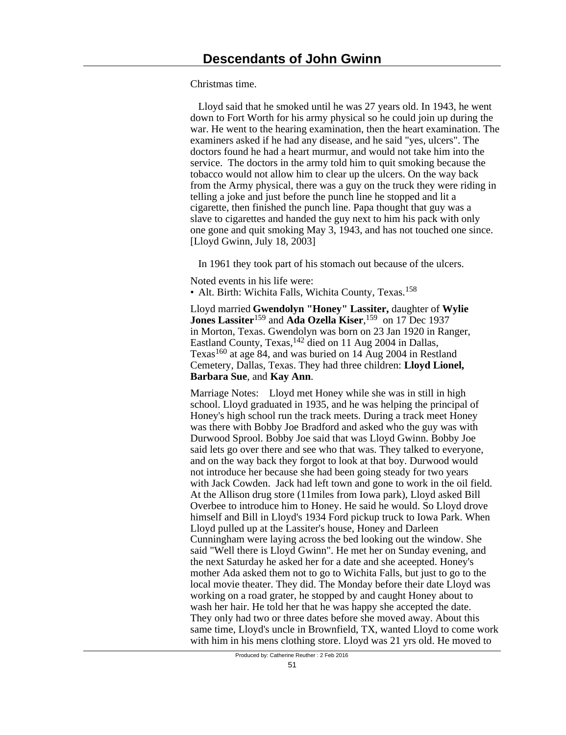Christmas time.

Lloyd said that he smoked until he was 27 years old. In 1943, he went down to Fort Worth for his army physical so he could join up during the war. He went to the hearing examination, then the heart examination. The examiners asked if he had any disease, and he said "yes, ulcers". The doctors found he had a heart murmur, and would not take him into the service. The doctors in the army told him to quit smoking because the tobacco would not allow him to clear up the ulcers. On the way back from the Army physical, there was a guy on the truck they were riding in telling a joke and just before the punch line he stopped and lit a cigarette, then finished the punch line. Papa thought that guy was a slave to cigarettes and handed the guy next to him his pack with only one gone and quit smoking May 3, 1943, and has not touched one since. [Lloyd Gwinn, July 18, 2003]

In 1961 they took part of his stomach out because of the ulcers.

Noted events in his life were:

- Alt. Birth: Wichita Falls, Wichita County, Texas.[158]

Lloyd married **Gwendolyn "Honey" Lassiter,** daughter of **Wylie Jones Lassiter**[159] and **Ada Ozella Kiser**,[159] on 17 Dec 1937 in Morton, Texas. Gwendolyn was born on 23 Jan 1920 in Ranger, Eastland County, Texas,[142] died on 11 Aug 2004 in Dallas, Texas[160] at age 84, and was buried on 14 Aug 2004 in Restland Cemetery, Dallas, Texas. They had three children: **Lloyd Lionel, Barbara Sue**, and **Kay Ann**.

Marriage Notes: Lloyd met Honey while she was in still in high school. Lloyd graduated in 1935, and he was helping the principal of Honey's high school run the track meets. During a track meet Honey was there with Bobby Joe Bradford and asked who the guy was with Durwood Sprool. Bobby Joe said that was Lloyd Gwinn. Bobby Joe said lets go over there and see who that was. They talked to everyone, and on the way back they forgot to look at that boy. Durwood would not introduce her because she had been going steady for two years with Jack Cowden. Jack had left town and gone to work in the oil field. At the Allison drug store (11miles from Iowa park), Lloyd asked Bill Overbee to introduce him to Honey. He said he would. So Lloyd drove himself and Bill in Lloyd's 1934 Ford pickup truck to Iowa Park. When Lloyd pulled up at the Lassiter's house, Honey and Darleen Cunningham were laying across the bed looking out the window. She said "Well there is Lloyd Gwinn". He met her on Sunday evening, and the next Saturday he asked her for a date and she aceepted. Honey's mother Ada asked them not to go to Wichita Falls, but just to go to the local movie theater. They did. The Monday before their date Lloyd was working on a road grater, he stopped by and caught Honey about to wash her hair. He told her that he was happy she accepted the date. They only had two or three dates before she moved away. About this same time, Lloyd's uncle in Brownfield, TX, wanted Lloyd to come work with him in his mens clothing store. Lloyd was 21 yrs old. He moved to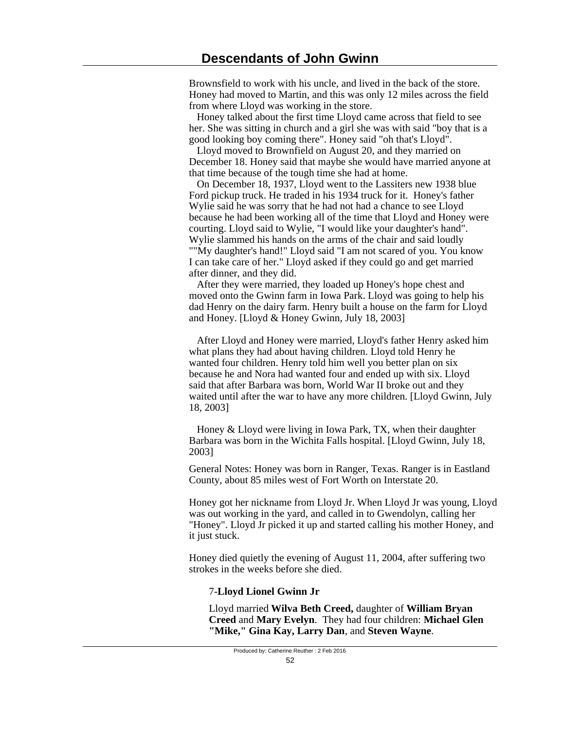Brownsfield to work with his uncle, and lived in the back of the store. Honey had moved to Martin, and this was only 12 miles across the field from where Lloyd was working in the store.

Honey talked about the first time Lloyd came across that field to see her. She was sitting in church and a girl she was with said "boy that is a good looking boy coming there". Honey said "oh that's Lloyd".

Lloyd moved to Brownfield on August 20, and they married on December 18. Honey said that maybe she would have married anyone at that time because of the tough time she had at home.

On December 18, 1937, Lloyd went to the Lassiters new 1938 blue Ford pickup truck. He traded in his 1934 truck for it. Honey's father Wylie said he was sorry that he had not had a chance to see Lloyd because he had been working all of the time that Lloyd and Honey were courting. Lloyd said to Wylie, "I would like your daughter's hand". Wylie slammed his hands on the arms of the chair and said loudly ""My daughter's hand!" Lloyd said "I am not scared of you. You know I can take care of her." Lloyd asked if they could go and get married after dinner, and they did.

After they were married, they loaded up Honey's hope chest and moved onto the Gwinn farm in Iowa Park. Lloyd was going to help his dad Henry on the dairy farm. Henry built a house on the farm for Lloyd and Honey. [Lloyd & Honey Gwinn, July 18, 2003]

After Lloyd and Honey were married, Lloyd's father Henry asked him what plans they had about having children. Lloyd told Henry he wanted four children. Henry told him well you better plan on six because he and Nora had wanted four and ended up with six. Lloyd said that after Barbara was born, World War II broke out and they waited until after the war to have any more children. [Lloyd Gwinn, July 18, 2003]

Honey & Lloyd were living in Iowa Park, TX, when their daughter Barbara was born in the Wichita Falls hospital. [Lloyd Gwinn, July 18, 2003]

General Notes: Honey was born in Ranger, Texas. Ranger is in Eastland County, about 85 miles west of Fort Worth on Interstate 20.

Honey got her nickname from Lloyd Jr. When Lloyd Jr was young, Lloyd was out working in the yard, and called in to Gwendolyn, calling her "Honey". Lloyd Jr picked it up and started calling his mother Honey, and it just stuck.

Honey died quietly the evening of August 11, 2004, after suffering two strokes in the weeks before she died.

7-**Lloyd Lionel Gwinn Jr**

Lloyd married **Wilva Beth Creed,** daughter of **William Bryan Creed** and **Mary Evelyn**. They had four children: **Michael Glen "Mike," Gina Kay, Larry Dan**, and **Steven Wayne**.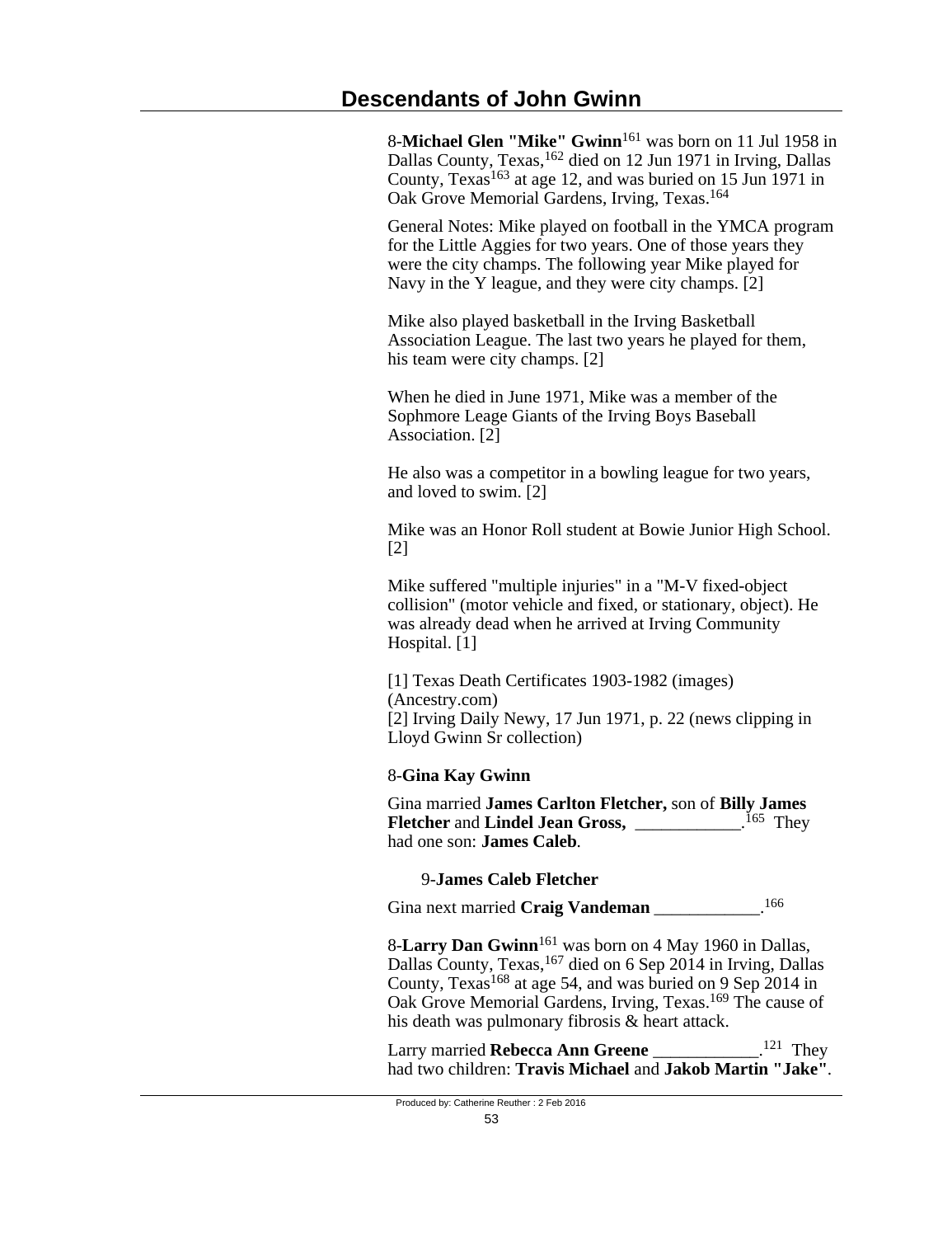8-**Michael Glen "Mike" Gwinn**[161] was born on 11 Jul 1958 in Dallas County, Texas,[162] died on 12 Jun 1971 in Irving, Dallas County, Texas[163] at age 12, and was buried on 15 Jun 1971 in Oak Grove Memorial Gardens, Irving, Texas.[164]

General Notes: Mike played on football in the YMCA program for the Little Aggies for two years. One of those years they were the city champs. The following year Mike played for Navy in the Y league, and they were city champs. [2]

Mike also played basketball in the Irving Basketball Association League. The last two years he played for them, his team were city champs. [2]

When he died in June 1971, Mike was a member of the Sophmore Leage Giants of the Irving Boys Baseball Association. [2]

He also was a competitor in a bowling league for two years, and loved to swim. [2]

Mike was an Honor Roll student at Bowie Junior High School. [2]

Mike suffered "multiple injuries" in a "M-V fixed-object collision" (motor vehicle and fixed, or stationary, object). He was already dead when he arrived at Irving Community Hospital. [1]

[1] Texas Death Certificates 1903-1982 (images) (Ancestry.com)
[2] Irving Daily Newy, 17 Jun 1971, p. 22 (news clipping in Lloyd Gwinn Sr collection)

8-**Gina Kay Gwinn**

Gina married **James Carlton Fletcher,** son of **Billy James Fletcher** and **Lindel Jean Gross,** ____________.[165] They had one son: **James Caleb**.

9-**James Caleb Fletcher**

Gina next married **Craig Vandeman** ____________.[166]

8-**Larry Dan Gwinn**[161] was born on 4 May 1960 in Dallas, Dallas County, Texas,[167] died on 6 Sep 2014 in Irving, Dallas County, Texas[168] at age 54, and was buried on 9 Sep 2014 in Oak Grove Memorial Gardens, Irving, Texas.[169] The cause of his death was pulmonary fibrosis & heart attack.

Larry married **Rebecca Ann Greene** ____________.[121] They had two children: **Travis Michael** and **Jakob Martin "Jake"**.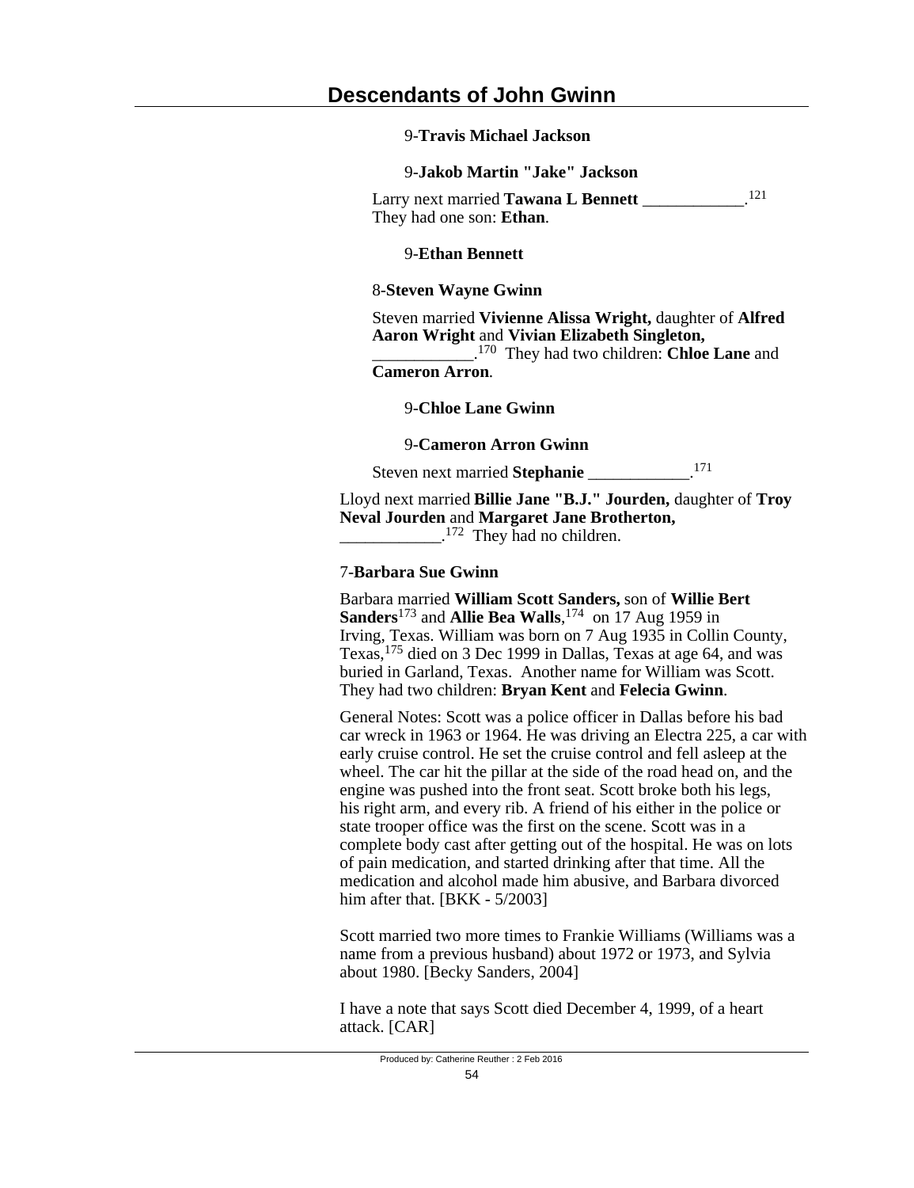9-**Travis Michael Jackson**

9-**Jakob Martin "Jake" Jackson**

Larry next married **Tawana L Bennett** ____________.[121] They had one son: **Ethan**.

9-**Ethan Bennett**

8-**Steven Wayne Gwinn**

Steven married **Vivienne Alissa Wright,** daughter of **Alfred Aaron Wright** and **Vivian Elizabeth Singleton,** ____________.[170] They had two children: **Chloe Lane** and **Cameron Arron**.

9-**Chloe Lane Gwinn**

9-**Cameron Arron Gwinn**

Steven next married **Stephanie** ____________.[171]

Lloyd next married **Billie Jane "B.J." Jourden,** daughter of **Troy Neval Jourden** and **Margaret Jane Brotherton,** ____________.[172] They had no children.

7-**Barbara Sue Gwinn**

Barbara married **William Scott Sanders,** son of **Willie Bert Sanders**[173] and **Allie Bea Walls**,[174] on 17 Aug 1959 in Irving, Texas. William was born on 7 Aug 1935 in Collin County, Texas,[175] died on 3 Dec 1999 in Dallas, Texas at age 64, and was buried in Garland, Texas. Another name for William was Scott. They had two children: **Bryan Kent** and **Felecia Gwinn**.

General Notes: Scott was a police officer in Dallas before his bad car wreck in 1963 or 1964. He was driving an Electra 225, a car with early cruise control. He set the cruise control and fell asleep at the wheel. The car hit the pillar at the side of the road head on, and the engine was pushed into the front seat. Scott broke both his legs, his right arm, and every rib. A friend of his either in the police or state trooper office was the first on the scene. Scott was in a complete body cast after getting out of the hospital. He was on lots of pain medication, and started drinking after that time. All the medication and alcohol made him abusive, and Barbara divorced him after that. [BKK - 5/2003]

Scott married two more times to Frankie Williams (Williams was a name from a previous husband) about 1972 or 1973, and Sylvia about 1980. [Becky Sanders, 2004]

I have a note that says Scott died December 4, 1999, of a heart attack. [CAR]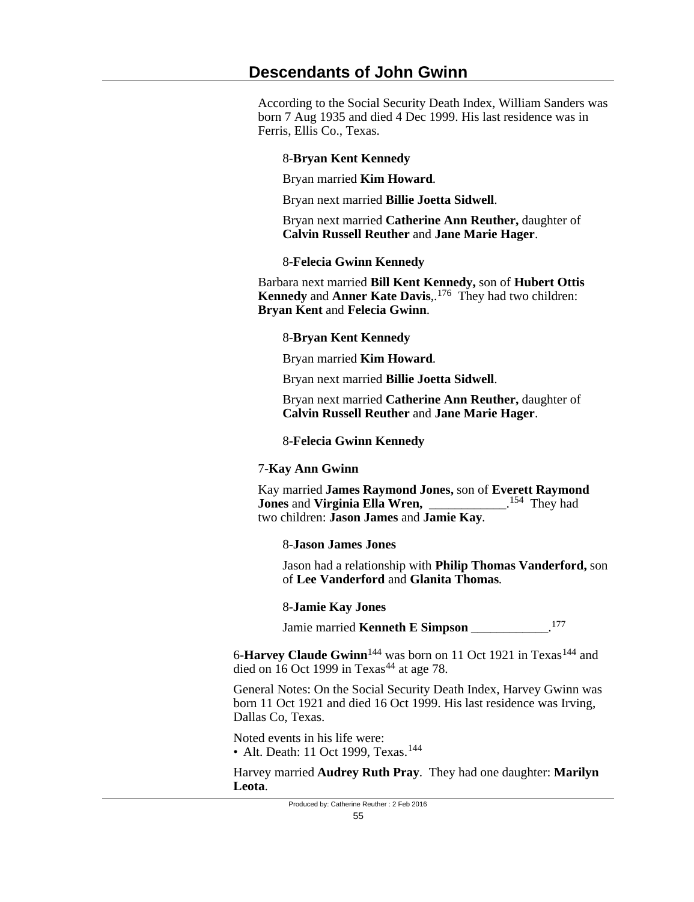According to the Social Security Death Index, William Sanders was born 7 Aug 1935 and died 4 Dec 1999. His last residence was in Ferris, Ellis Co., Texas.

8-**Bryan Kent Kennedy**

Bryan married **Kim Howard**.

Bryan next married **Billie Joetta Sidwell**.

Bryan next married **Catherine Ann Reuther,** daughter of **Calvin Russell Reuther** and **Jane Marie Hager**.

8-**Felecia Gwinn Kennedy**

Barbara next married **Bill Kent Kennedy,** son of **Hubert Ottis Kennedy** and **Anner Kate Davis**,.[176] They had two children: **Bryan Kent** and **Felecia Gwinn**.

8-**Bryan Kent Kennedy**

Bryan married **Kim Howard**.

Bryan next married **Billie Joetta Sidwell**.

Bryan next married **Catherine Ann Reuther,** daughter of **Calvin Russell Reuther** and **Jane Marie Hager**.

8-**Felecia Gwinn Kennedy**

7-**Kay Ann Gwinn**

Kay married **James Raymond Jones,** son of **Everett Raymond Jones** and **Virginia Ella Wren,** ____________.[154] They had two children: **Jason James** and **Jamie Kay**.

8-**Jason James Jones**

Jason had a relationship with **Philip Thomas Vanderford,** son of **Lee Vanderford** and **Glanita Thomas**.

8-**Jamie Kay Jones**

Jamie married **Kenneth E Simpson** ____________.[177]

6-**Harvey Claude Gwinn**[144] was born on 11 Oct 1921 in Texas[144] and died on 16 Oct 1999 in Texas[44] at age 78.

General Notes: On the Social Security Death Index, Harvey Gwinn was born 11 Oct 1921 and died 16 Oct 1999. His last residence was Irving, Dallas Co, Texas.

Noted events in his life were:
- Alt. Death: 11 Oct 1999, Texas.[144]

Harvey married **Audrey Ruth Pray**. They had one daughter: **Marilyn Leota**.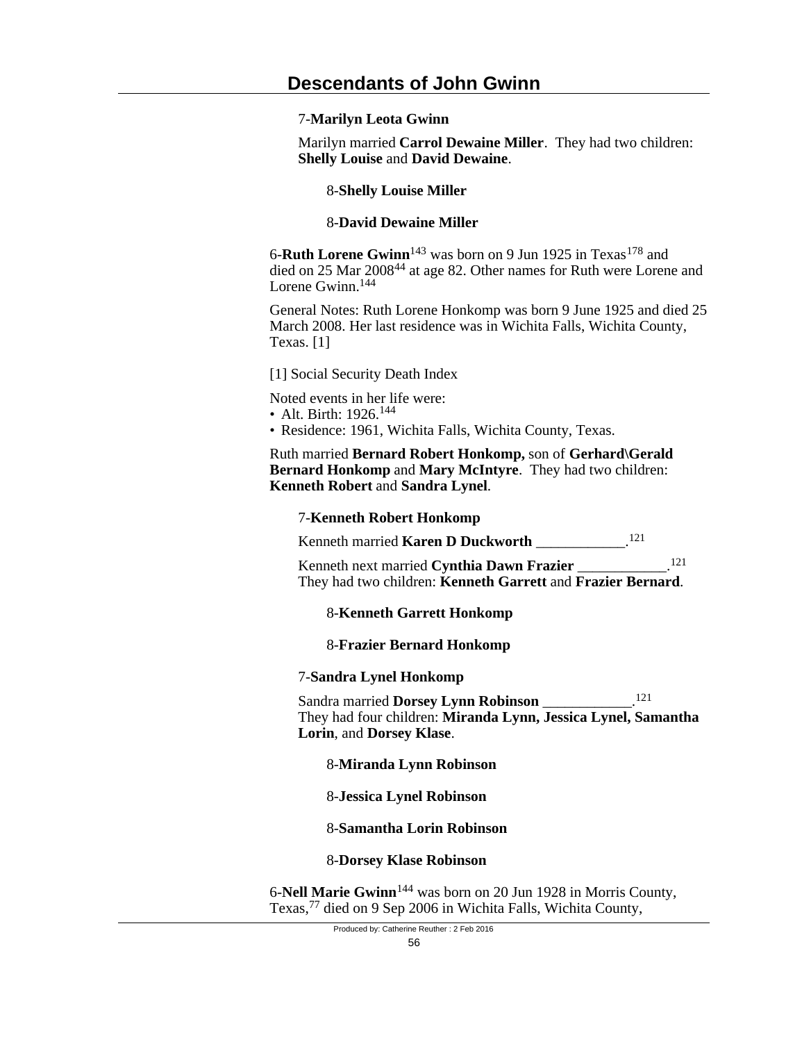7-**Marilyn Leota Gwinn**

Marilyn married **Carrol Dewaine Miller**. They had two children: **Shelly Louise** and **David Dewaine**.

8-**Shelly Louise Miller**

8-**David Dewaine Miller**

6-**Ruth Lorene Gwinn**[143] was born on 9 Jun 1925 in Texas[178] and died on 25 Mar 2008[44] at age 82. Other names for Ruth were Lorene and Lorene Gwinn.[144]

General Notes: Ruth Lorene Honkomp was born 9 June 1925 and died 25 March 2008. Her last residence was in Wichita Falls, Wichita County, Texas. [1]

[1] Social Security Death Index

Noted events in her life were:
- Alt. Birth: 1926.[144]
- Residence: 1961, Wichita Falls, Wichita County, Texas.

Ruth married **Bernard Robert Honkomp,** son of **Gerhard\Gerald Bernard Honkomp** and **Mary McIntyre**. They had two children: **Kenneth Robert** and **Sandra Lynel**.

7-**Kenneth Robert Honkomp**

Kenneth married **Karen D Duckworth** ____________.[121]

Kenneth next married **Cynthia Dawn Frazier** ____________.[121] They had two children: **Kenneth Garrett** and **Frazier Bernard**.

8-**Kenneth Garrett Honkomp**

8-**Frazier Bernard Honkomp**

7-**Sandra Lynel Honkomp**

Sandra married **Dorsey Lynn Robinson** ____________.[121] They had four children: **Miranda Lynn, Jessica Lynel, Samantha Lorin**, and **Dorsey Klase**.

8-**Miranda Lynn Robinson**

8-**Jessica Lynel Robinson**

8-**Samantha Lorin Robinson**

8-**Dorsey Klase Robinson**

6-**Nell Marie Gwinn**[144] was born on 20 Jun 1928 in Morris County, Texas,[77] died on 9 Sep 2006 in Wichita Falls, Wichita County,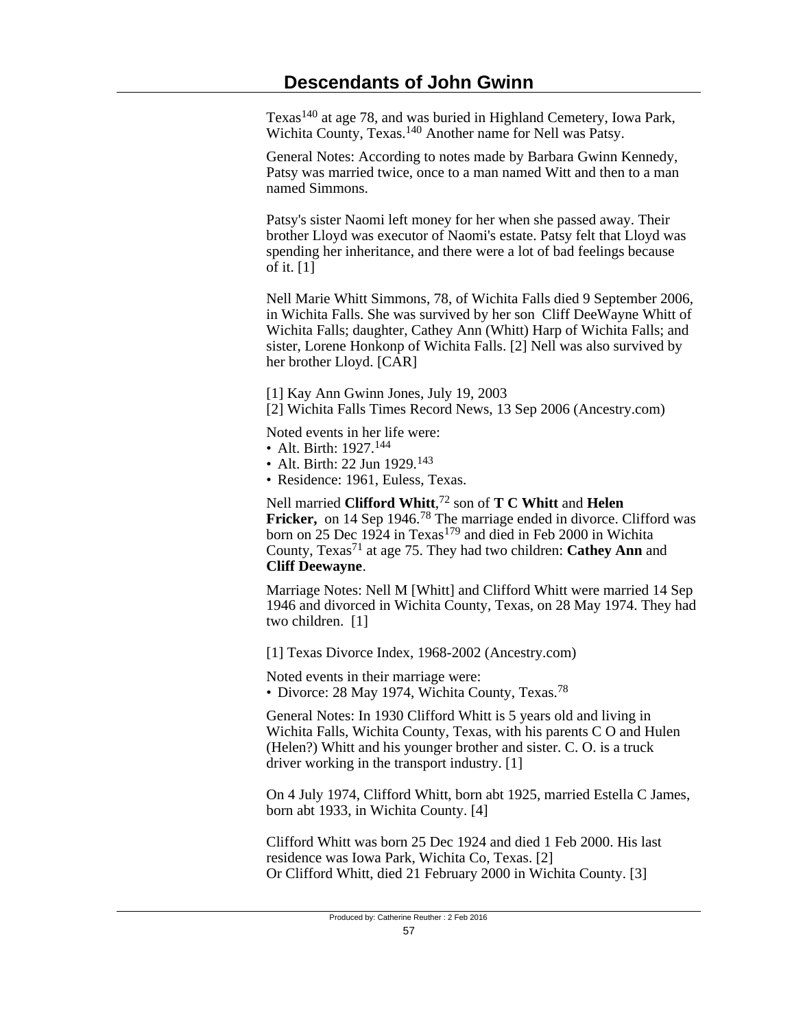Texas[140] at age 78, and was buried in Highland Cemetery, Iowa Park, Wichita County, Texas.[140] Another name for Nell was Patsy.

General Notes: According to notes made by Barbara Gwinn Kennedy, Patsy was married twice, once to a man named Witt and then to a man named Simmons.

Patsy's sister Naomi left money for her when she passed away. Their brother Lloyd was executor of Naomi's estate. Patsy felt that Lloyd was spending her inheritance, and there were a lot of bad feelings because of it. [1]

Nell Marie Whitt Simmons, 78, of Wichita Falls died 9 September 2006, in Wichita Falls. She was survived by her son Cliff DeeWayne Whitt of Wichita Falls; daughter, Cathey Ann (Whitt) Harp of Wichita Falls; and sister, Lorene Honkonp of Wichita Falls. [2] Nell was also survived by her brother Lloyd. [CAR]

[1] Kay Ann Gwinn Jones, July 19, 2003
[2] Wichita Falls Times Record News, 13 Sep 2006 (Ancestry.com)

Noted events in her life were:
- Alt. Birth: 1927.[144]
- Alt. Birth: 22 Jun 1929.[143]
- Residence: 1961, Euless, Texas.

Nell married **Clifford Whitt**,[72] son of **T C Whitt** and **Helen Fricker,** on 14 Sep 1946.[78] The marriage ended in divorce. Clifford was born on 25 Dec 1924 in Texas[179] and died in Feb 2000 in Wichita County, Texas[71] at age 75. They had two children: **Cathey Ann** and **Cliff Deewayne**.

Marriage Notes: Nell M [Whitt] and Clifford Whitt were married 14 Sep 1946 and divorced in Wichita County, Texas, on 28 May 1974. They had two children. [1]

[1] Texas Divorce Index, 1968-2002 (Ancestry.com)

Noted events in their marriage were:
- Divorce: 28 May 1974, Wichita County, Texas.[78]

General Notes: In 1930 Clifford Whitt is 5 years old and living in Wichita Falls, Wichita County, Texas, with his parents C O and Hulen (Helen?) Whitt and his younger brother and sister. C. O. is a truck driver working in the transport industry. [1]

On 4 July 1974, Clifford Whitt, born abt 1925, married Estella C James, born abt 1933, in Wichita County. [4]

Clifford Whitt was born 25 Dec 1924 and died 1 Feb 2000. His last residence was Iowa Park, Wichita Co, Texas. [2]
Or Clifford Whitt, died 21 February 2000 in Wichita County. [3]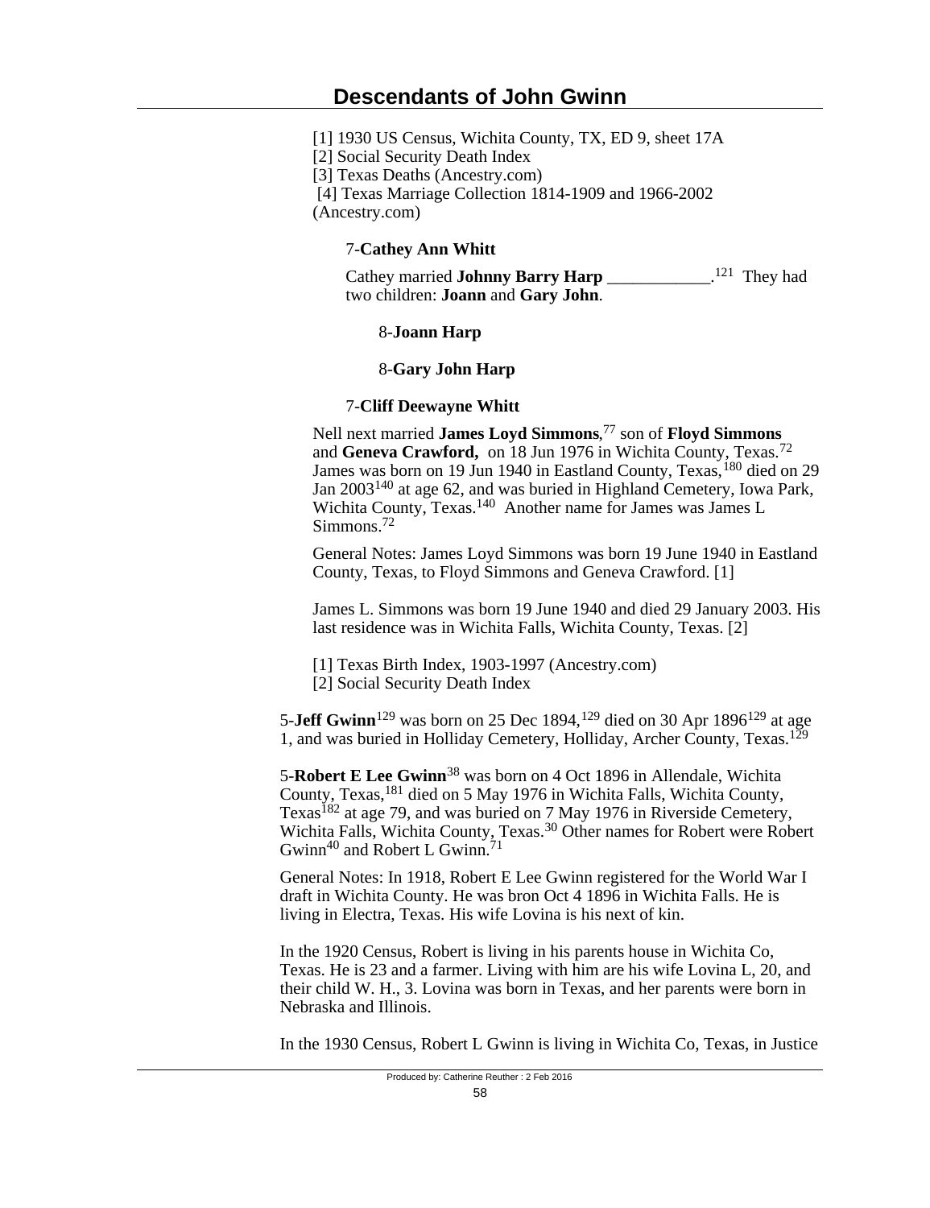[1] 1930 US Census, Wichita County, TX, ED 9, sheet 17A
[2] Social Security Death Index
[3] Texas Deaths (Ancestry.com)
[4] Texas Marriage Collection 1814-1909 and 1966-2002 (Ancestry.com)

7-**Cathey Ann Whitt**

Cathey married **Johnny Barry Harp** ____________.[121] They had two children: **Joann** and **Gary John**.

8-**Joann Harp**

8-**Gary John Harp**

7-**Cliff Deewayne Whitt**

Nell next married **James Loyd Simmons**,[77] son of **Floyd Simmons** and **Geneva Crawford**, on 18 Jun 1976 in Wichita County, Texas.[72] James was born on 19 Jun 1940 in Eastland County, Texas,[180] died on 29 Jan 2003[140] at age 62, and was buried in Highland Cemetery, Iowa Park, Wichita County, Texas.[140] Another name for James was James L Simmons.[72]

General Notes: James Loyd Simmons was born 19 June 1940 in Eastland County, Texas, to Floyd Simmons and Geneva Crawford. [1]

James L. Simmons was born 19 June 1940 and died 29 January 2003. His last residence was in Wichita Falls, Wichita County, Texas. [2]

[1] Texas Birth Index, 1903-1997 (Ancestry.com)
[2] Social Security Death Index

5-**Jeff Gwinn**[129] was born on 25 Dec 1894,[129] died on 30 Apr 1896[129] at age 1, and was buried in Holliday Cemetery, Holliday, Archer County, Texas.[129]

5-**Robert E Lee Gwinn**[38] was born on 4 Oct 1896 in Allendale, Wichita County, Texas,[181] died on 5 May 1976 in Wichita Falls, Wichita County, Texas[182] at age 79, and was buried on 7 May 1976 in Riverside Cemetery, Wichita Falls, Wichita County, Texas.[30] Other names for Robert were Robert Gwinn[40] and Robert L Gwinn.[71]

General Notes: In 1918, Robert E Lee Gwinn registered for the World War I draft in Wichita County. He was bron Oct 4 1896 in Wichita Falls. He is living in Electra, Texas. His wife Lovina is his next of kin.

In the 1920 Census, Robert is living in his parents house in Wichita Co, Texas. He is 23 and a farmer. Living with him are his wife Lovina L, 20, and their child W. H., 3. Lovina was born in Texas, and her parents were born in Nebraska and Illinois.

In the 1930 Census, Robert L Gwinn is living in Wichita Co, Texas, in Justice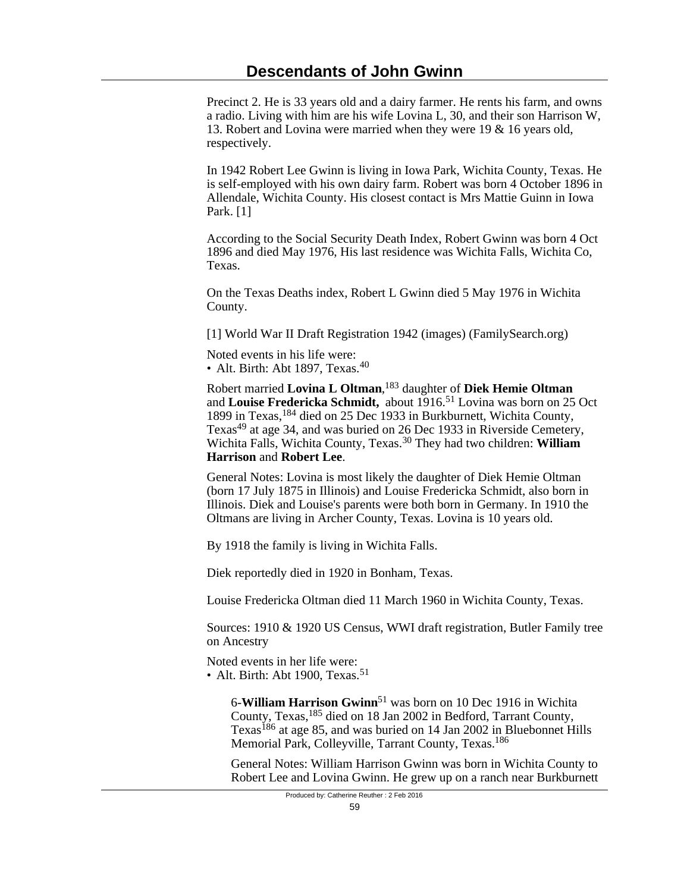Precinct 2. He is 33 years old and a dairy farmer. He rents his farm, and owns a radio. Living with him are his wife Lovina L, 30, and their son Harrison W, 13. Robert and Lovina were married when they were 19 & 16 years old, respectively.

In 1942 Robert Lee Gwinn is living in Iowa Park, Wichita County, Texas. He is self-employed with his own dairy farm. Robert was born 4 October 1896 in Allendale, Wichita County. His closest contact is Mrs Mattie Guinn in Iowa Park. [1]

According to the Social Security Death Index, Robert Gwinn was born 4 Oct 1896 and died May 1976, His last residence was Wichita Falls, Wichita Co, Texas.

On the Texas Deaths index, Robert L Gwinn died 5 May 1976 in Wichita County.

[1] World War II Draft Registration 1942 (images) (FamilySearch.org)

Noted events in his life were:
- Alt. Birth: Abt 1897, Texas.[40]

Robert married **Lovina L Oltman**,[183] daughter of **Diek Hemie Oltman** and **Louise Fredericka Schmidt,** about 1916.[51] Lovina was born on 25 Oct 1899 in Texas,[184] died on 25 Dec 1933 in Burkburnett, Wichita County, Texas[49] at age 34, and was buried on 26 Dec 1933 in Riverside Cemetery, Wichita Falls, Wichita County, Texas.[30] They had two children: **William Harrison** and **Robert Lee**.

General Notes: Lovina is most likely the daughter of Diek Hemie Oltman (born 17 July 1875 in Illinois) and Louise Fredericka Schmidt, also born in Illinois. Diek and Louise's parents were both born in Germany. In 1910 the Oltmans are living in Archer County, Texas. Lovina is 10 years old.

By 1918 the family is living in Wichita Falls.

Diek reportedly died in 1920 in Bonham, Texas.

Louise Fredericka Oltman died 11 March 1960 in Wichita County, Texas.

Sources: 1910 & 1920 US Census, WWI draft registration, Butler Family tree on Ancestry

Noted events in her life were:
- Alt. Birth: Abt 1900, Texas.[51]

6-**William Harrison Gwinn**[51] was born on 10 Dec 1916 in Wichita County, Texas,[185] died on 18 Jan 2002 in Bedford, Tarrant County, Texas[186] at age 85, and was buried on 14 Jan 2002 in Bluebonnet Hills Memorial Park, Colleyville, Tarrant County, Texas.[186]

General Notes: William Harrison Gwinn was born in Wichita County to Robert Lee and Lovina Gwinn. He grew up on a ranch near Burkburnett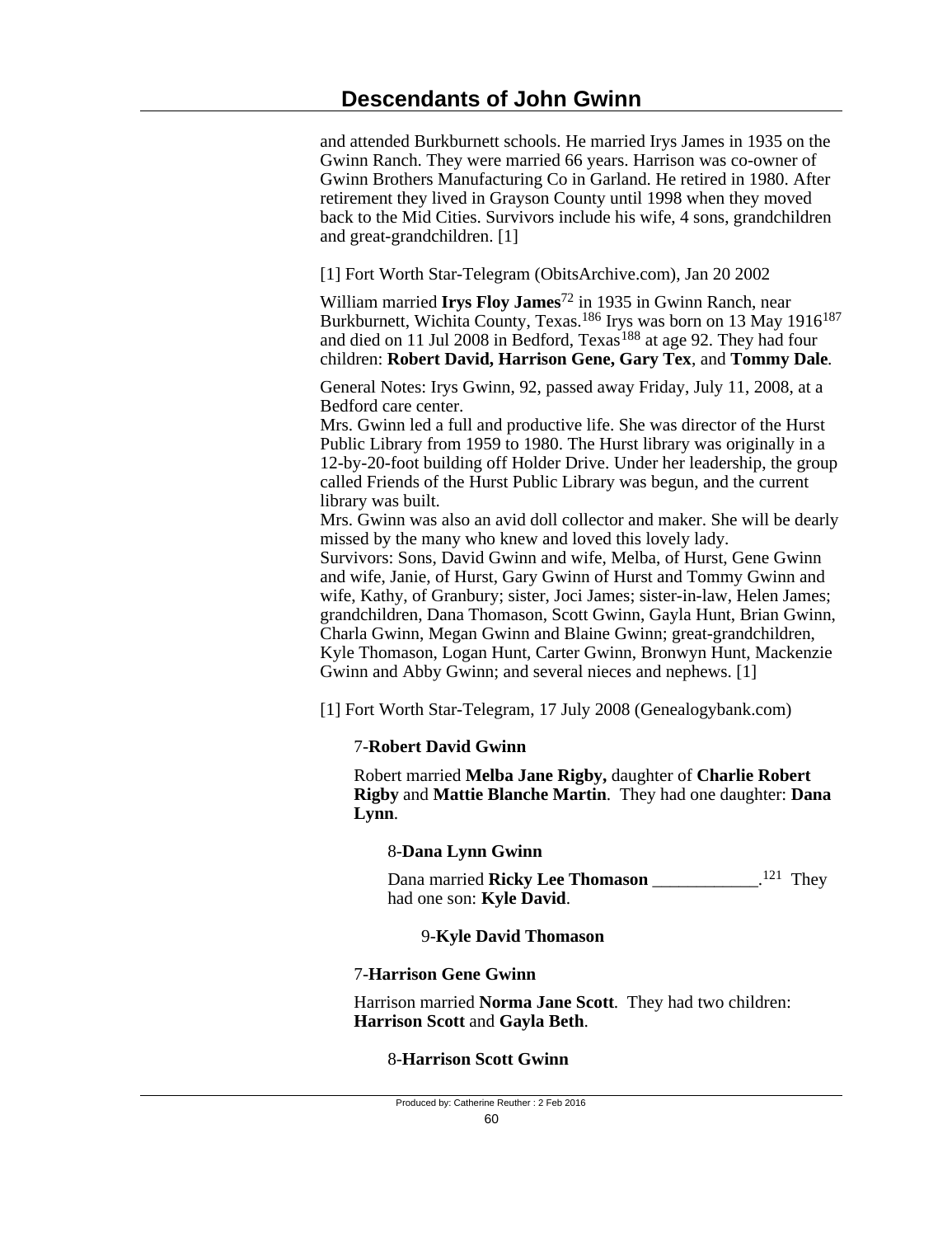and attended Burkburnett schools. He married Irys James in 1935 on the Gwinn Ranch. They were married 66 years. Harrison was co-owner of Gwinn Brothers Manufacturing Co in Garland. He retired in 1980. After retirement they lived in Grayson County until 1998 when they moved back to the Mid Cities. Survivors include his wife, 4 sons, grandchildren and great-grandchildren. [1]

[1] Fort Worth Star-Telegram (ObitsArchive.com), Jan 20 2002

William married **Irys Floy James**[72] in 1935 in Gwinn Ranch, near Burkburnett, Wichita County, Texas.[186] Irys was born on 13 May 1916[187] and died on 11 Jul 2008 in Bedford, Texas[188] at age 92. They had four children: **Robert David, Harrison Gene, Gary Tex**, and **Tommy Dale**.

General Notes: Irys Gwinn, 92, passed away Friday, July 11, 2008, at a Bedford care center.
Mrs. Gwinn led a full and productive life. She was director of the Hurst Public Library from 1959 to 1980. The Hurst library was originally in a 12-by-20-foot building off Holder Drive. Under her leadership, the group called Friends of the Hurst Public Library was begun, and the current library was built.
Mrs. Gwinn was also an avid doll collector and maker. She will be dearly missed by the many who knew and loved this lovely lady.
Survivors: Sons, David Gwinn and wife, Melba, of Hurst, Gene Gwinn and wife, Janie, of Hurst, Gary Gwinn of Hurst and Tommy Gwinn and wife, Kathy, of Granbury; sister, Joci James; sister-in-law, Helen James; grandchildren, Dana Thomason, Scott Gwinn, Gayla Hunt, Brian Gwinn, Charla Gwinn, Megan Gwinn and Blaine Gwinn; great-grandchildren, Kyle Thomason, Logan Hunt, Carter Gwinn, Bronwyn Hunt, Mackenzie Gwinn and Abby Gwinn; and several nieces and nephews. [1]

[1] Fort Worth Star-Telegram, 17 July 2008 (Genealogybank.com)

7-**Robert David Gwinn**

Robert married **Melba Jane Rigby,** daughter of **Charlie Robert Rigby** and **Mattie Blanche Martin**. They had one daughter: **Dana Lynn**.

8-**Dana Lynn Gwinn**

Dana married **Ricky Lee Thomason** ____________.[121] They had one son: **Kyle David**.

9-**Kyle David Thomason**

7-**Harrison Gene Gwinn**

Harrison married **Norma Jane Scott**. They had two children: **Harrison Scott** and **Gayla Beth**.

8-**Harrison Scott Gwinn**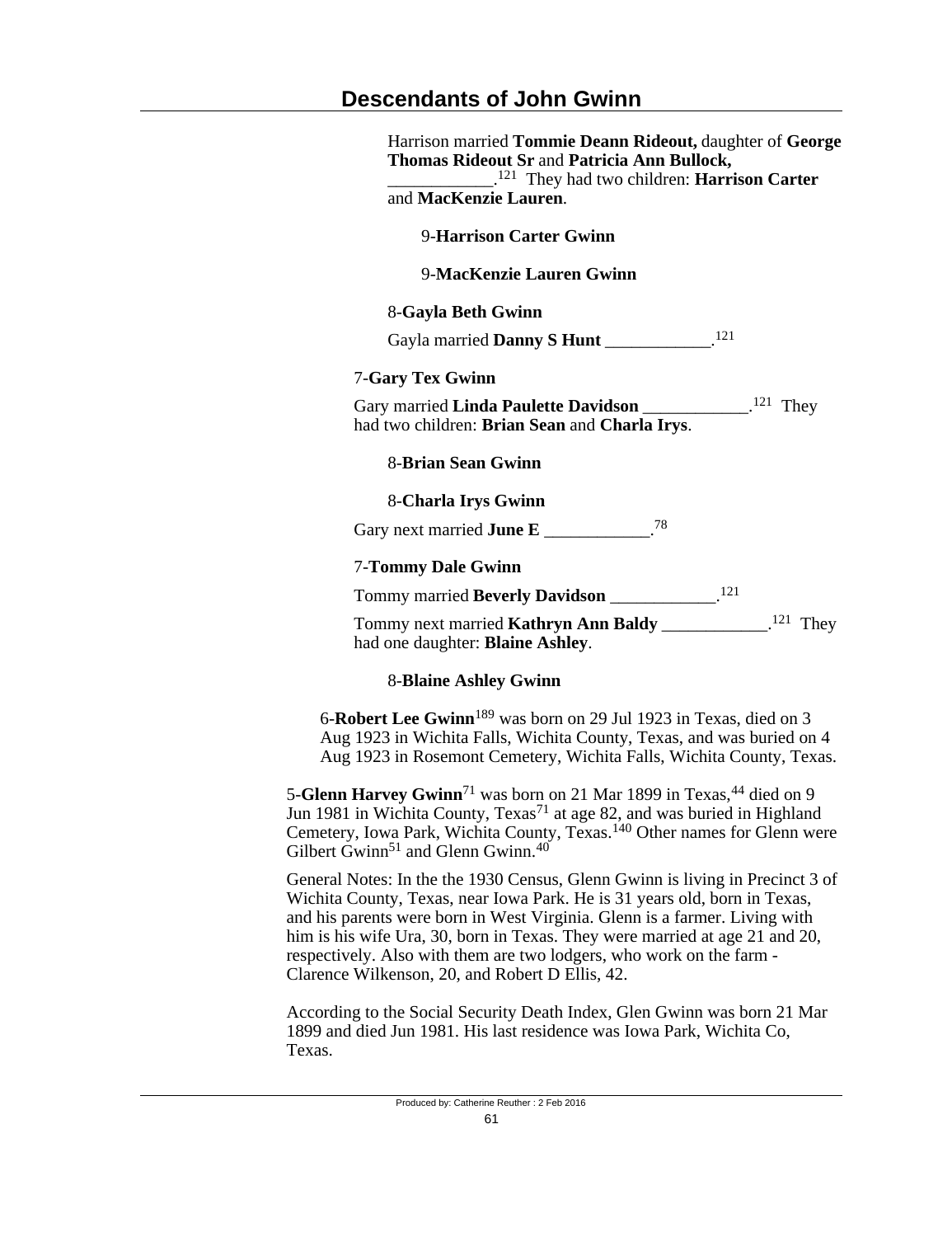Harrison married **Tommie Deann Rideout,** daughter of **George Thomas Rideout Sr** and **Patricia Ann Bullock,** ____________.[121] They had two children: **Harrison Carter** and **MacKenzie Lauren**.

9-**Harrison Carter Gwinn**

9-**MacKenzie Lauren Gwinn**

8-**Gayla Beth Gwinn**

Gayla married **Danny S Hunt** ____________.[121]

7-**Gary Tex Gwinn**

Gary married **Linda Paulette Davidson** ____________.[121] They had two children: **Brian Sean** and **Charla Irys**.

8-**Brian Sean Gwinn**

8-**Charla Irys Gwinn**

Gary next married **June E** ____________.[78]

7-**Tommy Dale Gwinn**

Tommy married **Beverly Davidson** ____________.[121]

Tommy next married **Kathryn Ann Baldy** ____________.[121] They had one daughter: **Blaine Ashley**.

8-**Blaine Ashley Gwinn**

6-**Robert Lee Gwinn**[189] was born on 29 Jul 1923 in Texas, died on 3 Aug 1923 in Wichita Falls, Wichita County, Texas, and was buried on 4 Aug 1923 in Rosemont Cemetery, Wichita Falls, Wichita County, Texas.

5-**Glenn Harvey Gwinn**[71] was born on 21 Mar 1899 in Texas,[44] died on 9 Jun 1981 in Wichita County, Texas[71] at age 82, and was buried in Highland Cemetery, Iowa Park, Wichita County, Texas.[140] Other names for Glenn were Gilbert Gwinn[51] and Glenn Gwinn.[40]

General Notes: In the the 1930 Census, Glenn Gwinn is living in Precinct 3 of Wichita County, Texas, near Iowa Park. He is 31 years old, born in Texas, and his parents were born in West Virginia. Glenn is a farmer. Living with him is his wife Ura, 30, born in Texas. They were married at age 21 and 20, respectively. Also with them are two lodgers, who work on the farm - Clarence Wilkenson, 20, and Robert D Ellis, 42.

According to the Social Security Death Index, Glen Gwinn was born 21 Mar 1899 and died Jun 1981. His last residence was Iowa Park, Wichita Co, Texas.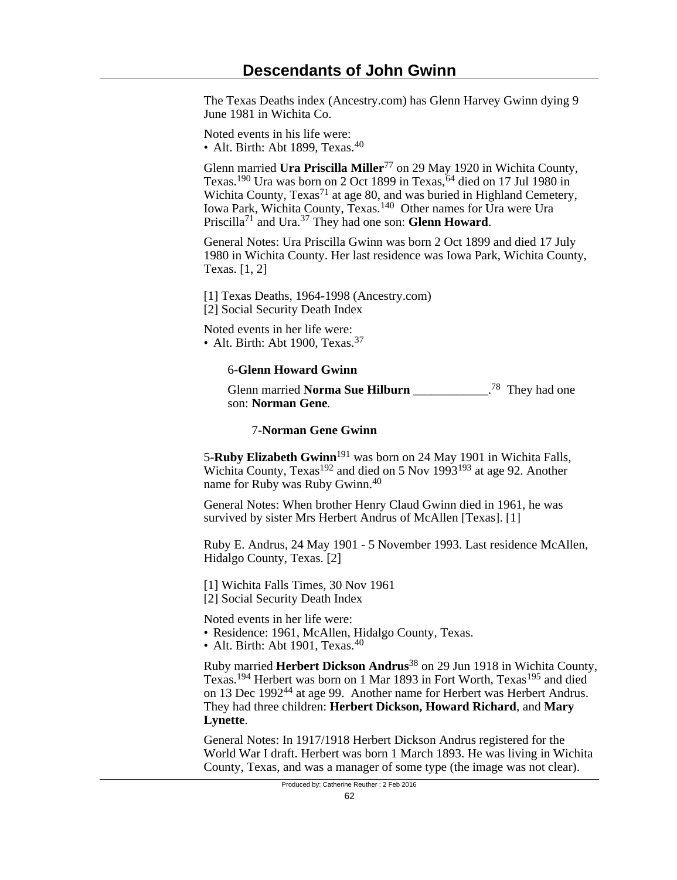The Texas Deaths index (Ancestry.com) has Glenn Harvey Gwinn dying 9 June 1981 in Wichita Co.

Noted events in his life were:
• Alt. Birth: Abt 1899, Texas.[40]

Glenn married **Ura Priscilla Miller**[77] on 29 May 1920 in Wichita County, Texas.[190] Ura was born on 2 Oct 1899 in Texas,[64] died on 17 Jul 1980 in Wichita County, Texas[71] at age 80, and was buried in Highland Cemetery, Iowa Park, Wichita County, Texas.[140] Other names for Ura were Ura Priscilla[71] and Ura.[37] They had one son: **Glenn Howard**.

General Notes: Ura Priscilla Gwinn was born 2 Oct 1899 and died 17 July 1980 in Wichita County. Her last residence was Iowa Park, Wichita County, Texas. [1, 2]

[1] Texas Deaths, 1964-1998 (Ancestry.com)
[2] Social Security Death Index

Noted events in her life were:
• Alt. Birth: Abt 1900, Texas.[37]

6-**Glenn Howard Gwinn**

Glenn married **Norma Sue Hilburn** ____________.[78] They had one son: **Norman Gene**.

7-**Norman Gene Gwinn**

5-**Ruby Elizabeth Gwinn**[191] was born on 24 May 1901 in Wichita Falls, Wichita County, Texas[192] and died on 5 Nov 1993[193] at age 92. Another name for Ruby was Ruby Gwinn.[40]

General Notes: When brother Henry Claud Gwinn died in 1961, he was survived by sister Mrs Herbert Andrus of McAllen [Texas]. [1]

Ruby E. Andrus, 24 May 1901 - 5 November 1993. Last residence McAllen, Hidalgo County, Texas. [2]

[1] Wichita Falls Times, 30 Nov 1961
[2] Social Security Death Index

Noted events in her life were:
• Residence: 1961, McAllen, Hidalgo County, Texas.
• Alt. Birth: Abt 1901, Texas.[40]

Ruby married **Herbert Dickson Andrus**[38] on 29 Jun 1918 in Wichita County, Texas.[194] Herbert was born on 1 Mar 1893 in Fort Worth, Texas[195] and died on 13 Dec 1992[44] at age 99. Another name for Herbert was Herbert Andrus. They had three children: **Herbert Dickson, Howard Richard**, and **Mary Lynette**.

General Notes: In 1917/1918 Herbert Dickson Andrus registered for the World War I draft. Herbert was born 1 March 1893. He was living in Wichita County, Texas, and was a manager of some type (the image was not clear).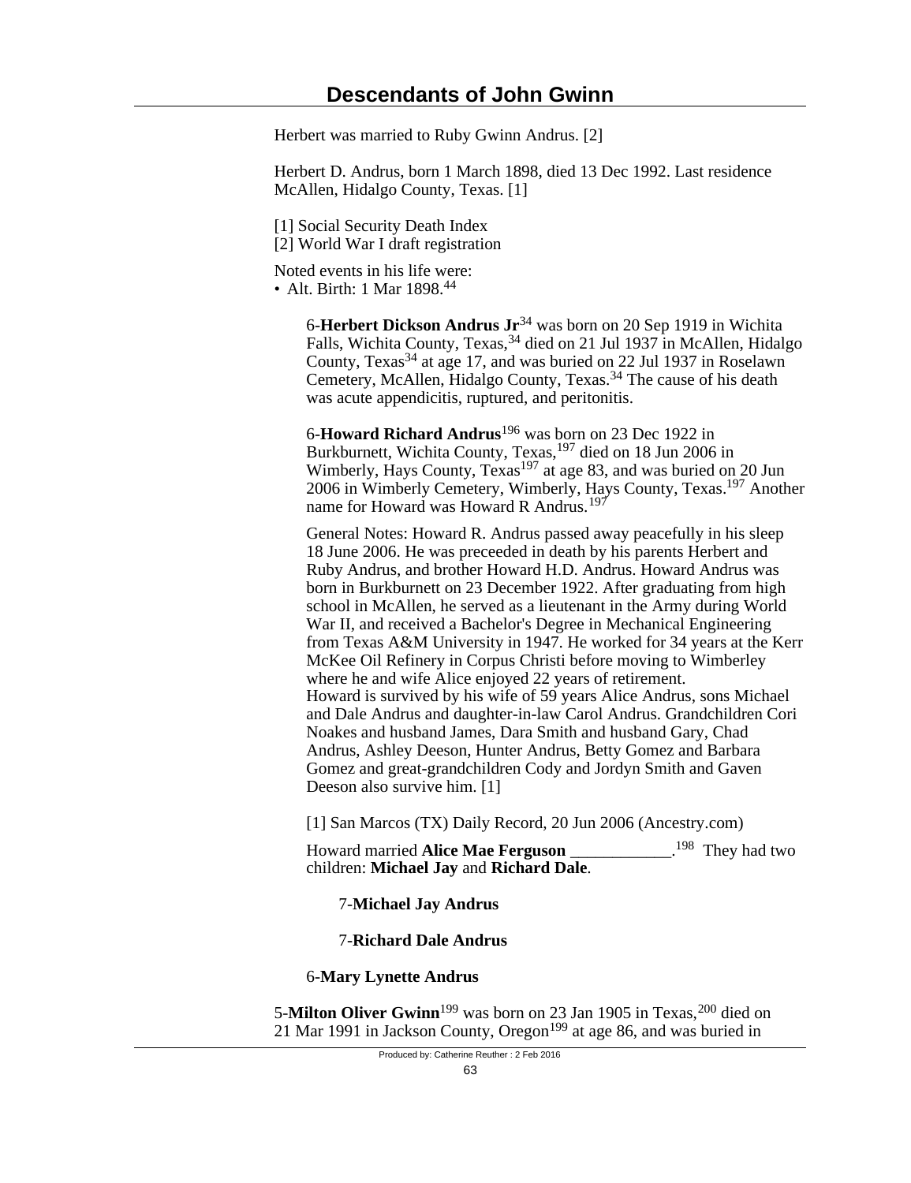Herbert was married to Ruby Gwinn Andrus. [2]

Herbert D. Andrus, born 1 March 1898, died 13 Dec 1992. Last residence McAllen, Hidalgo County, Texas. [1]

[1] Social Security Death Index
[2] World War I draft registration

Noted events in his life were:
- Alt. Birth: 1 Mar 1898.[44]

6-**Herbert Dickson Andrus Jr**[34] was born on 20 Sep 1919 in Wichita Falls, Wichita County, Texas,[34] died on 21 Jul 1937 in McAllen, Hidalgo County, Texas[34] at age 17, and was buried on 22 Jul 1937 in Roselawn Cemetery, McAllen, Hidalgo County, Texas.[34] The cause of his death was acute appendicitis, ruptured, and peritonitis.

6-**Howard Richard Andrus**[196] was born on 23 Dec 1922 in Burkburnett, Wichita County, Texas,[197] died on 18 Jun 2006 in Wimberly, Hays County, Texas[197] at age 83, and was buried on 20 Jun 2006 in Wimberly Cemetery, Wimberly, Hays County, Texas.[197] Another name for Howard was Howard R Andrus.[197]

General Notes: Howard R. Andrus passed away peacefully in his sleep 18 June 2006. He was preceeded in death by his parents Herbert and Ruby Andrus, and brother Howard H.D. Andrus. Howard Andrus was born in Burkburnett on 23 December 1922. After graduating from high school in McAllen, he served as a lieutenant in the Army during World War II, and received a Bachelor's Degree in Mechanical Engineering from Texas A&M University in 1947. He worked for 34 years at the Kerr McKee Oil Refinery in Corpus Christi before moving to Wimberley where he and wife Alice enjoyed 22 years of retirement.
Howard is survived by his wife of 59 years Alice Andrus, sons Michael and Dale Andrus and daughter-in-law Carol Andrus. Grandchildren Cori Noakes and husband James, Dara Smith and husband Gary, Chad Andrus, Ashley Deeson, Hunter Andrus, Betty Gomez and Barbara Gomez and great-grandchildren Cody and Jordyn Smith and Gaven Deeson also survive him. [1]

[1] San Marcos (TX) Daily Record, 20 Jun 2006 (Ancestry.com)

Howard married **Alice Mae Ferguson** ____________.[198] They had two children: **Michael Jay** and **Richard Dale**.

7-**Michael Jay Andrus**

7-**Richard Dale Andrus**

6-**Mary Lynette Andrus**

5-**Milton Oliver Gwinn**[199] was born on 23 Jan 1905 in Texas,[200] died on 21 Mar 1991 in Jackson County, Oregon[199] at age 86, and was buried in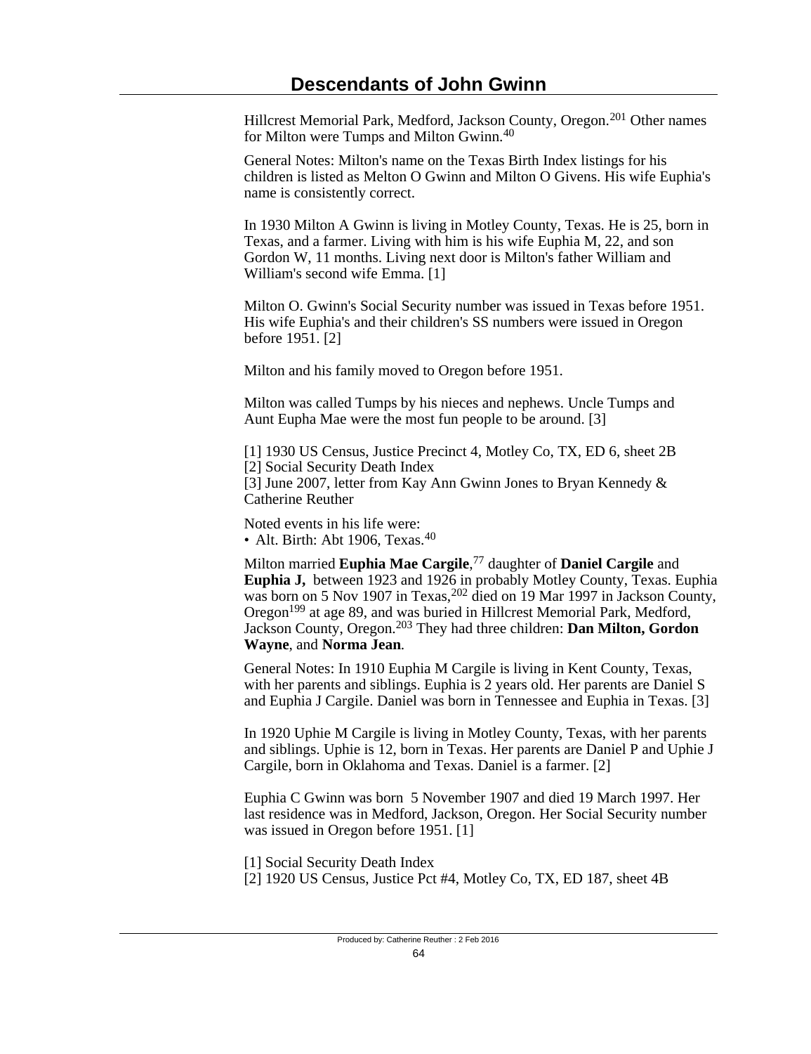Hillcrest Memorial Park, Medford, Jackson County, Oregon.[201] Other names for Milton were Tumps and Milton Gwinn.[40]

General Notes: Milton's name on the Texas Birth Index listings for his children is listed as Melton O Gwinn and Milton O Givens. His wife Euphia's name is consistently correct.

In 1930 Milton A Gwinn is living in Motley County, Texas. He is 25, born in Texas, and a farmer. Living with him is his wife Euphia M, 22, and son Gordon W, 11 months. Living next door is Milton's father William and William's second wife Emma. [1]

Milton O. Gwinn's Social Security number was issued in Texas before 1951. His wife Euphia's and their children's SS numbers were issued in Oregon before 1951. [2]

Milton and his family moved to Oregon before 1951.

Milton was called Tumps by his nieces and nephews. Uncle Tumps and Aunt Eupha Mae were the most fun people to be around. [3]

[1] 1930 US Census, Justice Precinct 4, Motley Co, TX, ED 6, sheet 2B
[2] Social Security Death Index
[3] June 2007, letter from Kay Ann Gwinn Jones to Bryan Kennedy & Catherine Reuther

Noted events in his life were:
• Alt. Birth: Abt 1906, Texas.[40]

Milton married **Euphia Mae Cargile**,[77] daughter of **Daniel Cargile** and **Euphia J,** between 1923 and 1926 in probably Motley County, Texas. Euphia was born on 5 Nov 1907 in Texas,[202] died on 19 Mar 1997 in Jackson County, Oregon[199] at age 89, and was buried in Hillcrest Memorial Park, Medford, Jackson County, Oregon.[203] They had three children: **Dan Milton, Gordon Wayne**, and **Norma Jean**.

General Notes: In 1910 Euphia M Cargile is living in Kent County, Texas, with her parents and siblings. Euphia is 2 years old. Her parents are Daniel S and Euphia J Cargile. Daniel was born in Tennessee and Euphia in Texas. [3]

In 1920 Uphie M Cargile is living in Motley County, Texas, with her parents and siblings. Uphie is 12, born in Texas. Her parents are Daniel P and Uphie J Cargile, born in Oklahoma and Texas. Daniel is a farmer. [2]

Euphia C Gwinn was born 5 November 1907 and died 19 March 1997. Her last residence was in Medford, Jackson, Oregon. Her Social Security number was issued in Oregon before 1951. [1]

[1] Social Security Death Index
[2] 1920 US Census, Justice Pct #4, Motley Co, TX, ED 187, sheet 4B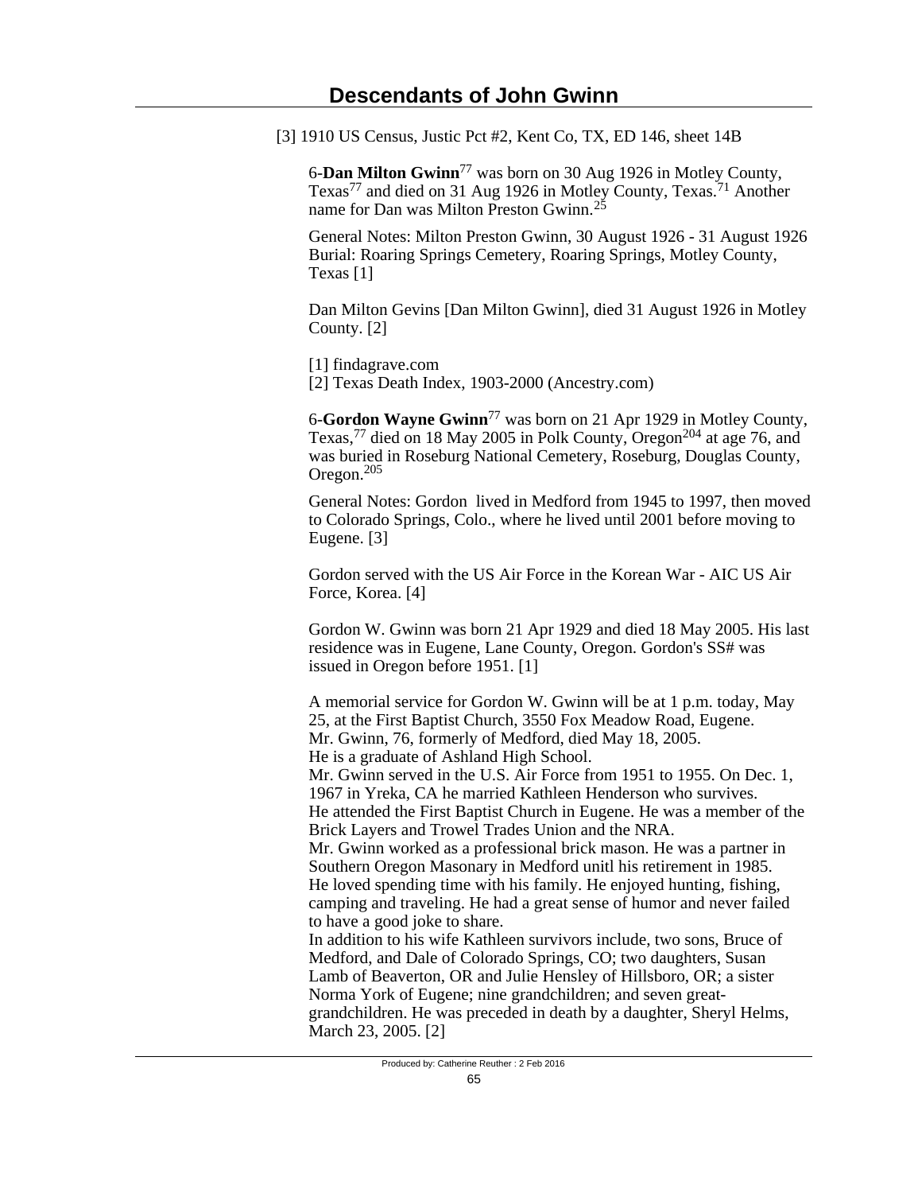[3] 1910 US Census, Justic Pct #2, Kent Co, TX, ED 146, sheet 14B

6-**Dan Milton Gwinn**[77] was born on 30 Aug 1926 in Motley County, Texas[77] and died on 31 Aug 1926 in Motley County, Texas.[71] Another name for Dan was Milton Preston Gwinn.[25]

General Notes: Milton Preston Gwinn, 30 August 1926 - 31 August 1926 Burial: Roaring Springs Cemetery, Roaring Springs, Motley County, Texas [1]

Dan Milton Gevins [Dan Milton Gwinn], died 31 August 1926 in Motley County. [2]

[1] findagrave.com
[2] Texas Death Index, 1903-2000 (Ancestry.com)

6-**Gordon Wayne Gwinn**[77] was born on 21 Apr 1929 in Motley County, Texas,[77] died on 18 May 2005 in Polk County, Oregon[204] at age 76, and was buried in Roseburg National Cemetery, Roseburg, Douglas County, Oregon.[205]

General Notes: Gordon lived in Medford from 1945 to 1997, then moved to Colorado Springs, Colo., where he lived until 2001 before moving to Eugene. [3]

Gordon served with the US Air Force in the Korean War - AIC US Air Force, Korea. [4]

Gordon W. Gwinn was born 21 Apr 1929 and died 18 May 2005. His last residence was in Eugene, Lane County, Oregon. Gordon's SS# was issued in Oregon before 1951. [1]

A memorial service for Gordon W. Gwinn will be at 1 p.m. today, May 25, at the First Baptist Church, 3550 Fox Meadow Road, Eugene.
Mr. Gwinn, 76, formerly of Medford, died May 18, 2005.
He is a graduate of Ashland High School.
Mr. Gwinn served in the U.S. Air Force from 1951 to 1955. On Dec. 1, 1967 in Yreka, CA he married Kathleen Henderson who survives.
He attended the First Baptist Church in Eugene. He was a member of the Brick Layers and Trowel Trades Union and the NRA.
Mr. Gwinn worked as a professional brick mason. He was a partner in Southern Oregon Masonary in Medford unitl his retirement in 1985.
He loved spending time with his family. He enjoyed hunting, fishing, camping and traveling. He had a great sense of humor and never failed to have a good joke to share.
In addition to his wife Kathleen survivors include, two sons, Bruce of Medford, and Dale of Colorado Springs, CO; two daughters, Susan Lamb of Beaverton, OR and Julie Hensley of Hillsboro, OR; a sister Norma York of Eugene; nine grandchildren; and seven great-grandchildren. He was preceded in death by a daughter, Sheryl Helms, March 23, 2005. [2]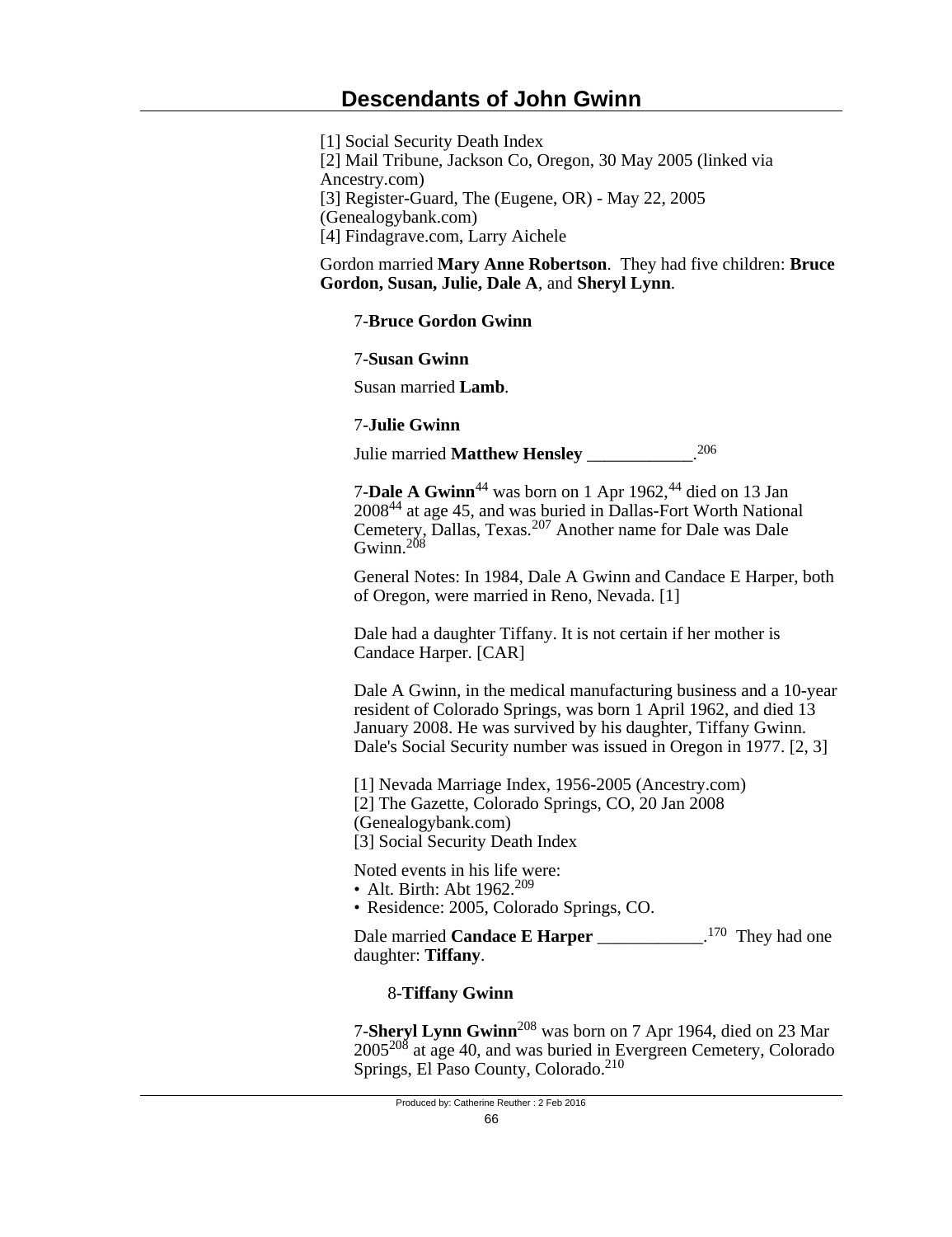[1] Social Security Death Index
[2] Mail Tribune, Jackson Co, Oregon, 30 May 2005 (linked via Ancestry.com)
[3] Register-Guard, The (Eugene, OR) - May 22, 2005 (Genealogybank.com)
[4] Findagrave.com, Larry Aichele

Gordon married **Mary Anne Robertson**. They had five children: **Bruce Gordon, Susan, Julie, Dale A**, and **Sheryl Lynn**.

7-**Bruce Gordon Gwinn**

7-**Susan Gwinn**

Susan married **Lamb**.

7-**Julie Gwinn**

Julie married **Matthew Hensley** ____________.[206]

7-**Dale A Gwinn**[44] was born on 1 Apr 1962,[44] died on 13 Jan 2008[44] at age 45, and was buried in Dallas-Fort Worth National Cemetery, Dallas, Texas.[207] Another name for Dale was Dale Gwinn.[208]

General Notes: In 1984, Dale A Gwinn and Candace E Harper, both of Oregon, were married in Reno, Nevada. [1]

Dale had a daughter Tiffany. It is not certain if her mother is Candace Harper. [CAR]

Dale A Gwinn, in the medical manufacturing business and a 10-year resident of Colorado Springs, was born 1 April 1962, and died 13 January 2008. He was survived by his daughter, Tiffany Gwinn. Dale's Social Security number was issued in Oregon in 1977. [2, 3]

[1] Nevada Marriage Index, 1956-2005 (Ancestry.com)
[2] The Gazette, Colorado Springs, CO, 20 Jan 2008 (Genealogybank.com)
[3] Social Security Death Index

Noted events in his life were:
- Alt. Birth: Abt 1962.[209]
- Residence: 2005, Colorado Springs, CO.

Dale married **Candace E Harper** ____________.[170] They had one daughter: **Tiffany**.

8-**Tiffany Gwinn**

7-**Sheryl Lynn Gwinn**[208] was born on 7 Apr 1964, died on 23 Mar 2005[208] at age 40, and was buried in Evergreen Cemetery, Colorado Springs, El Paso County, Colorado.[210]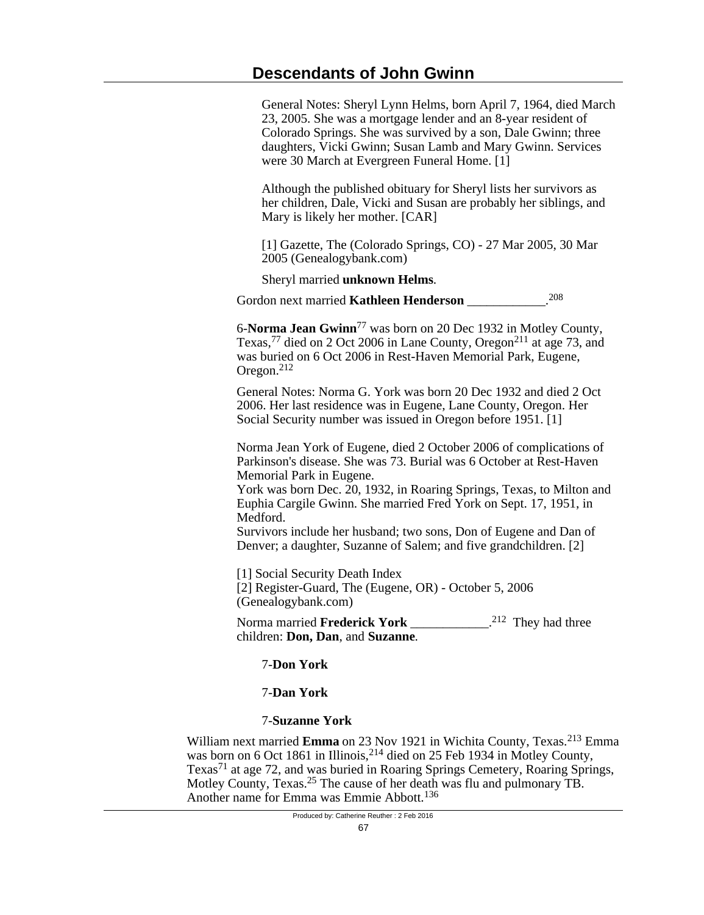General Notes: Sheryl Lynn Helms, born April 7, 1964, died March 23, 2005. She was a mortgage lender and an 8-year resident of Colorado Springs. She was survived by a son, Dale Gwinn; three daughters, Vicki Gwinn; Susan Lamb and Mary Gwinn. Services were 30 March at Evergreen Funeral Home. [1]

Although the published obituary for Sheryl lists her survivors as her children, Dale, Vicki and Susan are probably her siblings, and Mary is likely her mother. [CAR]

[1] Gazette, The (Colorado Springs, CO) - 27 Mar 2005, 30 Mar 2005 (Genealogybank.com)

Sheryl married **unknown Helms**.

Gordon next married **Kathleen Henderson** ____________.[208]

6-**Norma Jean Gwinn**[77] was born on 20 Dec 1932 in Motley County, Texas,[77] died on 2 Oct 2006 in Lane County, Oregon[211] at age 73, and was buried on 6 Oct 2006 in Rest-Haven Memorial Park, Eugene, Oregon.[212]

General Notes: Norma G. York was born 20 Dec 1932 and died 2 Oct 2006. Her last residence was in Eugene, Lane County, Oregon. Her Social Security number was issued in Oregon before 1951. [1]

Norma Jean York of Eugene, died 2 October 2006 of complications of Parkinson's disease. She was 73. Burial was 6 October at Rest-Haven Memorial Park in Eugene.
York was born Dec. 20, 1932, in Roaring Springs, Texas, to Milton and Euphia Cargile Gwinn. She married Fred York on Sept. 17, 1951, in Medford.
Survivors include her husband; two sons, Don of Eugene and Dan of Denver; a daughter, Suzanne of Salem; and five grandchildren. [2]

[1] Social Security Death Index
[2] Register-Guard, The (Eugene, OR) - October 5, 2006 (Genealogybank.com)

Norma married **Frederick York** ____________.[212] They had three children: **Don, Dan**, and **Suzanne**.

7-**Don York**

7-**Dan York**

7-**Suzanne York**

William next married **Emma** on 23 Nov 1921 in Wichita County, Texas.[213] Emma was born on 6 Oct 1861 in Illinois,[214] died on 25 Feb 1934 in Motley County, Texas[71] at age 72, and was buried in Roaring Springs Cemetery, Roaring Springs, Motley County, Texas.[25] The cause of her death was flu and pulmonary TB. Another name for Emma was Emmie Abbott.[136]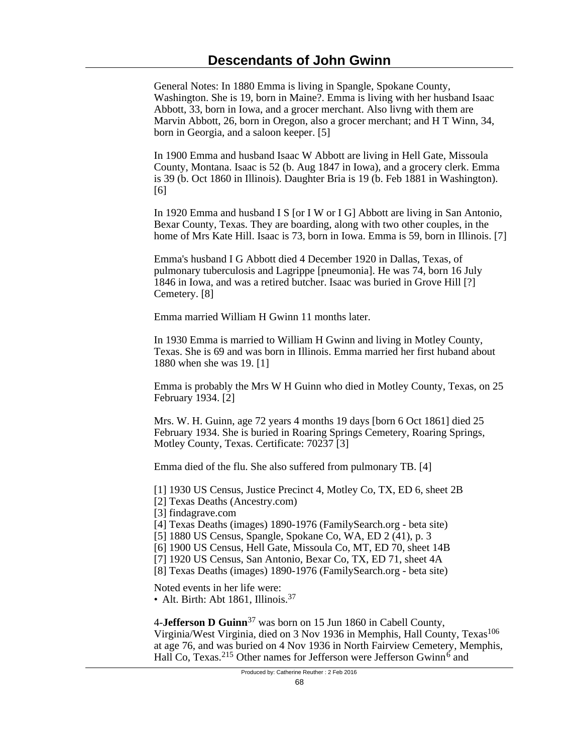General Notes: In 1880 Emma is living in Spangle, Spokane County, Washington. She is 19, born in Maine?. Emma is living with her husband Isaac Abbott, 33, born in Iowa, and a grocer merchant. Also livng with them are Marvin Abbott, 26, born in Oregon, also a grocer merchant; and H T Winn, 34, born in Georgia, and a saloon keeper. [5]

In 1900 Emma and husband Isaac W Abbott are living in Hell Gate, Missoula County, Montana. Isaac is 52 (b. Aug 1847 in Iowa), and a grocery clerk. Emma is 39 (b. Oct 1860 in Illinois). Daughter Bria is 19 (b. Feb 1881 in Washington). [6]

In 1920 Emma and husband I S [or I W or I G] Abbott are living in San Antonio, Bexar County, Texas. They are boarding, along with two other couples, in the home of Mrs Kate Hill. Isaac is 73, born in Iowa. Emma is 59, born in Illinois. [7]

Emma's husband I G Abbott died 4 December 1920 in Dallas, Texas, of pulmonary tuberculosis and Lagrippe [pneumonia]. He was 74, born 16 July 1846 in Iowa, and was a retired butcher. Isaac was buried in Grove Hill [?] Cemetery. [8]

Emma married William H Gwinn 11 months later.

In 1930 Emma is married to William H Gwinn and living in Motley County, Texas. She is 69 and was born in Illinois. Emma married her first huband about 1880 when she was 19. [1]

Emma is probably the Mrs W H Guinn who died in Motley County, Texas, on 25 February 1934. [2]

Mrs. W. H. Guinn, age 72 years 4 months 19 days [born 6 Oct 1861] died 25 February 1934. She is buried in Roaring Springs Cemetery, Roaring Springs, Motley County, Texas. Certificate: 70237 [3]

Emma died of the flu. She also suffered from pulmonary TB. [4]

[1] 1930 US Census, Justice Precinct 4, Motley Co, TX, ED 6, sheet 2B
[2] Texas Deaths (Ancestry.com)
[3] findagrave.com
[4] Texas Deaths (images) 1890-1976 (FamilySearch.org - beta site)
[5] 1880 US Census, Spangle, Spokane Co, WA, ED 2 (41), p. 3
[6] 1900 US Census, Hell Gate, Missoula Co, MT, ED 70, sheet 14B
[7] 1920 US Census, San Antonio, Bexar Co, TX, ED 71, sheet 4A
[8] Texas Deaths (images) 1890-1976 (FamilySearch.org - beta site)

Noted events in her life were:
• Alt. Birth: Abt 1861, Illinois.[37]

4-**Jefferson D Guinn**[37] was born on 15 Jun 1860 in Cabell County, Virginia/West Virginia, died on 3 Nov 1936 in Memphis, Hall County, Texas[106] at age 76, and was buried on 4 Nov 1936 in North Fairview Cemetery, Memphis, Hall Co, Texas.[215] Other names for Jefferson were Jefferson Gwinn[6] and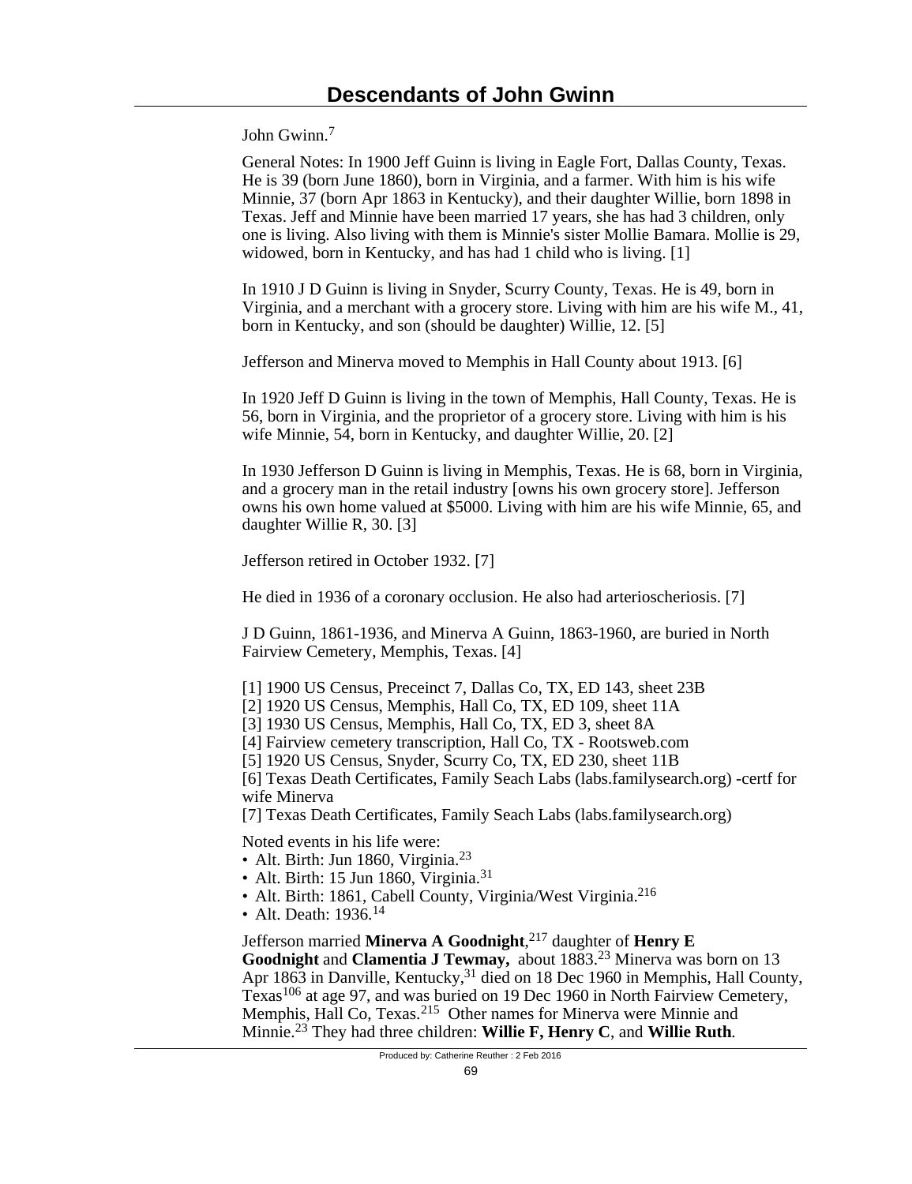John Gwinn.[7]

General Notes: In 1900 Jeff Guinn is living in Eagle Fort, Dallas County, Texas. He is 39 (born June 1860), born in Virginia, and a farmer. With him is his wife Minnie, 37 (born Apr 1863 in Kentucky), and their daughter Willie, born 1898 in Texas. Jeff and Minnie have been married 17 years, she has had 3 children, only one is living. Also living with them is Minnie's sister Mollie Bamara. Mollie is 29, widowed, born in Kentucky, and has had 1 child who is living. [1]

In 1910 J D Guinn is living in Snyder, Scurry County, Texas. He is 49, born in Virginia, and a merchant with a grocery store. Living with him are his wife M., 41, born in Kentucky, and son (should be daughter) Willie, 12. [5]

Jefferson and Minerva moved to Memphis in Hall County about 1913. [6]

In 1920 Jeff D Guinn is living in the town of Memphis, Hall County, Texas. He is 56, born in Virginia, and the proprietor of a grocery store. Living with him is his wife Minnie, 54, born in Kentucky, and daughter Willie, 20. [2]

In 1930 Jefferson D Guinn is living in Memphis, Texas. He is 68, born in Virginia, and a grocery man in the retail industry [owns his own grocery store]. Jefferson owns his own home valued at $5000. Living with him are his wife Minnie, 65, and daughter Willie R, 30. [3]

Jefferson retired in October 1932. [7]

He died in 1936 of a coronary occlusion. He also had arterioscheriosis. [7]

J D Guinn, 1861-1936, and Minerva A Guinn, 1863-1960, are buried in North Fairview Cemetery, Memphis, Texas. [4]

[1] 1900 US Census, Preceinct 7, Dallas Co, TX, ED 143, sheet 23B
[2] 1920 US Census, Memphis, Hall Co, TX, ED 109, sheet 11A
[3] 1930 US Census, Memphis, Hall Co, TX, ED 3, sheet 8A
[4] Fairview cemetery transcription, Hall Co, TX - Rootsweb.com
[5] 1920 US Census, Snyder, Scurry Co, TX, ED 230, sheet 11B
[6] Texas Death Certificates, Family Seach Labs (labs.familysearch.org) -certf for wife Minerva
[7] Texas Death Certificates, Family Seach Labs (labs.familysearch.org)

Noted events in his life were:

- Alt. Birth: Jun 1860, Virginia.[23]
- Alt. Birth: 15 Jun 1860, Virginia.[31]
- Alt. Birth: 1861, Cabell County, Virginia/West Virginia.[216]
- Alt. Death: 1936.[14]

Jefferson married **Minerva A Goodnight**,[217] daughter of **Henry E Goodnight** and **Clamentia J Tewmay,** about 1883.[23] Minerva was born on 13 Apr 1863 in Danville, Kentucky,[31] died on 18 Dec 1960 in Memphis, Hall County, Texas[106] at age 97, and was buried on 19 Dec 1960 in North Fairview Cemetery, Memphis, Hall Co, Texas.[215] Other names for Minerva were Minnie and Minnie.[23] They had three children: **Willie F, Henry C**, and **Willie Ruth**.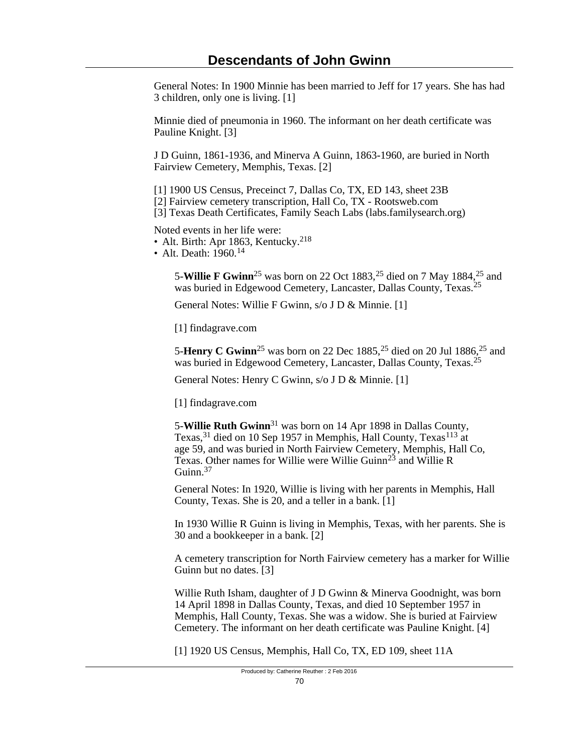General Notes: In 1900 Minnie has been married to Jeff for 17 years. She has had 3 children, only one is living. [1]

Minnie died of pneumonia in 1960. The informant on her death certificate was Pauline Knight. [3]

J D Guinn, 1861-1936, and Minerva A Guinn, 1863-1960, are buried in North Fairview Cemetery, Memphis, Texas. [2]

[1] 1900 US Census, Preceinct 7, Dallas Co, TX, ED 143, sheet 23B
[2] Fairview cemetery transcription, Hall Co, TX - Rootsweb.com
[3] Texas Death Certificates, Family Seach Labs (labs.familysearch.org)

Noted events in her life were:
- Alt. Birth: Apr 1863, Kentucky.[218]
- Alt. Death: 1960.[14]

5-**Willie F Gwinn**[25] was born on 22 Oct 1883,[25] died on 7 May 1884,[25] and was buried in Edgewood Cemetery, Lancaster, Dallas County, Texas.[25]

General Notes: Willie F Gwinn, s/o J D & Minnie. [1]

[1] findagrave.com

5-**Henry C Gwinn**[25] was born on 22 Dec 1885,[25] died on 20 Jul 1886,[25] and was buried in Edgewood Cemetery, Lancaster, Dallas County, Texas.[25]

General Notes: Henry C Gwinn, s/o J D & Minnie. [1]

[1] findagrave.com

5-**Willie Ruth Gwinn**[31] was born on 14 Apr 1898 in Dallas County, Texas,[31] died on 10 Sep 1957 in Memphis, Hall County, Texas[113] at age 59, and was buried in North Fairview Cemetery, Memphis, Hall Co, Texas. Other names for Willie were Willie Guinn[23] and Willie R Guinn.[37]

General Notes: In 1920, Willie is living with her parents in Memphis, Hall County, Texas. She is 20, and a teller in a bank. [1]

In 1930 Willie R Guinn is living in Memphis, Texas, with her parents. She is 30 and a bookkeeper in a bank. [2]

A cemetery transcription for North Fairview cemetery has a marker for Willie Guinn but no dates. [3]

Willie Ruth Isham, daughter of J D Gwinn & Minerva Goodnight, was born 14 April 1898 in Dallas County, Texas, and died 10 September 1957 in Memphis, Hall County, Texas. She was a widow. She is buried at Fairview Cemetery. The informant on her death certificate was Pauline Knight. [4]

[1] 1920 US Census, Memphis, Hall Co, TX, ED 109, sheet 11A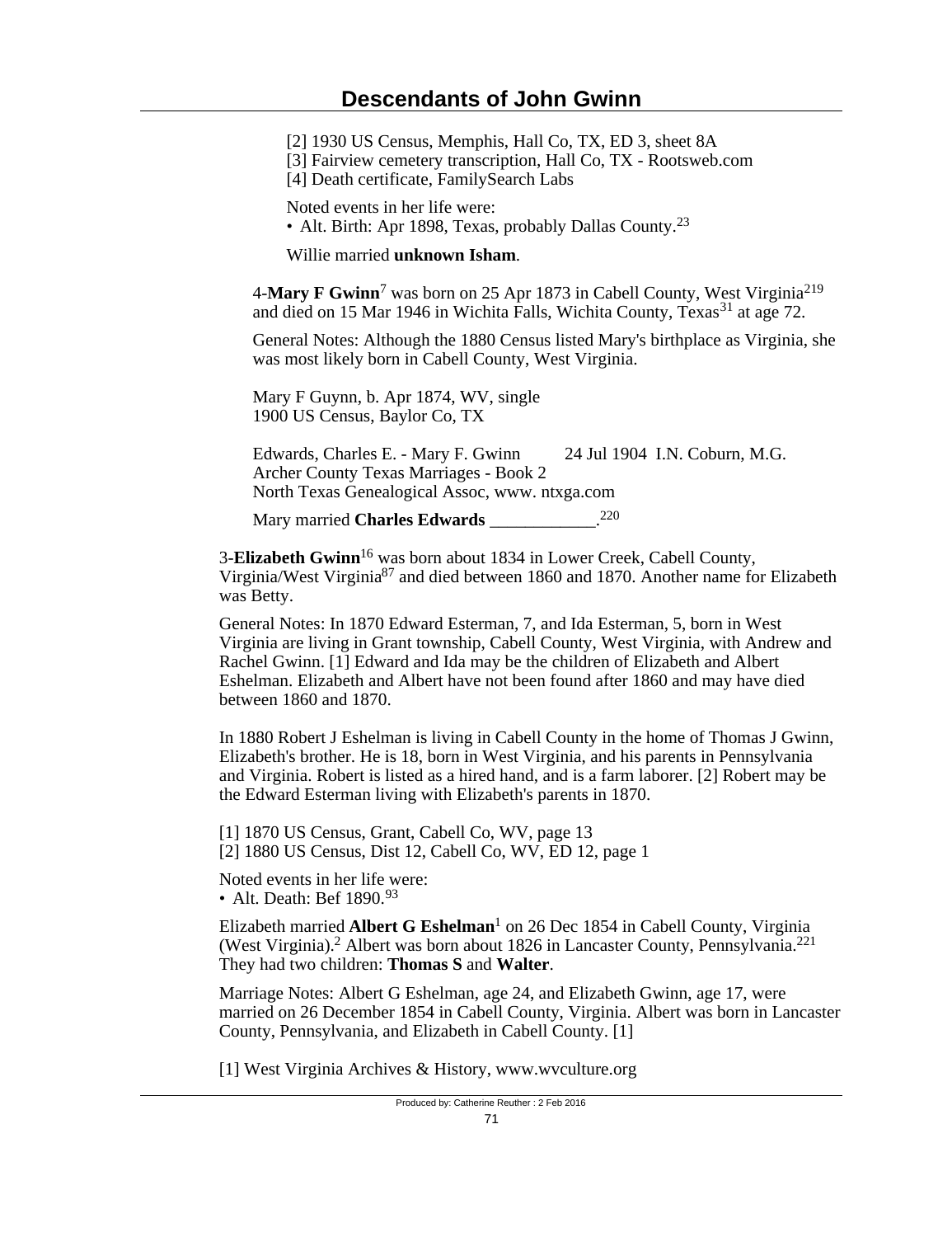[2] 1930 US Census, Memphis, Hall Co, TX, ED 3, sheet 8A
[3] Fairview cemetery transcription, Hall Co, TX - Rootsweb.com
[4] Death certificate, FamilySearch Labs

Noted events in her life were:

- Alt. Birth: Apr 1898, Texas, probably Dallas County.[23]

Willie married **unknown Isham**.

4-**Mary F Gwinn**[7] was born on 25 Apr 1873 in Cabell County, West Virginia[219] and died on 15 Mar 1946 in Wichita Falls, Wichita County, Texas[31] at age 72.

General Notes: Although the 1880 Census listed Mary's birthplace as Virginia, she was most likely born in Cabell County, West Virginia.

Mary F Guynn, b. Apr 1874, WV, single
1900 US Census, Baylor Co, TX

Edwards, Charles E. - Mary F. Gwinn 24 Jul 1904 I.N. Coburn, M.G.
Archer County Texas Marriages - Book 2
North Texas Genealogical Assoc, www. ntxga.com

Mary married **Charles Edwards** ____________.[220]

3-**Elizabeth Gwinn**[16] was born about 1834 in Lower Creek, Cabell County, Virginia/West Virginia[87] and died between 1860 and 1870. Another name for Elizabeth was Betty.

General Notes: In 1870 Edward Esterman, 7, and Ida Esterman, 5, born in West Virginia are living in Grant township, Cabell County, West Virginia, with Andrew and Rachel Gwinn. [1] Edward and Ida may be the children of Elizabeth and Albert Eshelman. Elizabeth and Albert have not been found after 1860 and may have died between 1860 and 1870.

In 1880 Robert J Eshelman is living in Cabell County in the home of Thomas J Gwinn, Elizabeth's brother. He is 18, born in West Virginia, and his parents in Pennsylvania and Virginia. Robert is listed as a hired hand, and is a farm laborer. [2] Robert may be the Edward Esterman living with Elizabeth's parents in 1870.

[1] 1870 US Census, Grant, Cabell Co, WV, page 13
[2] 1880 US Census, Dist 12, Cabell Co, WV, ED 12, page 1

Noted events in her life were:

- Alt. Death: Bef 1890.[93]

Elizabeth married **Albert G Eshelman**[1] on 26 Dec 1854 in Cabell County, Virginia (West Virginia).[2] Albert was born about 1826 in Lancaster County, Pennsylvania.[221] They had two children: **Thomas S** and **Walter**.

Marriage Notes: Albert G Eshelman, age 24, and Elizabeth Gwinn, age 17, were married on 26 December 1854 in Cabell County, Virginia. Albert was born in Lancaster County, Pennsylvania, and Elizabeth in Cabell County. [1]

[1] West Virginia Archives & History, www.wvculture.org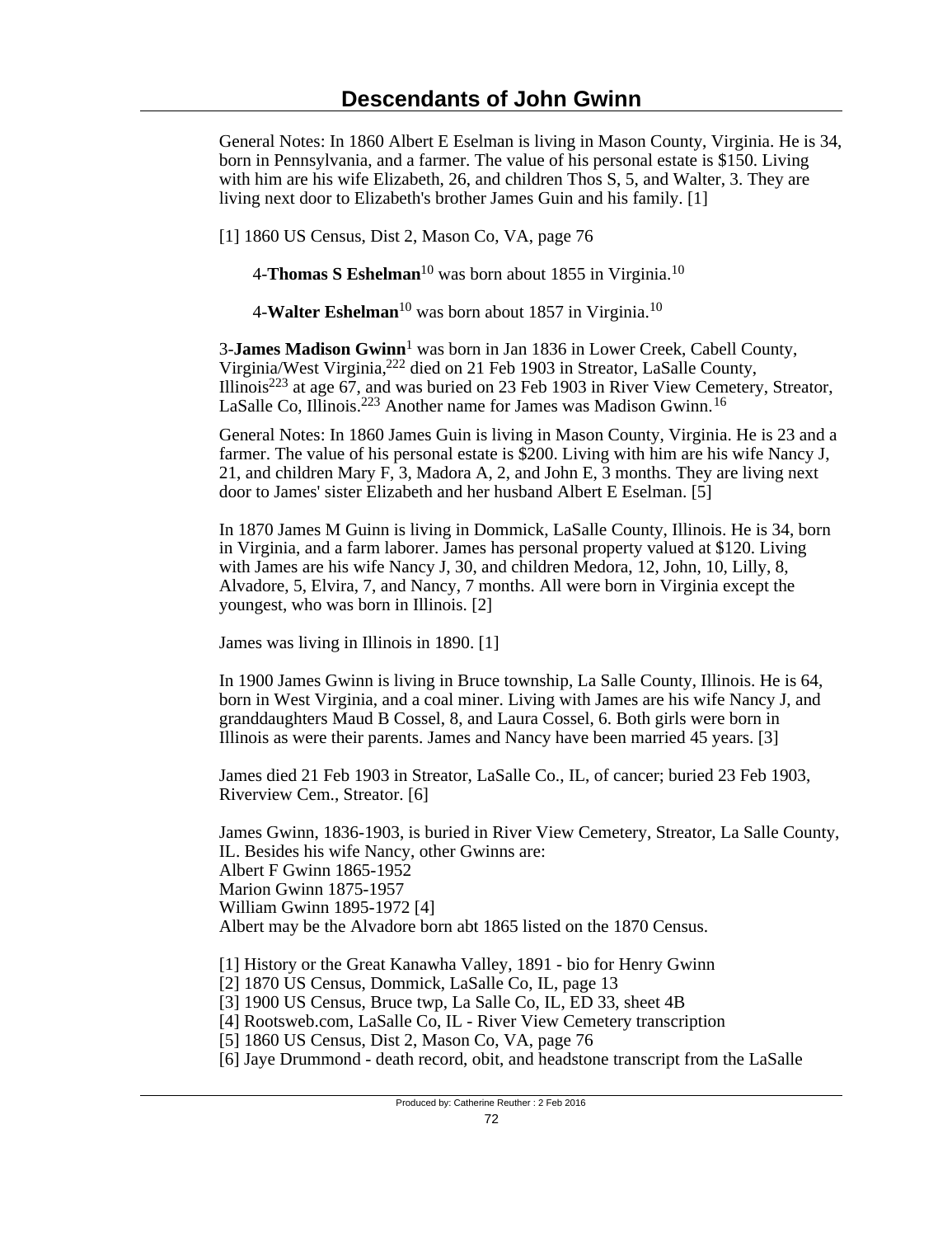General Notes: In 1860 Albert E Eselman is living in Mason County, Virginia. He is 34, born in Pennsylvania, and a farmer. The value of his personal estate is $150. Living with him are his wife Elizabeth, 26, and children Thos S, 5, and Walter, 3. They are living next door to Elizabeth's brother James Guin and his family. [1]

[1] 1860 US Census, Dist 2, Mason Co, VA, page 76

4-**Thomas S Eshelman**[10] was born about 1855 in Virginia.[10]

4-**Walter Eshelman**[10] was born about 1857 in Virginia.[10]

3-**James Madison Gwinn**[1] was born in Jan 1836 in Lower Creek, Cabell County, Virginia/West Virginia,[222] died on 21 Feb 1903 in Streator, LaSalle County, Illinois[223] at age 67, and was buried on 23 Feb 1903 in River View Cemetery, Streator, LaSalle Co, Illinois.[223] Another name for James was Madison Gwinn.[16]

General Notes: In 1860 James Guin is living in Mason County, Virginia. He is 23 and a farmer. The value of his personal estate is $200. Living with him are his wife Nancy J, 21, and children Mary F, 3, Madora A, 2, and John E, 3 months. They are living next door to James' sister Elizabeth and her husband Albert E Eselman. [5]

In 1870 James M Guinn is living in Dommick, LaSalle County, Illinois. He is 34, born in Virginia, and a farm laborer. James has personal property valued at $120. Living with James are his wife Nancy J, 30, and children Medora, 12, John, 10, Lilly, 8, Alvadore, 5, Elvira, 7, and Nancy, 7 months. All were born in Virginia except the youngest, who was born in Illinois. [2]

James was living in Illinois in 1890. [1]

In 1900 James Gwinn is living in Bruce township, La Salle County, Illinois. He is 64, born in West Virginia, and a coal miner. Living with James are his wife Nancy J, and granddaughters Maud B Cossel, 8, and Laura Cossel, 6. Both girls were born in Illinois as were their parents. James and Nancy have been married 45 years. [3]

James died 21 Feb 1903 in Streator, LaSalle Co., IL, of cancer; buried 23 Feb 1903, Riverview Cem., Streator. [6]

James Gwinn, 1836-1903, is buried in River View Cemetery, Streator, La Salle County, IL. Besides his wife Nancy, other Gwinns are:
Albert F Gwinn 1865-1952
Marion Gwinn 1875-1957
William Gwinn 1895-1972 [4]
Albert may be the Alvadore born abt 1865 listed on the 1870 Census.

[1] History or the Great Kanawha Valley, 1891 - bio for Henry Gwinn
[2] 1870 US Census, Dommick, LaSalle Co, IL, page 13
[3] 1900 US Census, Bruce twp, La Salle Co, IL, ED 33, sheet 4B
[4] Rootsweb.com, LaSalle Co, IL - River View Cemetery transcription
[5] 1860 US Census, Dist 2, Mason Co, VA, page 76
[6] Jaye Drummond - death record, obit, and headstone transcript from the LaSalle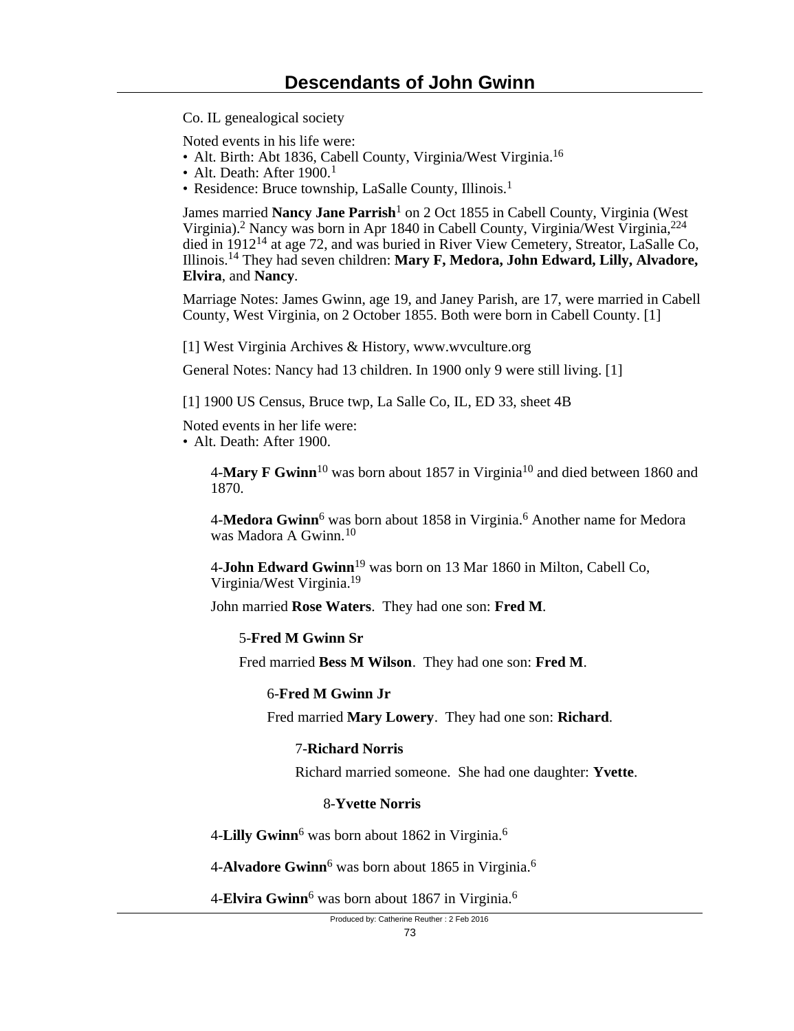Co. IL genealogical society

Noted events in his life were:
- Alt. Birth: Abt 1836, Cabell County, Virginia/West Virginia.[16]
- Alt. Death: After 1900.[1]
- Residence: Bruce township, LaSalle County, Illinois.[1]

James married **Nancy Jane Parrish**[1] on 2 Oct 1855 in Cabell County, Virginia (West Virginia).[2] Nancy was born in Apr 1840 in Cabell County, Virginia/West Virginia,[224] died in 1912[14] at age 72, and was buried in River View Cemetery, Streator, LaSalle Co, Illinois.[14] They had seven children: **Mary F, Medora, John Edward, Lilly, Alvadore, Elvira**, and **Nancy**.

Marriage Notes: James Gwinn, age 19, and Janey Parish, are 17, were married in Cabell County, West Virginia, on 2 October 1855. Both were born in Cabell County. [1]

[1] West Virginia Archives & History, www.wvculture.org

General Notes: Nancy had 13 children. In 1900 only 9 were still living. [1]

[1] 1900 US Census, Bruce twp, La Salle Co, IL, ED 33, sheet 4B

Noted events in her life were:
- Alt. Death: After 1900.

4-**Mary F Gwinn**[10] was born about 1857 in Virginia[10] and died between 1860 and 1870.

4-**Medora Gwinn**[6] was born about 1858 in Virginia.[6] Another name for Medora was Madora A Gwinn.[10]

4-**John Edward Gwinn**[19] was born on 13 Mar 1860 in Milton, Cabell Co, Virginia/West Virginia.[19]

John married **Rose Waters**. They had one son: **Fred M**.

5-**Fred M Gwinn Sr**

Fred married **Bess M Wilson**. They had one son: **Fred M**.

6-**Fred M Gwinn Jr**

Fred married **Mary Lowery**. They had one son: **Richard**.

7-**Richard Norris**

Richard married someone. She had one daughter: **Yvette**.

8-**Yvette Norris**

4-**Lilly Gwinn**[6] was born about 1862 in Virginia.[6]

4-**Alvadore Gwinn**[6] was born about 1865 in Virginia.[6]

4-**Elvira Gwinn**[6] was born about 1867 in Virginia.[6]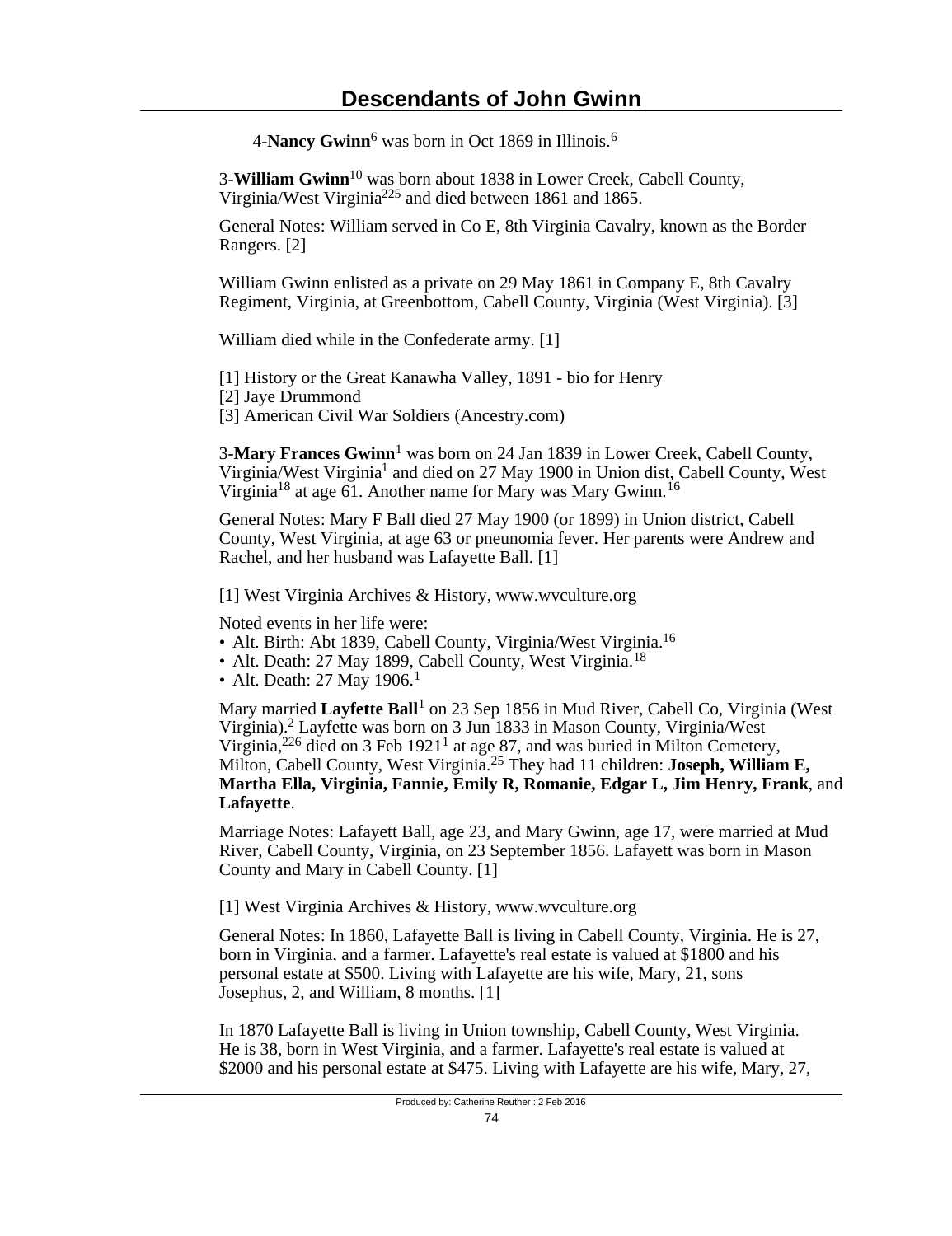4-**Nancy Gwinn**[6] was born in Oct 1869 in Illinois.[6]

3-**William Gwinn**[10] was born about 1838 in Lower Creek, Cabell County, Virginia/West Virginia[225] and died between 1861 and 1865.

General Notes: William served in Co E, 8th Virginia Cavalry, known as the Border Rangers. [2]

William Gwinn enlisted as a private on 29 May 1861 in Company E, 8th Cavalry Regiment, Virginia, at Greenbottom, Cabell County, Virginia (West Virginia). [3]

William died while in the Confederate army. [1]

[1] History or the Great Kanawha Valley, 1891 - bio for Henry
[2] Jaye Drummond
[3] American Civil War Soldiers (Ancestry.com)

3-**Mary Frances Gwinn**[1] was born on 24 Jan 1839 in Lower Creek, Cabell County, Virginia/West Virginia[1] and died on 27 May 1900 in Union dist, Cabell County, West Virginia[18] at age 61. Another name for Mary was Mary Gwinn.[16]

General Notes: Mary F Ball died 27 May 1900 (or 1899) in Union district, Cabell County, West Virginia, at age 63 or pneunomia fever. Her parents were Andrew and Rachel, and her husband was Lafayette Ball. [1]

[1] West Virginia Archives & History, www.wvculture.org

Noted events in her life were:
- Alt. Birth: Abt 1839, Cabell County, Virginia/West Virginia.[16]
- Alt. Death: 27 May 1899, Cabell County, West Virginia.[18]
- Alt. Death: 27 May 1906.[1]

Mary married **Layfette Ball**[1] on 23 Sep 1856 in Mud River, Cabell Co, Virginia (West Virginia).[2] Layfette was born on 3 Jun 1833 in Mason County, Virginia/West Virginia,[226] died on 3 Feb 1921[1] at age 87, and was buried in Milton Cemetery, Milton, Cabell County, West Virginia.[25] They had 11 children: **Joseph, William E, Martha Ella, Virginia, Fannie, Emily R, Romanie, Edgar L, Jim Henry, Frank**, and **Lafayette**.

Marriage Notes: Lafayett Ball, age 23, and Mary Gwinn, age 17, were married at Mud River, Cabell County, Virginia, on 23 September 1856. Lafayett was born in Mason County and Mary in Cabell County. [1]

[1] West Virginia Archives & History, www.wvculture.org

General Notes: In 1860, Lafayette Ball is living in Cabell County, Virginia. He is 27, born in Virginia, and a farmer. Lafayette's real estate is valued at $1800 and his personal estate at $500. Living with Lafayette are his wife, Mary, 21, sons Josephus, 2, and William, 8 months. [1]

In 1870 Lafayette Ball is living in Union township, Cabell County, West Virginia. He is 38, born in West Virginia, and a farmer. Lafayette's real estate is valued at $2000 and his personal estate at $475. Living with Lafayette are his wife, Mary, 27,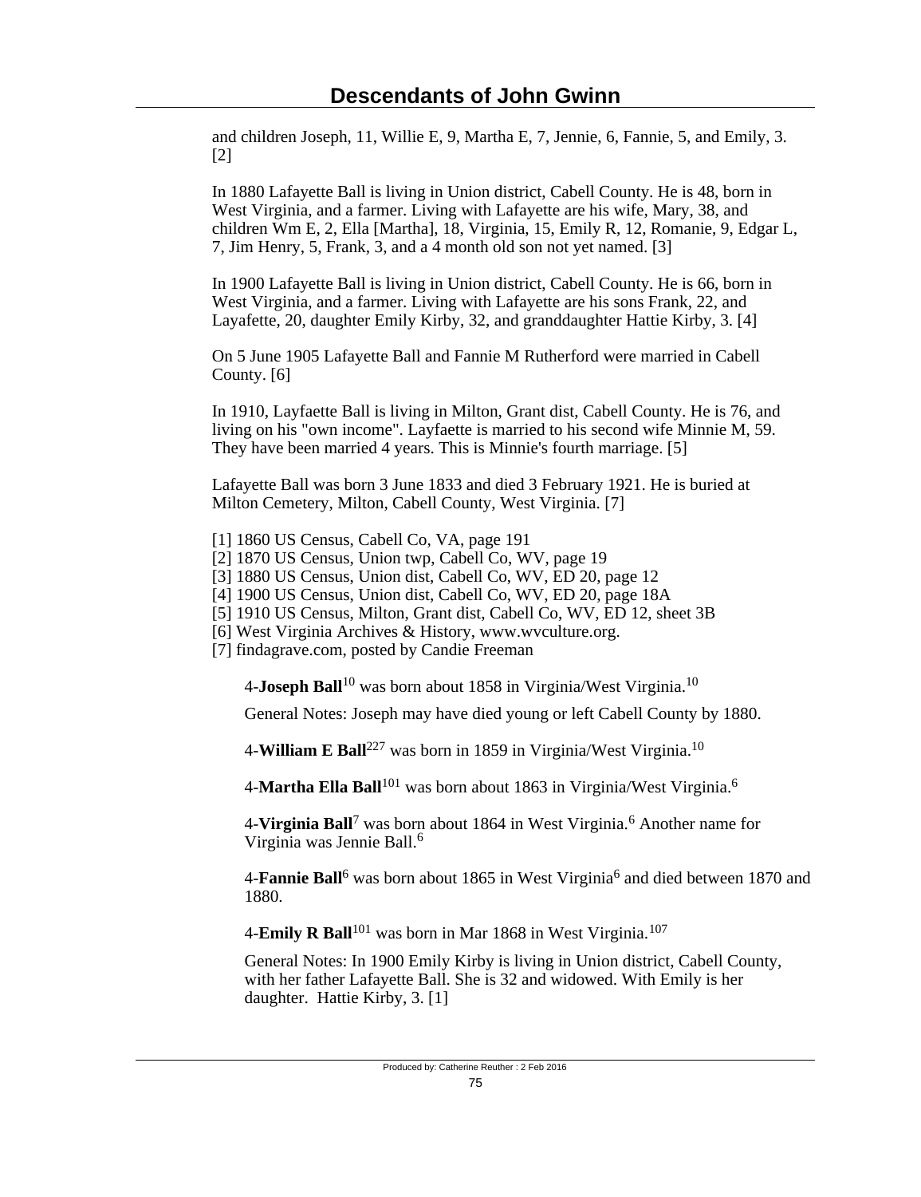and children Joseph, 11, Willie E, 9, Martha E, 7, Jennie, 6, Fannie, 5, and Emily, 3. [2]

In 1880 Lafayette Ball is living in Union district, Cabell County. He is 48, born in West Virginia, and a farmer. Living with Lafayette are his wife, Mary, 38, and children Wm E, 2, Ella [Martha], 18, Virginia, 15, Emily R, 12, Romanie, 9, Edgar L, 7, Jim Henry, 5, Frank, 3, and a 4 month old son not yet named. [3]

In 1900 Lafayette Ball is living in Union district, Cabell County. He is 66, born in West Virginia, and a farmer. Living with Lafayette are his sons Frank, 22, and Layafette, 20, daughter Emily Kirby, 32, and granddaughter Hattie Kirby, 3. [4]

On 5 June 1905 Lafayette Ball and Fannie M Rutherford were married in Cabell County. [6]

In 1910, Layfaette Ball is living in Milton, Grant dist, Cabell County. He is 76, and living on his "own income". Layfaette is married to his second wife Minnie M, 59. They have been married 4 years. This is Minnie's fourth marriage. [5]

Lafayette Ball was born 3 June 1833 and died 3 February 1921. He is buried at Milton Cemetery, Milton, Cabell County, West Virginia. [7]

[1] 1860 US Census, Cabell Co, VA, page 191
[2] 1870 US Census, Union twp, Cabell Co, WV, page 19
[3] 1880 US Census, Union dist, Cabell Co, WV, ED 20, page 12
[4] 1900 US Census, Union dist, Cabell Co, WV, ED 20, page 18A
[5] 1910 US Census, Milton, Grant dist, Cabell Co, WV, ED 12, sheet 3B
[6] West Virginia Archives & History, www.wvculture.org.
[7] findagrave.com, posted by Candie Freeman

4-**Joseph Ball**[10] was born about 1858 in Virginia/West Virginia.[10]

General Notes: Joseph may have died young or left Cabell County by 1880.

4-**William E Ball**[227] was born in 1859 in Virginia/West Virginia.[10]

4-**Martha Ella Ball**[101] was born about 1863 in Virginia/West Virginia.[6]

4-**Virginia Ball**[7] was born about 1864 in West Virginia.[6] Another name for Virginia was Jennie Ball.[6]

4-**Fannie Ball**[6] was born about 1865 in West Virginia[6] and died between 1870 and 1880.

4-**Emily R Ball**[101] was born in Mar 1868 in West Virginia.[107]

General Notes: In 1900 Emily Kirby is living in Union district, Cabell County, with her father Lafayette Ball. She is 32 and widowed. With Emily is her daughter. Hattie Kirby, 3. [1]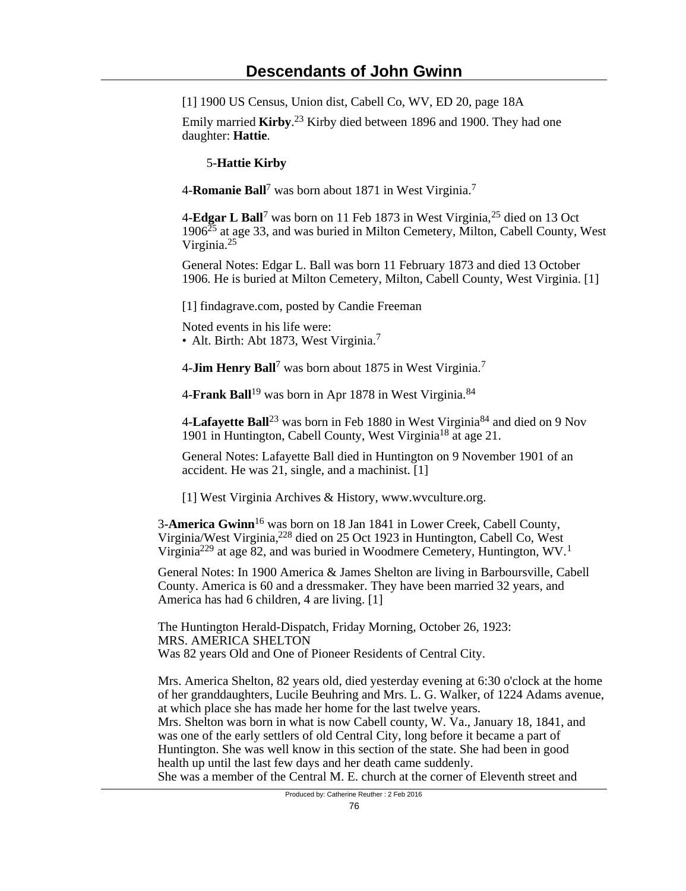[1] 1900 US Census, Union dist, Cabell Co, WV, ED 20, page 18A

Emily married **Kirby**.[23] Kirby died between 1896 and 1900. They had one daughter: **Hattie**.

5-**Hattie Kirby**

4-**Romanie Ball**[7] was born about 1871 in West Virginia.[7]

4-**Edgar L Ball**[7] was born on 11 Feb 1873 in West Virginia,[25] died on 13 Oct 1906[25] at age 33, and was buried in Milton Cemetery, Milton, Cabell County, West Virginia.[25]

General Notes: Edgar L. Ball was born 11 February 1873 and died 13 October 1906. He is buried at Milton Cemetery, Milton, Cabell County, West Virginia. [1]

[1] findagrave.com, posted by Candie Freeman

Noted events in his life were:
- Alt. Birth: Abt 1873, West Virginia.[7]

4-**Jim Henry Ball**[7] was born about 1875 in West Virginia.[7]

4-**Frank Ball**[19] was born in Apr 1878 in West Virginia.[84]

4-**Lafayette Ball**[23] was born in Feb 1880 in West Virginia[84] and died on 9 Nov 1901 in Huntington, Cabell County, West Virginia[18] at age 21.

General Notes: Lafayette Ball died in Huntington on 9 November 1901 of an accident. He was 21, single, and a machinist. [1]

[1] West Virginia Archives & History, www.wvculture.org.

3-**America Gwinn**[16] was born on 18 Jan 1841 in Lower Creek, Cabell County, Virginia/West Virginia,[228] died on 25 Oct 1923 in Huntington, Cabell Co, West Virginia[229] at age 82, and was buried in Woodmere Cemetery, Huntington, WV.[1]

General Notes: In 1900 America & James Shelton are living in Barboursville, Cabell County. America is 60 and a dressmaker. They have been married 32 years, and America has had 6 children, 4 are living. [1]

The Huntington Herald-Dispatch, Friday Morning, October 26, 1923:
MRS. AMERICA SHELTON
Was 82 years Old and One of Pioneer Residents of Central City.

Mrs. America Shelton, 82 years old, died yesterday evening at 6:30 o'clock at the home of her granddaughters, Lucile Beuhring and Mrs. L. G. Walker, of 1224 Adams avenue, at which place she has made her home for the last twelve years.
Mrs. Shelton was born in what is now Cabell county, W. Va., January 18, 1841, and was one of the early settlers of old Central City, long before it became a part of Huntington. She was well know in this section of the state. She had been in good health up until the last few days and her death came suddenly.
She was a member of the Central M. E. church at the corner of Eleventh street and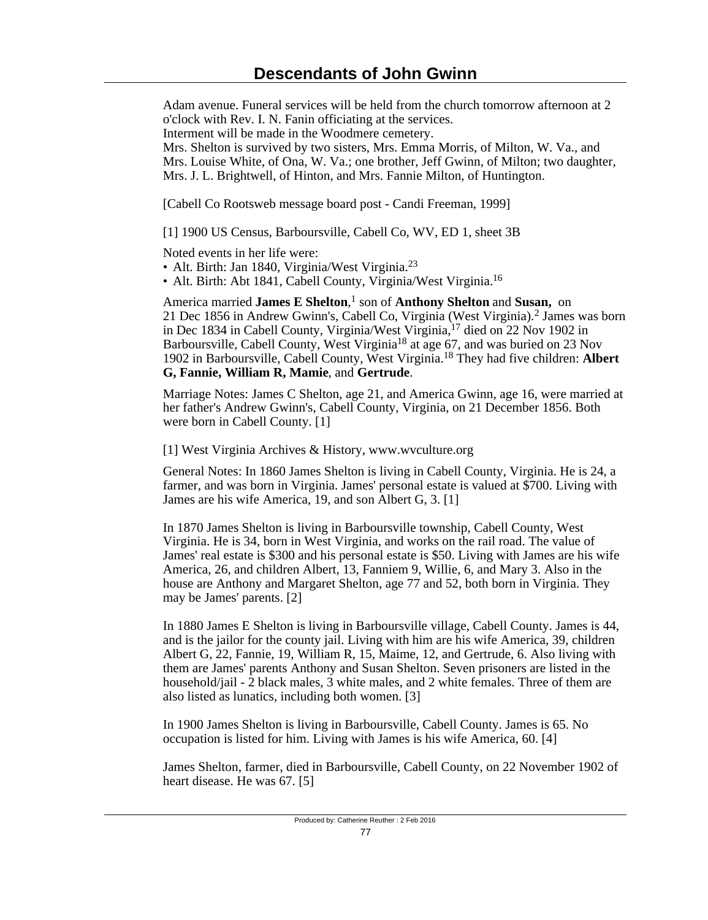Adam avenue. Funeral services will be held from the church tomorrow afternoon at 2 o'clock with Rev. I. N. Fanin officiating at the services.
Interment will be made in the Woodmere cemetery.
Mrs. Shelton is survived by two sisters, Mrs. Emma Morris, of Milton, W. Va., and Mrs. Louise White, of Ona, W. Va.; one brother, Jeff Gwinn, of Milton; two daughter, Mrs. J. L. Brightwell, of Hinton, and Mrs. Fannie Milton, of Huntington.

[Cabell Co Rootsweb message board post - Candi Freeman, 1999]

[1] 1900 US Census, Barboursville, Cabell Co, WV, ED 1, sheet 3B

Noted events in her life were:
- Alt. Birth: Jan 1840, Virginia/West Virginia.[23]
- Alt. Birth: Abt 1841, Cabell County, Virginia/West Virginia.[16]

America married **James E Shelton**,[1] son of **Anthony Shelton** and **Susan,** on 21 Dec 1856 in Andrew Gwinn's, Cabell Co, Virginia (West Virginia).[2] James was born in Dec 1834 in Cabell County, Virginia/West Virginia,[17] died on 22 Nov 1902 in Barboursville, Cabell County, West Virginia[18] at age 67, and was buried on 23 Nov 1902 in Barboursville, Cabell County, West Virginia.[18] They had five children: **Albert G, Fannie, William R, Mamie**, and **Gertrude**.

Marriage Notes: James C Shelton, age 21, and America Gwinn, age 16, were married at her father's Andrew Gwinn's, Cabell County, Virginia, on 21 December 1856. Both were born in Cabell County. [1]

[1] West Virginia Archives & History, www.wvculture.org

General Notes: In 1860 James Shelton is living in Cabell County, Virginia. He is 24, a farmer, and was born in Virginia. James' personal estate is valued at $700. Living with James are his wife America, 19, and son Albert G, 3. [1]

In 1870 James Shelton is living in Barboursville township, Cabell County, West Virginia. He is 34, born in West Virginia, and works on the rail road. The value of James' real estate is $300 and his personal estate is $50. Living with James are his wife America, 26, and children Albert, 13, Fanniem 9, Willie, 6, and Mary 3. Also in the house are Anthony and Margaret Shelton, age 77 and 52, both born in Virginia. They may be James' parents. [2]

In 1880 James E Shelton is living in Barboursville village, Cabell County. James is 44, and is the jailor for the county jail. Living with him are his wife America, 39, children Albert G, 22, Fannie, 19, William R, 15, Maime, 12, and Gertrude, 6. Also living with them are James' parents Anthony and Susan Shelton. Seven prisoners are listed in the household/jail - 2 black males, 3 white males, and 2 white females. Three of them are also listed as lunatics, including both women. [3]

In 1900 James Shelton is living in Barboursville, Cabell County. James is 65. No occupation is listed for him. Living with James is his wife America, 60. [4]

James Shelton, farmer, died in Barboursville, Cabell County, on 22 November 1902 of heart disease. He was 67. [5]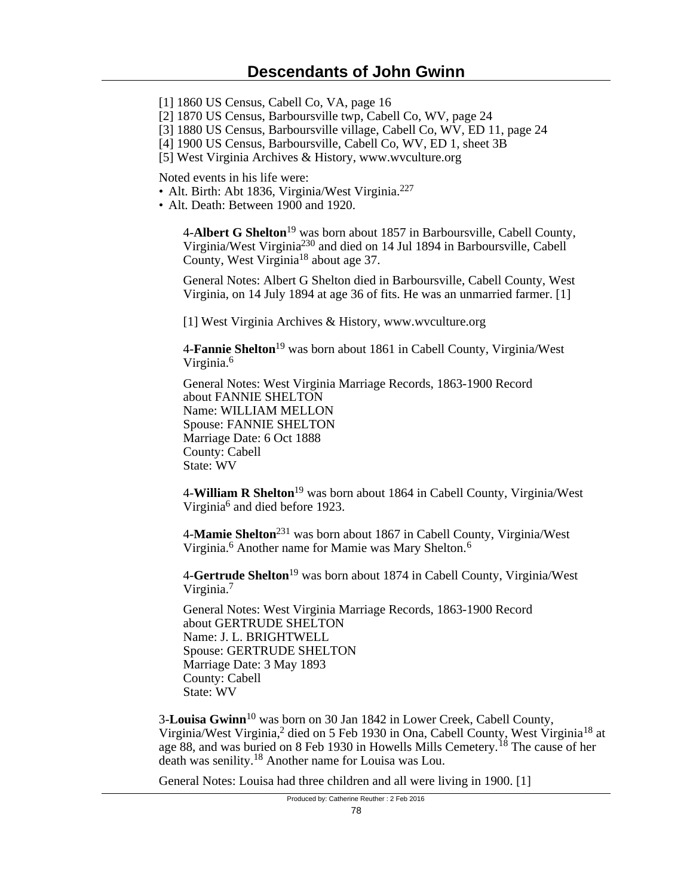[1] 1860 US Census, Cabell Co, VA, page 16
[2] 1870 US Census, Barboursville twp, Cabell Co, WV, page 24
[3] 1880 US Census, Barboursville village, Cabell Co, WV, ED 11, page 24
[4] 1900 US Census, Barboursville, Cabell Co, WV, ED 1, sheet 3B
[5] West Virginia Archives & History, www.wvculture.org

Noted events in his life were:

- Alt. Birth: Abt 1836, Virginia/West Virginia.[227]
- Alt. Death: Between 1900 and 1920.

4-**Albert G Shelton**[19] was born about 1857 in Barboursville, Cabell County, Virginia/West Virginia[230] and died on 14 Jul 1894 in Barboursville, Cabell County, West Virginia[18] about age 37.

General Notes: Albert G Shelton died in Barboursville, Cabell County, West Virginia, on 14 July 1894 at age 36 of fits. He was an unmarried farmer. [1]

[1] West Virginia Archives & History, www.wvculture.org

4-**Fannie Shelton**[19] was born about 1861 in Cabell County, Virginia/West Virginia.[6]

General Notes: West Virginia Marriage Records, 1863-1900 Record about FANNIE SHELTON
Name: WILLIAM MELLON
Spouse: FANNIE SHELTON
Marriage Date: 6 Oct 1888
County: Cabell
State: WV

4-**William R Shelton**[19] was born about 1864 in Cabell County, Virginia/West Virginia[6] and died before 1923.

4-**Mamie Shelton**[231] was born about 1867 in Cabell County, Virginia/West Virginia.[6] Another name for Mamie was Mary Shelton.[6]

4-**Gertrude Shelton**[19] was born about 1874 in Cabell County, Virginia/West Virginia.[7]

General Notes: West Virginia Marriage Records, 1863-1900 Record about GERTRUDE SHELTON
Name: J. L. BRIGHTWELL
Spouse: GERTRUDE SHELTON
Marriage Date: 3 May 1893
County: Cabell
State: WV

3-**Louisa Gwinn**[10] was born on 30 Jan 1842 in Lower Creek, Cabell County, Virginia/West Virginia,[2] died on 5 Feb 1930 in Ona, Cabell County, West Virginia[18] at age 88, and was buried on 8 Feb 1930 in Howells Mills Cemetery.[18] The cause of her death was senility.[18] Another name for Louisa was Lou.

General Notes: Louisa had three children and all were living in 1900. [1]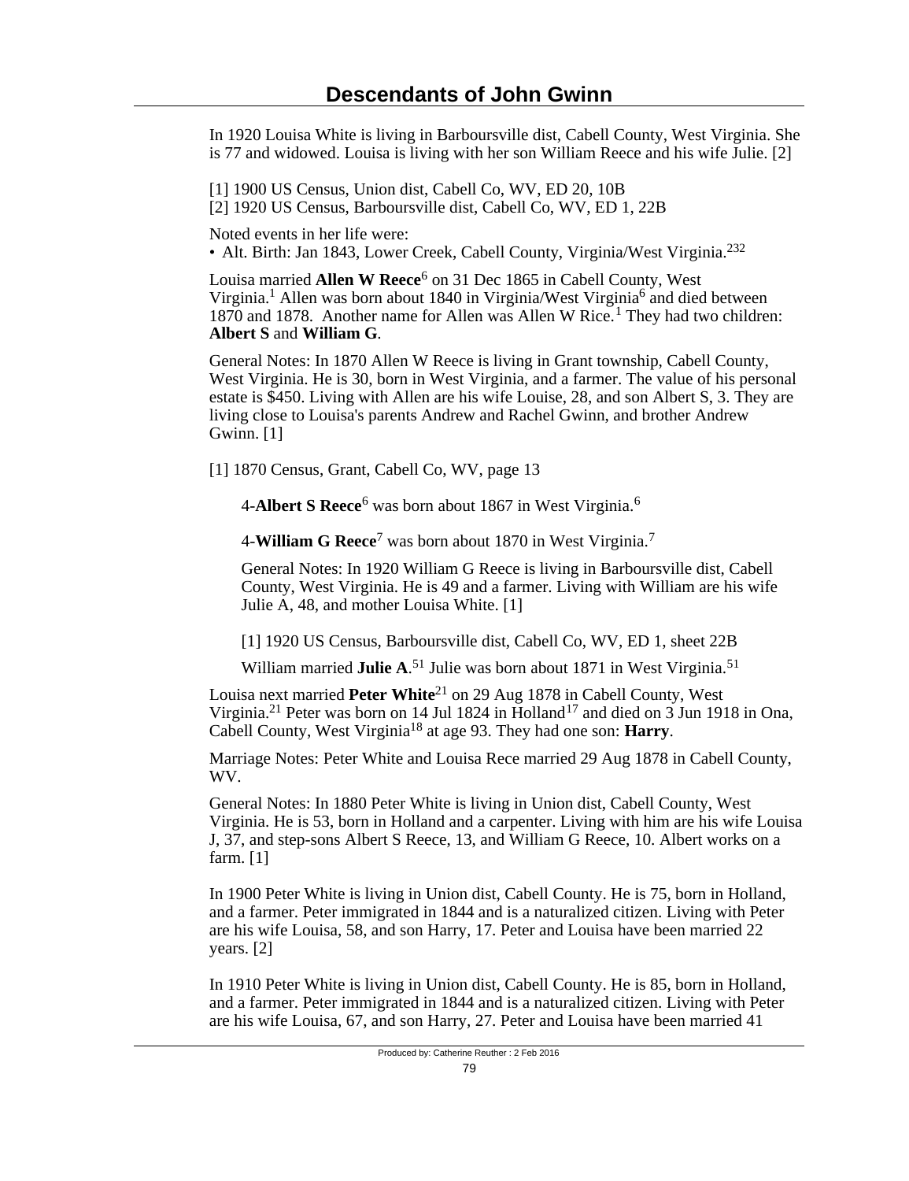In 1920 Louisa White is living in Barboursville dist, Cabell County, West Virginia. She is 77 and widowed. Louisa is living with her son William Reece and his wife Julie. [2]

[1] 1900 US Census, Union dist, Cabell Co, WV, ED 20, 10B
[2] 1920 US Census, Barboursville dist, Cabell Co, WV, ED 1, 22B

Noted events in her life were:
• Alt. Birth: Jan 1843, Lower Creek, Cabell County, Virginia/West Virginia.[232]

Louisa married **Allen W Reece**[6] on 31 Dec 1865 in Cabell County, West Virginia.[1] Allen was born about 1840 in Virginia/West Virginia[6] and died between 1870 and 1878. Another name for Allen was Allen W Rice.[1] They had two children: **Albert S** and **William G**.

General Notes: In 1870 Allen W Reece is living in Grant township, Cabell County, West Virginia. He is 30, born in West Virginia, and a farmer. The value of his personal estate is $450. Living with Allen are his wife Louise, 28, and son Albert S, 3. They are living close to Louisa's parents Andrew and Rachel Gwinn, and brother Andrew Gwinn. [1]

[1] 1870 Census, Grant, Cabell Co, WV, page 13

4-**Albert S Reece**[6] was born about 1867 in West Virginia.[6]

4-**William G Reece**[7] was born about 1870 in West Virginia.[7]

General Notes: In 1920 William G Reece is living in Barboursville dist, Cabell County, West Virginia. He is 49 and a farmer. Living with William are his wife Julie A, 48, and mother Louisa White. [1]

[1] 1920 US Census, Barboursville dist, Cabell Co, WV, ED 1, sheet 22B

William married **Julie A**.[51] Julie was born about 1871 in West Virginia.[51]

Louisa next married **Peter White**[21] on 29 Aug 1878 in Cabell County, West Virginia.[21] Peter was born on 14 Jul 1824 in Holland[17] and died on 3 Jun 1918 in Ona, Cabell County, West Virginia[18] at age 93. They had one son: **Harry**.

Marriage Notes: Peter White and Louisa Rece married 29 Aug 1878 in Cabell County, WV.

General Notes: In 1880 Peter White is living in Union dist, Cabell County, West Virginia. He is 53, born in Holland and a carpenter. Living with him are his wife Louisa J, 37, and step-sons Albert S Reece, 13, and William G Reece, 10. Albert works on a farm. [1]

In 1900 Peter White is living in Union dist, Cabell County. He is 75, born in Holland, and a farmer. Peter immigrated in 1844 and is a naturalized citizen. Living with Peter are his wife Louisa, 58, and son Harry, 17. Peter and Louisa have been married 22 years. [2]

In 1910 Peter White is living in Union dist, Cabell County. He is 85, born in Holland, and a farmer. Peter immigrated in 1844 and is a naturalized citizen. Living with Peter are his wife Louisa, 67, and son Harry, 27. Peter and Louisa have been married 41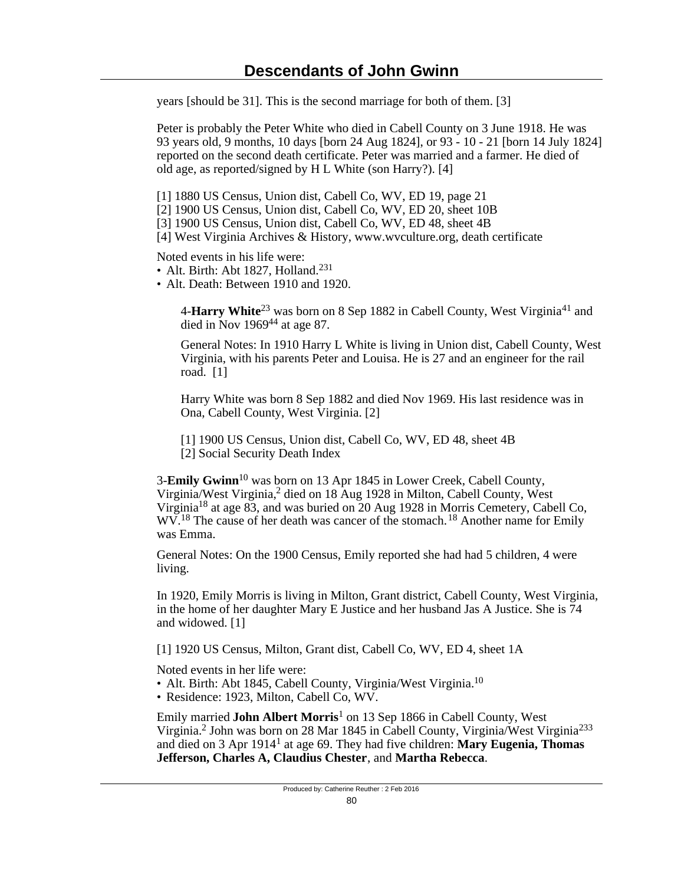years [should be 31]. This is the second marriage for both of them. [3]

Peter is probably the Peter White who died in Cabell County on 3 June 1918. He was 93 years old, 9 months, 10 days [born 24 Aug 1824], or 93 - 10 - 21 [born 14 July 1824] reported on the second death certificate. Peter was married and a farmer. He died of old age, as reported/signed by H L White (son Harry?). [4]

[1] 1880 US Census, Union dist, Cabell Co, WV, ED 19, page 21
[2] 1900 US Census, Union dist, Cabell Co, WV, ED 20, sheet 10B
[3] 1900 US Census, Union dist, Cabell Co, WV, ED 48, sheet 4B
[4] West Virginia Archives & History, www.wvculture.org, death certificate

Noted events in his life were:
- Alt. Birth: Abt 1827, Holland.[231]
- Alt. Death: Between 1910 and 1920.

4-**Harry White**[23] was born on 8 Sep 1882 in Cabell County, West Virginia[41] and died in Nov 1969[44] at age 87.

General Notes: In 1910 Harry L White is living in Union dist, Cabell County, West Virginia, with his parents Peter and Louisa. He is 27 and an engineer for the rail road. [1]

Harry White was born 8 Sep 1882 and died Nov 1969. His last residence was in Ona, Cabell County, West Virginia. [2]

[1] 1900 US Census, Union dist, Cabell Co, WV, ED 48, sheet 4B
[2] Social Security Death Index

3-**Emily Gwinn**[10] was born on 13 Apr 1845 in Lower Creek, Cabell County, Virginia/West Virginia,[2] died on 18 Aug 1928 in Milton, Cabell County, West Virginia[18] at age 83, and was buried on 20 Aug 1928 in Morris Cemetery, Cabell Co, WV.[18] The cause of her death was cancer of the stomach.[18] Another name for Emily was Emma.

General Notes: On the 1900 Census, Emily reported she had had 5 children, 4 were living.

In 1920, Emily Morris is living in Milton, Grant district, Cabell County, West Virginia, in the home of her daughter Mary E Justice and her husband Jas A Justice. She is 74 and widowed. [1]

[1] 1920 US Census, Milton, Grant dist, Cabell Co, WV, ED 4, sheet 1A

Noted events in her life were:
- Alt. Birth: Abt 1845, Cabell County, Virginia/West Virginia.[10]
- Residence: 1923, Milton, Cabell Co, WV.

Emily married **John Albert Morris**[1] on 13 Sep 1866 in Cabell County, West Virginia.[2] John was born on 28 Mar 1845 in Cabell County, Virginia/West Virginia[233] and died on 3 Apr 1914[1] at age 69. They had five children: **Mary Eugenia, Thomas Jefferson, Charles A, Claudius Chester**, and **Martha Rebecca**.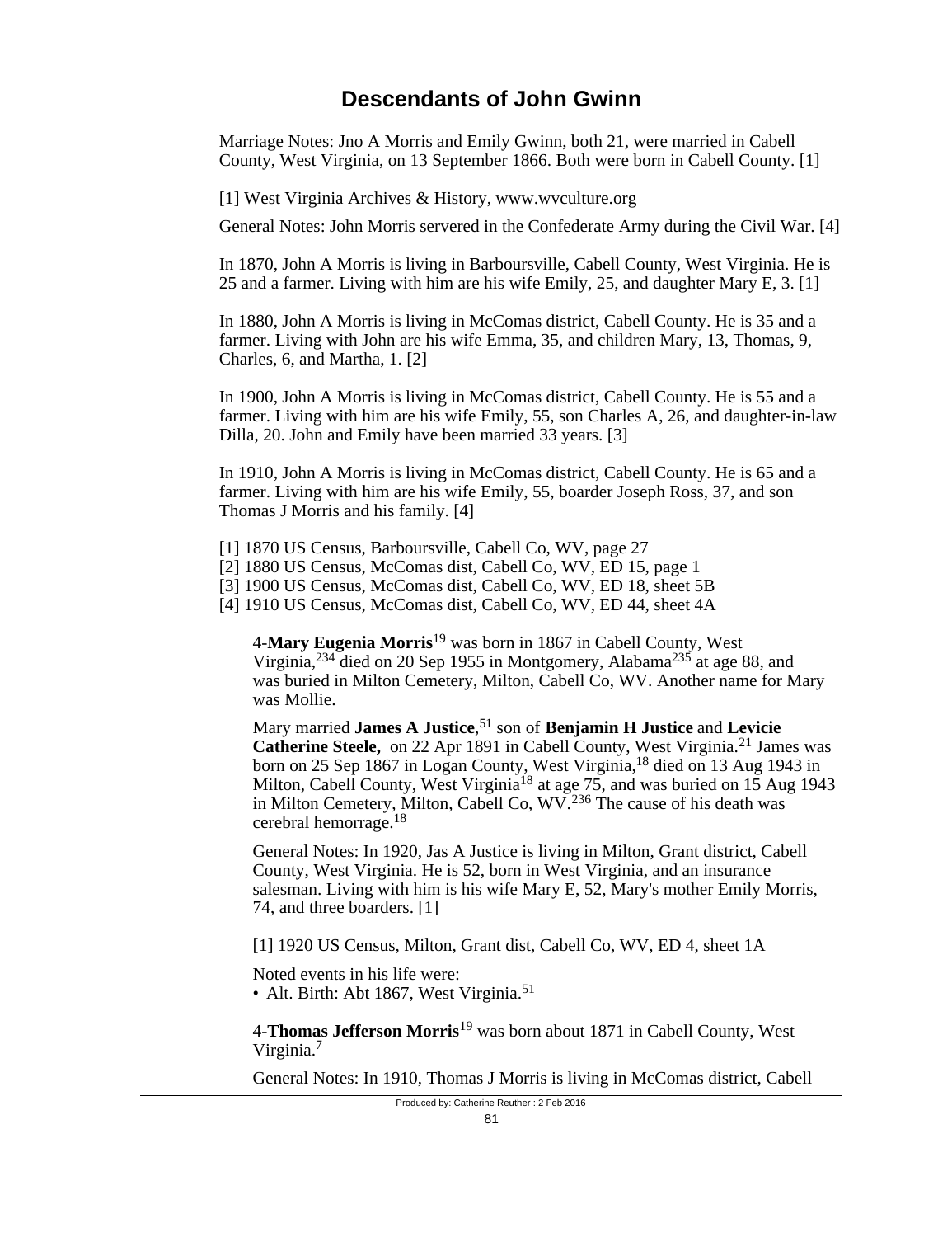Marriage Notes: Jno A Morris and Emily Gwinn, both 21, were married in Cabell County, West Virginia, on 13 September 1866. Both were born in Cabell County. [1]

[1] West Virginia Archives & History, www.wvculture.org

General Notes: John Morris servered in the Confederate Army during the Civil War. [4]

In 1870, John A Morris is living in Barboursville, Cabell County, West Virginia. He is 25 and a farmer. Living with him are his wife Emily, 25, and daughter Mary E, 3. [1]

In 1880, John A Morris is living in McComas district, Cabell County. He is 35 and a farmer. Living with John are his wife Emma, 35, and children Mary, 13, Thomas, 9, Charles, 6, and Martha, 1. [2]

In 1900, John A Morris is living in McComas district, Cabell County. He is 55 and a farmer. Living with him are his wife Emily, 55, son Charles A, 26, and daughter-in-law Dilla, 20. John and Emily have been married 33 years. [3]

In 1910, John A Morris is living in McComas district, Cabell County. He is 65 and a farmer. Living with him are his wife Emily, 55, boarder Joseph Ross, 37, and son Thomas J Morris and his family. [4]

[1] 1870 US Census, Barboursville, Cabell Co, WV, page 27
[2] 1880 US Census, McComas dist, Cabell Co, WV, ED 15, page 1
[3] 1900 US Census, McComas dist, Cabell Co, WV, ED 18, sheet 5B
[4] 1910 US Census, McComas dist, Cabell Co, WV, ED 44, sheet 4A

4-**Mary Eugenia Morris**[19] was born in 1867 in Cabell County, West Virginia,[234] died on 20 Sep 1955 in Montgomery, Alabama[235] at age 88, and was buried in Milton Cemetery, Milton, Cabell Co, WV. Another name for Mary was Mollie.

Mary married **James A Justice**,[51] son of **Benjamin H Justice** and **Levicie Catherine Steele,** on 22 Apr 1891 in Cabell County, West Virginia.[21] James was born on 25 Sep 1867 in Logan County, West Virginia,[18] died on 13 Aug 1943 in Milton, Cabell County, West Virginia[18] at age 75, and was buried on 15 Aug 1943 in Milton Cemetery, Milton, Cabell Co, WV.[236] The cause of his death was cerebral hemorrage.[18]

General Notes: In 1920, Jas A Justice is living in Milton, Grant district, Cabell County, West Virginia. He is 52, born in West Virginia, and an insurance salesman. Living with him is his wife Mary E, 52, Mary's mother Emily Morris, 74, and three boarders. [1]

[1] 1920 US Census, Milton, Grant dist, Cabell Co, WV, ED 4, sheet 1A

Noted events in his life were:
• Alt. Birth: Abt 1867, West Virginia.[51]

4-**Thomas Jefferson Morris**[19] was born about 1871 in Cabell County, West Virginia.[7]

General Notes: In 1910, Thomas J Morris is living in McComas district, Cabell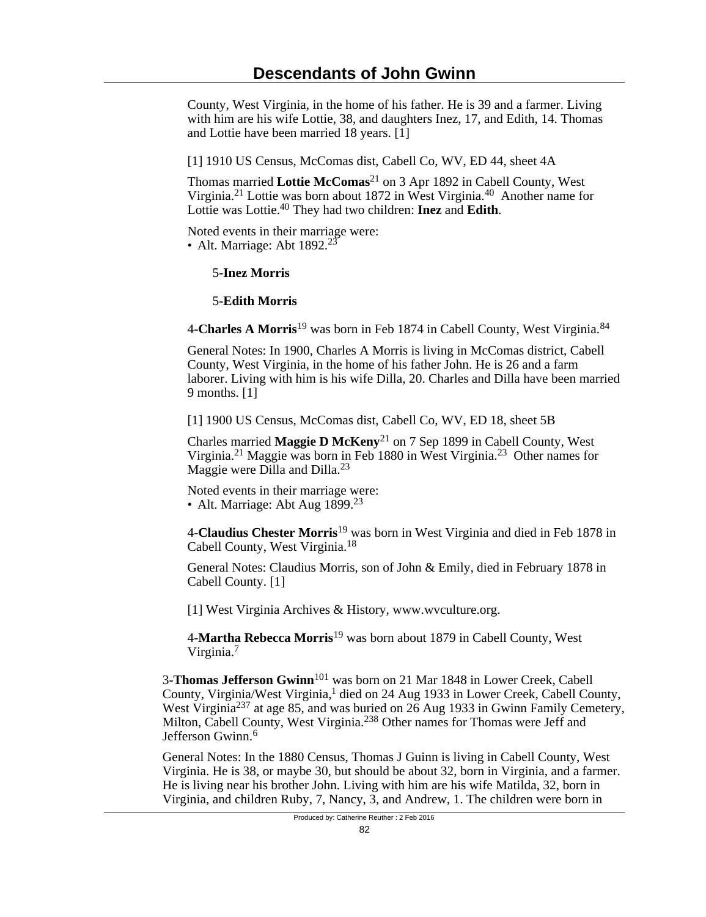County, West Virginia, in the home of his father. He is 39 and a farmer. Living with him are his wife Lottie, 38, and daughters Inez, 17, and Edith, 14. Thomas and Lottie have been married 18 years. [1]

[1] 1910 US Census, McComas dist, Cabell Co, WV, ED 44, sheet 4A

Thomas married **Lottie McComas**[21] on 3 Apr 1892 in Cabell County, West Virginia.[21] Lottie was born about 1872 in West Virginia.[40] Another name for Lottie was Lottie.[40] They had two children: **Inez** and **Edith**.

Noted events in their marriage were:
- Alt. Marriage: Abt 1892.[23]

5-**Inez Morris**

5-**Edith Morris**

4-**Charles A Morris**[19] was born in Feb 1874 in Cabell County, West Virginia.[84]

General Notes: In 1900, Charles A Morris is living in McComas district, Cabell County, West Virginia, in the home of his father John. He is 26 and a farm laborer. Living with him is his wife Dilla, 20. Charles and Dilla have been married 9 months. [1]

[1] 1900 US Census, McComas dist, Cabell Co, WV, ED 18, sheet 5B

Charles married **Maggie D McKeny**[21] on 7 Sep 1899 in Cabell County, West Virginia.[21] Maggie was born in Feb 1880 in West Virginia.[23] Other names for Maggie were Dilla and Dilla.[23]

Noted events in their marriage were:
- Alt. Marriage: Abt Aug 1899.[23]

4-**Claudius Chester Morris**[19] was born in West Virginia and died in Feb 1878 in Cabell County, West Virginia.[18]

General Notes: Claudius Morris, son of John & Emily, died in February 1878 in Cabell County. [1]

[1] West Virginia Archives & History, www.wvculture.org.

4-**Martha Rebecca Morris**[19] was born about 1879 in Cabell County, West Virginia.[7]

3-**Thomas Jefferson Gwinn**[101] was born on 21 Mar 1848 in Lower Creek, Cabell County, Virginia/West Virginia,[1] died on 24 Aug 1933 in Lower Creek, Cabell County, West Virginia[237] at age 85, and was buried on 26 Aug 1933 in Gwinn Family Cemetery, Milton, Cabell County, West Virginia.[238] Other names for Thomas were Jeff and Jefferson Gwinn.[6]

General Notes: In the 1880 Census, Thomas J Guinn is living in Cabell County, West Virginia. He is 38, or maybe 30, but should be about 32, born in Virginia, and a farmer. He is living near his brother John. Living with him are his wife Matilda, 32, born in Virginia, and children Ruby, 7, Nancy, 3, and Andrew, 1. The children were born in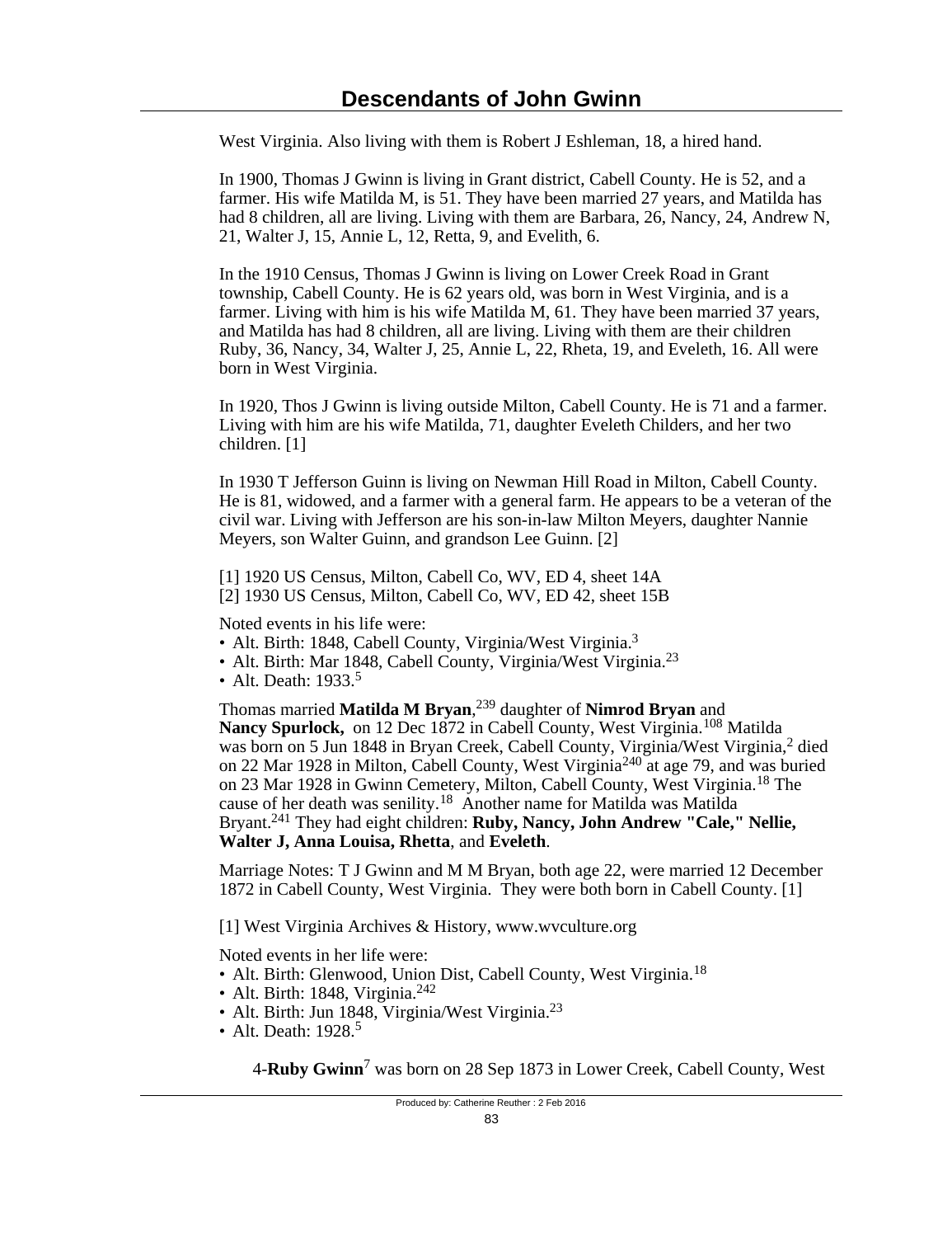West Virginia. Also living with them is Robert J Eshleman, 18, a hired hand.

In 1900, Thomas J Gwinn is living in Grant district, Cabell County. He is 52, and a farmer. His wife Matilda M, is 51. They have been married 27 years, and Matilda has had 8 children, all are living. Living with them are Barbara, 26, Nancy, 24, Andrew N, 21, Walter J, 15, Annie L, 12, Retta, 9, and Evelith, 6.

In the 1910 Census, Thomas J Gwinn is living on Lower Creek Road in Grant township, Cabell County. He is 62 years old, was born in West Virginia, and is a farmer. Living with him is his wife Matilda M, 61. They have been married 37 years, and Matilda has had 8 children, all are living. Living with them are their children Ruby, 36, Nancy, 34, Walter J, 25, Annie L, 22, Rheta, 19, and Eveleth, 16. All were born in West Virginia.

In 1920, Thos J Gwinn is living outside Milton, Cabell County. He is 71 and a farmer. Living with him are his wife Matilda, 71, daughter Eveleth Childers, and her two children. [1]

In 1930 T Jefferson Guinn is living on Newman Hill Road in Milton, Cabell County. He is 81, widowed, and a farmer with a general farm. He appears to be a veteran of the civil war. Living with Jefferson are his son-in-law Milton Meyers, daughter Nannie Meyers, son Walter Guinn, and grandson Lee Guinn. [2]

[1] 1920 US Census, Milton, Cabell Co, WV, ED 4, sheet 14A
[2] 1930 US Census, Milton, Cabell Co, WV, ED 42, sheet 15B

Noted events in his life were:
- Alt. Birth: 1848, Cabell County, Virginia/West Virginia.[3]
- Alt. Birth: Mar 1848, Cabell County, Virginia/West Virginia.[23]
- Alt. Death: 1933.[5]

Thomas married **Matilda M Bryan**,[239] daughter of **Nimrod Bryan** and **Nancy Spurlock,** on 12 Dec 1872 in Cabell County, West Virginia.[108] Matilda was born on 5 Jun 1848 in Bryan Creek, Cabell County, Virginia/West Virginia,[2] died on 22 Mar 1928 in Milton, Cabell County, West Virginia[240] at age 79, and was buried on 23 Mar 1928 in Gwinn Cemetery, Milton, Cabell County, West Virginia.[18] The cause of her death was senility.[18] Another name for Matilda was Matilda Bryant.[241] They had eight children: **Ruby, Nancy, John Andrew "Cale," Nellie, Walter J, Anna Louisa, Rhetta**, and **Eveleth**.

Marriage Notes: T J Gwinn and M M Bryan, both age 22, were married 12 December 1872 in Cabell County, West Virginia. They were both born in Cabell County. [1]

[1] West Virginia Archives & History, www.wvculture.org

Noted events in her life were:
- Alt. Birth: Glenwood, Union Dist, Cabell County, West Virginia.[18]
- Alt. Birth: 1848, Virginia.[242]
- Alt. Birth: Jun 1848, Virginia/West Virginia.[23]
- Alt. Death: 1928.[5]

4-**Ruby Gwinn**[7] was born on 28 Sep 1873 in Lower Creek, Cabell County, West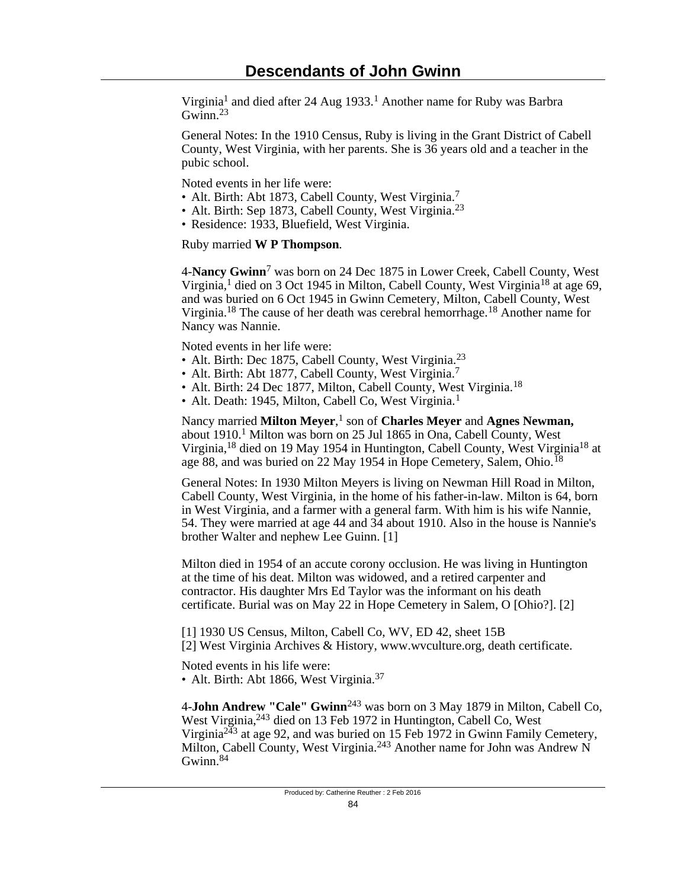Virginia[1] and died after 24 Aug 1933.[1] Another name for Ruby was Barbra Gwinn.[23]

General Notes: In the 1910 Census, Ruby is living in the Grant District of Cabell County, West Virginia, with her parents. She is 36 years old and a teacher in the pubic school.

Noted events in her life were:
- Alt. Birth: Abt 1873, Cabell County, West Virginia.[7]
- Alt. Birth: Sep 1873, Cabell County, West Virginia.[23]
- Residence: 1933, Bluefield, West Virginia.

Ruby married **W P Thompson**.

4-**Nancy Gwinn**[7] was born on 24 Dec 1875 in Lower Creek, Cabell County, West Virginia,[1] died on 3 Oct 1945 in Milton, Cabell County, West Virginia[18] at age 69, and was buried on 6 Oct 1945 in Gwinn Cemetery, Milton, Cabell County, West Virginia.[18] The cause of her death was cerebral hemorrhage.[18] Another name for Nancy was Nannie.

Noted events in her life were:
- Alt. Birth: Dec 1875, Cabell County, West Virginia.[23]
- Alt. Birth: Abt 1877, Cabell County, West Virginia.[7]
- Alt. Birth: 24 Dec 1877, Milton, Cabell County, West Virginia.[18]
- Alt. Death: 1945, Milton, Cabell Co, West Virginia.[1]

Nancy married **Milton Meyer**,[1] son of **Charles Meyer** and **Agnes Newman,** about 1910.[1] Milton was born on 25 Jul 1865 in Ona, Cabell County, West Virginia,[18] died on 19 May 1954 in Huntington, Cabell County, West Virginia[18] at age 88, and was buried on 22 May 1954 in Hope Cemetery, Salem, Ohio.[18]

General Notes: In 1930 Milton Meyers is living on Newman Hill Road in Milton, Cabell County, West Virginia, in the home of his father-in-law. Milton is 64, born in West Virginia, and a farmer with a general farm. With him is his wife Nannie, 54. They were married at age 44 and 34 about 1910. Also in the house is Nannie's brother Walter and nephew Lee Guinn. [1]

Milton died in 1954 of an accute corony occlusion. He was living in Huntington at the time of his deat. Milton was widowed, and a retired carpenter and contractor. His daughter Mrs Ed Taylor was the informant on his death certificate. Burial was on May 22 in Hope Cemetery in Salem, O [Ohio?]. [2]

[1] 1930 US Census, Milton, Cabell Co, WV, ED 42, sheet 15B
[2] West Virginia Archives & History, www.wvculture.org, death certificate.

Noted events in his life were:
- Alt. Birth: Abt 1866, West Virginia.[37]

4-**John Andrew "Cale" Gwinn**[243] was born on 3 May 1879 in Milton, Cabell Co, West Virginia,[243] died on 13 Feb 1972 in Huntington, Cabell Co, West Virginia[243] at age 92, and was buried on 15 Feb 1972 in Gwinn Family Cemetery, Milton, Cabell County, West Virginia.[243] Another name for John was Andrew N Gwinn.[84]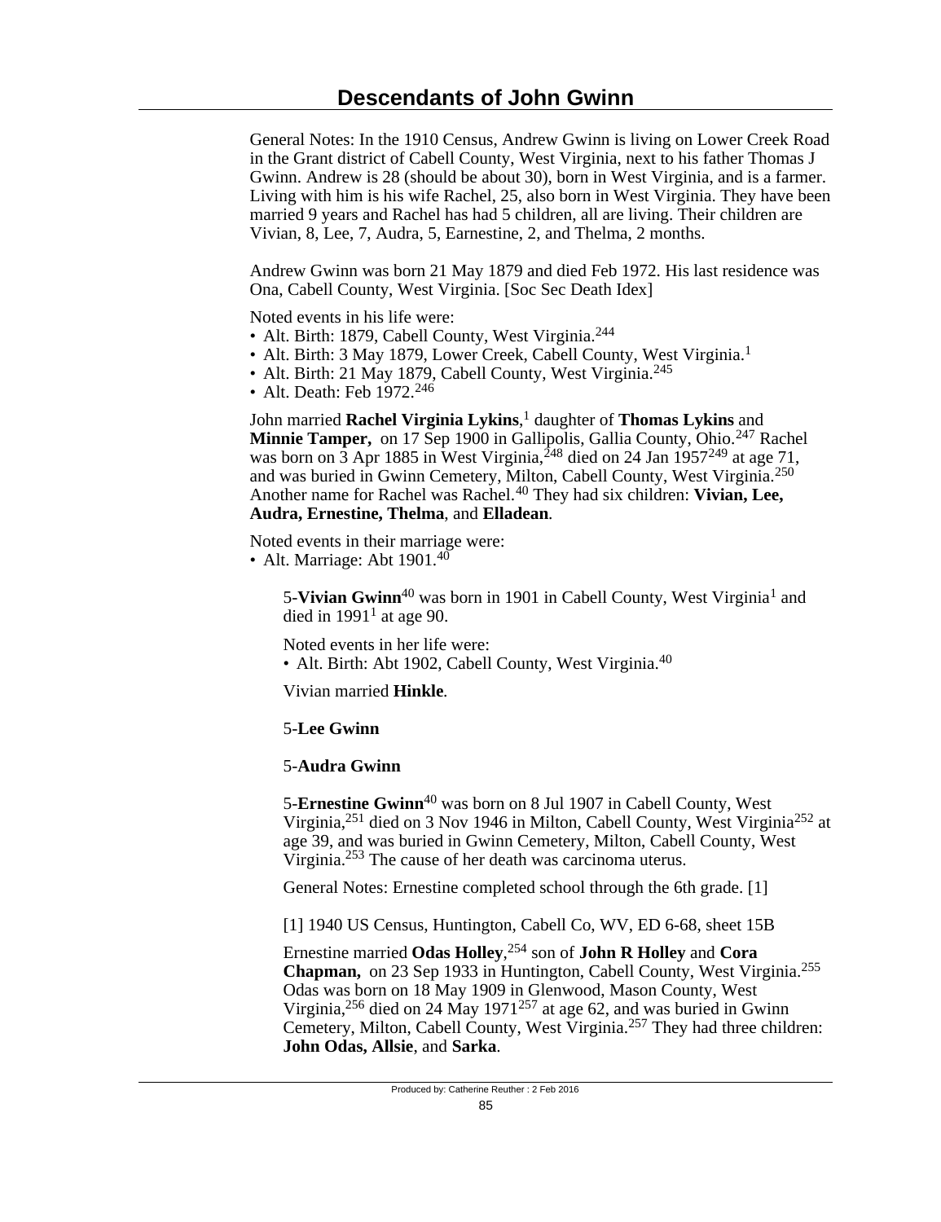General Notes: In the 1910 Census, Andrew Gwinn is living on Lower Creek Road in the Grant district of Cabell County, West Virginia, next to his father Thomas J Gwinn. Andrew is 28 (should be about 30), born in West Virginia, and is a farmer. Living with him is his wife Rachel, 25, also born in West Virginia. They have been married 9 years and Rachel has had 5 children, all are living. Their children are Vivian, 8, Lee, 7, Audra, 5, Earnestine, 2, and Thelma, 2 months.

Andrew Gwinn was born 21 May 1879 and died Feb 1972. His last residence was Ona, Cabell County, West Virginia. [Soc Sec Death Idex]

Noted events in his life were:

- Alt. Birth: 1879, Cabell County, West Virginia.[244]
- Alt. Birth: 3 May 1879, Lower Creek, Cabell County, West Virginia.[1]
- Alt. Birth: 21 May 1879, Cabell County, West Virginia.[245]
- Alt. Death: Feb 1972.[246]

John married **Rachel Virginia Lykins**,[1] daughter of **Thomas Lykins** and **Minnie Tamper,** on 17 Sep 1900 in Gallipolis, Gallia County, Ohio.[247] Rachel was born on 3 Apr 1885 in West Virginia,[248] died on 24 Jan 1957[249] at age 71, and was buried in Gwinn Cemetery, Milton, Cabell County, West Virginia.[250] Another name for Rachel was Rachel.[40] They had six children: **Vivian, Lee, Audra, Ernestine, Thelma**, and **Elladean**.

Noted events in their marriage were:

- Alt. Marriage: Abt 1901.[40]

5-**Vivian Gwinn**[40] was born in 1901 in Cabell County, West Virginia[1] and died in 1991[1] at age 90.

Noted events in her life were:

- Alt. Birth: Abt 1902, Cabell County, West Virginia.[40]

Vivian married **Hinkle**.

5-**Lee Gwinn**

5-**Audra Gwinn**

5-**Ernestine Gwinn**[40] was born on 8 Jul 1907 in Cabell County, West Virginia,[251] died on 3 Nov 1946 in Milton, Cabell County, West Virginia[252] at age 39, and was buried in Gwinn Cemetery, Milton, Cabell County, West Virginia.[253] The cause of her death was carcinoma uterus.

General Notes: Ernestine completed school through the 6th grade. [1]

[1] 1940 US Census, Huntington, Cabell Co, WV, ED 6-68, sheet 15B

Ernestine married **Odas Holley**,[254] son of **John R Holley** and **Cora Chapman,** on 23 Sep 1933 in Huntington, Cabell County, West Virginia.[255] Odas was born on 18 May 1909 in Glenwood, Mason County, West Virginia,[256] died on 24 May 1971[257] at age 62, and was buried in Gwinn Cemetery, Milton, Cabell County, West Virginia.[257] They had three children: **John Odas, Allsie**, and **Sarka**.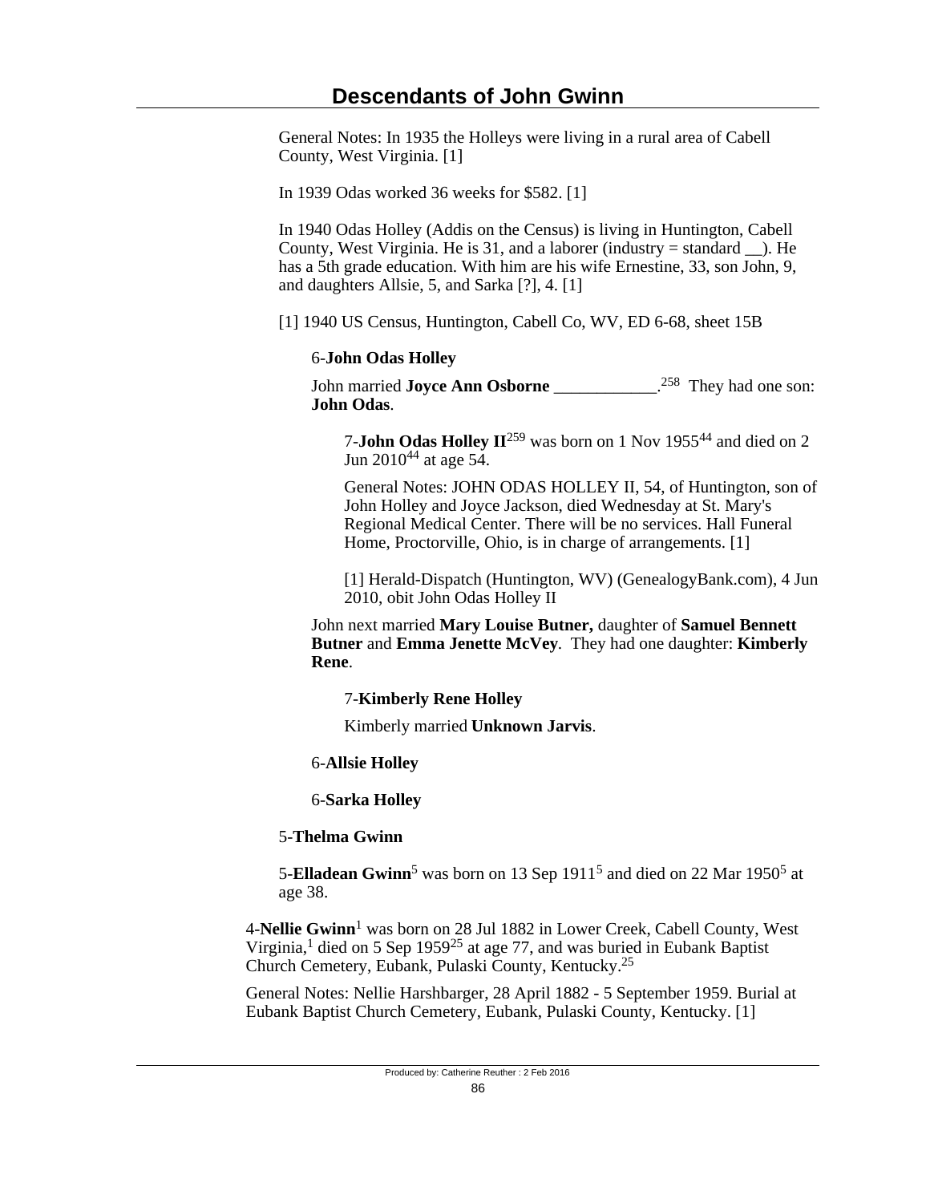General Notes: In 1935 the Holleys were living in a rural area of Cabell County, West Virginia. [1]

In 1939 Odas worked 36 weeks for $582. [1]

In 1940 Odas Holley (Addis on the Census) is living in Huntington, Cabell County, West Virginia. He is 31, and a laborer (industry = standard __). He has a 5th grade education. With him are his wife Ernestine, 33, son John, 9, and daughters Allsie, 5, and Sarka [?], 4. [1]

[1] 1940 US Census, Huntington, Cabell Co, WV, ED 6-68, sheet 15B

6-**John Odas Holley**

John married **Joyce Ann Osborne** ____________.[258] They had one son: **John Odas**.

7-**John Odas Holley II**[259] was born on 1 Nov 1955[44] and died on 2 Jun 2010[44] at age 54.

General Notes: JOHN ODAS HOLLEY II, 54, of Huntington, son of John Holley and Joyce Jackson, died Wednesday at St. Mary's Regional Medical Center. There will be no services. Hall Funeral Home, Proctorville, Ohio, is in charge of arrangements. [1]

[1] Herald-Dispatch (Huntington, WV) (GenealogyBank.com), 4 Jun 2010, obit John Odas Holley II

John next married **Mary Louise Butner,** daughter of **Samuel Bennett Butner** and **Emma Jenette McVey**. They had one daughter: **Kimberly Rene**.

7-**Kimberly Rene Holley**

Kimberly married **Unknown Jarvis**.

6-**Allsie Holley**

6-**Sarka Holley**

5-**Thelma Gwinn**

5-**Elladean Gwinn**[5] was born on 13 Sep 1911[5] and died on 22 Mar 1950[5] at age 38.

4-**Nellie Gwinn**[1] was born on 28 Jul 1882 in Lower Creek, Cabell County, West Virginia,[1] died on 5 Sep 1959[25] at age 77, and was buried in Eubank Baptist Church Cemetery, Eubank, Pulaski County, Kentucky.[25]

General Notes: Nellie Harshbarger, 28 April 1882 - 5 September 1959. Burial at Eubank Baptist Church Cemetery, Eubank, Pulaski County, Kentucky. [1]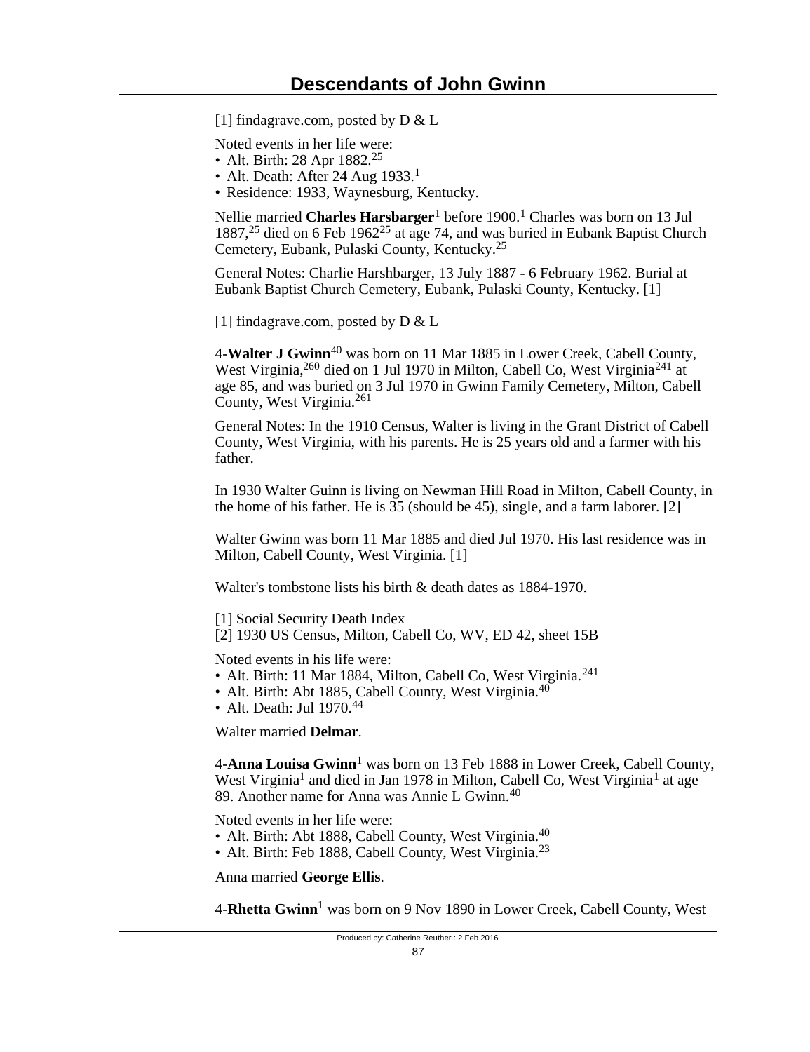[1] findagrave.com, posted by D & L

Noted events in her life were:
- Alt. Birth: 28 Apr 1882.[25]
- Alt. Death: After 24 Aug 1933.[1]
- Residence: 1933, Waynesburg, Kentucky.

Nellie married **Charles Harsbarger**[1] before 1900.[1] Charles was born on 13 Jul 1887,[25] died on 6 Feb 1962[25] at age 74, and was buried in Eubank Baptist Church Cemetery, Eubank, Pulaski County, Kentucky.[25]

General Notes: Charlie Harshbarger, 13 July 1887 - 6 February 1962. Burial at Eubank Baptist Church Cemetery, Eubank, Pulaski County, Kentucky. [1]

[1] findagrave.com, posted by D & L

4-**Walter J Gwinn**[40] was born on 11 Mar 1885 in Lower Creek, Cabell County, West Virginia,[260] died on 1 Jul 1970 in Milton, Cabell Co, West Virginia[241] at age 85, and was buried on 3 Jul 1970 in Gwinn Family Cemetery, Milton, Cabell County, West Virginia.[261]

General Notes: In the 1910 Census, Walter is living in the Grant District of Cabell County, West Virginia, with his parents. He is 25 years old and a farmer with his father.

In 1930 Walter Guinn is living on Newman Hill Road in Milton, Cabell County, in the home of his father. He is 35 (should be 45), single, and a farm laborer. [2]

Walter Gwinn was born 11 Mar 1885 and died Jul 1970. His last residence was in Milton, Cabell County, West Virginia. [1]

Walter's tombstone lists his birth & death dates as 1884-1970.

[1] Social Security Death Index
[2] 1930 US Census, Milton, Cabell Co, WV, ED 42, sheet 15B

Noted events in his life were:
- Alt. Birth: 11 Mar 1884, Milton, Cabell Co, West Virginia.[241]
- Alt. Birth: Abt 1885, Cabell County, West Virginia.[40]
- Alt. Death: Jul 1970.[44]

Walter married **Delmar**.

4-**Anna Louisa Gwinn**[1] was born on 13 Feb 1888 in Lower Creek, Cabell County, West Virginia[1] and died in Jan 1978 in Milton, Cabell Co, West Virginia[1] at age 89. Another name for Anna was Annie L Gwinn.[40]

Noted events in her life were:
- Alt. Birth: Abt 1888, Cabell County, West Virginia.[40]
- Alt. Birth: Feb 1888, Cabell County, West Virginia.[23]

Anna married **George Ellis**.

4-**Rhetta Gwinn**[1] was born on 9 Nov 1890 in Lower Creek, Cabell County, West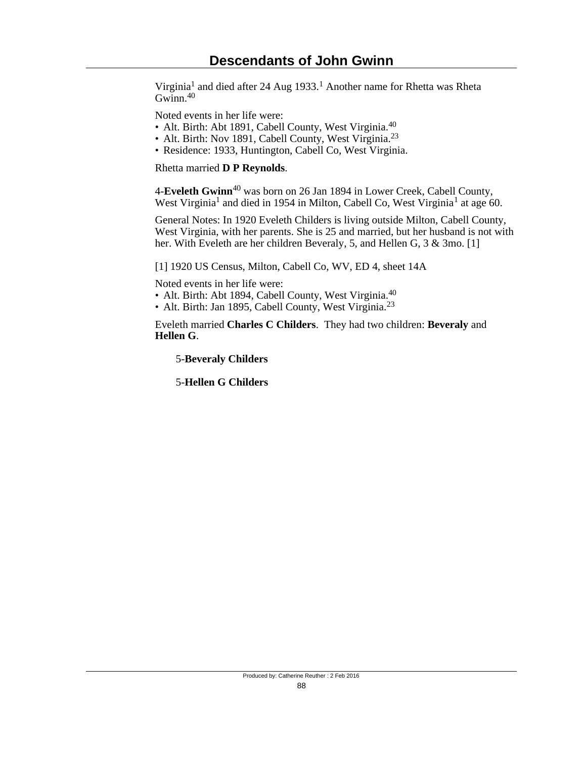Virginia[1] and died after 24 Aug 1933.[1] Another name for Rhetta was Rheta Gwinn.[40]

Noted events in her life were:
- Alt. Birth: Abt 1891, Cabell County, West Virginia.[40]
- Alt. Birth: Nov 1891, Cabell County, West Virginia.[23]
- Residence: 1933, Huntington, Cabell Co, West Virginia.

Rhetta married **D P Reynolds**.

4-**Eveleth Gwinn**[40] was born on 26 Jan 1894 in Lower Creek, Cabell County, West Virginia[1] and died in 1954 in Milton, Cabell Co, West Virginia[1] at age 60.

General Notes: In 1920 Eveleth Childers is living outside Milton, Cabell County, West Virginia, with her parents. She is 25 and married, but her husband is not with her. With Eveleth are her children Beveraly, 5, and Hellen G, 3 & 3mo. [1]

[1] 1920 US Census, Milton, Cabell Co, WV, ED 4, sheet 14A

Noted events in her life were:
- Alt. Birth: Abt 1894, Cabell County, West Virginia.[40]
- Alt. Birth: Jan 1895, Cabell County, West Virginia.[23]

Eveleth married **Charles C Childers**. They had two children: **Beveraly** and **Hellen G**.

5-**Beveraly Childers**

5-**Hellen G Childers**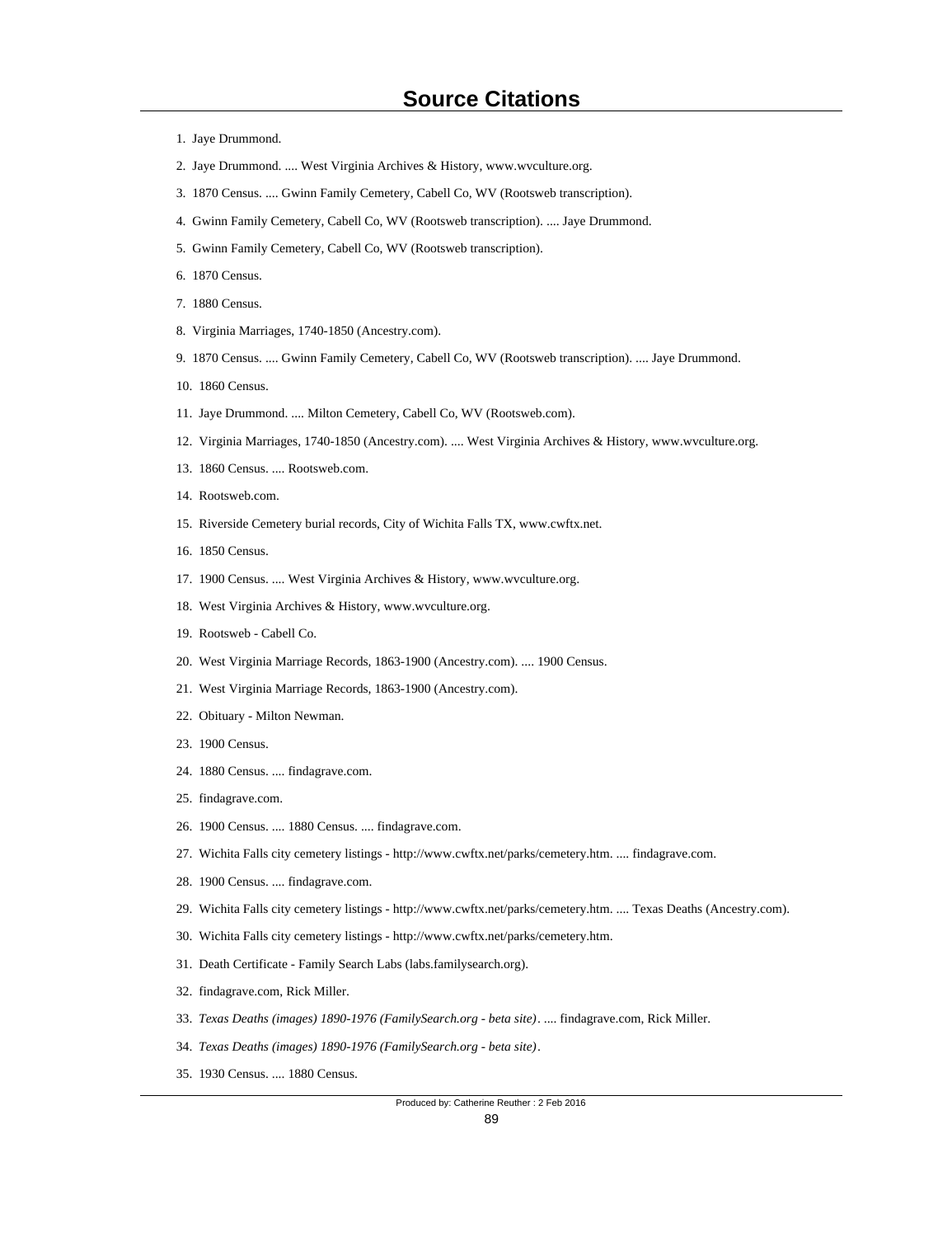# Source Citations

1. Jaye Drummond.
2. Jaye Drummond. .... West Virginia Archives & History, www.wvculture.org.
3. 1870 Census. .... Gwinn Family Cemetery, Cabell Co, WV (Rootsweb transcription).
4. Gwinn Family Cemetery, Cabell Co, WV (Rootsweb transcription). .... Jaye Drummond.
5. Gwinn Family Cemetery, Cabell Co, WV (Rootsweb transcription).
6. 1870 Census.
7. 1880 Census.
8. Virginia Marriages, 1740-1850 (Ancestry.com).
9. 1870 Census. .... Gwinn Family Cemetery, Cabell Co, WV (Rootsweb transcription). .... Jaye Drummond.
10. 1860 Census.
11. Jaye Drummond. .... Milton Cemetery, Cabell Co, WV (Rootsweb.com).
12. Virginia Marriages, 1740-1850 (Ancestry.com). .... West Virginia Archives & History, www.wvculture.org.
13. 1860 Census. .... Rootsweb.com.
14. Rootsweb.com.
15. Riverside Cemetery burial records, City of Wichita Falls TX, www.cwftx.net.
16. 1850 Census.
17. 1900 Census. .... West Virginia Archives & History, www.wvculture.org.
18. West Virginia Archives & History, www.wvculture.org.
19. Rootsweb - Cabell Co.
20. West Virginia Marriage Records, 1863-1900 (Ancestry.com). .... 1900 Census.
21. West Virginia Marriage Records, 1863-1900 (Ancestry.com).
22. Obituary - Milton Newman.
23. 1900 Census.
24. 1880 Census. .... findagrave.com.
25. findagrave.com.
26. 1900 Census. .... 1880 Census. .... findagrave.com.
27. Wichita Falls city cemetery listings - http://www.cwftx.net/parks/cemetery.htm. .... findagrave.com.
28. 1900 Census. .... findagrave.com.
29. Wichita Falls city cemetery listings - http://www.cwftx.net/parks/cemetery.htm. .... Texas Deaths (Ancestry.com).
30. Wichita Falls city cemetery listings - http://www.cwftx.net/parks/cemetery.htm.
31. Death Certificate - Family Search Labs (labs.familysearch.org).
32. findagrave.com, Rick Miller.
33. *Texas Deaths (images) 1890-1976 (FamilySearch.org - beta site)*. .... findagrave.com, Rick Miller.
34. *Texas Deaths (images) 1890-1976 (FamilySearch.org - beta site)*.
35. 1930 Census. .... 1880 Census.

Produced by: Catherine Reuther : 2 Feb 2016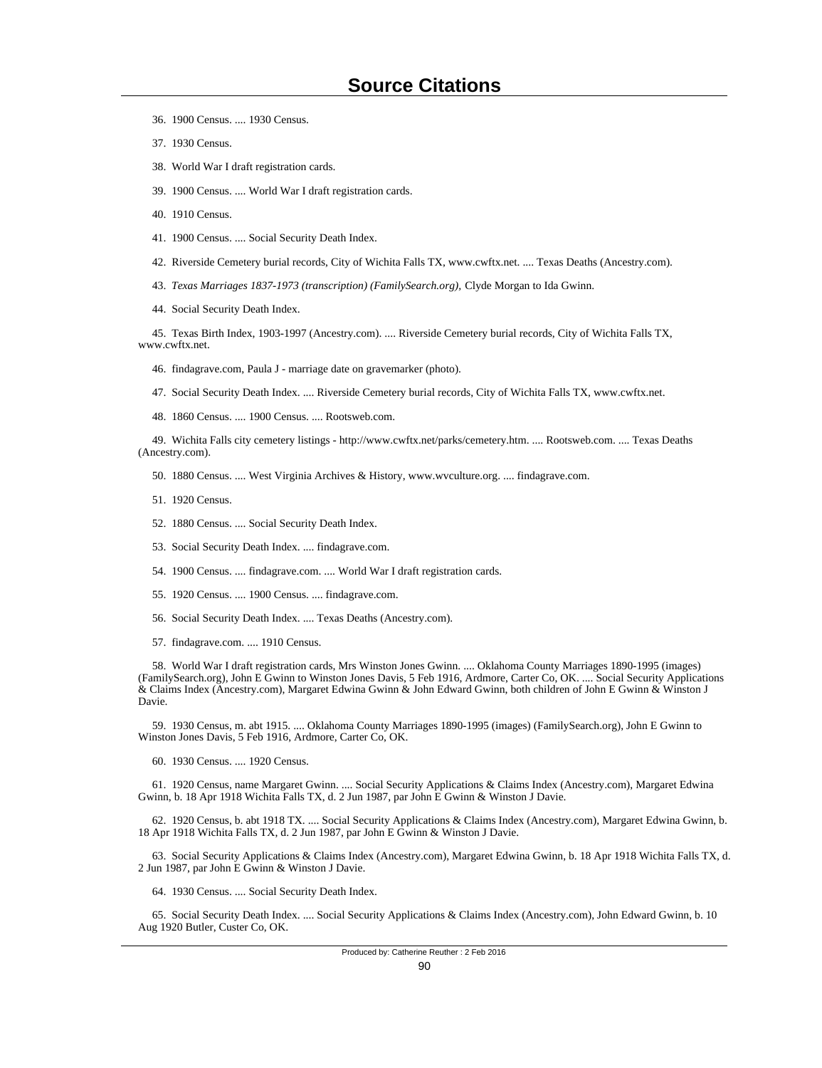# Source Citations

36. 1900 Census. .... 1930 Census.

37. 1930 Census.

38. World War I draft registration cards.

39. 1900 Census. .... World War I draft registration cards.

40. 1910 Census.

41. 1900 Census. .... Social Security Death Index.

42. Riverside Cemetery burial records, City of Wichita Falls TX, www.cwftx.net. .... Texas Deaths (Ancestry.com).

43. *Texas Marriages 1837-1973 (transcription) (FamilySearch.org),* Clyde Morgan to Ida Gwinn.

44. Social Security Death Index.

45. Texas Birth Index, 1903-1997 (Ancestry.com). .... Riverside Cemetery burial records, City of Wichita Falls TX, www.cwftx.net.

46. findagrave.com, Paula J - marriage date on gravemarker (photo).

47. Social Security Death Index. .... Riverside Cemetery burial records, City of Wichita Falls TX, www.cwftx.net.

48. 1860 Census. .... 1900 Census. .... Rootsweb.com.

49. Wichita Falls city cemetery listings - http://www.cwftx.net/parks/cemetery.htm. .... Rootsweb.com. .... Texas Deaths (Ancestry.com).

50. 1880 Census. .... West Virginia Archives & History, www.wvculture.org. .... findagrave.com.

51. 1920 Census.

52. 1880 Census. .... Social Security Death Index.

53. Social Security Death Index. .... findagrave.com.

54. 1900 Census. .... findagrave.com. .... World War I draft registration cards.

55. 1920 Census. .... 1900 Census. .... findagrave.com.

56. Social Security Death Index. .... Texas Deaths (Ancestry.com).

57. findagrave.com. .... 1910 Census.

58. World War I draft registration cards, Mrs Winston Jones Gwinn. .... Oklahoma County Marriages 1890-1995 (images) (FamilySearch.org), John E Gwinn to Winston Jones Davis, 5 Feb 1916, Ardmore, Carter Co, OK. .... Social Security Applications & Claims Index (Ancestry.com), Margaret Edwina Gwinn & John Edward Gwinn, both children of John E Gwinn & Winston J Davie.

59. 1930 Census, m. abt 1915. .... Oklahoma County Marriages 1890-1995 (images) (FamilySearch.org), John E Gwinn to Winston Jones Davis, 5 Feb 1916, Ardmore, Carter Co, OK.

60. 1930 Census. .... 1920 Census.

61. 1920 Census, name Margaret Gwinn. .... Social Security Applications & Claims Index (Ancestry.com), Margaret Edwina Gwinn, b. 18 Apr 1918 Wichita Falls TX, d. 2 Jun 1987, par John E Gwinn & Winston J Davie.

62. 1920 Census, b. abt 1918 TX. .... Social Security Applications & Claims Index (Ancestry.com), Margaret Edwina Gwinn, b. 18 Apr 1918 Wichita Falls TX, d. 2 Jun 1987, par John E Gwinn & Winston J Davie.

63. Social Security Applications & Claims Index (Ancestry.com), Margaret Edwina Gwinn, b. 18 Apr 1918 Wichita Falls TX, d. 2 Jun 1987, par John E Gwinn & Winston J Davie.

64. 1930 Census. .... Social Security Death Index.

65. Social Security Death Index. .... Social Security Applications & Claims Index (Ancestry.com), John Edward Gwinn, b. 10 Aug 1920 Butler, Custer Co, OK.

Produced by: Catherine Reuther : 2 Feb 2016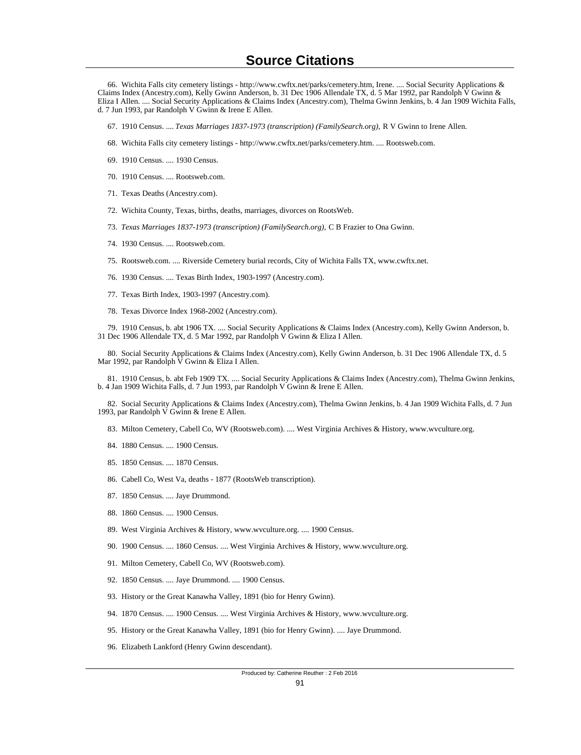# Source Citations

66. Wichita Falls city cemetery listings - http://www.cwftx.net/parks/cemetery.htm, Irene. .... Social Security Applications & Claims Index (Ancestry.com), Kelly Gwinn Anderson, b. 31 Dec 1906 Allendale TX, d. 5 Mar 1992, par Randolph V Gwinn & Eliza I Allen. .... Social Security Applications & Claims Index (Ancestry.com), Thelma Gwinn Jenkins, b. 4 Jan 1909 Wichita Falls, d. 7 Jun 1993, par Randolph V Gwinn & Irene E Allen.

67. 1910 Census. .... *Texas Marriages 1837-1973 (transcription) (FamilySearch.org),* R V Gwinn to Irene Allen.

68. Wichita Falls city cemetery listings - http://www.cwftx.net/parks/cemetery.htm. .... Rootsweb.com.

69. 1910 Census. .... 1930 Census.

70. 1910 Census. .... Rootsweb.com.

71. Texas Deaths (Ancestry.com).

72. Wichita County, Texas, births, deaths, marriages, divorces on RootsWeb.

73. *Texas Marriages 1837-1973 (transcription) (FamilySearch.org),* C B Frazier to Ona Gwinn.

74. 1930 Census. .... Rootsweb.com.

75. Rootsweb.com. .... Riverside Cemetery burial records, City of Wichita Falls TX, www.cwftx.net.

76. 1930 Census. .... Texas Birth Index, 1903-1997 (Ancestry.com).

77. Texas Birth Index, 1903-1997 (Ancestry.com).

78. Texas Divorce Index 1968-2002 (Ancestry.com).

79. 1910 Census, b. abt 1906 TX. .... Social Security Applications & Claims Index (Ancestry.com), Kelly Gwinn Anderson, b. 31 Dec 1906 Allendale TX, d. 5 Mar 1992, par Randolph V Gwinn & Eliza I Allen.

80. Social Security Applications & Claims Index (Ancestry.com), Kelly Gwinn Anderson, b. 31 Dec 1906 Allendale TX, d. 5 Mar 1992, par Randolph V Gwinn & Eliza I Allen.

81. 1910 Census, b. abt Feb 1909 TX. .... Social Security Applications & Claims Index (Ancestry.com), Thelma Gwinn Jenkins, b. 4 Jan 1909 Wichita Falls, d. 7 Jun 1993, par Randolph V Gwinn & Irene E Allen.

82. Social Security Applications & Claims Index (Ancestry.com), Thelma Gwinn Jenkins, b. 4 Jan 1909 Wichita Falls, d. 7 Jun 1993, par Randolph V Gwinn & Irene E Allen.

83. Milton Cemetery, Cabell Co, WV (Rootsweb.com). .... West Virginia Archives & History, www.wvculture.org.

84. 1880 Census. .... 1900 Census.

85. 1850 Census. .... 1870 Census.

86. Cabell Co, West Va, deaths - 1877 (RootsWeb transcription).

87. 1850 Census. .... Jaye Drummond.

88. 1860 Census. .... 1900 Census.

89. West Virginia Archives & History, www.wvculture.org. .... 1900 Census.

90. 1900 Census. .... 1860 Census. .... West Virginia Archives & History, www.wvculture.org.

91. Milton Cemetery, Cabell Co, WV (Rootsweb.com).

92. 1850 Census. .... Jaye Drummond. .... 1900 Census.

93. History or the Great Kanawha Valley, 1891 (bio for Henry Gwinn).

94. 1870 Census. .... 1900 Census. .... West Virginia Archives & History, www.wvculture.org.

95. History or the Great Kanawha Valley, 1891 (bio for Henry Gwinn). .... Jaye Drummond.

96. Elizabeth Lankford (Henry Gwinn descendant).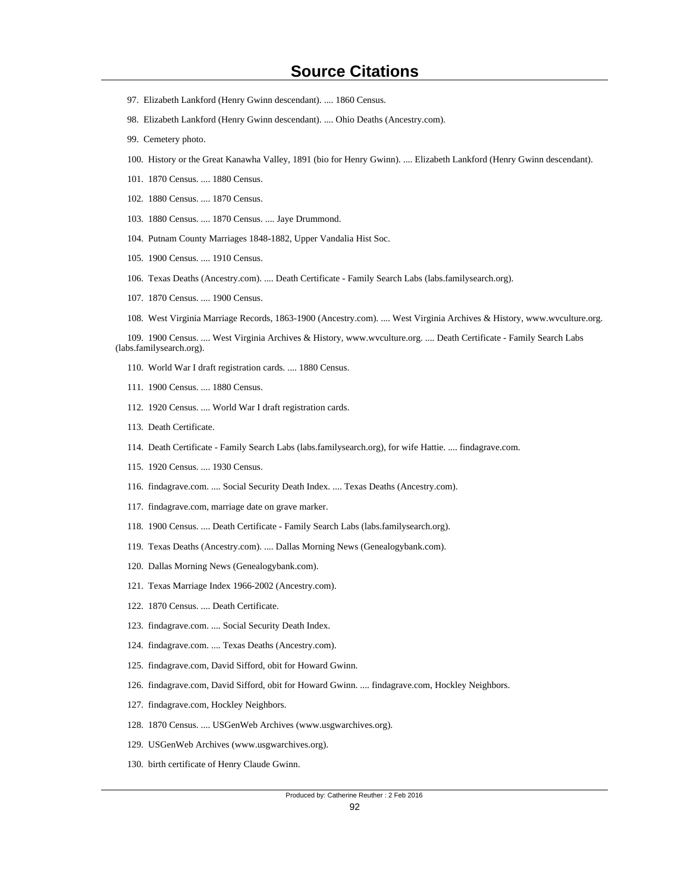# Source Citations

97. Elizabeth Lankford (Henry Gwinn descendant). .... 1860 Census.

98. Elizabeth Lankford (Henry Gwinn descendant). .... Ohio Deaths (Ancestry.com).

99. Cemetery photo.

100. History or the Great Kanawha Valley, 1891 (bio for Henry Gwinn). .... Elizabeth Lankford (Henry Gwinn descendant).

101. 1870 Census. .... 1880 Census.

102. 1880 Census. .... 1870 Census.

103. 1880 Census. .... 1870 Census. .... Jaye Drummond.

104. Putnam County Marriages 1848-1882, Upper Vandalia Hist Soc.

105. 1900 Census. .... 1910 Census.

106. Texas Deaths (Ancestry.com). .... Death Certificate - Family Search Labs (labs.familysearch.org).

107. 1870 Census. .... 1900 Census.

108. West Virginia Marriage Records, 1863-1900 (Ancestry.com). .... West Virginia Archives & History, www.wvculture.org.

109. 1900 Census. .... West Virginia Archives & History, www.wvculture.org. .... Death Certificate - Family Search Labs (labs.familysearch.org).

110. World War I draft registration cards. .... 1880 Census.

111. 1900 Census. .... 1880 Census.

112. 1920 Census. .... World War I draft registration cards.

113. Death Certificate.

114. Death Certificate - Family Search Labs (labs.familysearch.org), for wife Hattie. .... findagrave.com.

115. 1920 Census. .... 1930 Census.

116. findagrave.com. .... Social Security Death Index. .... Texas Deaths (Ancestry.com).

117. findagrave.com, marriage date on grave marker.

118. 1900 Census. .... Death Certificate - Family Search Labs (labs.familysearch.org).

119. Texas Deaths (Ancestry.com). .... Dallas Morning News (Genealogybank.com).

120. Dallas Morning News (Genealogybank.com).

121. Texas Marriage Index 1966-2002 (Ancestry.com).

122. 1870 Census. .... Death Certificate.

123. findagrave.com. .... Social Security Death Index.

124. findagrave.com. .... Texas Deaths (Ancestry.com).

125. findagrave.com, David Sifford, obit for Howard Gwinn.

126. findagrave.com, David Sifford, obit for Howard Gwinn. .... findagrave.com, Hockley Neighbors.

127. findagrave.com, Hockley Neighbors.

128. 1870 Census. .... USGenWeb Archives (www.usgwarchives.org).

129. USGenWeb Archives (www.usgwarchives.org).

130. birth certificate of Henry Claude Gwinn.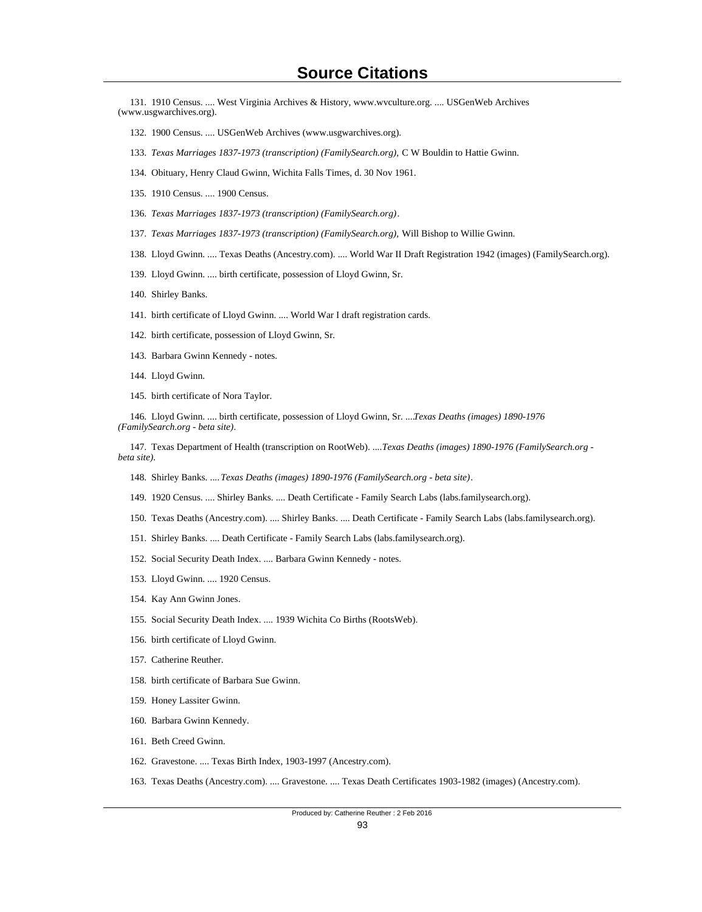# Source Citations

131. 1910 Census. .... West Virginia Archives & History, www.wvculture.org. .... USGenWeb Archives (www.usgwarchives.org).

132. 1900 Census. .... USGenWeb Archives (www.usgwarchives.org).

133. *Texas Marriages 1837-1973 (transcription) (FamilySearch.org),* C W Bouldin to Hattie Gwinn.

134. Obituary, Henry Claud Gwinn, Wichita Falls Times, d. 30 Nov 1961.

135. 1910 Census. .... 1900 Census.

136. *Texas Marriages 1837-1973 (transcription) (FamilySearch.org)*.

137. *Texas Marriages 1837-1973 (transcription) (FamilySearch.org),* Will Bishop to Willie Gwinn.

138. Lloyd Gwinn. .... Texas Deaths (Ancestry.com). .... World War II Draft Registration 1942 (images) (FamilySearch.org).

139. Lloyd Gwinn. .... birth certificate, possession of Lloyd Gwinn, Sr.

140. Shirley Banks.

141. birth certificate of Lloyd Gwinn. .... World War I draft registration cards.

142. birth certificate, possession of Lloyd Gwinn, Sr.

143. Barbara Gwinn Kennedy - notes.

144. Lloyd Gwinn.

145. birth certificate of Nora Taylor.

146. Lloyd Gwinn. .... birth certificate, possession of Lloyd Gwinn, Sr. ....*Texas Deaths (images) 1890-1976 (FamilySearch.org - beta site)*.

147. Texas Department of Health (transcription on RootWeb). ....*Texas Deaths (images) 1890-1976 (FamilySearch.org - beta site)*.

148. Shirley Banks. ....*Texas Deaths (images) 1890-1976 (FamilySearch.org - beta site)*.

149. 1920 Census. .... Shirley Banks. .... Death Certificate - Family Search Labs (labs.familysearch.org).

150. Texas Deaths (Ancestry.com). .... Shirley Banks. .... Death Certificate - Family Search Labs (labs.familysearch.org).

151. Shirley Banks. .... Death Certificate - Family Search Labs (labs.familysearch.org).

152. Social Security Death Index. .... Barbara Gwinn Kennedy - notes.

153. Lloyd Gwinn. .... 1920 Census.

154. Kay Ann Gwinn Jones.

155. Social Security Death Index. .... 1939 Wichita Co Births (RootsWeb).

156. birth certificate of Lloyd Gwinn.

157. Catherine Reuther.

158. birth certificate of Barbara Sue Gwinn.

159. Honey Lassiter Gwinn.

160. Barbara Gwinn Kennedy.

161. Beth Creed Gwinn.

162. Gravestone. .... Texas Birth Index, 1903-1997 (Ancestry.com).

163. Texas Deaths (Ancestry.com). .... Gravestone. .... Texas Death Certificates 1903-1982 (images) (Ancestry.com).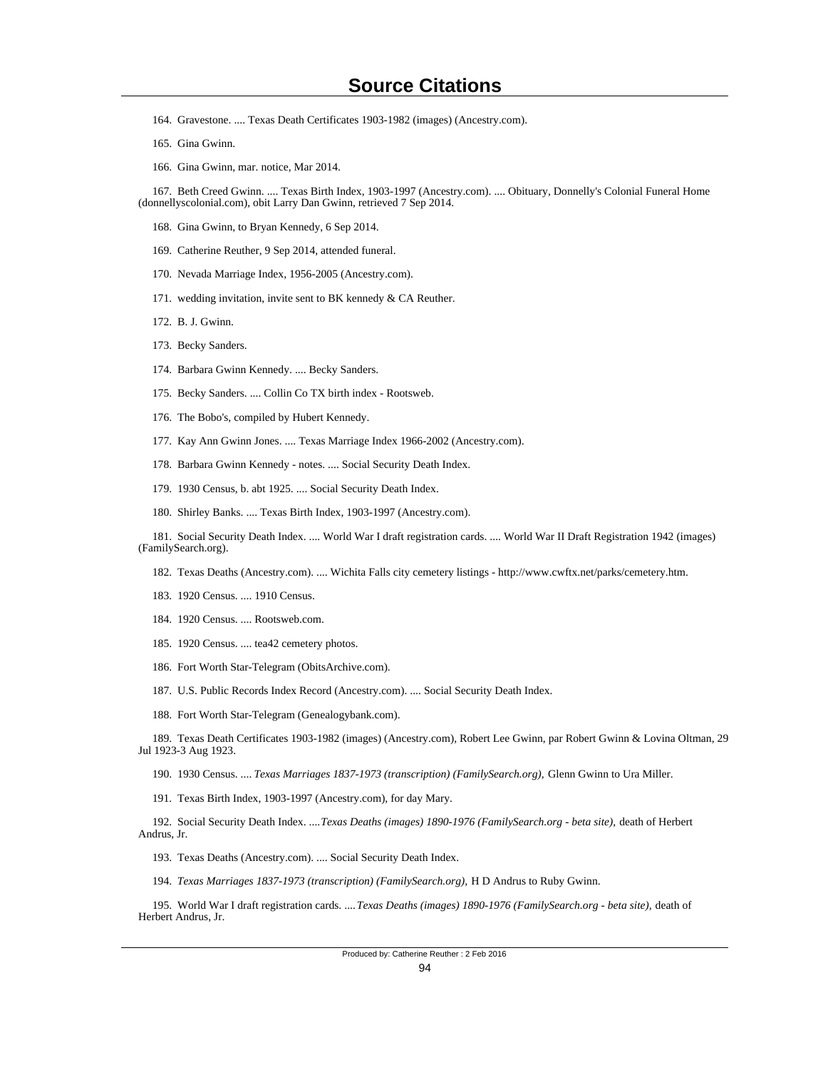# Source Citations

164. Gravestone. .... Texas Death Certificates 1903-1982 (images) (Ancestry.com).

165. Gina Gwinn.

166. Gina Gwinn, mar. notice, Mar 2014.

167. Beth Creed Gwinn. .... Texas Birth Index, 1903-1997 (Ancestry.com). .... Obituary, Donnelly's Colonial Funeral Home (donnellyscolonial.com), obit Larry Dan Gwinn, retrieved 7 Sep 2014.

168. Gina Gwinn, to Bryan Kennedy, 6 Sep 2014.

169. Catherine Reuther, 9 Sep 2014, attended funeral.

170. Nevada Marriage Index, 1956-2005 (Ancestry.com).

171. wedding invitation, invite sent to BK kennedy & CA Reuther.

172. B. J. Gwinn.

173. Becky Sanders.

174. Barbara Gwinn Kennedy. .... Becky Sanders.

175. Becky Sanders. .... Collin Co TX birth index - Rootsweb.

176. The Bobo's, compiled by Hubert Kennedy.

177. Kay Ann Gwinn Jones. .... Texas Marriage Index 1966-2002 (Ancestry.com).

178. Barbara Gwinn Kennedy - notes. .... Social Security Death Index.

179. 1930 Census, b. abt 1925. .... Social Security Death Index.

180. Shirley Banks. .... Texas Birth Index, 1903-1997 (Ancestry.com).

181. Social Security Death Index. .... World War I draft registration cards. .... World War II Draft Registration 1942 (images) (FamilySearch.org).

182. Texas Deaths (Ancestry.com). .... Wichita Falls city cemetery listings - http://www.cwftx.net/parks/cemetery.htm.

183. 1920 Census. .... 1910 Census.

184. 1920 Census. .... Rootsweb.com.

185. 1920 Census. .... tea42 cemetery photos.

186. Fort Worth Star-Telegram (ObitsArchive.com).

187. U.S. Public Records Index Record (Ancestry.com). .... Social Security Death Index.

188. Fort Worth Star-Telegram (Genealogybank.com).

189. Texas Death Certificates 1903-1982 (images) (Ancestry.com), Robert Lee Gwinn, par Robert Gwinn & Lovina Oltman, 29 Jul 1923-3 Aug 1923.

190. 1930 Census. .... *Texas Marriages 1837-1973 (transcription) (FamilySearch.org),* Glenn Gwinn to Ura Miller.

191. Texas Birth Index, 1903-1997 (Ancestry.com), for day Mary.

192. Social Security Death Index. ....*Texas Deaths (images) 1890-1976 (FamilySearch.org - beta site),* death of Herbert Andrus, Jr.

193. Texas Deaths (Ancestry.com). .... Social Security Death Index.

194. *Texas Marriages 1837-1973 (transcription) (FamilySearch.org),* H D Andrus to Ruby Gwinn.

195. World War I draft registration cards. ....*Texas Deaths (images) 1890-1976 (FamilySearch.org - beta site),* death of Herbert Andrus, Jr.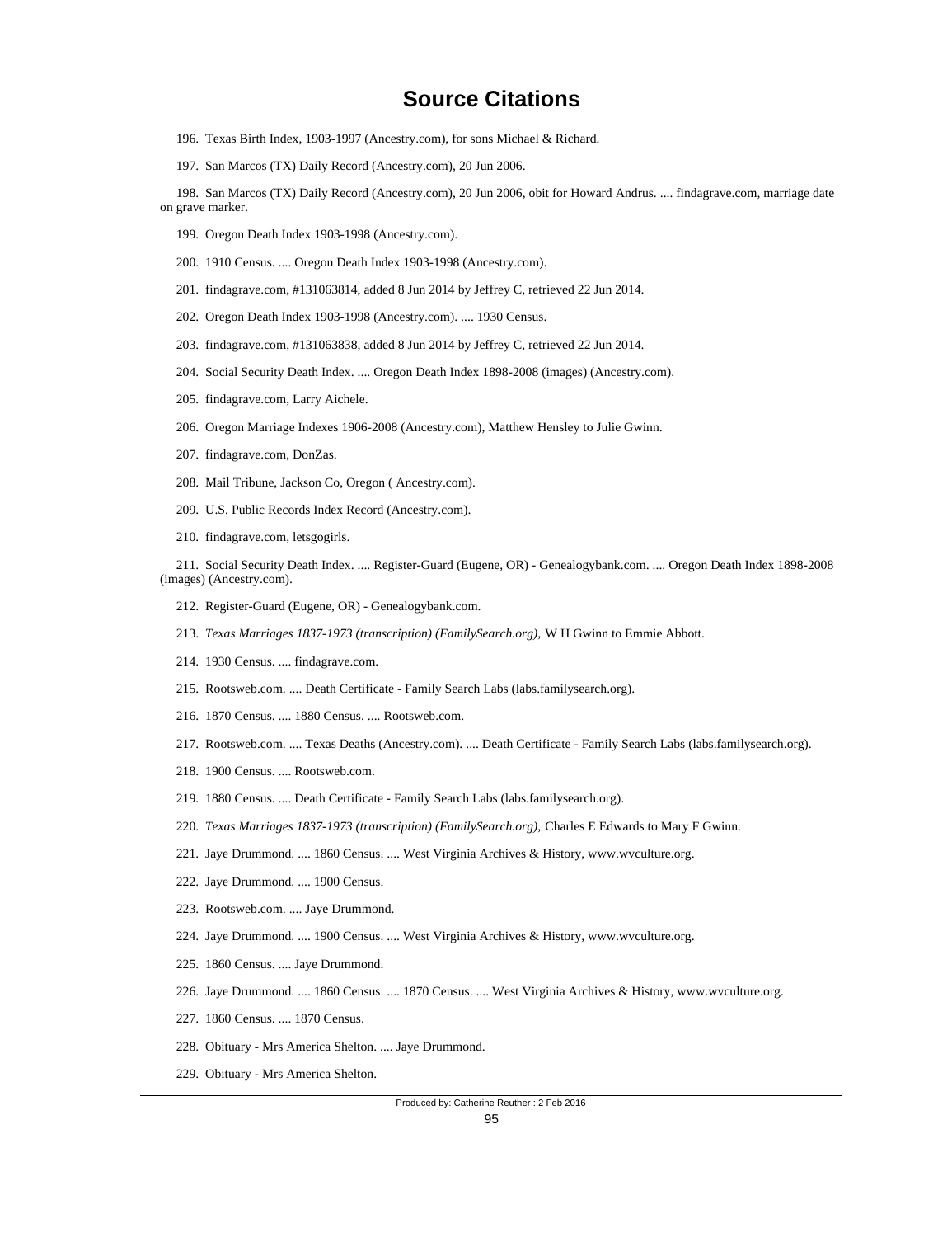# Source Citations

196. Texas Birth Index, 1903-1997 (Ancestry.com), for sons Michael & Richard.

197. San Marcos (TX) Daily Record (Ancestry.com), 20 Jun 2006.

198. San Marcos (TX) Daily Record (Ancestry.com), 20 Jun 2006, obit for Howard Andrus. .... findagrave.com, marriage date on grave marker.

199. Oregon Death Index 1903-1998 (Ancestry.com).

200. 1910 Census. .... Oregon Death Index 1903-1998 (Ancestry.com).

201. findagrave.com, #131063814, added 8 Jun 2014 by Jeffrey C, retrieved 22 Jun 2014.

202. Oregon Death Index 1903-1998 (Ancestry.com). .... 1930 Census.

203. findagrave.com, #131063838, added 8 Jun 2014 by Jeffrey C, retrieved 22 Jun 2014.

204. Social Security Death Index. .... Oregon Death Index 1898-2008 (images) (Ancestry.com).

205. findagrave.com, Larry Aichele.

206. Oregon Marriage Indexes 1906-2008 (Ancestry.com), Matthew Hensley to Julie Gwinn.

207. findagrave.com, DonZas.

208. Mail Tribune, Jackson Co, Oregon ( Ancestry.com).

209. U.S. Public Records Index Record (Ancestry.com).

210. findagrave.com, letsgogirls.

211. Social Security Death Index. .... Register-Guard (Eugene, OR) - Genealogybank.com. .... Oregon Death Index 1898-2008 (images) (Ancestry.com).

212. Register-Guard (Eugene, OR) - Genealogybank.com.

213. *Texas Marriages 1837-1973 (transcription) (FamilySearch.org),* W H Gwinn to Emmie Abbott.

214. 1930 Census. .... findagrave.com.

215. Rootsweb.com. .... Death Certificate - Family Search Labs (labs.familysearch.org).

216. 1870 Census. .... 1880 Census. .... Rootsweb.com.

217. Rootsweb.com. .... Texas Deaths (Ancestry.com). .... Death Certificate - Family Search Labs (labs.familysearch.org).

218. 1900 Census. .... Rootsweb.com.

219. 1880 Census. .... Death Certificate - Family Search Labs (labs.familysearch.org).

220. *Texas Marriages 1837-1973 (transcription) (FamilySearch.org),* Charles E Edwards to Mary F Gwinn.

221. Jaye Drummond. .... 1860 Census. .... West Virginia Archives & History, www.wvculture.org.

222. Jaye Drummond. .... 1900 Census.

223. Rootsweb.com. .... Jaye Drummond.

224. Jaye Drummond. .... 1900 Census. .... West Virginia Archives & History, www.wvculture.org.

225. 1860 Census. .... Jaye Drummond.

226. Jaye Drummond. .... 1860 Census. .... 1870 Census. .... West Virginia Archives & History, www.wvculture.org.

227. 1860 Census. .... 1870 Census.

228. Obituary - Mrs America Shelton. .... Jaye Drummond.

229. Obituary - Mrs America Shelton.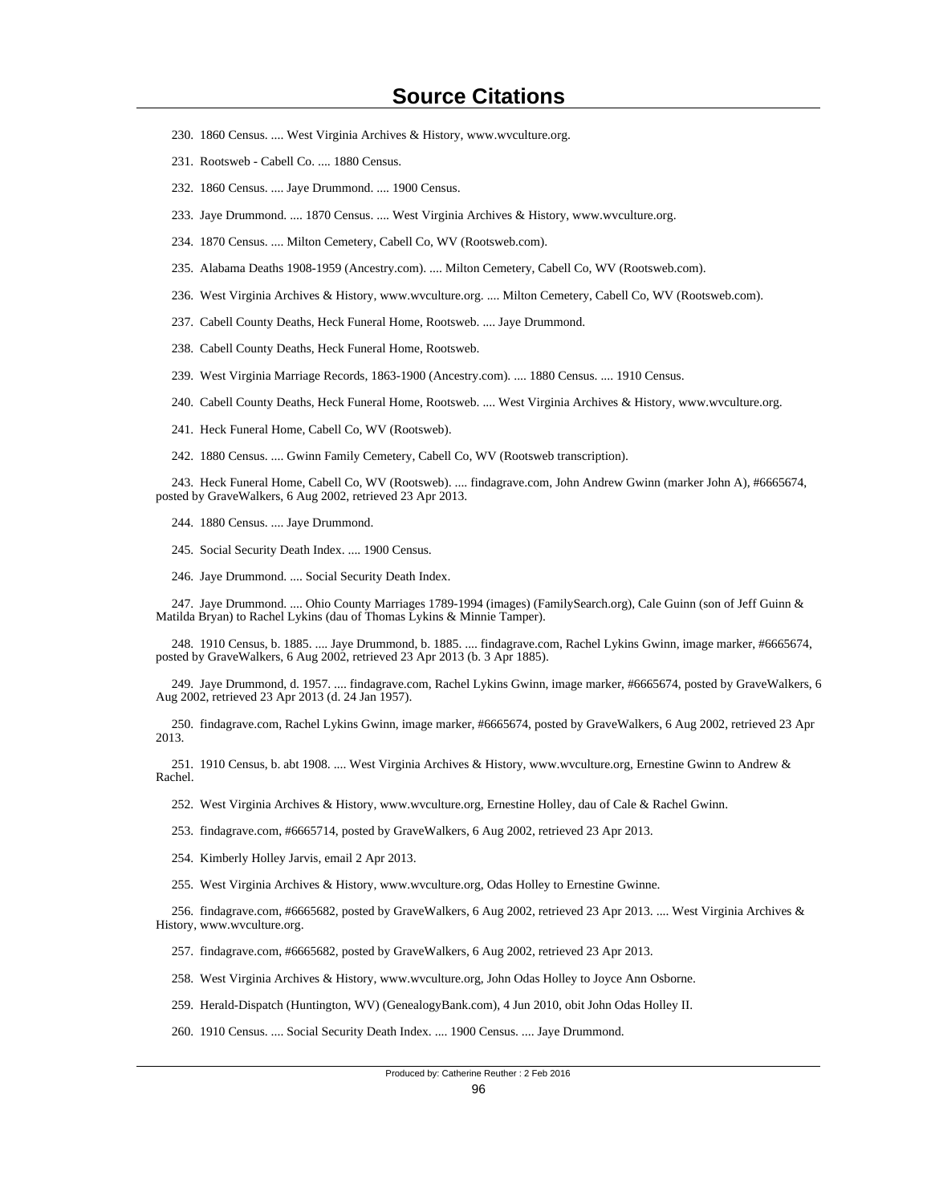# Source Citations

230. 1860 Census. .... West Virginia Archives & History, www.wvculture.org.

231. Rootsweb - Cabell Co. .... 1880 Census.

232. 1860 Census. .... Jaye Drummond. .... 1900 Census.

233. Jaye Drummond. .... 1870 Census. .... West Virginia Archives & History, www.wvculture.org.

234. 1870 Census. .... Milton Cemetery, Cabell Co, WV (Rootsweb.com).

235. Alabama Deaths 1908-1959 (Ancestry.com). .... Milton Cemetery, Cabell Co, WV (Rootsweb.com).

236. West Virginia Archives & History, www.wvculture.org. .... Milton Cemetery, Cabell Co, WV (Rootsweb.com).

237. Cabell County Deaths, Heck Funeral Home, Rootsweb. .... Jaye Drummond.

238. Cabell County Deaths, Heck Funeral Home, Rootsweb.

239. West Virginia Marriage Records, 1863-1900 (Ancestry.com). .... 1880 Census. .... 1910 Census.

240. Cabell County Deaths, Heck Funeral Home, Rootsweb. .... West Virginia Archives & History, www.wvculture.org.

241. Heck Funeral Home, Cabell Co, WV (Rootsweb).

242. 1880 Census. .... Gwinn Family Cemetery, Cabell Co, WV (Rootsweb transcription).

243. Heck Funeral Home, Cabell Co, WV (Rootsweb). .... findagrave.com, John Andrew Gwinn (marker John A), #6665674, posted by GraveWalkers, 6 Aug 2002, retrieved 23 Apr 2013.

244. 1880 Census. .... Jaye Drummond.

245. Social Security Death Index. .... 1900 Census.

246. Jaye Drummond. .... Social Security Death Index.

247. Jaye Drummond. .... Ohio County Marriages 1789-1994 (images) (FamilySearch.org), Cale Guinn (son of Jeff Guinn & Matilda Bryan) to Rachel Lykins (dau of Thomas Lykins & Minnie Tamper).

248. 1910 Census, b. 1885. .... Jaye Drummond, b. 1885. .... findagrave.com, Rachel Lykins Gwinn, image marker, #6665674, posted by GraveWalkers, 6 Aug 2002, retrieved 23 Apr 2013 (b. 3 Apr 1885).

249. Jaye Drummond, d. 1957. .... findagrave.com, Rachel Lykins Gwinn, image marker, #6665674, posted by GraveWalkers, 6 Aug 2002, retrieved 23 Apr 2013 (d. 24 Jan 1957).

250. findagrave.com, Rachel Lykins Gwinn, image marker, #6665674, posted by GraveWalkers, 6 Aug 2002, retrieved 23 Apr 2013.

251. 1910 Census, b. abt 1908. .... West Virginia Archives & History, www.wvculture.org, Ernestine Gwinn to Andrew & Rachel.

252. West Virginia Archives & History, www.wvculture.org, Ernestine Holley, dau of Cale & Rachel Gwinn.

253. findagrave.com, #6665714, posted by GraveWalkers, 6 Aug 2002, retrieved 23 Apr 2013.

254. Kimberly Holley Jarvis, email 2 Apr 2013.

255. West Virginia Archives & History, www.wvculture.org, Odas Holley to Ernestine Gwinne.

256. findagrave.com, #6665682, posted by GraveWalkers, 6 Aug 2002, retrieved 23 Apr 2013. .... West Virginia Archives & History, www.wvculture.org.

257. findagrave.com, #6665682, posted by GraveWalkers, 6 Aug 2002, retrieved 23 Apr 2013.

258. West Virginia Archives & History, www.wvculture.org, John Odas Holley to Joyce Ann Osborne.

259. Herald-Dispatch (Huntington, WV) (GenealogyBank.com), 4 Jun 2010, obit John Odas Holley II.

260. 1910 Census. .... Social Security Death Index. .... 1900 Census. .... Jaye Drummond.

Produced by: Catherine Reuther : 2 Feb 2016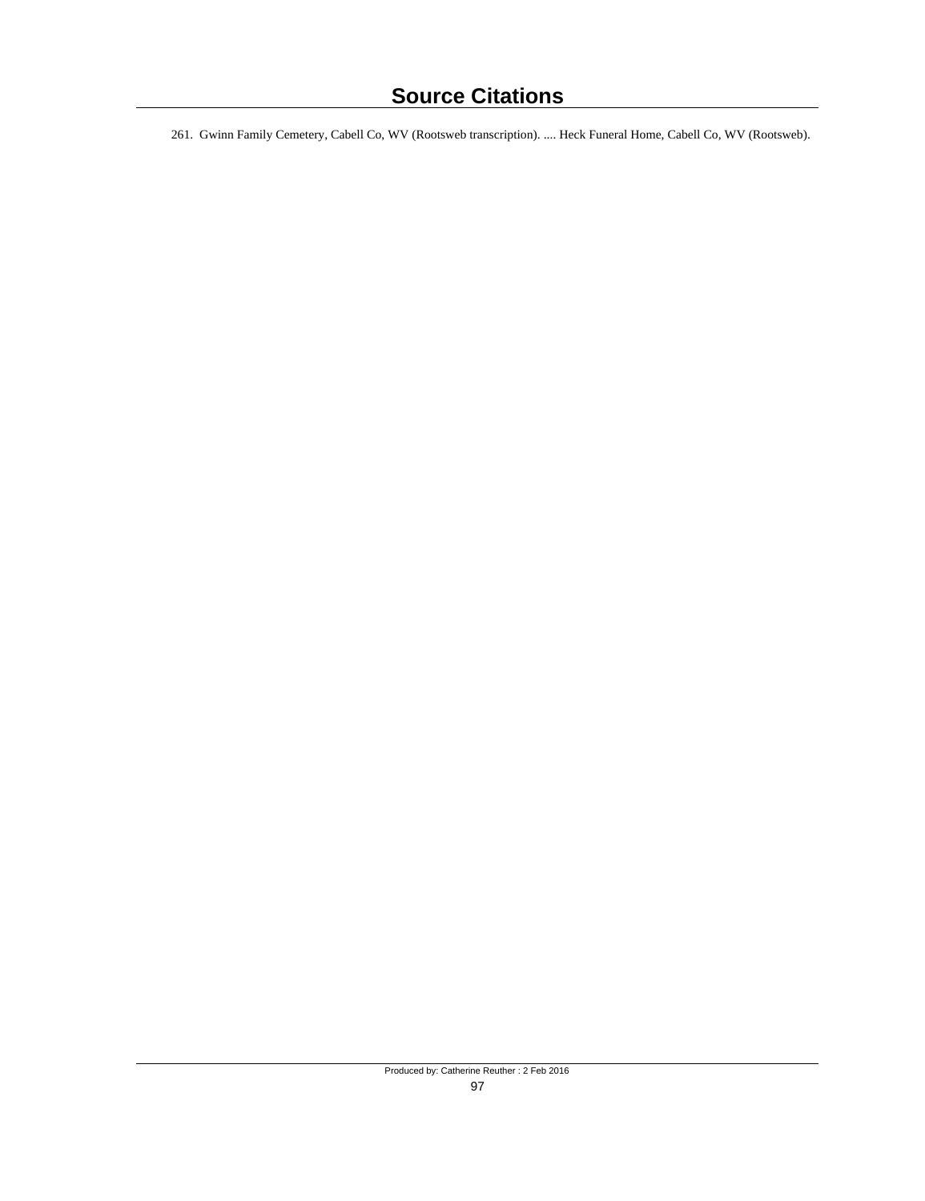# Source Citations

261. Gwinn Family Cemetery, Cabell Co, WV (Rootsweb transcription). .... Heck Funeral Home, Cabell Co, WV (Rootsweb).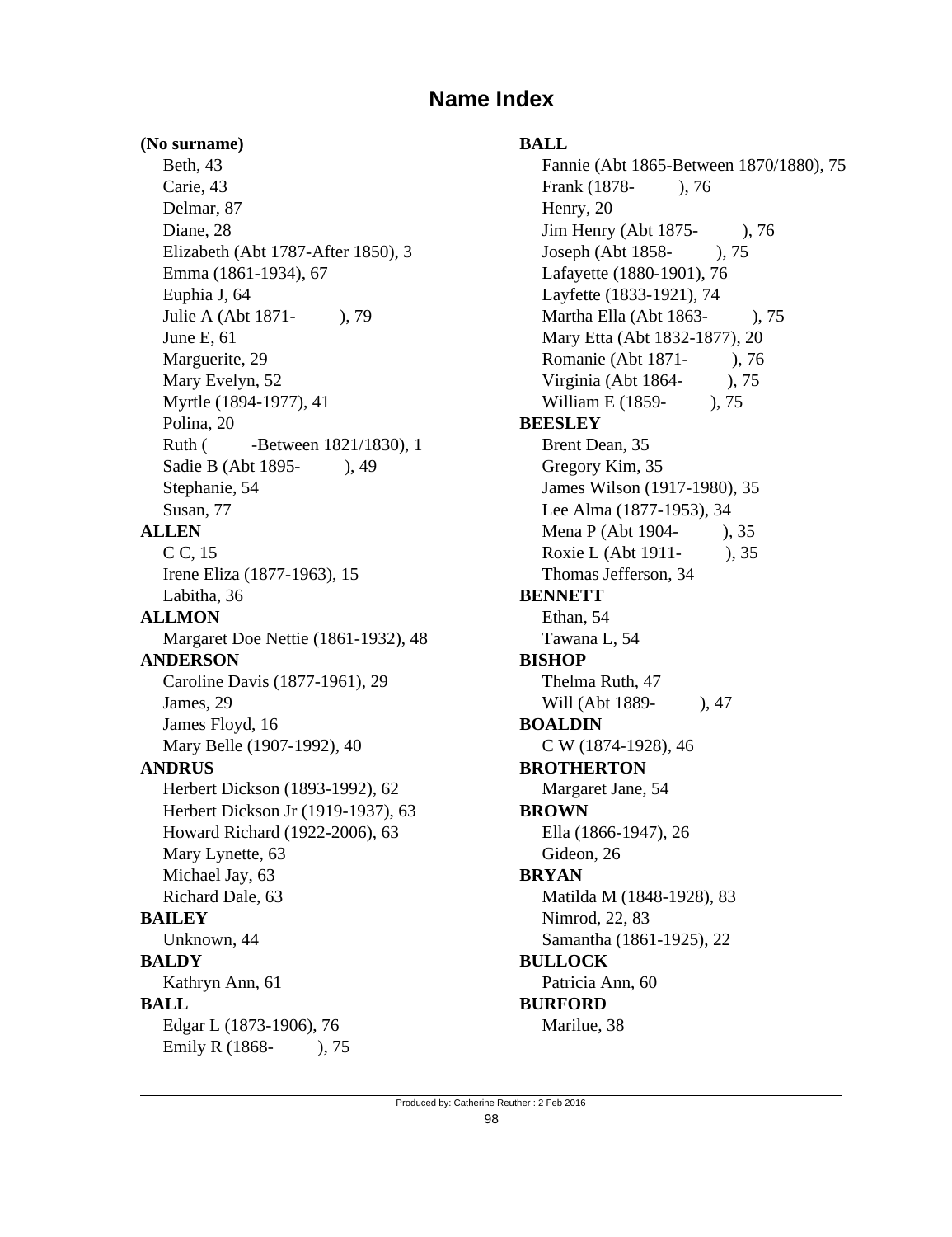# Name Index

**(No surname)**
- Beth, 43
- Carie, 43
- Delmar, 87
- Diane, 28
- Elizabeth (Abt 1787-After 1850), 3
- Emma (1861-1934), 67
- Euphia J, 64
- Julie A (Abt 1871- ), 79
- June E, 61
- Marguerite, 29
- Mary Evelyn, 52
- Myrtle (1894-1977), 41
- Polina, 20
- Ruth ( -Between 1821/1830), 1
- Sadie B (Abt 1895- ), 49
- Stephanie, 54
- Susan, 77

**ALLEN**
- C C, 15
- Irene Eliza (1877-1963), 15
- Labitha, 36

**ALLMON**
- Margaret Doe Nettie (1861-1932), 48

**ANDERSON**
- Caroline Davis (1877-1961), 29
- James, 29
- James Floyd, 16
- Mary Belle (1907-1992), 40

**ANDRUS**
- Herbert Dickson (1893-1992), 62
- Herbert Dickson Jr (1919-1937), 63
- Howard Richard (1922-2006), 63
- Mary Lynette, 63
- Michael Jay, 63
- Richard Dale, 63

**BAILEY**
- Unknown, 44

**BALDY**
- Kathryn Ann, 61

**BALL**
- Edgar L (1873-1906), 76
- Emily R (1868- ), 75
- Fannie (Abt 1865-Between 1870/1880), 75
- Frank (1878- ), 76
- Henry, 20
- Jim Henry (Abt 1875- ), 76
- Joseph (Abt 1858- ), 75
- Lafayette (1880-1901), 76
- Layfette (1833-1921), 74
- Martha Ella (Abt 1863- ), 75
- Mary Etta (Abt 1832-1877), 20
- Romanie (Abt 1871- ), 76
- Virginia (Abt 1864- ), 75
- William E (1859- ), 75

**BEESLEY**
- Brent Dean, 35
- Gregory Kim, 35
- James Wilson (1917-1980), 35
- Lee Alma (1877-1953), 34
- Mena P (Abt 1904- ), 35
- Roxie L (Abt 1911- ), 35
- Thomas Jefferson, 34

**BENNETT**
- Ethan, 54
- Tawana L, 54

**BISHOP**
- Thelma Ruth, 47
- Will (Abt 1889- ), 47

**BOALDIN**
- C W (1874-1928), 46

**BROTHERTON**
- Margaret Jane, 54

**BROWN**
- Ella (1866-1947), 26
- Gideon, 26

**BRYAN**
- Matilda M (1848-1928), 83
- Nimrod, 22, 83
- Samantha (1861-1925), 22

**BULLOCK**
- Patricia Ann, 60

**BURFORD**
- Marilue, 38

Produced by: Catherine Reuther : 2 Feb 2016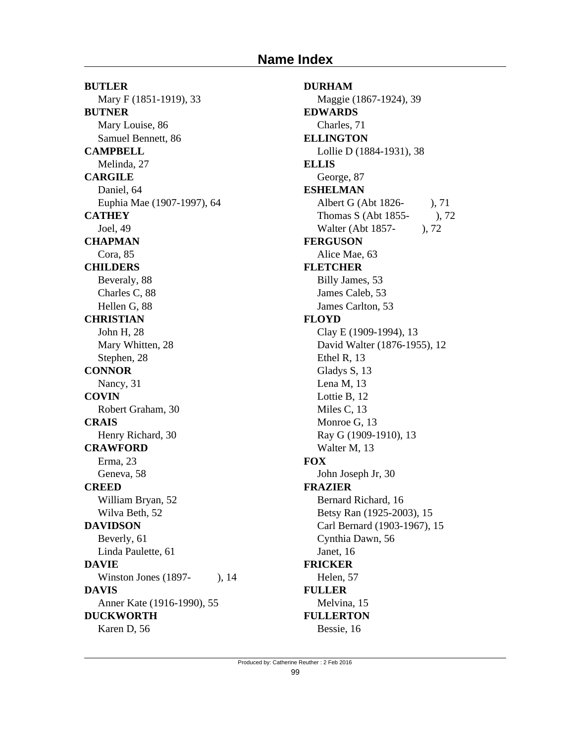# Name Index

**BUTLER**
Mary F (1851-1919), 33

**BUTNER**
Mary Louise, 86
Samuel Bennett, 86

**CAMPBELL**
Melinda, 27

**CARGILE**
Daniel, 64
Euphia Mae (1907-1997), 64

**CATHEY**
Joel, 49

**CHAPMAN**
Cora, 85

**CHILDERS**
Beveraly, 88
Charles C, 88
Hellen G, 88

**CHRISTIAN**
John H, 28
Mary Whitten, 28
Stephen, 28

**CONNOR**
Nancy, 31

**COVIN**
Robert Graham, 30

**CRAIS**
Henry Richard, 30

**CRAWFORD**
Erma, 23
Geneva, 58

**CREED**
William Bryan, 52
Wilva Beth, 52

**DAVIDSON**
Beverly, 61
Linda Paulette, 61

**DAVIE**
Winston Jones (1897- ), 14

**DAVIS**
Anner Kate (1916-1990), 55

**DUCKWORTH**
Karen D, 56

**DURHAM**
Maggie (1867-1924), 39

**EDWARDS**
Charles, 71

**ELLINGTON**
Lollie D (1884-1931), 38

**ELLIS**
George, 87

**ESHELMAN**
Albert G (Abt 1826- ), 71
Thomas S (Abt 1855- ), 72
Walter (Abt 1857- ), 72

**FERGUSON**
Alice Mae, 63

**FLETCHER**
Billy James, 53
James Caleb, 53
James Carlton, 53

**FLOYD**
Clay E (1909-1994), 13
David Walter (1876-1955), 12
Ethel R, 13
Gladys S, 13
Lena M, 13
Lottie B, 12
Miles C, 13
Monroe G, 13
Ray G (1909-1910), 13
Walter M, 13

**FOX**
John Joseph Jr, 30

**FRAZIER**
Bernard Richard, 16
Betsy Ran (1925-2003), 15
Carl Bernard (1903-1967), 15
Cynthia Dawn, 56
Janet, 16

**FRICKER**
Helen, 57

**FULLER**
Melvina, 15

**FULLERTON**
Bessie, 16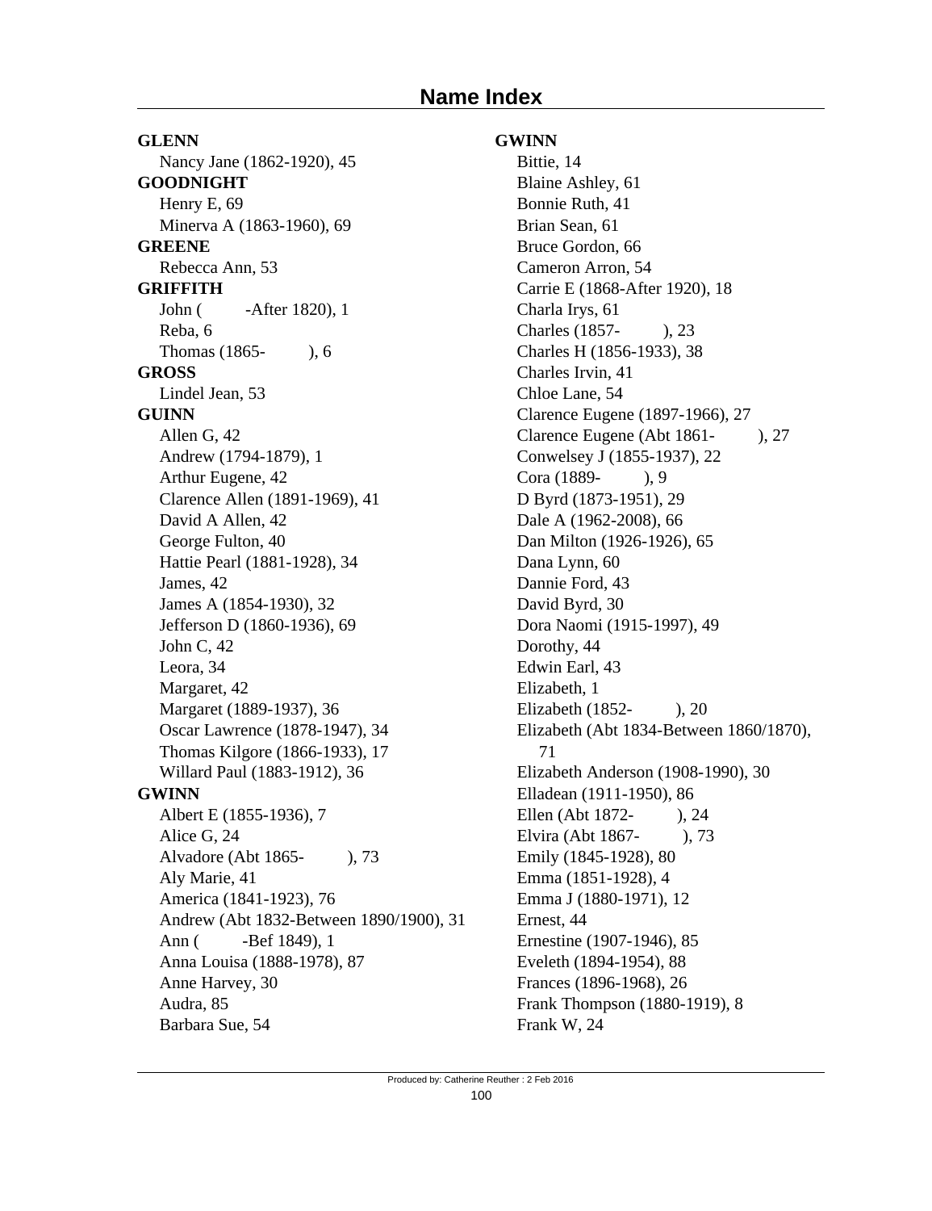# Name Index

**GLENN**
- Nancy Jane (1862-1920), 45

**GOODNIGHT**
- Henry E, 69
- Minerva A (1863-1960), 69

**GREENE**
- Rebecca Ann, 53

**GRIFFITH**
- John ( -After 1820), 1
- Reba, 6
- Thomas (1865- ), 6

**GROSS**
- Lindel Jean, 53

**GUINN**
- Allen G, 42
- Andrew (1794-1879), 1
- Arthur Eugene, 42
- Clarence Allen (1891-1969), 41
- David A Allen, 42
- George Fulton, 40
- Hattie Pearl (1881-1928), 34
- James, 42
- James A (1854-1930), 32
- Jefferson D (1860-1936), 69
- John C, 42
- Leora, 34
- Margaret, 42
- Margaret (1889-1937), 36
- Oscar Lawrence (1878-1947), 34
- Thomas Kilgore (1866-1933), 17
- Willard Paul (1883-1912), 36

**GWINN**
- Albert E (1855-1936), 7
- Alice G, 24
- Alvadore (Abt 1865- ), 73
- Aly Marie, 41
- America (1841-1923), 76
- Andrew (Abt 1832-Between 1890/1900), 31
- Ann ( -Bef 1849), 1
- Anna Louisa (1888-1978), 87
- Anne Harvey, 30
- Audra, 85
- Barbara Sue, 54

**GWINN**
- Bittie, 14
- Blaine Ashley, 61
- Bonnie Ruth, 41
- Brian Sean, 61
- Bruce Gordon, 66
- Cameron Arron, 54
- Carrie E (1868-After 1920), 18
- Charla Irys, 61
- Charles (1857- ), 23
- Charles H (1856-1933), 38
- Charles Irvin, 41
- Chloe Lane, 54
- Clarence Eugene (1897-1966), 27
- Clarence Eugene (Abt 1861- ), 27
- Conwelsey J (1855-1937), 22
- Cora (1889- ), 9
- D Byrd (1873-1951), 29
- Dale A (1962-2008), 66
- Dan Milton (1926-1926), 65
- Dana Lynn, 60
- Dannie Ford, 43
- David Byrd, 30
- Dora Naomi (1915-1997), 49
- Dorothy, 44
- Edwin Earl, 43
- Elizabeth, 1
- Elizabeth (1852- ), 20
- Elizabeth (Abt 1834-Between 1860/1870), 71
- Elizabeth Anderson (1908-1990), 30
- Elladean (1911-1950), 86
- Ellen (Abt 1872- ), 24
- Elvira (Abt 1867- ), 73
- Emily (1845-1928), 80
- Emma (1851-1928), 4
- Emma J (1880-1971), 12
- Ernest, 44
- Ernestine (1907-1946), 85
- Eveleth (1894-1954), 88
- Frances (1896-1968), 26
- Frank Thompson (1880-1919), 8
- Frank W, 24

Produced by: Catherine Reuther : 2 Feb 2016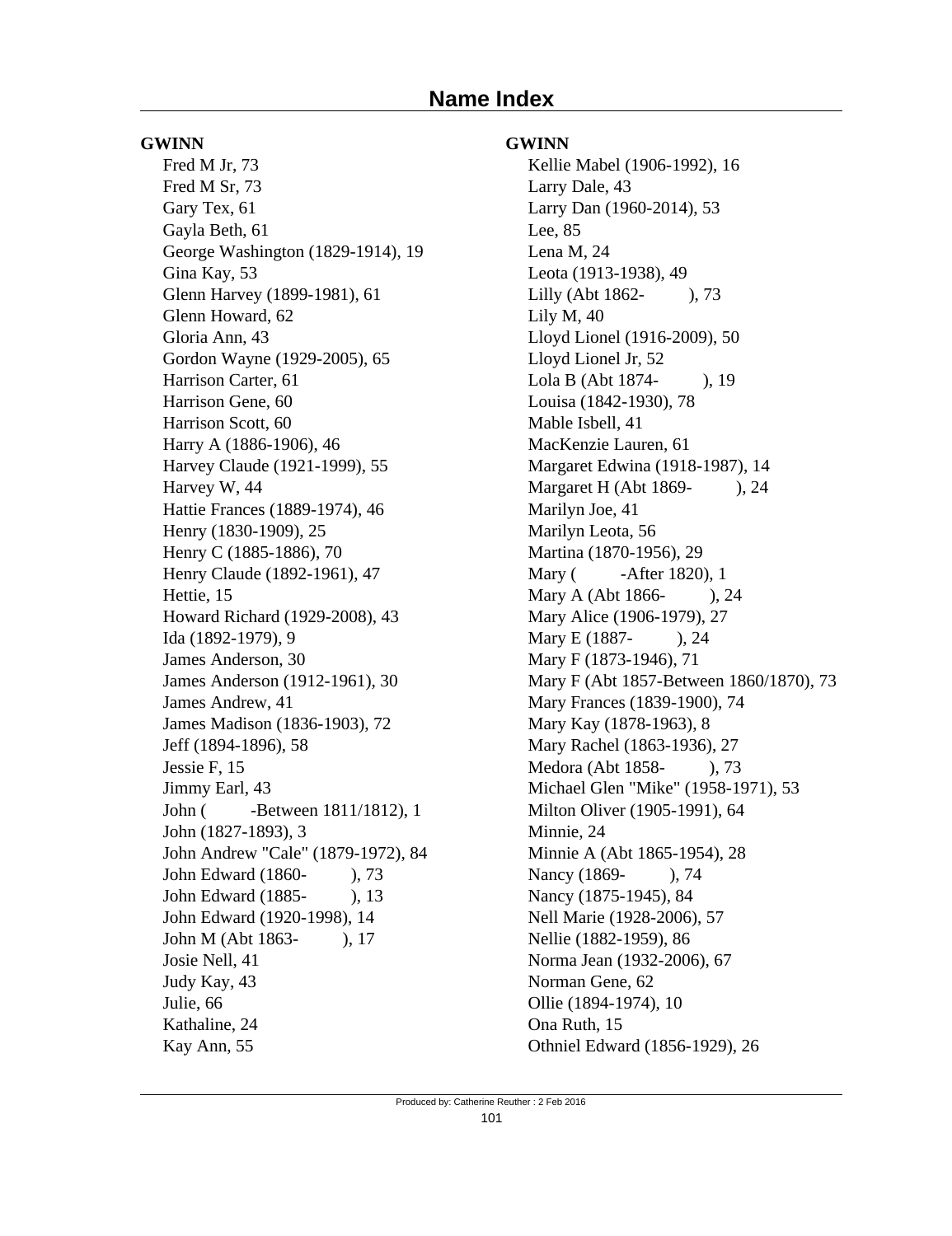# Name Index

**GWINN**

- Fred M Jr, 73
- Fred M Sr, 73
- Gary Tex, 61
- Gayla Beth, 61
- George Washington (1829-1914), 19
- Gina Kay, 53
- Glenn Harvey (1899-1981), 61
- Glenn Howard, 62
- Gloria Ann, 43
- Gordon Wayne (1929-2005), 65
- Harrison Carter, 61
- Harrison Gene, 60
- Harrison Scott, 60
- Harry A (1886-1906), 46
- Harvey Claude (1921-1999), 55
- Harvey W, 44
- Hattie Frances (1889-1974), 46
- Henry (1830-1909), 25
- Henry C (1885-1886), 70
- Henry Claude (1892-1961), 47
- Hettie, 15
- Howard Richard (1929-2008), 43
- Ida (1892-1979), 9
- James Anderson, 30
- James Anderson (1912-1961), 30
- James Andrew, 41
- James Madison (1836-1903), 72
- Jeff (1894-1896), 58
- Jessie F, 15
- Jimmy Earl, 43
- John ( -Between 1811/1812), 1
- John (1827-1893), 3
- John Andrew "Cale" (1879-1972), 84
- John Edward (1860- ), 73
- John Edward (1885- ), 13
- John Edward (1920-1998), 14
- John M (Abt 1863- ), 17
- Josie Nell, 41
- Judy Kay, 43
- Julie, 66
- Kathaline, 24
- Kay Ann, 55

**GWINN**

- Kellie Mabel (1906-1992), 16
- Larry Dale, 43
- Larry Dan (1960-2014), 53
- Lee, 85
- Lena M, 24
- Leota (1913-1938), 49
- Lilly (Abt 1862- ), 73
- Lily M, 40
- Lloyd Lionel (1916-2009), 50
- Lloyd Lionel Jr, 52
- Lola B (Abt 1874- ), 19
- Louisa (1842-1930), 78
- Mable Isbell, 41
- MacKenzie Lauren, 61
- Margaret Edwina (1918-1987), 14
- Margaret H (Abt 1869- ), 24
- Marilyn Joe, 41
- Marilyn Leota, 56
- Martina (1870-1956), 29
- Mary ( -After 1820), 1
- Mary A (Abt 1866- ), 24
- Mary Alice (1906-1979), 27
- Mary E (1887- ), 24
- Mary F (1873-1946), 71
- Mary F (Abt 1857-Between 1860/1870), 73
- Mary Frances (1839-1900), 74
- Mary Kay (1878-1963), 8
- Mary Rachel (1863-1936), 27
- Medora (Abt 1858- ), 73
- Michael Glen "Mike" (1958-1971), 53
- Milton Oliver (1905-1991), 64
- Minnie, 24
- Minnie A (Abt 1865-1954), 28
- Nancy (1869- ), 74
- Nancy (1875-1945), 84
- Nell Marie (1928-2006), 57
- Nellie (1882-1959), 86
- Norma Jean (1932-2006), 67
- Norman Gene, 62
- Ollie (1894-1974), 10
- Ona Ruth, 15
- Othniel Edward (1856-1929), 26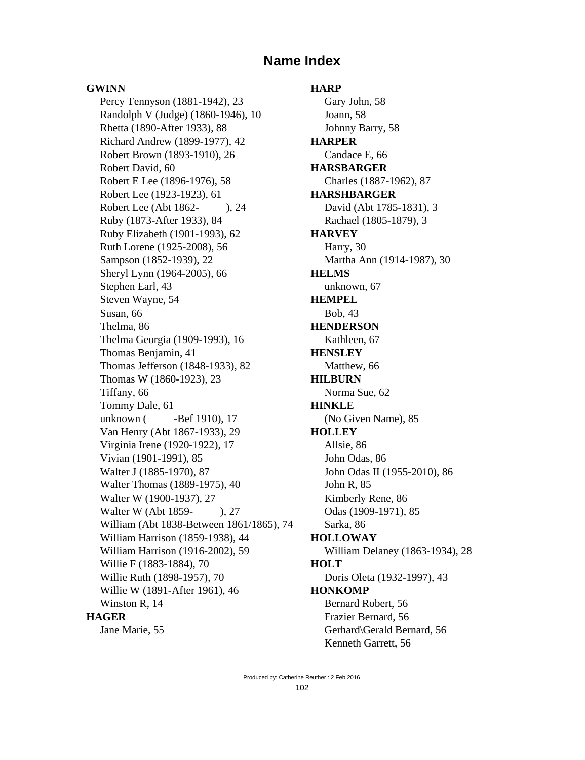# Name Index

**GWINN**

Percy Tennyson (1881-1942), 23
Randolph V (Judge) (1860-1946), 10
Rhetta (1890-After 1933), 88
Richard Andrew (1899-1977), 42
Robert Brown (1893-1910), 26
Robert David, 60
Robert E Lee (1896-1976), 58
Robert Lee (1923-1923), 61
Robert Lee (Abt 1862- ), 24
Ruby (1873-After 1933), 84
Ruby Elizabeth (1901-1993), 62
Ruth Lorene (1925-2008), 56
Sampson (1852-1939), 22
Sheryl Lynn (1964-2005), 66
Stephen Earl, 43
Steven Wayne, 54
Susan, 66
Thelma, 86
Thelma Georgia (1909-1993), 16
Thomas Benjamin, 41
Thomas Jefferson (1848-1933), 82
Thomas W (1860-1923), 23
Tiffany, 66
Tommy Dale, 61
unknown ( -Bef 1910), 17
Van Henry (Abt 1867-1933), 29
Virginia Irene (1920-1922), 17
Vivian (1901-1991), 85
Walter J (1885-1970), 87
Walter Thomas (1889-1975), 40
Walter W (1900-1937), 27
Walter W (Abt 1859- ), 27
William (Abt 1838-Between 1861/1865), 74
William Harrison (1859-1938), 44
William Harrison (1916-2002), 59
Willie F (1883-1884), 70
Willie Ruth (1898-1957), 70
Willie W (1891-After 1961), 46
Winston R, 14

**HAGER**

Jane Marie, 55

**HARP**

Gary John, 58
Joann, 58
Johnny Barry, 58

**HARPER**

Candace E, 66

**HARSBARGER**

Charles (1887-1962), 87

**HARSHBARGER**

David (Abt 1785-1831), 3
Rachael (1805-1879), 3

**HARVEY**

Harry, 30
Martha Ann (1914-1987), 30

**HELMS**

unknown, 67

**HEMPEL**

Bob, 43

**HENDERSON**

Kathleen, 67

**HENSLEY**

Matthew, 66

**HILBURN**

Norma Sue, 62

**HINKLE**

(No Given Name), 85

**HOLLEY**

Allsie, 86
John Odas, 86
John Odas II (1955-2010), 86
John R, 85
Kimberly Rene, 86
Odas (1909-1971), 85
Sarka, 86

**HOLLOWAY**

William Delaney (1863-1934), 28

**HOLT**

Doris Oleta (1932-1997), 43

**HONKOMP**

Bernard Robert, 56
Frazier Bernard, 56
Gerhard\Gerald Bernard, 56
Kenneth Garrett, 56

Produced by: Catherine Reuther : 2 Feb 2016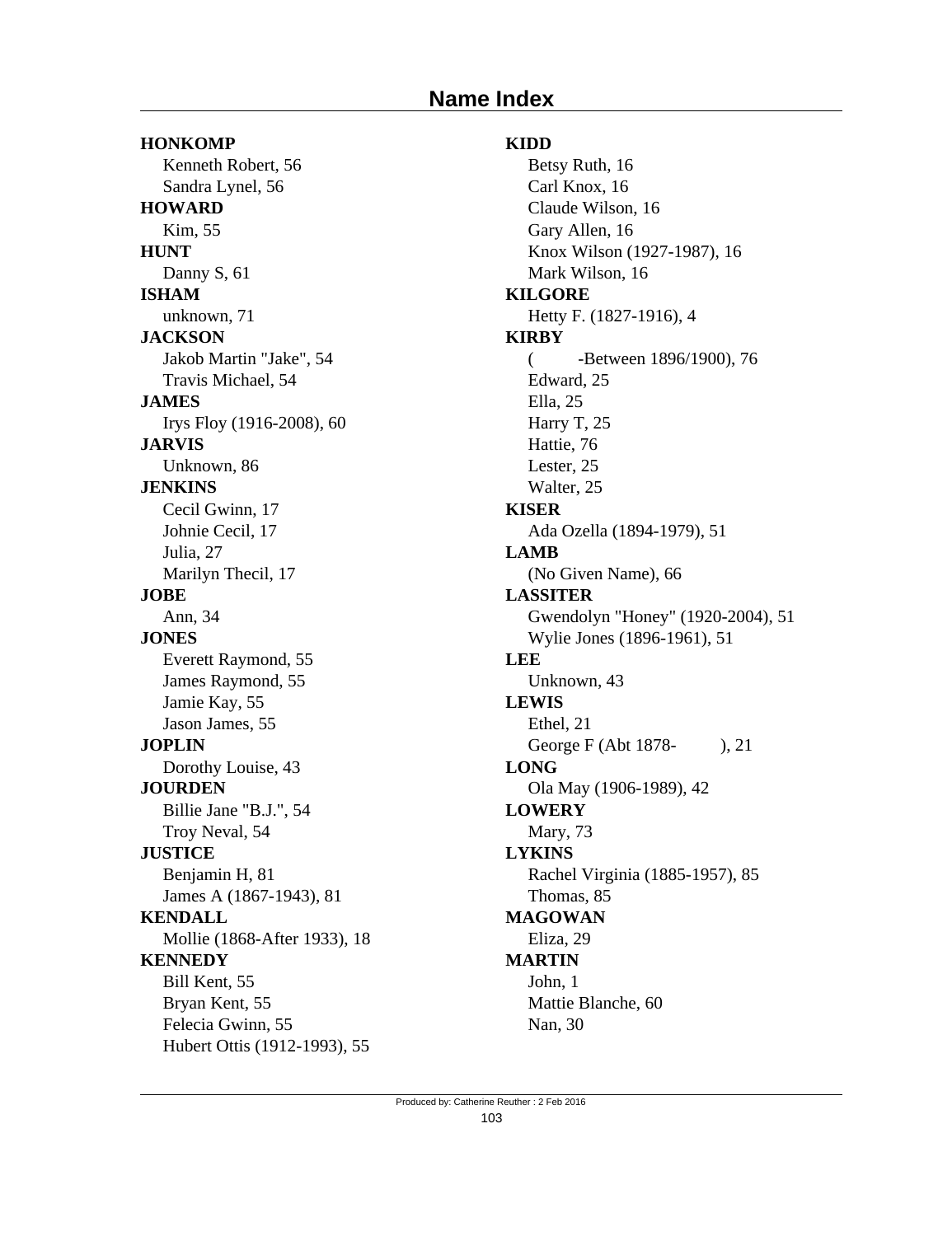# Name Index

**HONKOMP**
Kenneth Robert, 56
Sandra Lynel, 56

**HOWARD**
Kim, 55

**HUNT**
Danny S, 61

**ISHAM**
unknown, 71

**JACKSON**
Jakob Martin "Jake", 54
Travis Michael, 54

**JAMES**
Irys Floy (1916-2008), 60

**JARVIS**
Unknown, 86

**JENKINS**
Cecil Gwinn, 17
Johnie Cecil, 17
Julia, 27
Marilyn Thecil, 17

**JOBE**
Ann, 34

**JONES**
Everett Raymond, 55
James Raymond, 55
Jamie Kay, 55
Jason James, 55

**JOPLIN**
Dorothy Louise, 43

**JOURDEN**
Billie Jane "B.J.", 54
Troy Neval, 54

**JUSTICE**
Benjamin H, 81
James A (1867-1943), 81

**KENDALL**
Mollie (1868-After 1933), 18

**KENNEDY**
Bill Kent, 55
Bryan Kent, 55
Felecia Gwinn, 55
Hubert Ottis (1912-1993), 55

**KIDD**
Betsy Ruth, 16
Carl Knox, 16
Claude Wilson, 16
Gary Allen, 16
Knox Wilson (1927-1987), 16
Mark Wilson, 16

**KILGORE**
Hetty F. (1827-1916), 4

**KIRBY**
( -Between 1896/1900), 76
Edward, 25
Ella, 25
Harry T, 25
Hattie, 76
Lester, 25
Walter, 25

**KISER**
Ada Ozella (1894-1979), 51

**LAMB**
(No Given Name), 66

**LASSITER**
Gwendolyn "Honey" (1920-2004), 51
Wylie Jones (1896-1961), 51

**LEE**
Unknown, 43

**LEWIS**
Ethel, 21
George F (Abt 1878- ), 21

**LONG**
Ola May (1906-1989), 42

**LOWERY**
Mary, 73

**LYKINS**
Rachel Virginia (1885-1957), 85
Thomas, 85

**MAGOWAN**
Eliza, 29

**MARTIN**
John, 1
Mattie Blanche, 60
Nan, 30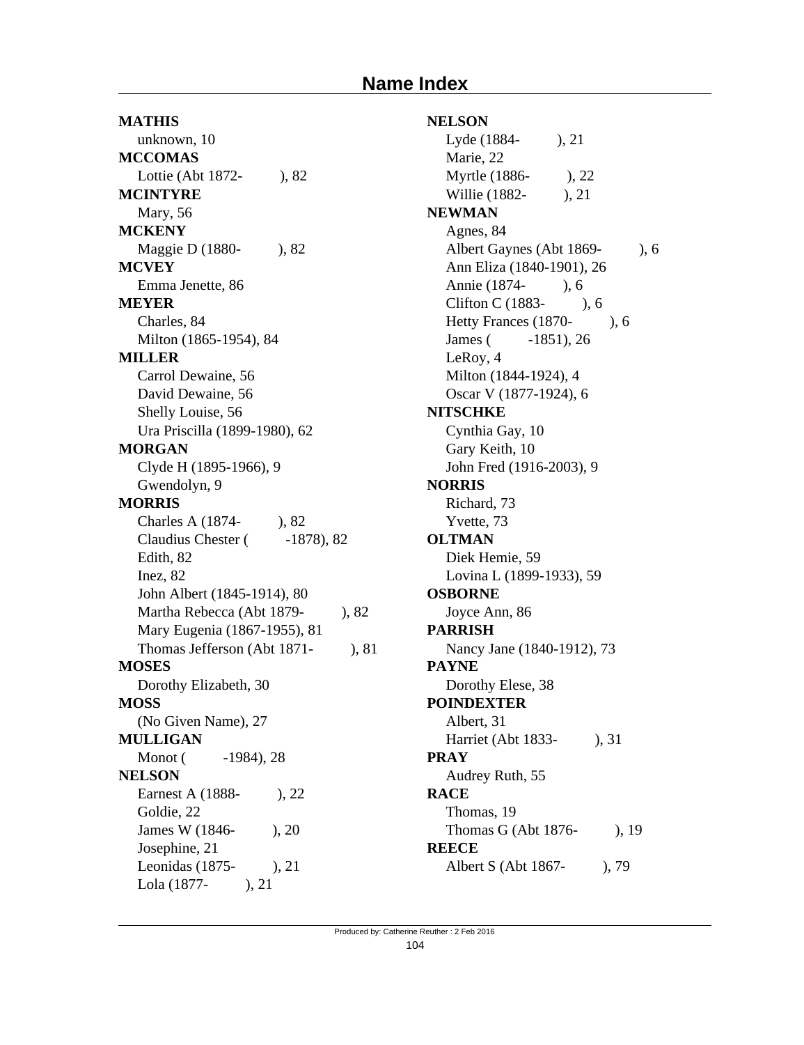# Name Index

**MATHIS**
unknown, 10

**MCCOMAS**
Lottie (Abt 1872- ), 82

**MCINTYRE**
Mary, 56

**MCKENY**
Maggie D (1880- ), 82

**MCVEY**
Emma Jenette, 86

**MEYER**
Charles, 84
Milton (1865-1954), 84

**MILLER**
Carrol Dewaine, 56
David Dewaine, 56
Shelly Louise, 56
Ura Priscilla (1899-1980), 62

**MORGAN**
Clyde H (1895-1966), 9
Gwendolyn, 9

**MORRIS**
Charles A (1874- ), 82
Claudius Chester ( -1878), 82
Edith, 82
Inez, 82
John Albert (1845-1914), 80
Martha Rebecca (Abt 1879- ), 82
Mary Eugenia (1867-1955), 81
Thomas Jefferson (Abt 1871- ), 81

**MOSES**
Dorothy Elizabeth, 30

**MOSS**
(No Given Name), 27

**MULLIGAN**
Monot ( -1984), 28

**NELSON**
Earnest A (1888- ), 22
Goldie, 22
James W (1846- ), 20
Josephine, 21
Leonidas (1875- ), 21
Lola (1877- ), 21

**NELSON**
Lyde (1884- ), 21
Marie, 22
Myrtle (1886- ), 22
Willie (1882- ), 21

**NEWMAN**
Agnes, 84
Albert Gaynes (Abt 1869- ), 6
Ann Eliza (1840-1901), 26
Annie (1874- ), 6
Clifton C (1883- ), 6
Hetty Frances (1870- ), 6
James ( -1851), 26
LeRoy, 4
Milton (1844-1924), 4
Oscar V (1877-1924), 6

**NITSCHKE**
Cynthia Gay, 10
Gary Keith, 10
John Fred (1916-2003), 9

**NORRIS**
Richard, 73
Yvette, 73

**OLTMAN**
Diek Hemie, 59
Lovina L (1899-1933), 59

**OSBORNE**
Joyce Ann, 86

**PARRISH**
Nancy Jane (1840-1912), 73

**PAYNE**
Dorothy Elese, 38

**POINDEXTER**
Albert, 31
Harriet (Abt 1833- ), 31

**PRAY**
Audrey Ruth, 55

**RACE**
Thomas, 19
Thomas G (Abt 1876- ), 19

**REECE**
Albert S (Abt 1867- ), 79

Produced by: Catherine Reuther : 2 Feb 2016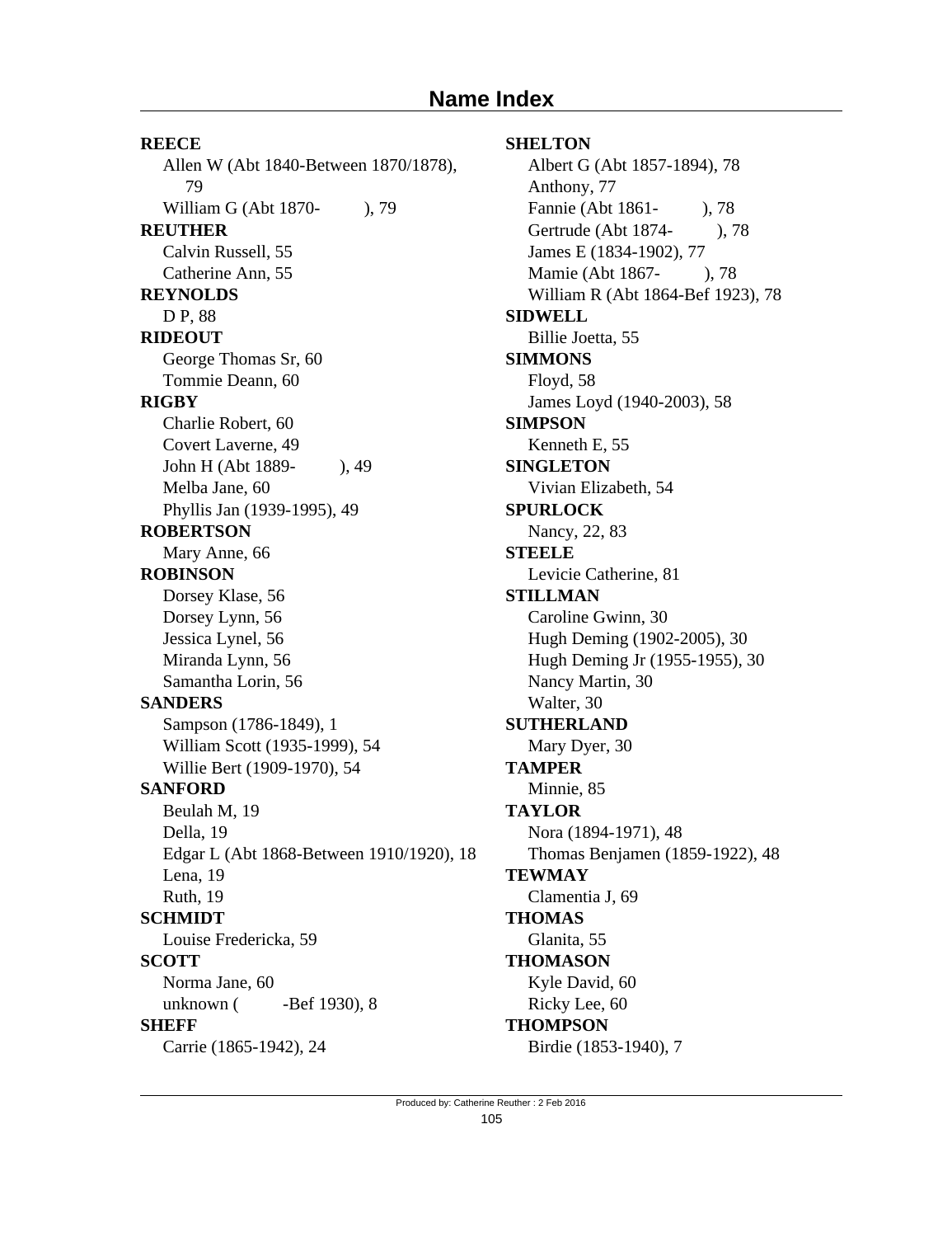# Name Index

**REECE**
Allen W (Abt 1840-Between 1870/1878), 79
William G (Abt 1870-      ), 79

**REUTHER**
Calvin Russell, 55
Catherine Ann, 55

**REYNOLDS**
D P, 88

**RIDEOUT**
George Thomas Sr, 60
Tommie Deann, 60

**RIGBY**
Charlie Robert, 60
Covert Laverne, 49
John H (Abt 1889-      ), 49
Melba Jane, 60
Phyllis Jan (1939-1995), 49

**ROBERTSON**
Mary Anne, 66

**ROBINSON**
Dorsey Klase, 56
Dorsey Lynn, 56
Jessica Lynel, 56
Miranda Lynn, 56
Samantha Lorin, 56

**SANDERS**
Sampson (1786-1849), 1
William Scott (1935-1999), 54
Willie Bert (1909-1970), 54

**SANFORD**
Beulah M, 19
Della, 19
Edgar L (Abt 1868-Between 1910/1920), 18
Lena, 19
Ruth, 19

**SCHMIDT**
Louise Fredericka, 59

**SCOTT**
Norma Jane, 60
unknown (      -Bef 1930), 8

**SHEFF**
Carrie (1865-1942), 24

**SHELTON**
Albert G (Abt 1857-1894), 78
Anthony, 77
Fannie (Abt 1861-      ), 78
Gertrude (Abt 1874-      ), 78
James E (1834-1902), 77
Mamie (Abt 1867-      ), 78
William R (Abt 1864-Bef 1923), 78

**SIDWELL**
Billie Joetta, 55

**SIMMONS**
Floyd, 58
James Loyd (1940-2003), 58

**SIMPSON**
Kenneth E, 55

**SINGLETON**
Vivian Elizabeth, 54

**SPURLOCK**
Nancy, 22, 83

**STEELE**
Levicie Catherine, 81

**STILLMAN**
Caroline Gwinn, 30
Hugh Deming (1902-2005), 30
Hugh Deming Jr (1955-1955), 30
Nancy Martin, 30
Walter, 30

**SUTHERLAND**
Mary Dyer, 30

**TAMPER**
Minnie, 85

**TAYLOR**
Nora (1894-1971), 48
Thomas Benjamen (1859-1922), 48

**TEWMAY**
Clamentia J, 69

**THOMAS**
Glanita, 55

**THOMASON**
Kyle David, 60
Ricky Lee, 60

**THOMPSON**
Birdie (1853-1940), 7

Produced by: Catherine Reuther : 2 Feb 2016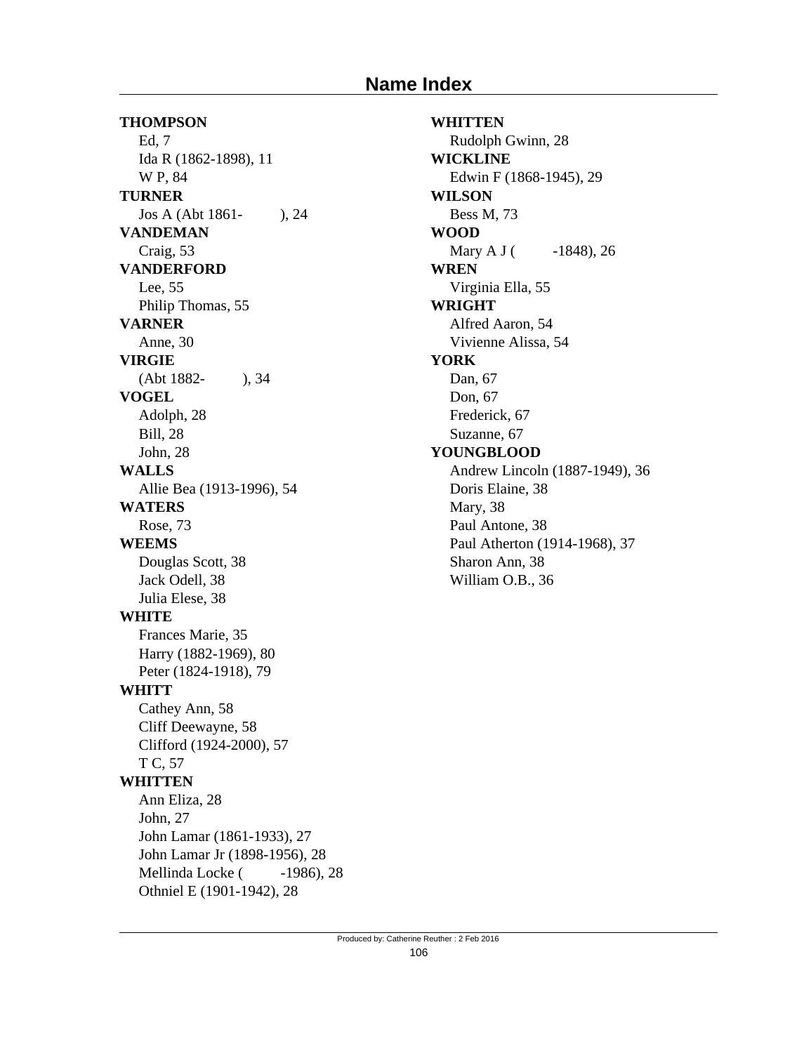## Name Index

**THOMPSON**
Ed, 7
Ida R (1862-1898), 11
W P, 84
**TURNER**
Jos A (Abt 1861-        ), 24
**VANDEMAN**
Craig, 53
**VANDERFORD**
Lee, 55
Philip Thomas, 55
**VARNER**
Anne, 30
**VIRGIE**
(Abt 1882-        ), 34
**VOGEL**
Adolph, 28
Bill, 28
John, 28
**WALLS**
Allie Bea (1913-1996), 54
**WATERS**
Rose, 73
**WEEMS**
Douglas Scott, 38
Jack Odell, 38
Julia Elese, 38
**WHITE**
Frances Marie, 35
Harry (1882-1969), 80
Peter (1824-1918), 79
**WHITT**
Cathey Ann, 58
Cliff Deewayne, 58
Clifford (1924-2000), 57
T C, 57
**WHITTEN**
Ann Eliza, 28
John, 27
John Lamar (1861-1933), 27
John Lamar Jr (1898-1956), 28
Mellinda Locke (        -1986), 28
Othniel E (1901-1942), 28
**WHITTEN**
Rudolph Gwinn, 28
**WICKLINE**
Edwin F (1868-1945), 29
**WILSON**
Bess M, 73
**WOOD**
Mary A J (        -1848), 26
**WREN**
Virginia Ella, 55
**WRIGHT**
Alfred Aaron, 54
Vivienne Alissa, 54
**YORK**
Dan, 67
Don, 67
Frederick, 67
Suzanne, 67
**YOUNGBLOOD**
Andrew Lincoln (1887-1949), 36
Doris Elaine, 38
Mary, 38
Paul Antone, 38
Paul Atherton (1914-1968), 37
Sharon Ann, 38
William O.B., 36

Produced by: Catherine Reuther : 2 Feb 2016